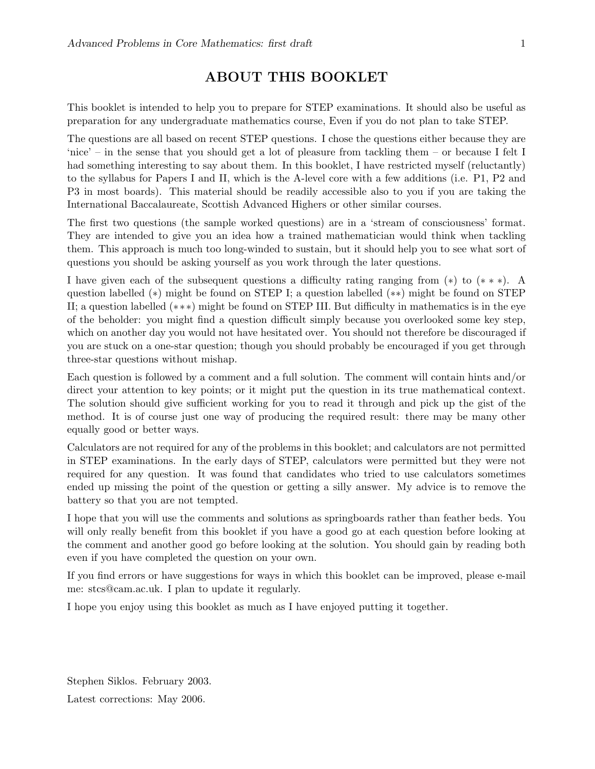# ABOUT THIS BOOKLET

This booklet is intended to help you to prepare for STEP examinations. It should also be useful as preparation for any undergraduate mathematics course, Even if you do not plan to take STEP.

The questions are all based on recent STEP questions. I chose the questions either because they are 'nice' – in the sense that you should get a lot of pleasure from tackling them – or because I felt I had something interesting to say about them. In this booklet, I have restricted myself (reluctantly) to the syllabus for Papers I and II, which is the A-level core with a few additions (i.e. P1, P2 and P3 in most boards). This material should be readily accessible also to you if you are taking the International Baccalaureate, Scottish Advanced Highers or other similar courses.

The first two questions (the sample worked questions) are in a 'stream of consciousness' format. They are intended to give you an idea how a trained mathematician would think when tackling them. This approach is much too long-winded to sustain, but it should help you to see what sort of questions you should be asking yourself as you work through the later questions.

I have given each of the subsequent questions a difficulty rating ranging from $(*)$ to $(***)$. A question labelled $(*)$ might be found on STEP I; a question labelled $(**)$ might be found on STEP II; a question labelled $(***)$ might be found on STEP III. But difficulty in mathematics is in the eye of the beholder: you might find a question difficult simply because you overlooked some key step, which on another day you would not have hesitated over. You should not therefore be discouraged if you are stuck on a one-star question; though you should probably be encouraged if you get through three-star questions without mishap.

Each question is followed by a comment and a full solution. The comment will contain hints and/or direct your attention to key points; or it might put the question in its true mathematical context. The solution should give sufficient working for you to read it through and pick up the gist of the method. It is of course just one way of producing the required result: there may be many other equally good or better ways.

Calculators are not required for any of the problems in this booklet; and calculators are not permitted in STEP examinations. In the early days of STEP, calculators were permitted but they were not required for any question. It was found that candidates who tried to use calculators sometimes ended up missing the point of the question or getting a silly answer. My advice is to remove the battery so that you are not tempted.

I hope that you will use the comments and solutions as springboards rather than feather beds. You will only really benefit from this booklet if you have a good go at each question before looking at the comment and another good go before looking at the solution. You should gain by reading both even if you have completed the question on your own.

If you find errors or have suggestions for ways in which this booklet can be improved, please e-mail me: stcs@cam.ac.uk. I plan to update it regularly.

I hope you enjoy using this booklet as much as I have enjoyed putting it together.

Stephen Siklos. February 2003.

Latest corrections: May 2006.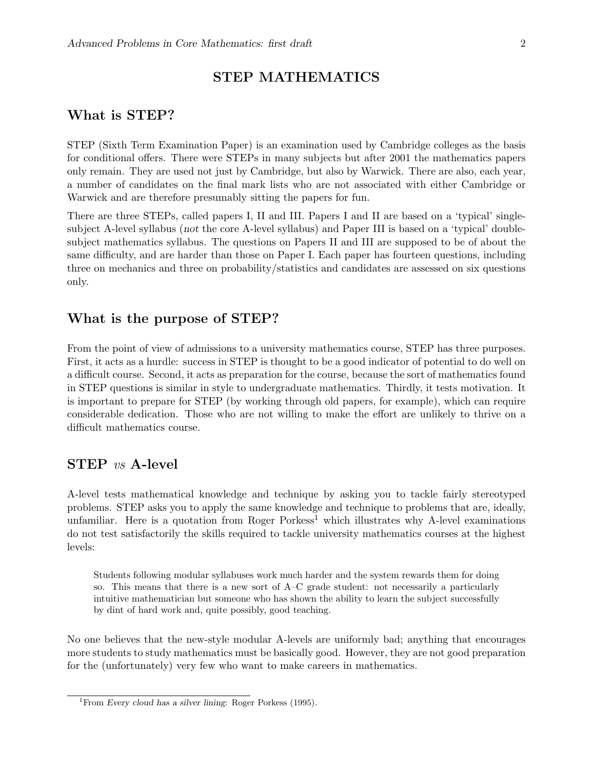# STEP MATHEMATICS

## What is STEP?

STEP (Sixth Term Examination Paper) is an examination used by Cambridge colleges as the basis for conditional offers. There were STEPs in many subjects but after 2001 the mathematics papers only remain. They are used not just by Cambridge, but also by Warwick. There are also, each year, a number of candidates on the final mark lists who are not associated with either Cambridge or Warwick and are therefore presumably sitting the papers for fun.

There are three STEPs, called papers I, II and III. Papers I and II are based on a 'typical' single-subject A-level syllabus (*not* the core A-level syllabus) and Paper III is based on a 'typical' double-subject mathematics syllabus. The questions on Papers II and III are supposed to be of about the same difficulty, and are harder than those on Paper I. Each paper has fourteen questions, including three on mechanics and three on probability/statistics and candidates are assessed on six questions only.

## What is the purpose of STEP?

From the point of view of admissions to a university mathematics course, STEP has three purposes. First, it acts as a hurdle: success in STEP is thought to be a good indicator of potential to do well on a difficult course. Second, it acts as preparation for the course, because the sort of mathematics found in STEP questions is similar in style to undergraduate mathematics. Thirdly, it tests motivation. It is important to prepare for STEP (by working through old papers, for example), which can require considerable dedication. Those who are not willing to make the effort are unlikely to thrive on a difficult mathematics course.

## STEP *vs* A-level

A-level tests mathematical knowledge and technique by asking you to tackle fairly stereotyped problems. STEP asks you to apply the same knowledge and technique to problems that are, ideally, unfamiliar. Here is a quotation from Roger Porkess[1] which illustrates why A-level examinations do not test satisfactorily the skills required to tackle university mathematics courses at the highest levels:

> Students following modular syllabuses work much harder and the system rewards them for doing so. This means that there is a new sort of A–C grade student: not necessarily a particularly intuitive mathematician but someone who has shown the ability to learn the subject successfully by dint of hard work and, quite possibly, good teaching.

No one believes that the new-style modular A-levels are uniformly bad; anything that encourages more students to study mathematics must be basically good. However, they are not good preparation for the (unfortunately) very few who want to make careers in mathematics.

---

[1] From *Every cloud has a silver lining*: Roger Porkess (1995).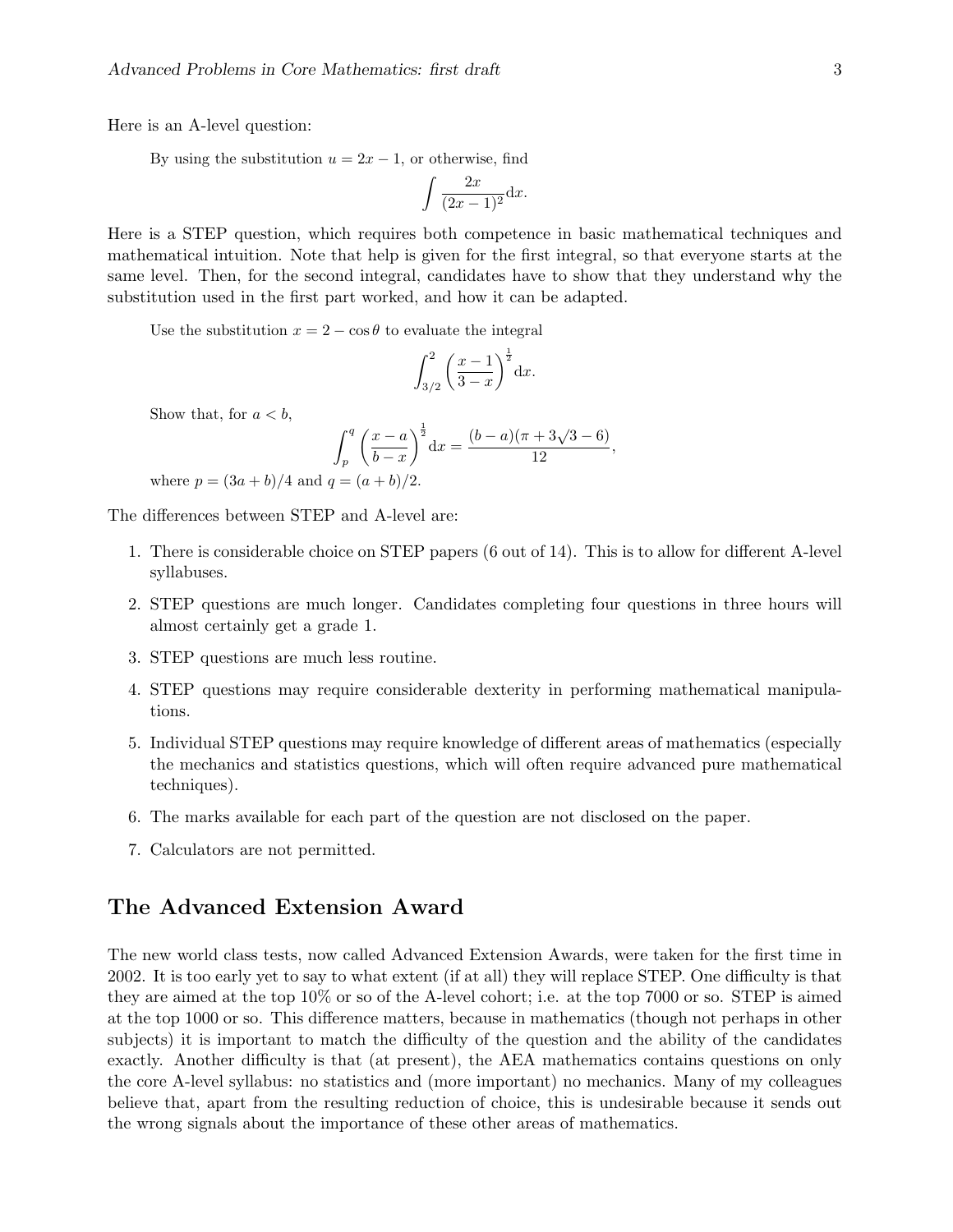Here is an A-level question:

> By using the substitution $u = 2x - 1$, or otherwise, find
> $$\int \frac{2x}{(2x-1)^2}\,\mathrm{d}x.$$

Here is a STEP question, which requires both competence in basic mathematical techniques and mathematical intuition. Note that help is given for the first integral, so that everyone starts at the same level. Then, for the second integral, candidates have to show that they understand why the substitution used in the first part worked, and how it can be adapted.

> Use the substitution $x = 2 - \cos\theta$ to evaluate the integral
> $$\int_{3/2}^{2} \left(\frac{x-1}{3-x}\right)^{\frac{1}{2}} \mathrm{d}x.$$
> Show that, for $a < b$,
> $$\int_{p}^{q} \left(\frac{x-a}{b-x}\right)^{\frac{1}{2}} \mathrm{d}x = \frac{(b-a)(\pi + 3\sqrt{3} - 6)}{12},$$
> where $p = (3a+b)/4$ and $q = (a+b)/2$.

The differences between STEP and A-level are:

1. There is considerable choice on STEP papers (6 out of 14). This is to allow for different A-level syllabuses.
2. STEP questions are much longer. Candidates completing four questions in three hours will almost certainly get a grade 1.
3. STEP questions are much less routine.
4. STEP questions may require considerable dexterity in performing mathematical manipulations.
5. Individual STEP questions may require knowledge of different areas of mathematics (especially the mechanics and statistics questions, which will often require advanced pure mathematical techniques).
6. The marks available for each part of the question are not disclosed on the paper.
7. Calculators are not permitted.

## The Advanced Extension Award

The new world class tests, now called Advanced Extension Awards, were taken for the first time in 2002. It is too early yet to say to what extent (if at all) they will replace STEP. One difficulty is that they are aimed at the top 10% or so of the A-level cohort; i.e. at the top 7000 or so. STEP is aimed at the top 1000 or so. This difference matters, because in mathematics (though not perhaps in other subjects) it is important to match the difficulty of the question and the ability of the candidates exactly. Another difficulty is that (at present), the AEA mathematics contains questions on only the core A-level syllabus: no statistics and (more important) no mechanics. Many of my colleagues believe that, apart from the resulting reduction of choice, this is undesirable because it sends out the wrong signals about the importance of these other areas of mathematics.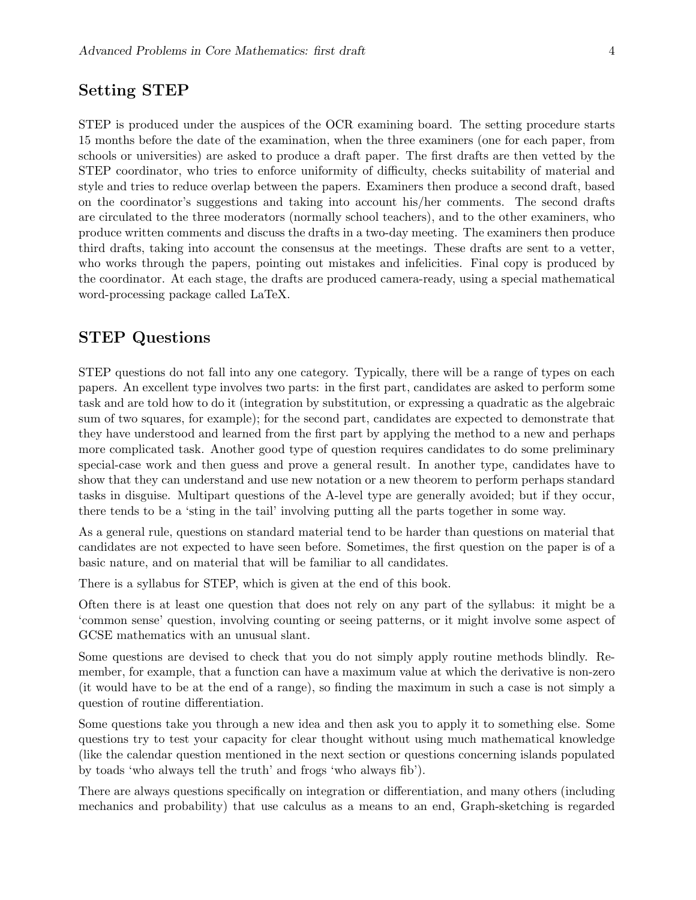## Setting STEP

STEP is produced under the auspices of the OCR examining board. The setting procedure starts 15 months before the date of the examination, when the three examiners (one for each paper, from schools or universities) are asked to produce a draft paper. The first drafts are then vetted by the STEP coordinator, who tries to enforce uniformity of difficulty, checks suitability of material and style and tries to reduce overlap between the papers. Examiners then produce a second draft, based on the coordinator's suggestions and taking into account his/her comments. The second drafts are circulated to the three moderators (normally school teachers), and to the other examiners, who produce written comments and discuss the drafts in a two-day meeting. The examiners then produce third drafts, taking into account the consensus at the meetings. These drafts are sent to a vetter, who works through the papers, pointing out mistakes and infelicities. Final copy is produced by the coordinator. At each stage, the drafts are produced camera-ready, using a special mathematical word-processing package called LaTeX.

## STEP Questions

STEP questions do not fall into any one category. Typically, there will be a range of types on each papers. An excellent type involves two parts: in the first part, candidates are asked to perform some task and are told how to do it (integration by substitution, or expressing a quadratic as the algebraic sum of two squares, for example); for the second part, candidates are expected to demonstrate that they have understood and learned from the first part by applying the method to a new and perhaps more complicated task. Another good type of question requires candidates to do some preliminary special-case work and then guess and prove a general result. In another type, candidates have to show that they can understand and use new notation or a new theorem to perform perhaps standard tasks in disguise. Multipart questions of the A-level type are generally avoided; but if they occur, there tends to be a 'sting in the tail' involving putting all the parts together in some way.

As a general rule, questions on standard material tend to be harder than questions on material that candidates are not expected to have seen before. Sometimes, the first question on the paper is of a basic nature, and on material that will be familiar to all candidates.

There is a syllabus for STEP, which is given at the end of this book.

Often there is at least one question that does not rely on any part of the syllabus: it might be a 'common sense' question, involving counting or seeing patterns, or it might involve some aspect of GCSE mathematics with an unusual slant.

Some questions are devised to check that you do not simply apply routine methods blindly. Remember, for example, that a function can have a maximum value at which the derivative is non-zero (it would have to be at the end of a range), so finding the maximum in such a case is not simply a question of routine differentiation.

Some questions take you through a new idea and then ask you to apply it to something else. Some questions try to test your capacity for clear thought without using much mathematical knowledge (like the calendar question mentioned in the next section or questions concerning islands populated by toads 'who always tell the truth' and frogs 'who always fib').

There are always questions specifically on integration or differentiation, and many others (including mechanics and probability) that use calculus as a means to an end, Graph-sketching is regarded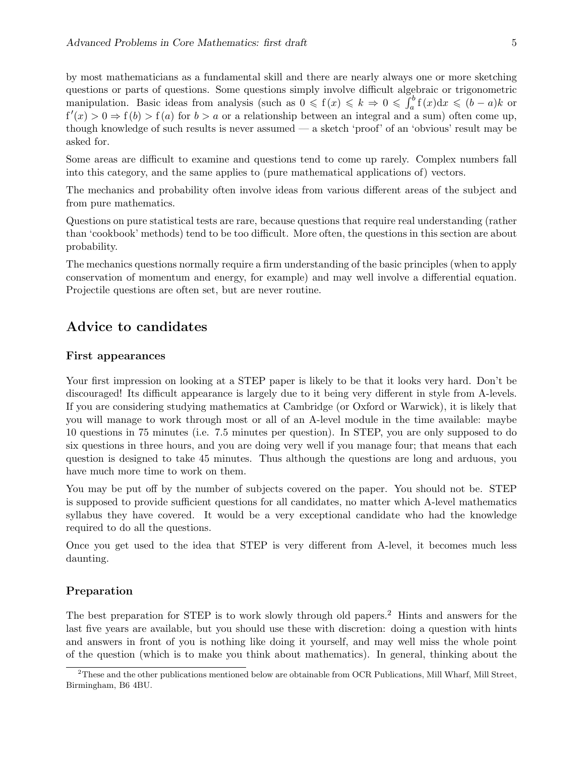by most mathematicians as a fundamental skill and there are nearly always one or more sketching questions or parts of questions. Some questions simply involve difficult algebraic or trigonometric manipulation. Basic ideas from analysis (such as $0 \leqslant \mathrm{f}(x) \leqslant k \Rightarrow 0 \leqslant \int_a^b \mathrm{f}(x)\mathrm{d}x \leqslant (b-a)k$ or $\mathrm{f}'(x) > 0 \Rightarrow \mathrm{f}(b) > \mathrm{f}(a)$ for $b > a$ or a relationship between an integral and a sum) often come up, though knowledge of such results is never assumed — a sketch 'proof' of an 'obvious' result may be asked for.

Some areas are difficult to examine and questions tend to come up rarely. Complex numbers fall into this category, and the same applies to (pure mathematical applications of) vectors.

The mechanics and probability often involve ideas from various different areas of the subject and from pure mathematics.

Questions on pure statistical tests are rare, because questions that require real understanding (rather than 'cookbook' methods) tend to be too difficult. More often, the questions in this section are about probability.

The mechanics questions normally require a firm understanding of the basic principles (when to apply conservation of momentum and energy, for example) and may well involve a differential equation. Projectile questions are often set, but are never routine.

## Advice to candidates

### First appearances

Your first impression on looking at a STEP paper is likely to be that it looks very hard. Don't be discouraged! Its difficult appearance is largely due to it being very different in style from A-levels. If you are considering studying mathematics at Cambridge (or Oxford or Warwick), it is likely that you will manage to work through most or all of an A-level module in the time available: maybe 10 questions in 75 minutes (i.e. 7.5 minutes per question). In STEP, you are only supposed to do six questions in three hours, and you are doing very well if you manage four; that means that each question is designed to take 45 minutes. Thus although the questions are long and arduous, you have much more time to work on them.

You may be put off by the number of subjects covered on the paper. You should not be. STEP is supposed to provide sufficient questions for all candidates, no matter which A-level mathematics syllabus they have covered. It would be a very exceptional candidate who had the knowledge required to do all the questions.

Once you get used to the idea that STEP is very different from A-level, it becomes much less daunting.

### Preparation

The best preparation for STEP is to work slowly through old papers.[2] Hints and answers for the last five years are available, but you should use these with discretion: doing a question with hints and answers in front of you is nothing like doing it yourself, and may well miss the whole point of the question (which is to make you think about mathematics). In general, thinking about the

[2] These and the other publications mentioned below are obtainable from OCR Publications, Mill Wharf, Mill Street, Birmingham, B6 4BU.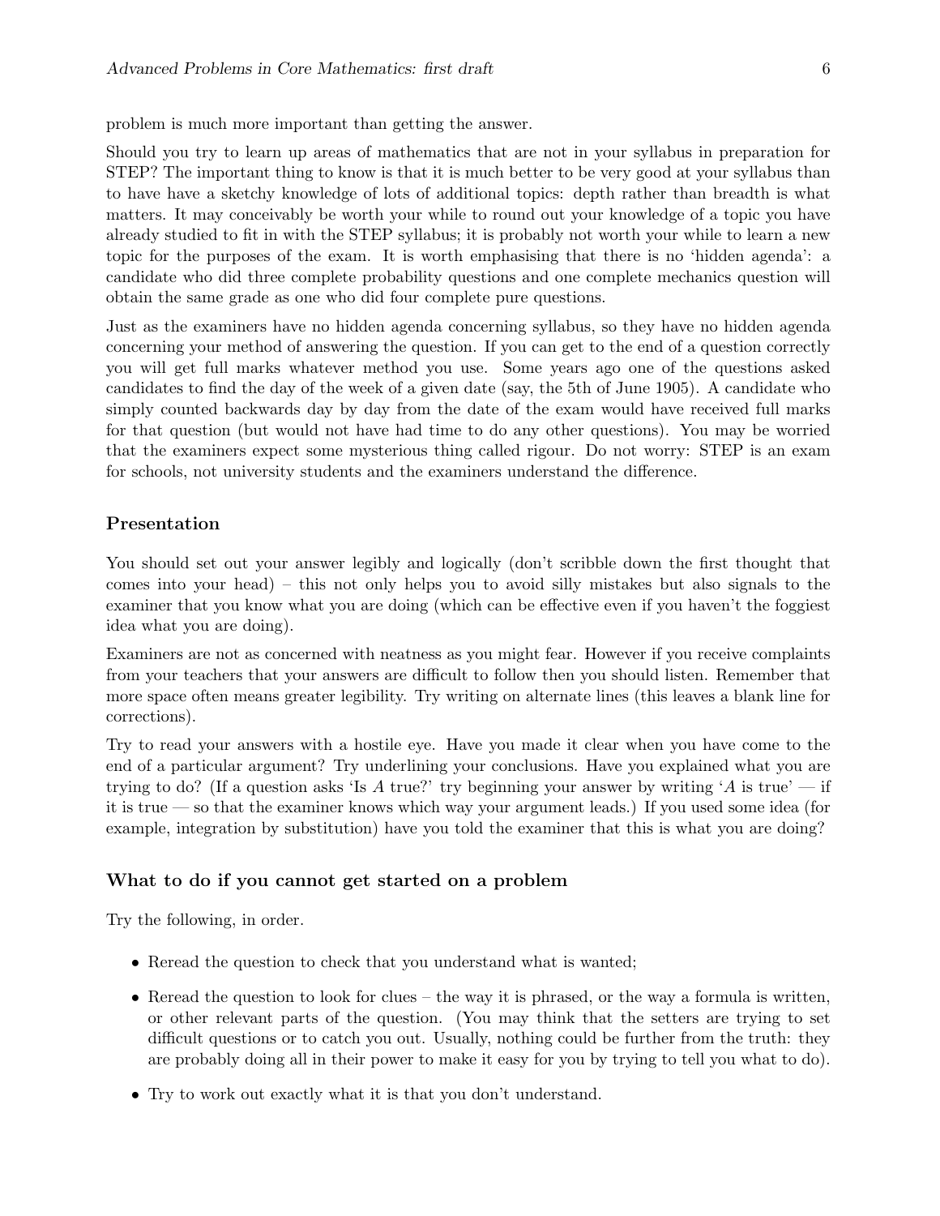problem is much more important than getting the answer.

Should you try to learn up areas of mathematics that are not in your syllabus in preparation for STEP? The important thing to know is that it is much better to be very good at your syllabus than to have have a sketchy knowledge of lots of additional topics: depth rather than breadth is what matters. It may conceivably be worth your while to round out your knowledge of a topic you have already studied to fit in with the STEP syllabus; it is probably not worth your while to learn a new topic for the purposes of the exam. It is worth emphasising that there is no 'hidden agenda': a candidate who did three complete probability questions and one complete mechanics question will obtain the same grade as one who did four complete pure questions.

Just as the examiners have no hidden agenda concerning syllabus, so they have no hidden agenda concerning your method of answering the question. If you can get to the end of a question correctly you will get full marks whatever method you use. Some years ago one of the questions asked candidates to find the day of the week of a given date (say, the 5th of June 1905). A candidate who simply counted backwards day by day from the date of the exam would have received full marks for that question (but would not have had time to do any other questions). You may be worried that the examiners expect some mysterious thing called rigour. Do not worry: STEP is an exam for schools, not university students and the examiners understand the difference.

### Presentation

You should set out your answer legibly and logically (don't scribble down the first thought that comes into your head) – this not only helps you to avoid silly mistakes but also signals to the examiner that you know what you are doing (which can be effective even if you haven't the foggiest idea what you are doing).

Examiners are not as concerned with neatness as you might fear. However if you receive complaints from your teachers that your answers are difficult to follow then you should listen. Remember that more space often means greater legibility. Try writing on alternate lines (this leaves a blank line for corrections).

Try to read your answers with a hostile eye. Have you made it clear when you have come to the end of a particular argument? Try underlining your conclusions. Have you explained what you are trying to do? (If a question asks 'Is $A$ true?' try beginning your answer by writing '$A$ is true' — if it is true — so that the examiner knows which way your argument leads.) If you used some idea (for example, integration by substitution) have you told the examiner that this is what you are doing?

### What to do if you cannot get started on a problem

Try the following, in order.

- Reread the question to check that you understand what is wanted;
- Reread the question to look for clues – the way it is phrased, or the way a formula is written, or other relevant parts of the question. (You may think that the setters are trying to set difficult questions or to catch you out. Usually, nothing could be further from the truth: they are probably doing all in their power to make it easy for you by trying to tell you what to do).
- Try to work out exactly what it is that you don't understand.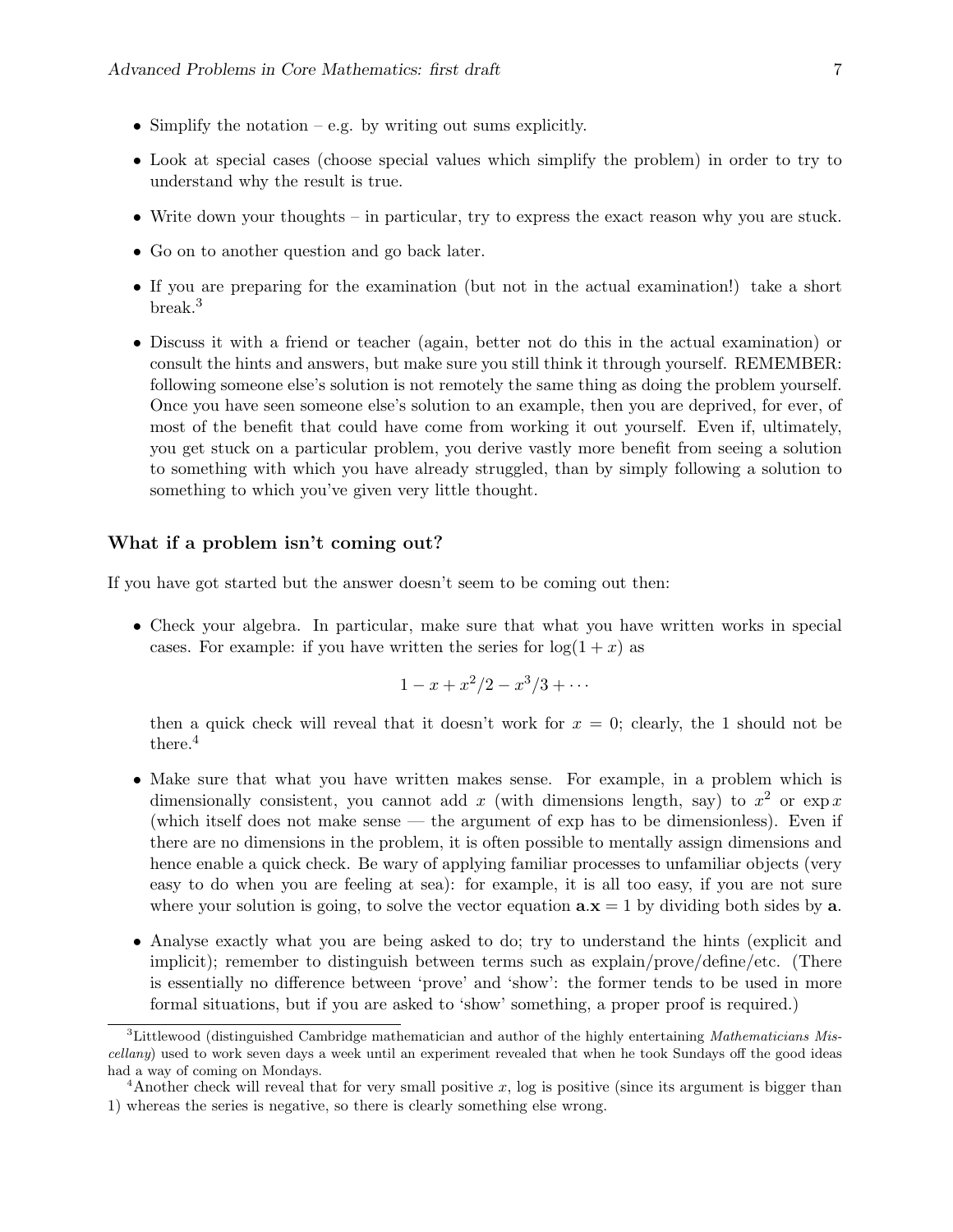- Simplify the notation – e.g. by writing out sums explicitly.
- Look at special cases (choose special values which simplify the problem) in order to try to understand why the result is true.
- Write down your thoughts – in particular, try to express the exact reason why you are stuck.
- Go on to another question and go back later.
- If you are preparing for the examination (but not in the actual examination!) take a short break.[3]
- Discuss it with a friend or teacher (again, better not do this in the actual examination) or consult the hints and answers, but make sure you still think it through yourself. REMEMBER: following someone else's solution is not remotely the same thing as doing the problem yourself. Once you have seen someone else's solution to an example, then you are deprived, for ever, of most of the benefit that could have come from working it out yourself. Even if, ultimately, you get stuck on a particular problem, you derive vastly more benefit from seeing a solution to something with which you have already struggled, than by simply following a solution to something to which you've given very little thought.

### What if a problem isn't coming out?

If you have got started but the answer doesn't seem to be coming out then:

- Check your algebra. In particular, make sure that what you have written works in special cases. For example: if you have written the series for $\log(1+x)$ as

$$1 - x + x^2/2 - x^3/3 + \cdots$$

then a quick check will reveal that it doesn't work for $x = 0$; clearly, the 1 should not be there.[4]

- Make sure that what you have written makes sense. For example, in a problem which is dimensionally consistent, you cannot add $x$ (with dimensions length, say) to $x^2$ or $\exp x$ (which itself does not make sense — the argument of exp has to be dimensionless). Even if there are no dimensions in the problem, it is often possible to mentally assign dimensions and hence enable a quick check. Be wary of applying familiar processes to unfamiliar objects (very easy to do when you are feeling at sea): for example, it is all too easy, if you are not sure where your solution is going, to solve the vector equation $\mathbf{a}.\mathbf{x} = 1$ by dividing both sides by $\mathbf{a}$.
- Analyse exactly what you are being asked to do; try to understand the hints (explicit and implicit); remember to distinguish between terms such as explain/prove/define/etc. (There is essentially no difference between 'prove' and 'show': the former tends to be used in more formal situations, but if you are asked to 'show' something, a proper proof is required.)

---

[3] Littlewood (distinguished Cambridge mathematician and author of the highly entertaining *Mathematicians Miscellany*) used to work seven days a week until an experiment revealed that when he took Sundays off the good ideas had a way of coming on Mondays.

[4] Another check will reveal that for very small positive $x$, log is positive (since its argument is bigger than 1) whereas the series is negative, so there is clearly something else wrong.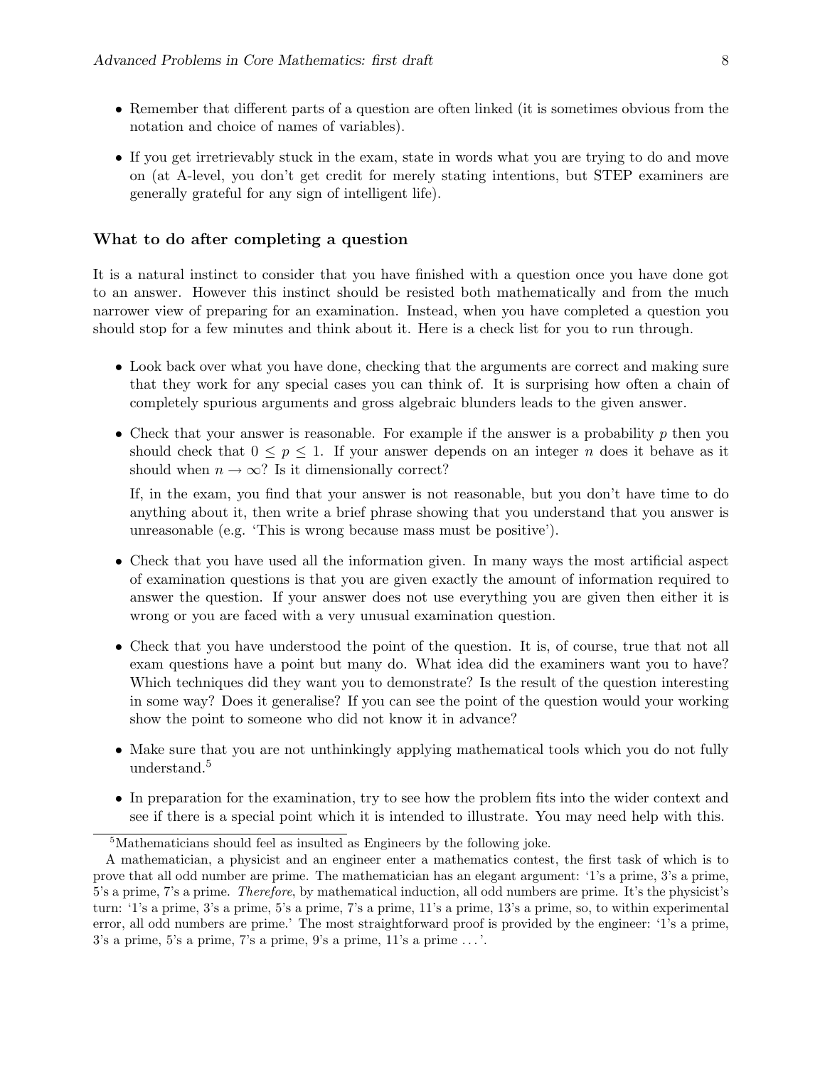- Remember that different parts of a question are often linked (it is sometimes obvious from the notation and choice of names of variables).
- If you get irretrievably stuck in the exam, state in words what you are trying to do and move on (at A-level, you don't get credit for merely stating intentions, but STEP examiners are generally grateful for any sign of intelligent life).

### What to do after completing a question

It is a natural instinct to consider that you have finished with a question once you have done got to an answer. However this instinct should be resisted both mathematically and from the much narrower view of preparing for an examination. Instead, when you have completed a question you should stop for a few minutes and think about it. Here is a check list for you to run through.

- Look back over what you have done, checking that the arguments are correct and making sure that they work for any special cases you can think of. It is surprising how often a chain of completely spurious arguments and gross algebraic blunders leads to the given answer.
- Check that your answer is reasonable. For example if the answer is a probability $p$ then you should check that $0 \le p \le 1$. If your answer depends on an integer $n$ does it behave as it should when $n \to \infty$? Is it dimensionally correct?

  If, in the exam, you find that your answer is not reasonable, but you don't have time to do anything about it, then write a brief phrase showing that you understand that you answer is unreasonable (e.g. 'This is wrong because mass must be positive').
- Check that you have used all the information given. In many ways the most artificial aspect of examination questions is that you are given exactly the amount of information required to answer the question. If your answer does not use everything you are given then either it is wrong or you are faced with a very unusual examination question.
- Check that you have understood the point of the question. It is, of course, true that not all exam questions have a point but many do. What idea did the examiners want you to have? Which techniques did they want you to demonstrate? Is the result of the question interesting in some way? Does it generalise? If you can see the point of the question would your working show the point to someone who did not know it in advance?
- Make sure that you are not unthinkingly applying mathematical tools which you do not fully understand.[5]
- In preparation for the examination, try to see how the problem fits into the wider context and see if there is a special point which it is intended to illustrate. You may need help with this.

---

[5] Mathematicians should feel as insulted as Engineers by the following joke.

A mathematician, a physicist and an engineer enter a mathematics contest, the first task of which is to prove that all odd number are prime. The mathematician has an elegant argument: '1's a prime, 3's a prime, 5's a prime, 7's a prime. *Therefore*, by mathematical induction, all odd numbers are prime. It's the physicist's turn: '1's a prime, 3's a prime, 5's a prime, 7's a prime, 11's a prime, 13's a prime, so, to within experimental error, all odd numbers are prime.' The most straightforward proof is provided by the engineer: '1's a prime, 3's a prime, 5's a prime, 7's a prime, 9's a prime, 11's a prime . . . '.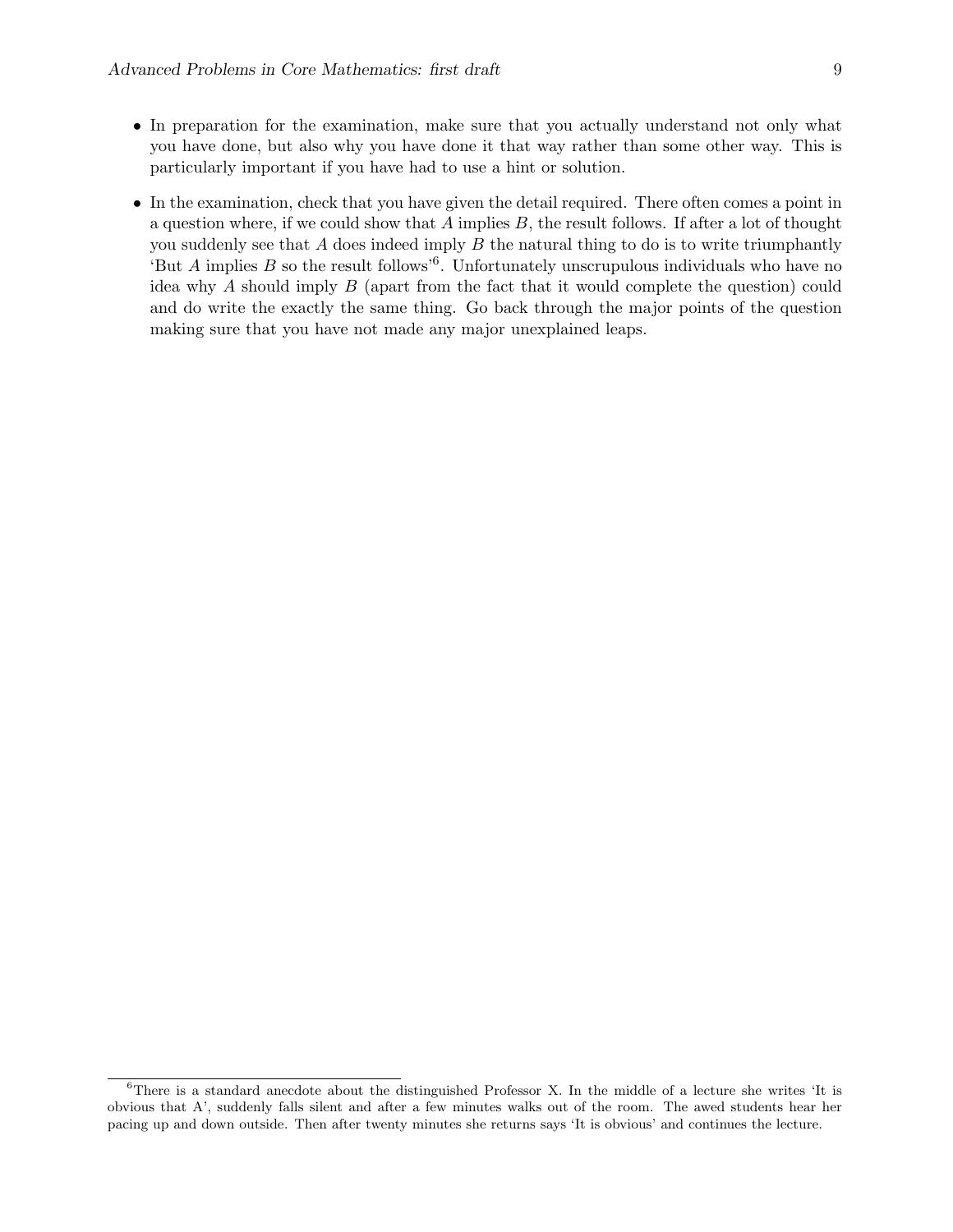- In preparation for the examination, make sure that you actually understand not only what you have done, but also why you have done it that way rather than some other way. This is particularly important if you have had to use a hint or solution.

- In the examination, check that you have given the detail required. There often comes a point in a question where, if we could show that $A$ implies $B$, the result follows. If after a lot of thought you suddenly see that $A$ does indeed imply $B$ the natural thing to do is to write triumphantly 'But $A$ implies $B$ so the result follows'[6]. Unfortunately unscrupulous individuals who have no idea why $A$ should imply $B$ (apart from the fact that it would complete the question) could and do write the exactly the same thing. Go back through the major points of the question making sure that you have not made any major unexplained leaps.

---

[6] There is a standard anecdote about the distinguished Professor X. In the middle of a lecture she writes 'It is obvious that A', suddenly falls silent and after a few minutes walks out of the room. The awed students hear her pacing up and down outside. Then after twenty minutes she returns says 'It is obvious' and continues the lecture.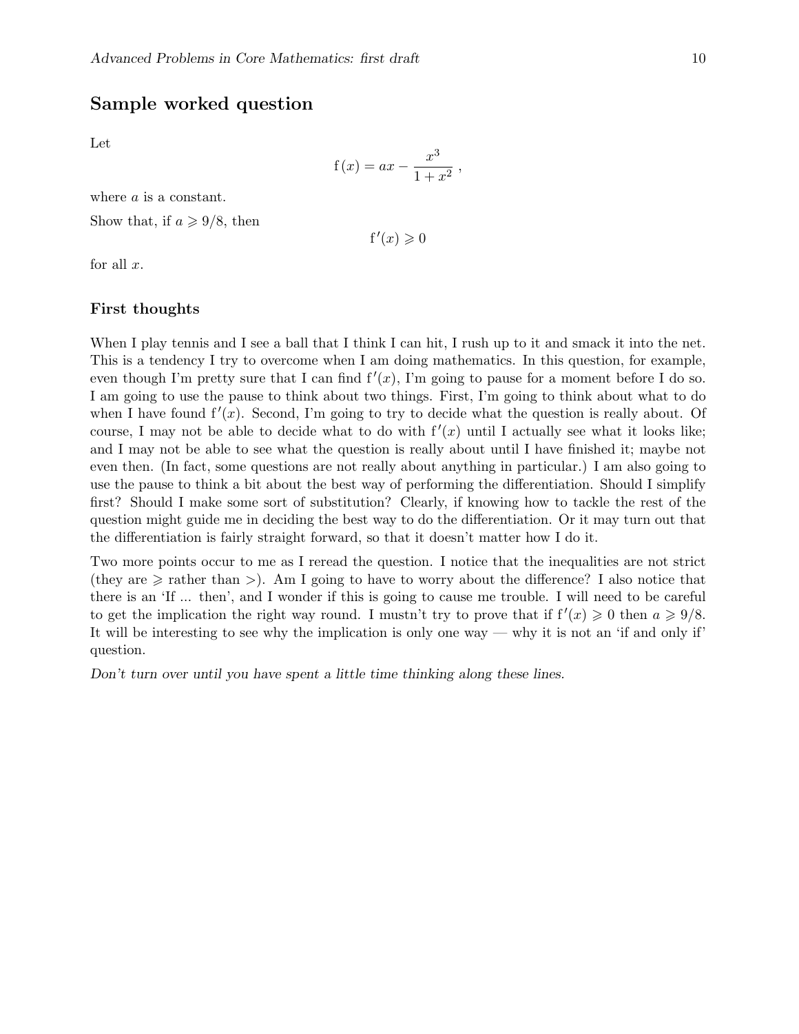## Sample worked question

Let

$$\mathrm{f}(x) = ax - \frac{x^3}{1+x^2}\,,$$

where $a$ is a constant.

Show that, if $a \geqslant 9/8$, then

$$\mathrm{f}'(x) \geqslant 0$$

for all $x$.

### First thoughts

When I play tennis and I see a ball that I think I can hit, I rush up to it and smack it into the net. This is a tendency I try to overcome when I am doing mathematics. In this question, for example, even though I'm pretty sure that I can find $\mathrm{f}'(x)$, I'm going to pause for a moment before I do so. I am going to use the pause to think about two things. First, I'm going to think about what to do when I have found $\mathrm{f}'(x)$. Second, I'm going to try to decide what the question is really about. Of course, I may not be able to decide what to do with $\mathrm{f}'(x)$ until I actually see what it looks like; and I may not be able to see what the question is really about until I have finished it; maybe not even then. (In fact, some questions are not really about anything in particular.) I am also going to use the pause to think a bit about the best way of performing the differentiation. Should I simplify first? Should I make some sort of substitution? Clearly, if knowing how to tackle the rest of the question might guide me in deciding the best way to do the differentiation. Or it may turn out that the differentiation is fairly straight forward, so that it doesn't matter how I do it.

Two more points occur to me as I reread the question. I notice that the inequalities are not strict (they are $\geqslant$ rather than $>$). Am I going to have to worry about the difference? I also notice that there is an 'If ... then', and I wonder if this is going to cause me trouble. I will need to be careful to get the implication the right way round. I mustn't try to prove that if $\mathrm{f}'(x) \geqslant 0$ then $a \geqslant 9/8$. It will be interesting to see why the implication is only one way — why it is not an 'if and only if' question.

*Don't turn over until you have spent a little time thinking along these lines.*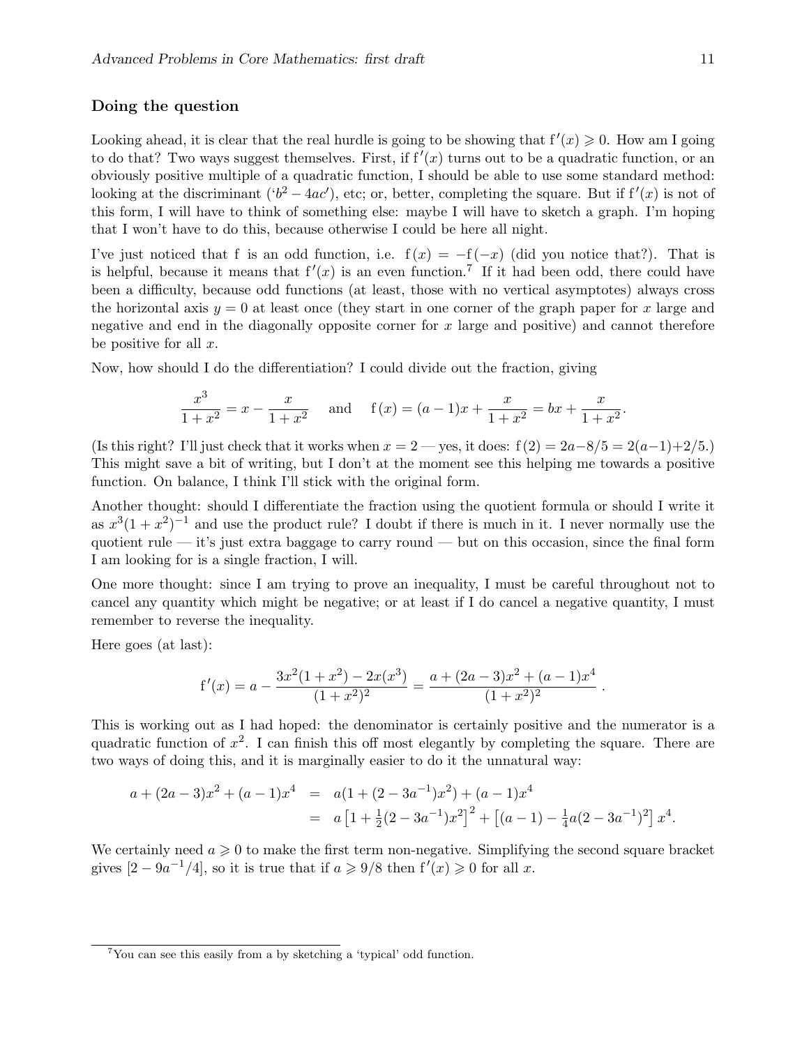### Doing the question

Looking ahead, it is clear that the real hurdle is going to be showing that $f'(x) \geqslant 0$. How am I going to do that? Two ways suggest themselves. First, if $f'(x)$ turns out to be a quadratic function, or an obviously positive multiple of a quadratic function, I should be able to use some standard method: looking at the discriminant ('$b^2 - 4ac$'), etc; or, better, completing the square. But if $f'(x)$ is not of this form, I will have to think of something else: maybe I will have to sketch a graph. I'm hoping that I won't have to do this, because otherwise I could be here all night.

I've just noticed that f is an odd function, i.e. $f(x) = -f(-x)$ (did you notice that?). That is is helpful, because it means that $f'(x)$ is an even function.[7] If it had been odd, there could have been a difficulty, because odd functions (at least, those with no vertical asymptotes) always cross the horizontal axis $y = 0$ at least once (they start in one corner of the graph paper for $x$ large and negative and end in the diagonally opposite corner for $x$ large and positive) and cannot therefore be positive for all $x$.

Now, how should I do the differentiation? I could divide out the fraction, giving

$$\frac{x^3}{1+x^2} = x - \frac{x}{1+x^2} \quad \text{and} \quad f(x) = (a-1)x + \frac{x}{1+x^2} = bx + \frac{x}{1+x^2}.$$

(Is this right? I'll just check that it works when $x = 2$ — yes, it does: $f(2) = 2a - 8/5 = 2(a-1) + 2/5$.) This might save a bit of writing, but I don't at the moment see this helping me towards a positive function. On balance, I think I'll stick with the original form.

Another thought: should I differentiate the fraction using the quotient formula or should I write it as $x^3(1+x^2)^{-1}$ and use the product rule? I doubt if there is much in it. I never normally use the quotient rule — it's just extra baggage to carry round — but on this occasion, since the final form I am looking for is a single fraction, I will.

One more thought: since I am trying to prove an inequality, I must be careful throughout not to cancel any quantity which might be negative; or at least if I do cancel a negative quantity, I must remember to reverse the inequality.

Here goes (at last):

$$f'(x) = a - \frac{3x^2(1+x^2) - 2x(x^3)}{(1+x^2)^2} = \frac{a + (2a-3)x^2 + (a-1)x^4}{(1+x^2)^2}\,.$$

This is working out as I had hoped: the denominator is certainly positive and the numerator is a quadratic function of $x^2$. I can finish this off most elegantly by completing the square. There are two ways of doing this, and it is marginally easier to do it the unnatural way:

$$\begin{aligned} a + (2a-3)x^2 + (a-1)x^4 &= a(1 + (2 - 3a^{-1})x^2) + (a-1)x^4 \\ &= a\left[1 + \tfrac{1}{2}(2 - 3a^{-1})x^2\right]^2 + \left[(a-1) - \tfrac{1}{4}a(2 - 3a^{-1})^2\right]x^4. \end{aligned}$$

We certainly need $a \geqslant 0$ to make the first term non-negative. Simplifying the second square bracket gives $[2 - 9a^{-1}/4]$, so it is true that if $a \geqslant 9/8$ then $f'(x) \geqslant 0$ for all $x$.

---

[7] You can see this easily from a by sketching a 'typical' odd function.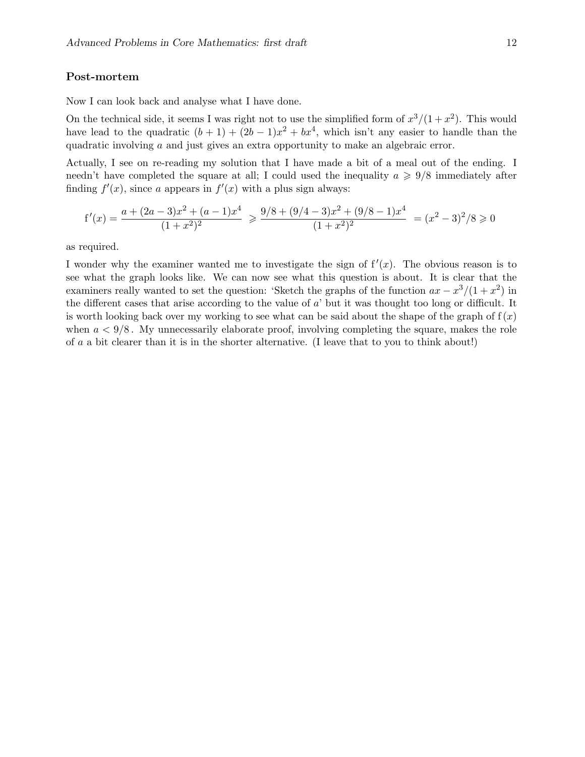### Post-mortem

Now I can look back and analyse what I have done.

On the technical side, it seems I was right not to use the simplified form of $x^3/(1+x^2)$. This would have lead to the quadratic $(b+1)+(2b-1)x^2+bx^4$, which isn't any easier to handle than the quadratic involving $a$ and just gives an extra opportunity to make an algebraic error.

Actually, I see on re-reading my solution that I have made a bit of a meal out of the ending. I needn't have completed the square at all; I could used the inequality $a \geqslant 9/8$ immediately after finding $f'(x)$, since $a$ appears in $f'(x)$ with a plus sign always:

$$\mathrm{f}'(x) = \frac{a + (2a-3)x^2 + (a-1)x^4}{(1+x^2)^2} \geqslant \frac{9/8 + (9/4-3)x^2 + (9/8-1)x^4}{(1+x^2)^2} = (x^2-3)^2/8 \geqslant 0$$

as required.

I wonder why the examiner wanted me to investigate the sign of $\mathrm{f}'(x)$. The obvious reason is to see what the graph looks like. We can now see what this question is about. It is clear that the examiners really wanted to set the question: 'Sketch the graphs of the function $ax - x^3/(1+x^2)$ in the different cases that arise according to the value of $a$' but it was thought too long or difficult. It is worth looking back over my working to see what can be said about the shape of the graph of $\mathrm{f}(x)$ when $a < 9/8$. My unnecessarily elaborate proof, involving completing the square, makes the role of $a$ a bit clearer than it is in the shorter alternative. (I leave that to you to think about!)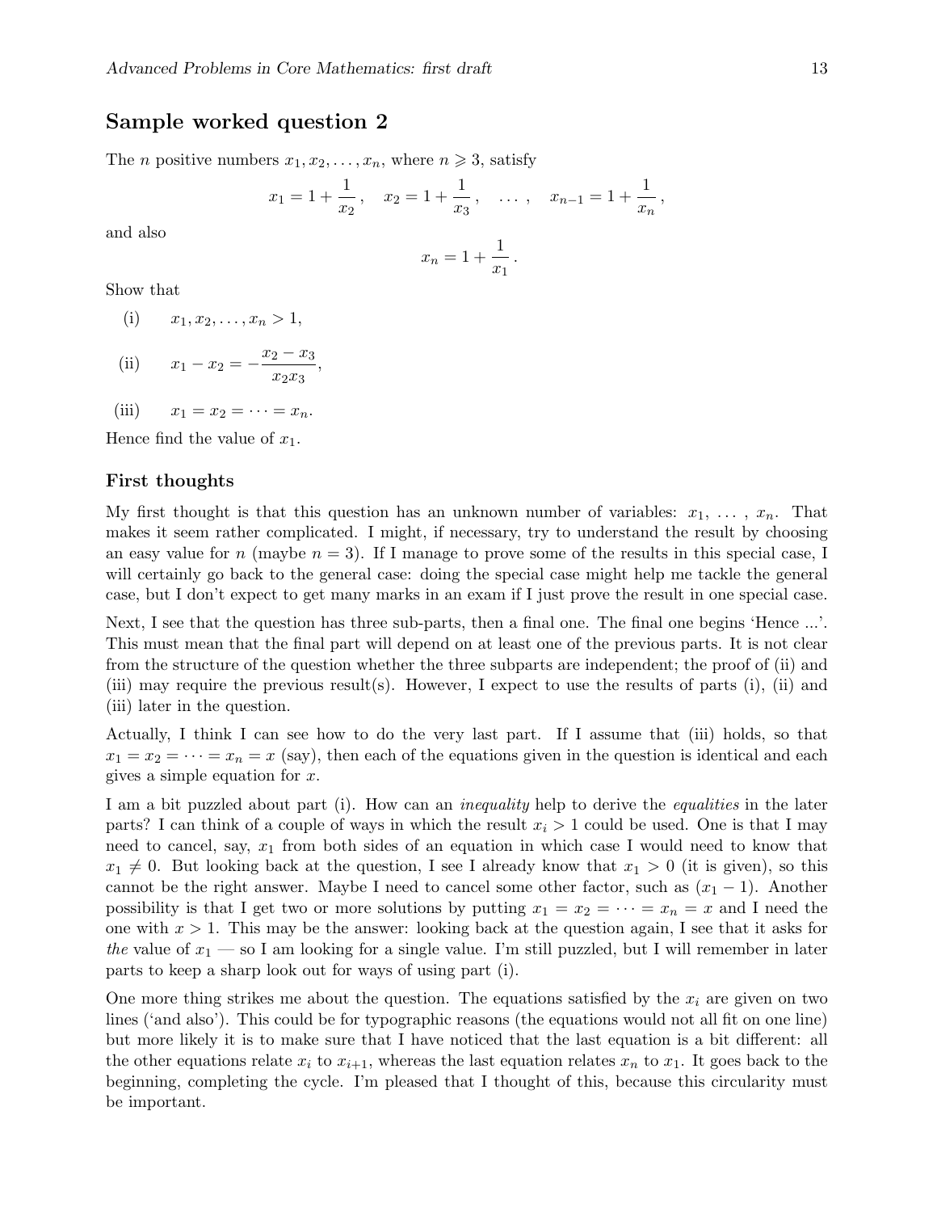## Sample worked question 2

The $n$ positive numbers $x_1, x_2, \ldots, x_n$, where $n \geqslant 3$, satisfy

$$x_1 = 1 + \frac{1}{x_2}\,, \quad x_2 = 1 + \frac{1}{x_3}\,, \quad \ldots\,, \quad x_{n-1} = 1 + \frac{1}{x_n}\,,$$

and also

$$x_n = 1 + \frac{1}{x_1}\,.$$

Show that

(i) $\quad x_1, x_2, \ldots, x_n > 1$,

(ii) $\quad x_1 - x_2 = -\dfrac{x_2 - x_3}{x_2 x_3}$,

(iii) $\quad x_1 = x_2 = \cdots = x_n$.

Hence find the value of $x_1$.

### First thoughts

My first thought is that this question has an unknown number of variables: $x_1, \ldots, x_n$. That makes it seem rather complicated. I might, if necessary, try to understand the result by choosing an easy value for $n$ (maybe $n = 3$). If I manage to prove some of the results in this special case, I will certainly go back to the general case: doing the special case might help me tackle the general case, but I don't expect to get many marks in an exam if I just prove the result in one special case.

Next, I see that the question has three sub-parts, then a final one. The final one begins 'Hence ...'. This must mean that the final part will depend on at least one of the previous parts. It is not clear from the structure of the question whether the three subparts are independent; the proof of (ii) and (iii) may require the previous result(s). However, I expect to use the results of parts (i), (ii) and (iii) later in the question.

Actually, I think I can see how to do the very last part. If I assume that (iii) holds, so that $x_1 = x_2 = \cdots = x_n = x$ (say), then each of the equations given in the question is identical and each gives a simple equation for $x$.

I am a bit puzzled about part (i). How can an *inequality* help to derive the *equalities* in the later parts? I can think of a couple of ways in which the result $x_i > 1$ could be used. One is that I may need to cancel, say, $x_1$ from both sides of an equation in which case I would need to know that $x_1 \neq 0$. But looking back at the question, I see I already know that $x_1 > 0$ (it is given), so this cannot be the right answer. Maybe I need to cancel some other factor, such as $(x_1 - 1)$. Another possibility is that I get two or more solutions by putting $x_1 = x_2 = \cdots = x_n = x$ and I need the one with $x > 1$. This may be the answer: looking back at the question again, I see that it asks for *the* value of $x_1$ — so I am looking for a single value. I'm still puzzled, but I will remember in later parts to keep a sharp look out for ways of using part (i).

One more thing strikes me about the question. The equations satisfied by the $x_i$ are given on two lines ('and also'). This could be for typographic reasons (the equations would not all fit on one line) but more likely it is to make sure that I have noticed that the last equation is a bit different: all the other equations relate $x_i$ to $x_{i+1}$, whereas the last equation relates $x_n$ to $x_1$. It goes back to the beginning, completing the cycle. I'm pleased that I thought of this, because this circularity must be important.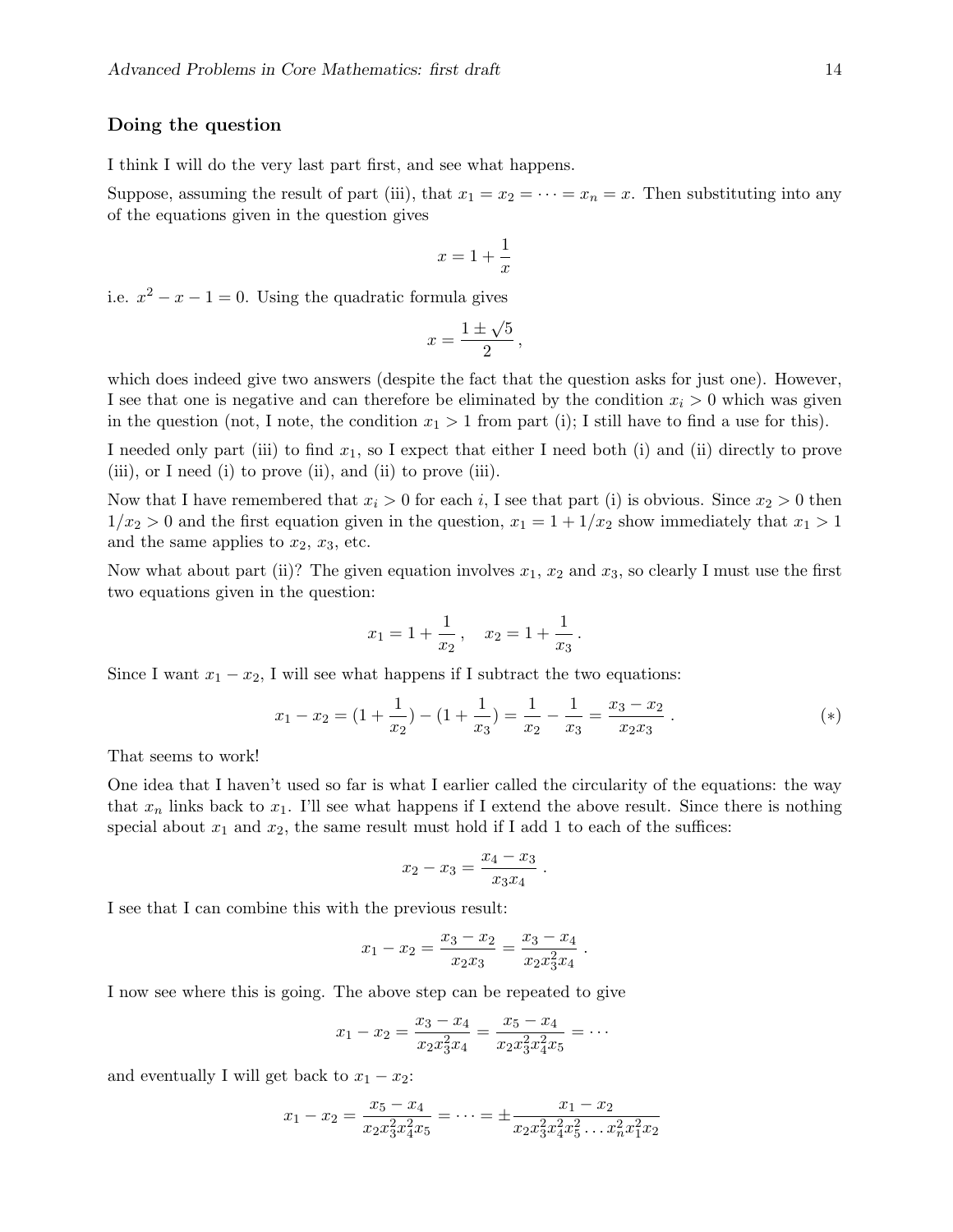### Doing the question

I think I will do the very last part first, and see what happens.

Suppose, assuming the result of part (iii), that $x_1 = x_2 = \cdots = x_n = x$. Then substituting into any of the equations given in the question gives

$$x = 1 + \frac{1}{x}$$

i.e. $x^2 - x - 1 = 0$. Using the quadratic formula gives

$$x = \frac{1 \pm \sqrt{5}}{2}\,,$$

which does indeed give two answers (despite the fact that the question asks for just one). However, I see that one is negative and can therefore be eliminated by the condition $x_i > 0$ which was given in the question (not, I note, the condition $x_1 > 1$ from part (i); I still have to find a use for this).

I needed only part (iii) to find $x_1$, so I expect that either I need both (i) and (ii) directly to prove (iii), or I need (i) to prove (ii), and (ii) to prove (iii).

Now that I have remembered that $x_i > 0$ for each $i$, I see that part (i) is obvious. Since $x_2 > 0$ then $1/x_2 > 0$ and the first equation given in the question, $x_1 = 1 + 1/x_2$ show immediately that $x_1 > 1$ and the same applies to $x_2$, $x_3$, etc.

Now what about part (ii)? The given equation involves $x_1$, $x_2$ and $x_3$, so clearly I must use the first two equations given in the question:

$$x_1 = 1 + \frac{1}{x_2}\,, \quad x_2 = 1 + \frac{1}{x_3}\,.$$

Since I want $x_1 - x_2$, I will see what happens if I subtract the two equations:

$$x_1 - x_2 = (1 + \frac{1}{x_2}) - (1 + \frac{1}{x_3}) = \frac{1}{x_2} - \frac{1}{x_3} = \frac{x_3 - x_2}{x_2 x_3}\,. \qquad (*)$$

That seems to work!

One idea that I haven't used so far is what I earlier called the circularity of the equations: the way that $x_n$ links back to $x_1$. I'll see what happens if I extend the above result. Since there is nothing special about $x_1$ and $x_2$, the same result must hold if I add 1 to each of the suffices:

$$x_2 - x_3 = \frac{x_4 - x_3}{x_3 x_4}\,.$$

I see that I can combine this with the previous result:

$$x_1 - x_2 = \frac{x_3 - x_2}{x_2 x_3} = \frac{x_3 - x_4}{x_2 x_3^2 x_4}\,.$$

I now see where this is going. The above step can be repeated to give

$$x_1 - x_2 = \frac{x_3 - x_4}{x_2 x_3^2 x_4} = \frac{x_5 - x_4}{x_2 x_3^2 x_4^2 x_5} = \cdots$$

and eventually I will get back to $x_1 - x_2$:

$$x_1 - x_2 = \frac{x_5 - x_4}{x_2 x_3^2 x_4^2 x_5} = \cdots = \pm \frac{x_1 - x_2}{x_2 x_3^2 x_4^2 x_5^2 \ldots x_n^2 x_1^2 x_2}$$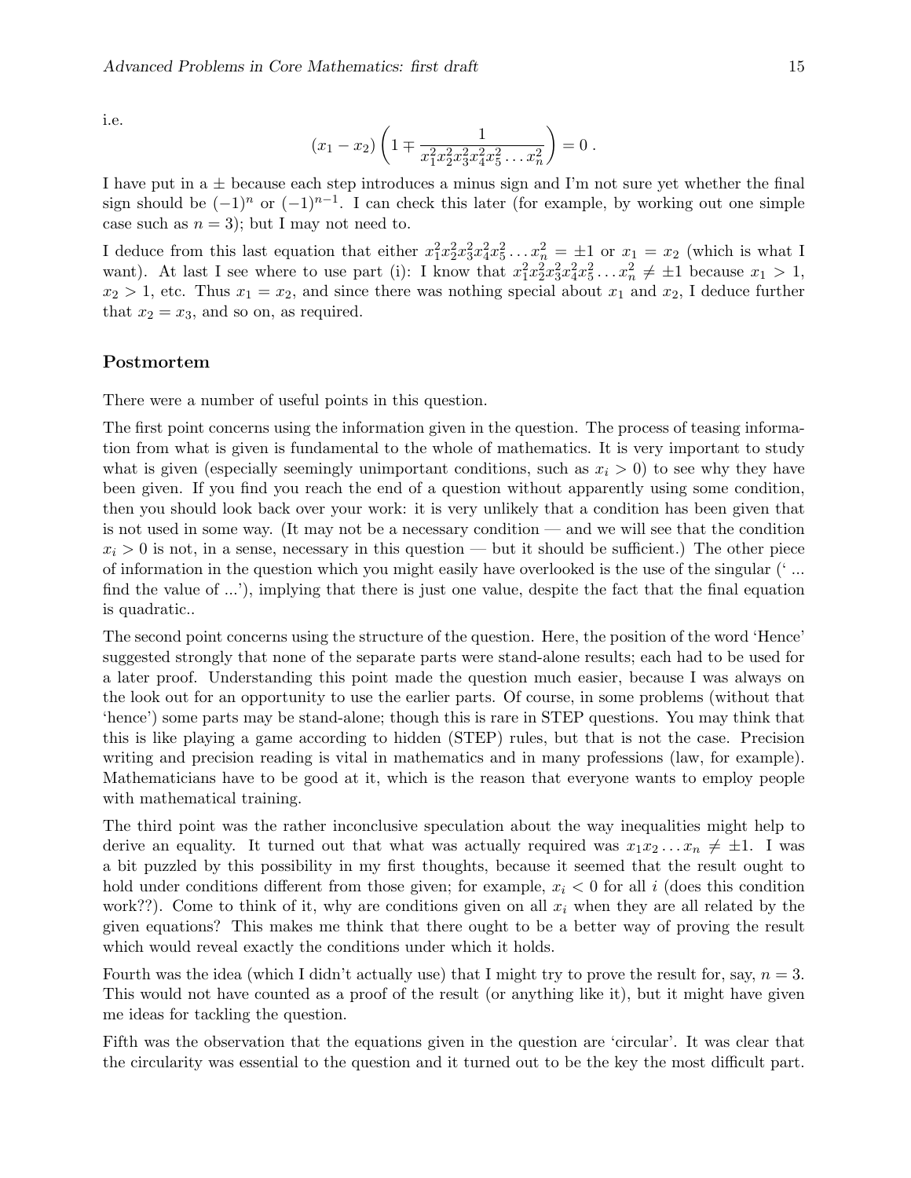i.e.

$$(x_1 - x_2)\left(1 \mp \frac{1}{x_1^2x_2^2x_3^2x_4^2x_5^2\dots x_n^2}\right) = 0\ .$$

I have put in a $\pm$ because each step introduces a minus sign and I'm not sure yet whether the final sign should be $(-1)^n$ or $(-1)^{n-1}$. I can check this later (for example, by working out one simple case such as $n = 3$); but I may not need to.

I deduce from this last equation that either $x_1^2x_2^2x_3^2x_4^2x_5^2\dots x_n^2 = \pm 1$ or $x_1 = x_2$ (which is what I want). At last I see where to use part (i): I know that $x_1^2x_2^2x_3^2x_4^2x_5^2\dots x_n^2 \neq \pm 1$ because $x_1 > 1$, $x_2 > 1$, etc. Thus $x_1 = x_2$, and since there was nothing special about $x_1$ and $x_2$, I deduce further that $x_2 = x_3$, and so on, as required.

## Postmortem

There were a number of useful points in this question.

The first point concerns using the information given in the question. The process of teasing information from what is given is fundamental to the whole of mathematics. It is very important to study what is given (especially seemingly unimportant conditions, such as $x_i > 0$) to see why they have been given. If you find you reach the end of a question without apparently using some condition, then you should look back over your work: it is very unlikely that a condition has been given that is not used in some way. (It may not be a necessary condition — and we will see that the condition $x_i > 0$ is not, in a sense, necessary in this question — but it should be sufficient.) The other piece of information in the question which you might easily have overlooked is the use of the singular (' ... find the value of ...'), implying that there is just one value, despite the fact that the final equation is quadratic..

The second point concerns using the structure of the question. Here, the position of the word 'Hence' suggested strongly that none of the separate parts were stand-alone results; each had to be used for a later proof. Understanding this point made the question much easier, because I was always on the look out for an opportunity to use the earlier parts. Of course, in some problems (without that 'hence') some parts may be stand-alone; though this is rare in STEP questions. You may think that this is like playing a game according to hidden (STEP) rules, but that is not the case. Precision writing and precision reading is vital in mathematics and in many professions (law, for example). Mathematicians have to be good at it, which is the reason that everyone wants to employ people with mathematical training.

The third point was the rather inconclusive speculation about the way inequalities might help to derive an equality. It turned out that what was actually required was $x_1x_2\dots x_n \neq \pm 1$. I was a bit puzzled by this possibility in my first thoughts, because it seemed that the result ought to hold under conditions different from those given; for example, $x_i < 0$ for all $i$ (does this condition work??). Come to think of it, why are conditions given on all $x_i$ when they are all related by the given equations? This makes me think that there ought to be a better way of proving the result which would reveal exactly the conditions under which it holds.

Fourth was the idea (which I didn't actually use) that I might try to prove the result for, say, $n = 3$. This would not have counted as a proof of the result (or anything like it), but it might have given me ideas for tackling the question.

Fifth was the observation that the equations given in the question are 'circular'. It was clear that the circularity was essential to the question and it turned out to be the key the most difficult part.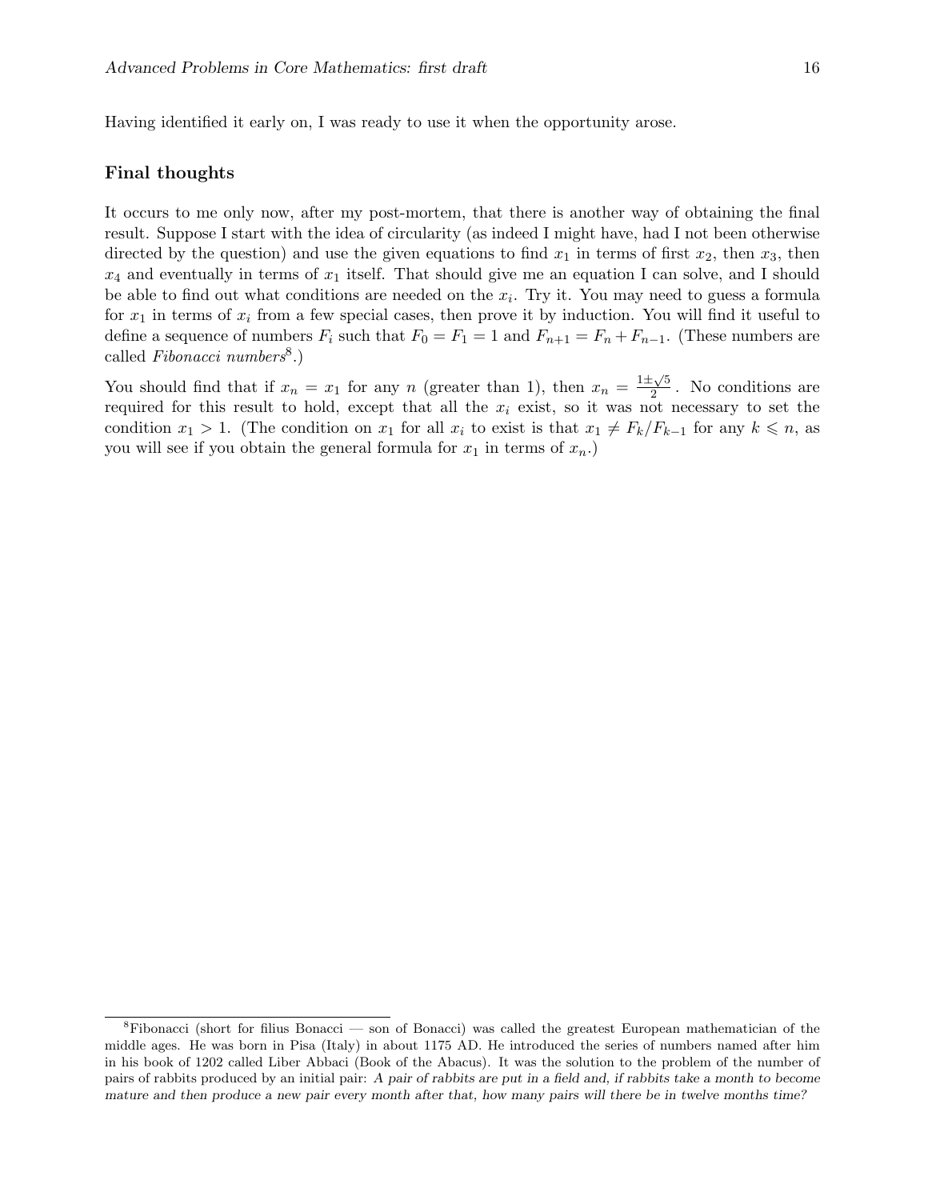Having identified it early on, I was ready to use it when the opportunity arose.

### Final thoughts

It occurs to me only now, after my post-mortem, that there is another way of obtaining the final result. Suppose I start with the idea of circularity (as indeed I might have, had I not been otherwise directed by the question) and use the given equations to find $x_1$ in terms of first $x_2$, then $x_3$, then $x_4$ and eventually in terms of $x_1$ itself. That should give me an equation I can solve, and I should be able to find out what conditions are needed on the $x_i$. Try it. You may need to guess a formula for $x_1$ in terms of $x_i$ from a few special cases, then prove it by induction. You will find it useful to define a sequence of numbers $F_i$ such that $F_0 = F_1 = 1$ and $F_{n+1} = F_n + F_{n-1}$. (These numbers are called *Fibonacci numbers*[8].)

You should find that if $x_n = x_1$ for any $n$ (greater than 1), then $x_n = \frac{1 \pm \sqrt{5}}{2}$. No conditions are required for this result to hold, except that all the $x_i$ exist, so it was not necessary to set the condition $x_1 > 1$. (The condition on $x_1$ for all $x_i$ to exist is that $x_1 \neq F_k/F_{k-1}$ for any $k \leqslant n$, as you will see if you obtain the general formula for $x_1$ in terms of $x_n$.)

---

[8] Fibonacci (short for filius Bonacci — son of Bonacci) was called the greatest European mathematician of the middle ages. He was born in Pisa (Italy) in about 1175 AD. He introduced the series of numbers named after him in his book of 1202 called Liber Abbaci (Book of the Abacus). It was the solution to the problem of the number of pairs of rabbits produced by an initial pair: *A pair of rabbits are put in a field and, if rabbits take a month to become mature and then produce a new pair every month after that, how many pairs will there be in twelve months time?*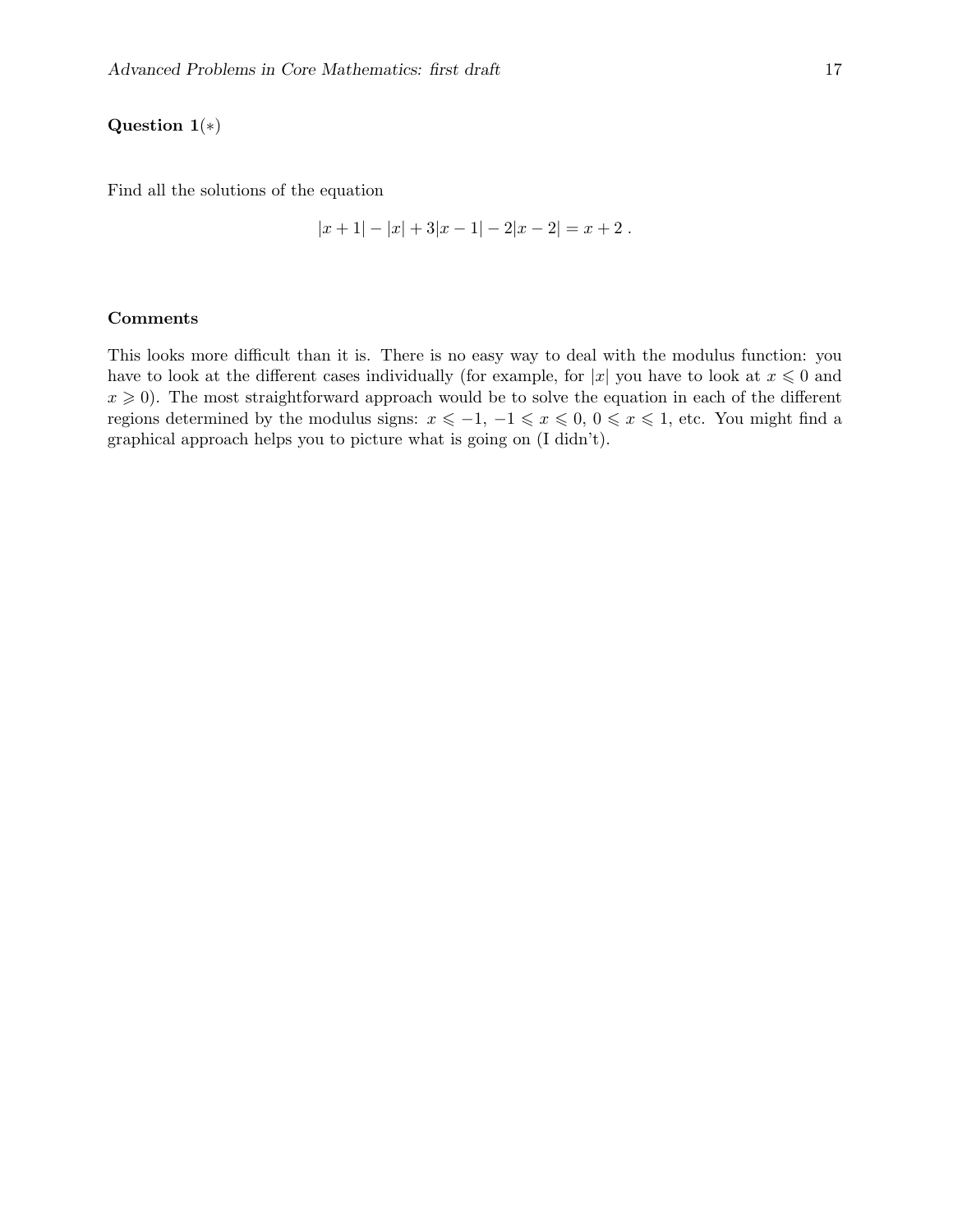**Question 1**($*$)

Find all the solutions of the equation

$$|x+1| - |x| + 3|x-1| - 2|x-2| = x+2\ .$$

**Comments**

This looks more difficult than it is. There is no easy way to deal with the modulus function: you have to look at the different cases individually (for example, for $|x|$ you have to look at $x \leqslant 0$ and $x \geqslant 0$). The most straightforward approach would be to solve the equation in each of the different regions determined by the modulus signs: $x \leqslant -1$, $-1 \leqslant x \leqslant 0$, $0 \leqslant x \leqslant 1$, etc. You might find a graphical approach helps you to picture what is going on (I didn't).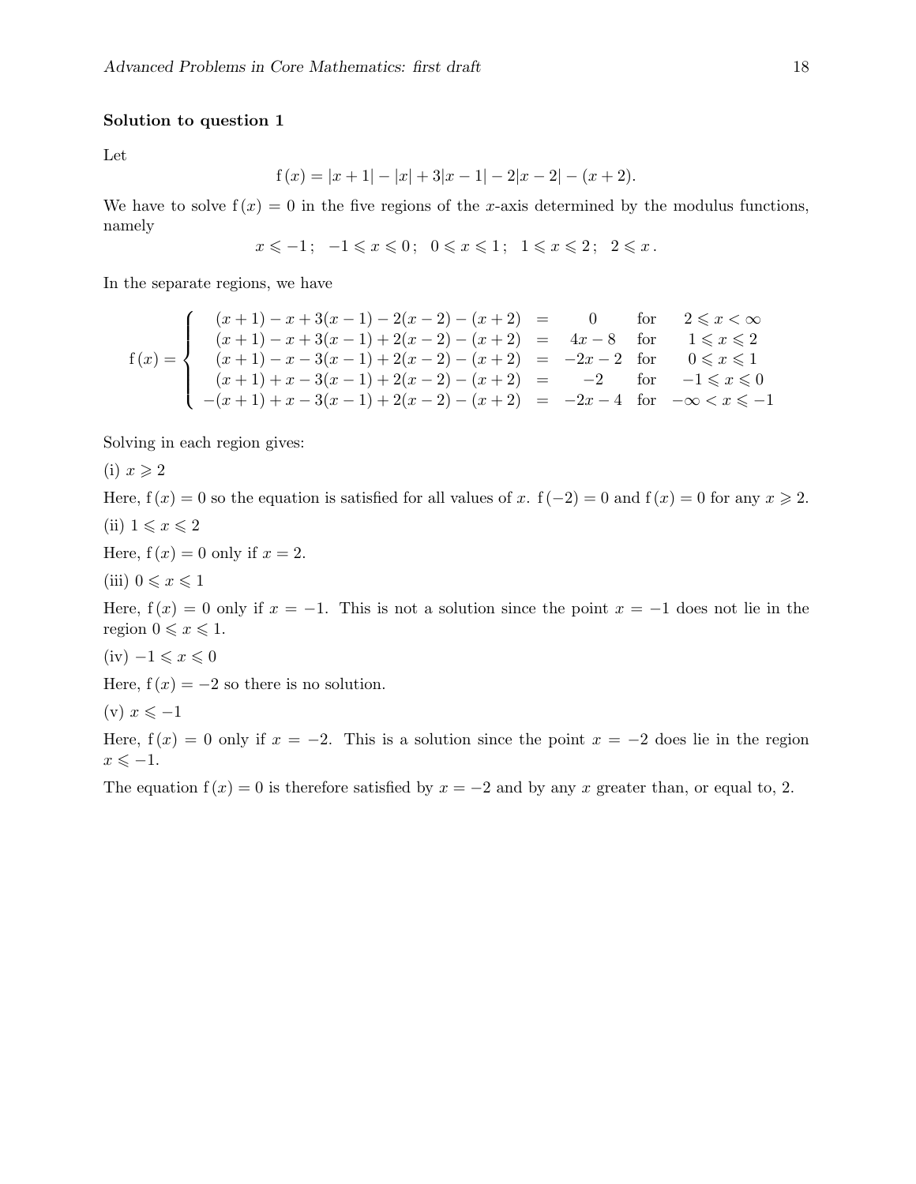**Solution to question 1**

Let

$$\mathrm{f}(x) = |x+1| - |x| + 3|x-1| - 2|x-2| - (x+2).$$

We have to solve $\mathrm{f}(x) = 0$ in the five regions of the $x$-axis determined by the modulus functions, namely

$$x \leqslant -1\,; \quad -1 \leqslant x \leqslant 0\,; \quad 0 \leqslant x \leqslant 1\,; \quad 1 \leqslant x \leqslant 2\,; \quad 2 \leqslant x\,.$$

In the separate regions, we have

$$\mathrm{f}(x) = \begin{cases} (x+1) - x + 3(x-1) - 2(x-2) - (x+2) &= \quad 0 \quad \text{for} \quad 2 \leqslant x < \infty \\ (x+1) - x + 3(x-1) + 2(x-2) - (x+2) &= \quad 4x - 8 \quad \text{for} \quad 1 \leqslant x \leqslant 2 \\ (x+1) - x - 3(x-1) + 2(x-2) - (x+2) &= \quad -2x - 2 \quad \text{for} \quad 0 \leqslant x \leqslant 1 \\ (x+1) + x - 3(x-1) + 2(x-2) - (x+2) &= \quad -2 \quad \text{for} \quad -1 \leqslant x \leqslant 0 \\ -(x+1) + x - 3(x-1) + 2(x-2) - (x+2) &= \quad -2x - 4 \quad \text{for} \quad -\infty < x \leqslant -1 \end{cases}$$

Solving in each region gives:

(i) $x \geqslant 2$

Here, $\mathrm{f}(x) = 0$ so the equation is satisfied for all values of $x$. $\mathrm{f}(-2) = 0$ and $\mathrm{f}(x) = 0$ for any $x \geqslant 2$.

(ii) $1 \leqslant x \leqslant 2$

Here, $\mathrm{f}(x) = 0$ only if $x = 2$.

(iii) $0 \leqslant x \leqslant 1$

Here, $\mathrm{f}(x) = 0$ only if $x = -1$. This is not a solution since the point $x = -1$ does not lie in the region $0 \leqslant x \leqslant 1$.

(iv) $-1 \leqslant x \leqslant 0$

Here, $\mathrm{f}(x) = -2$ so there is no solution.

(v) $x \leqslant -1$

Here, $\mathrm{f}(x) = 0$ only if $x = -2$. This is a solution since the point $x = -2$ does lie in the region $x \leqslant -1$.

The equation $\mathrm{f}(x) = 0$ is therefore satisfied by $x = -2$ and by any $x$ greater than, or equal to, 2.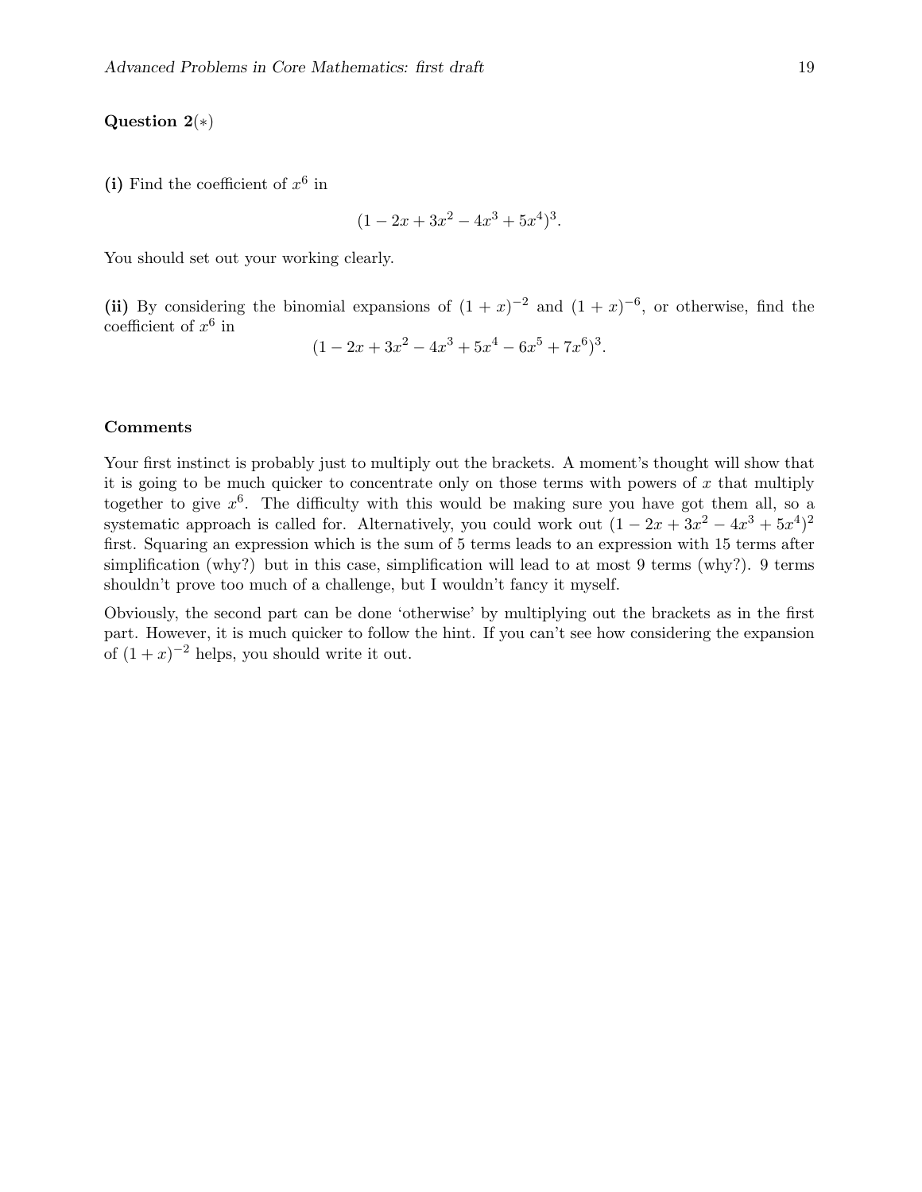**Question 2**$(*)$

**(i)** Find the coefficient of $x^6$ in

$$(1 - 2x + 3x^2 - 4x^3 + 5x^4)^3.$$

You should set out your working clearly.

**(ii)** By considering the binomial expansions of $(1 + x)^{-2}$ and $(1 + x)^{-6}$, or otherwise, find the coefficient of $x^6$ in

$$(1 - 2x + 3x^2 - 4x^3 + 5x^4 - 6x^5 + 7x^6)^3.$$

**Comments**

Your first instinct is probably just to multiply out the brackets. A moment's thought will show that it is going to be much quicker to concentrate only on those terms with powers of $x$ that multiply together to give $x^6$. The difficulty with this would be making sure you have got them all, so a systematic approach is called for. Alternatively, you could work out $(1 - 2x + 3x^2 - 4x^3 + 5x^4)^2$ first. Squaring an expression which is the sum of 5 terms leads to an expression with 15 terms after simplification (why?) but in this case, simplification will lead to at most 9 terms (why?). 9 terms shouldn't prove too much of a challenge, but I wouldn't fancy it myself.

Obviously, the second part can be done 'otherwise' by multiplying out the brackets as in the first part. However, it is much quicker to follow the hint. If you can't see how considering the expansion of $(1 + x)^{-2}$ helps, you should write it out.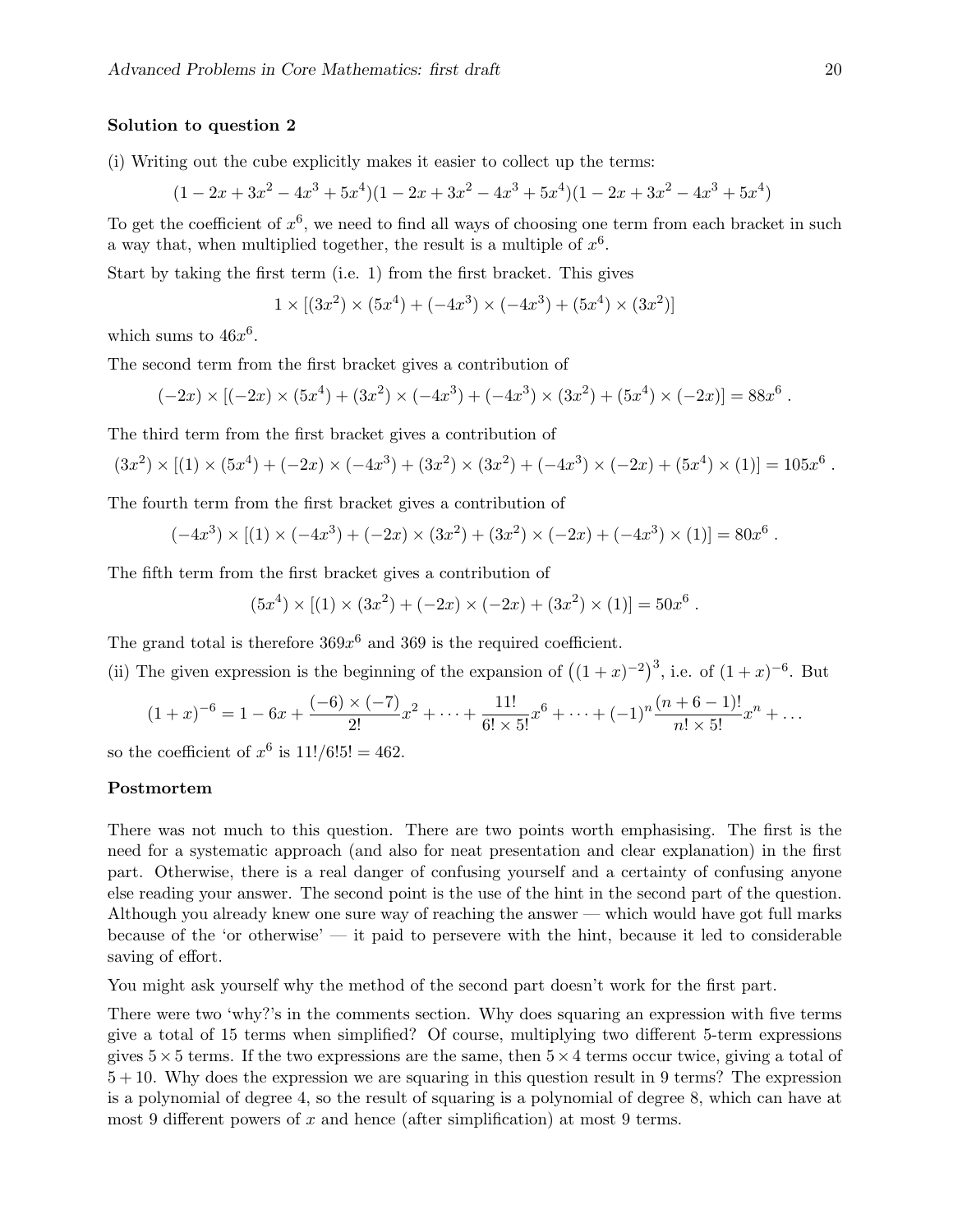**Solution to question 2**

(i) Writing out the cube explicitly makes it easier to collect up the terms:

$$(1-2x+3x^2-4x^3+5x^4)(1-2x+3x^2-4x^3+5x^4)(1-2x+3x^2-4x^3+5x^4)$$

To get the coefficient of $x^6$, we need to find all ways of choosing one term from each bracket in such a way that, when multiplied together, the result is a multiple of $x^6$.

Start by taking the first term (i.e. 1) from the first bracket. This gives

$$1 \times [(3x^2)\times(5x^4) + (-4x^3)\times(-4x^3) + (5x^4)\times(3x^2)]$$

which sums to $46x^6$.

The second term from the first bracket gives a contribution of

$$(-2x)\times[(-2x)\times(5x^4) + (3x^2)\times(-4x^3) + (-4x^3)\times(3x^2) + (5x^4)\times(-2x)] = 88x^6 \, .$$

The third term from the first bracket gives a contribution of

$$(3x^2)\times[(1)\times(5x^4) + (-2x)\times(-4x^3) + (3x^2)\times(3x^2) + (-4x^3)\times(-2x) + (5x^4)\times(1)] = 105x^6 \, .$$

The fourth term from the first bracket gives a contribution of

$$(-4x^3)\times[(1)\times(-4x^3) + (-2x)\times(3x^2) + (3x^2)\times(-2x) + (-4x^3)\times(1)] = 80x^6 \, .$$

The fifth term from the first bracket gives a contribution of

$$(5x^4)\times[(1)\times(3x^2) + (-2x)\times(-2x) + (3x^2)\times(1)] = 50x^6 \, .$$

The grand total is therefore $369x^6$ and 369 is the required coefficient.

(ii) The given expression is the beginning of the expansion of $\big((1+x)^{-2}\big)^3$, i.e. of $(1+x)^{-6}$. But

$$(1+x)^{-6} = 1 - 6x + \frac{(-6)\times(-7)}{2!}x^2 + \cdots + \frac{11!}{6!\times 5!}x^6 + \cdots + (-1)^n\frac{(n+6-1)!}{n!\times 5!}x^n + \ldots$$

so the coefficient of $x^6$ is $11!/6!5! = 462$.

**Postmortem**

There was not much to this question. There are two points worth emphasising. The first is the need for a systematic approach (and also for neat presentation and clear explanation) in the first part. Otherwise, there is a real danger of confusing yourself and a certainty of confusing anyone else reading your answer. The second point is the use of the hint in the second part of the question. Although you already knew one sure way of reaching the answer — which would have got full marks because of the 'or otherwise' — it paid to persevere with the hint, because it led to considerable saving of effort.

You might ask yourself why the method of the second part doesn't work for the first part.

There were two 'why?'s in the comments section. Why does squaring an expression with five terms give a total of 15 terms when simplified? Of course, multiplying two different 5-term expressions gives $5\times 5$ terms. If the two expressions are the same, then $5\times 4$ terms occur twice, giving a total of $5+10$. Why does the expression we are squaring in this question result in 9 terms? The expression is a polynomial of degree 4, so the result of squaring is a polynomial of degree 8, which can have at most 9 different powers of $x$ and hence (after simplification) at most 9 terms.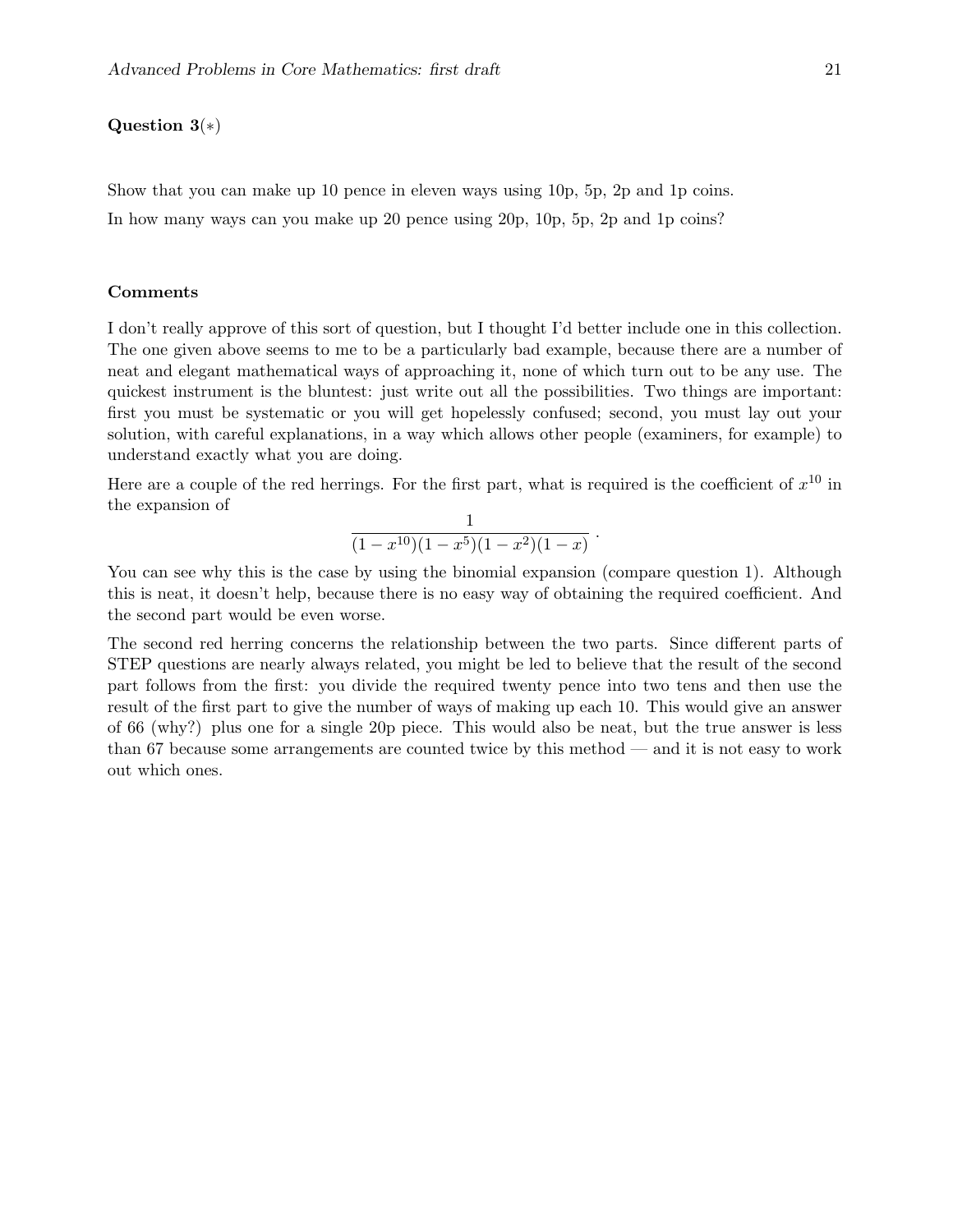**Question 3**(∗)

Show that you can make up 10 pence in eleven ways using 10p, 5p, 2p and 1p coins.

In how many ways can you make up 20 pence using 20p, 10p, 5p, 2p and 1p coins?

**Comments**

I don't really approve of this sort of question, but I thought I'd better include one in this collection. The one given above seems to me to be a particularly bad example, because there are a number of neat and elegant mathematical ways of approaching it, none of which turn out to be any use. The quickest instrument is the bluntest: just write out all the possibilities. Two things are important: first you must be systematic or you will get hopelessly confused; second, you must lay out your solution, with careful explanations, in a way which allows other people (examiners, for example) to understand exactly what you are doing.

Here are a couple of the red herrings. For the first part, what is required is the coefficient of $x^{10}$ in the expansion of

$$\frac{1}{(1-x^{10})(1-x^5)(1-x^2)(1-x)} \, .$$

You can see why this is the case by using the binomial expansion (compare question 1). Although this is neat, it doesn't help, because there is no easy way of obtaining the required coefficient. And the second part would be even worse.

The second red herring concerns the relationship between the two parts. Since different parts of STEP questions are nearly always related, you might be led to believe that the result of the second part follows from the first: you divide the required twenty pence into two tens and then use the result of the first part to give the number of ways of making up each 10. This would give an answer of 66 (why?) plus one for a single 20p piece. This would also be neat, but the true answer is less than 67 because some arrangements are counted twice by this method — and it is not easy to work out which ones.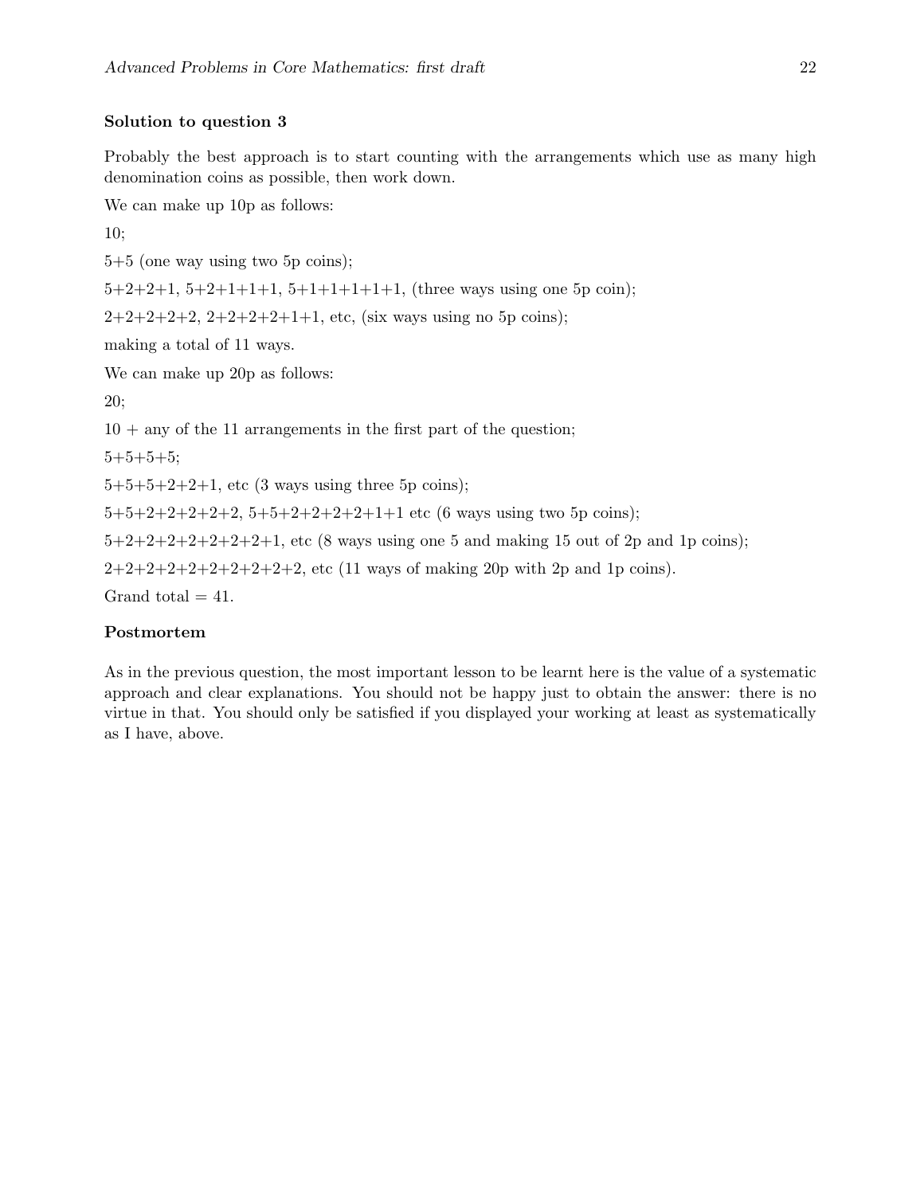**Solution to question 3**

Probably the best approach is to start counting with the arrangements which use as many high denomination coins as possible, then work down.

We can make up 10p as follows:

10;

5+5 (one way using two 5p coins);

5+2+2+1, 5+2+1+1+1, 5+1+1+1+1+1, (three ways using one 5p coin);

2+2+2+2+2, 2+2+2+2+1+1, etc, (six ways using no 5p coins);

making a total of 11 ways.

We can make up 20p as follows:

20;

10 + any of the 11 arrangements in the first part of the question;

5+5+5+5;

5+5+5+2+2+1, etc (3 ways using three 5p coins);

5+5+2+2+2+2+2, 5+5+2+2+2+2+1+1 etc (6 ways using two 5p coins);

5+2+2+2+2+2+2+2+1, etc (8 ways using one 5 and making 15 out of 2p and 1p coins);

2+2+2+2+2+2+2+2+2+2, etc (11 ways of making 20p with 2p and 1p coins).

Grand total = 41.

**Postmortem**

As in the previous question, the most important lesson to be learnt here is the value of a systematic approach and clear explanations. You should not be happy just to obtain the answer: there is no virtue in that. You should only be satisfied if you displayed your working at least as systematically as I have, above.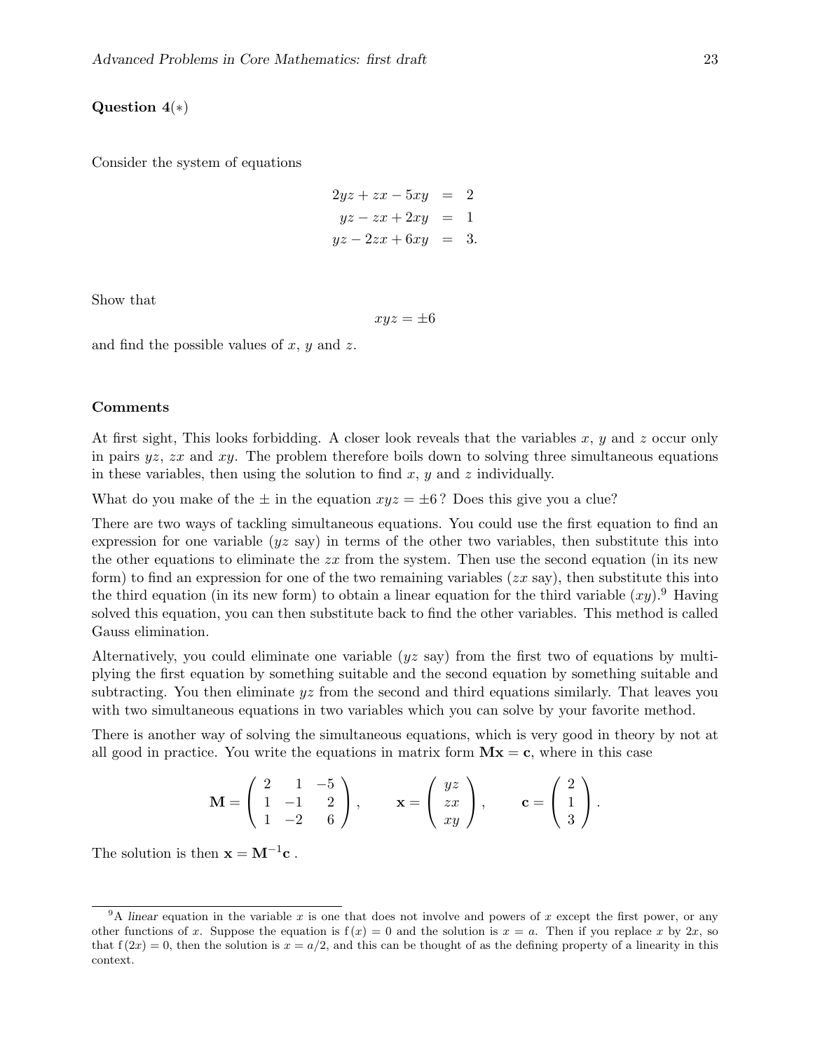**Question 4**($*$)

Consider the system of equations

$$
\begin{aligned}
2yz + zx - 5xy &= 2 \\
yz - zx + 2xy &= 1 \\
yz - 2zx + 6xy &= 3.
\end{aligned}
$$

Show that

$$xyz = \pm 6$$

and find the possible values of $x$, $y$ and $z$.

**Comments**

At first sight, This looks forbidding. A closer look reveals that the variables $x$, $y$ and $z$ occur only in pairs $yz$, $zx$ and $xy$. The problem therefore boils down to solving three simultaneous equations in these variables, then using the solution to find $x$, $y$ and $z$ individually.

What do you make of the $\pm$ in the equation $xyz = \pm 6$ ? Does this give you a clue?

There are two ways of tackling simultaneous equations. You could use the first equation to find an expression for one variable ($yz$ say) in terms of the other two variables, then substitute this into the other equations to eliminate the $zx$ from the system. Then use the second equation (in its new form) to find an expression for one of the two remaining variables ($zx$ say), then substitute this into the third equation (in its new form) to obtain a linear equation for the third variable ($xy$).[9] Having solved this equation, you can then substitute back to find the other variables. This method is called Gauss elimination.

Alternatively, you could eliminate one variable ($yz$ say) from the first two of equations by multiplying the first equation by something suitable and the second equation by something suitable and subtracting. You then eliminate $yz$ from the second and third equations similarly. That leaves you with two simultaneous equations in two variables which you can solve by your favorite method.

There is another way of solving the simultaneous equations, which is very good in theory by not at all good in practice. You write the equations in matrix form $\mathbf{Mx} = \mathbf{c}$, where in this case

$$
\mathbf{M} = \begin{pmatrix} 2 & 1 & -5 \\ 1 & -1 & 2 \\ 1 & -2 & 6 \end{pmatrix}, \qquad \mathbf{x} = \begin{pmatrix} yz \\ zx \\ xy \end{pmatrix}, \qquad \mathbf{c} = \begin{pmatrix} 2 \\ 1 \\ 3 \end{pmatrix}.
$$

The solution is then $\mathbf{x} = \mathbf{M}^{-1}\mathbf{c}$ .

---

[9] A *linear* equation in the variable $x$ is one that does not involve and powers of $x$ except the first power, or any other functions of $x$. Suppose the equation is $\mathrm{f}(x) = 0$ and the solution is $x = a$. Then if you replace $x$ by $2x$, so that $\mathrm{f}(2x) = 0$, then the solution is $x = a/2$, and this can be thought of as the defining property of a linearity in this context.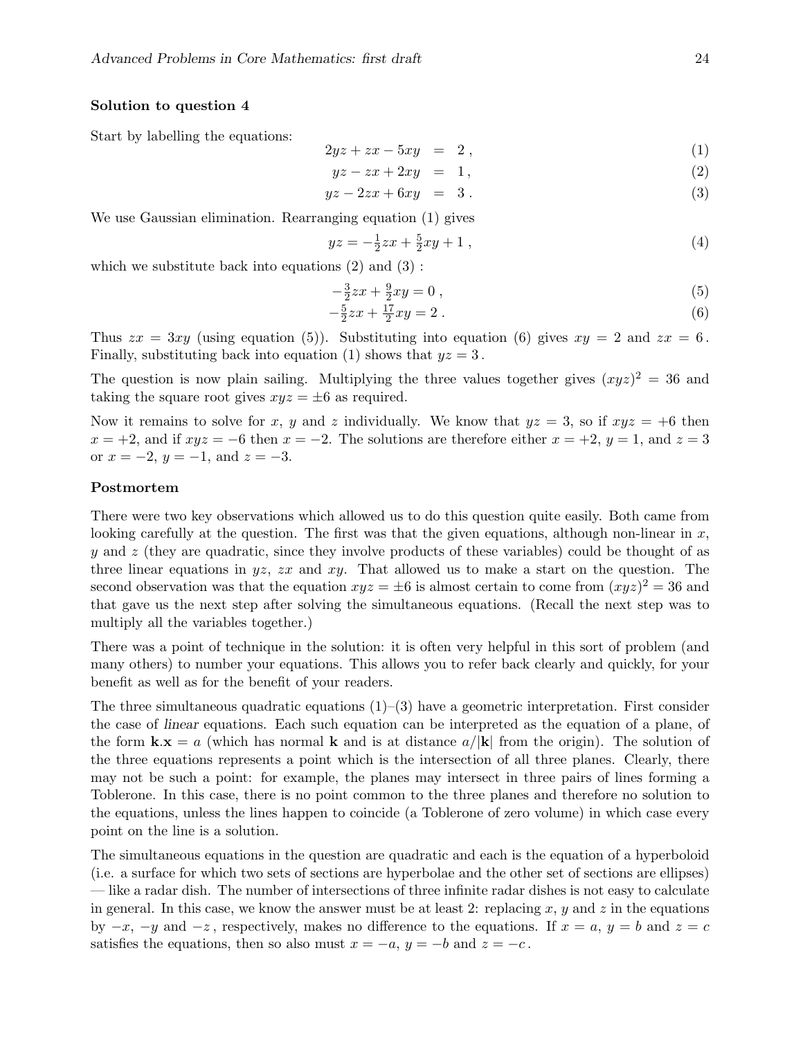**Solution to question 4**

Start by labelling the equations:

$$2yz + zx - 5xy = 2\,, \tag{1}$$

$$yz - zx + 2xy = 1\,, \tag{2}$$

$$yz - 2zx + 6xy = 3\,. \tag{3}$$

We use Gaussian elimination. Rearranging equation (1) gives

$$yz = -\tfrac{1}{2}zx + \tfrac{5}{2}xy + 1\,, \tag{4}$$

which we substitute back into equations (2) and (3) :

$$-\tfrac{3}{2}zx + \tfrac{9}{2}xy = 0\,, \tag{5}$$

$$-\tfrac{5}{2}zx + \tfrac{17}{2}xy = 2\,. \tag{6}$$

Thus $zx = 3xy$ (using equation (5)). Substituting into equation (6) gives $xy = 2$ and $zx = 6$. Finally, substituting back into equation (1) shows that $yz = 3$.

The question is now plain sailing. Multiplying the three values together gives $(xyz)^2 = 36$ and taking the square root gives $xyz = \pm 6$ as required.

Now it remains to solve for $x$, $y$ and $z$ individually. We know that $yz = 3$, so if $xyz = +6$ then $x = +2$, and if $xyz = -6$ then $x = -2$. The solutions are therefore either $x = +2$, $y = 1$, and $z = 3$ or $x = -2$, $y = -1$, and $z = -3$.

**Postmortem**

There were two key observations which allowed us to do this question quite easily. Both came from looking carefully at the question. The first was that the given equations, although non-linear in $x$, $y$ and $z$ (they are quadratic, since they involve products of these variables) could be thought of as three linear equations in $yz$, $zx$ and $xy$. That allowed us to make a start on the question. The second observation was that the equation $xyz = \pm 6$ is almost certain to come from $(xyz)^2 = 36$ and that gave us the next step after solving the simultaneous equations. (Recall the next step was to multiply all the variables together.)

There was a point of technique in the solution: it is often very helpful in this sort of problem (and many others) to number your equations. This allows you to refer back clearly and quickly, for your benefit as well as for the benefit of your readers.

The three simultaneous quadratic equations (1)–(3) have a geometric interpretation. First consider the case of *linear* equations. Each such equation can be interpreted as the equation of a plane, of the form $\mathbf{k}.\mathbf{x} = a$ (which has normal $\mathbf{k}$ and is at distance $a/|\mathbf{k}|$ from the origin). The solution of the three equations represents a point which is the intersection of all three planes. Clearly, there may not be such a point: for example, the planes may intersect in three pairs of lines forming a Toblerone. In this case, there is no point common to the three planes and therefore no solution to the equations, unless the lines happen to coincide (a Toblerone of zero volume) in which case every point on the line is a solution.

The simultaneous equations in the question are quadratic and each is the equation of a hyperboloid (i.e. a surface for which two sets of sections are hyperbolae and the other set of sections are ellipses) — like a radar dish. The number of intersections of three infinite radar dishes is not easy to calculate in general. In this case, we know the answer must be at least 2: replacing $x$, $y$ and $z$ in the equations by $-x$, $-y$ and $-z$, respectively, makes no difference to the equations. If $x = a$, $y = b$ and $z = c$ satisfies the equations, then so also must $x = -a$, $y = -b$ and $z = -c$.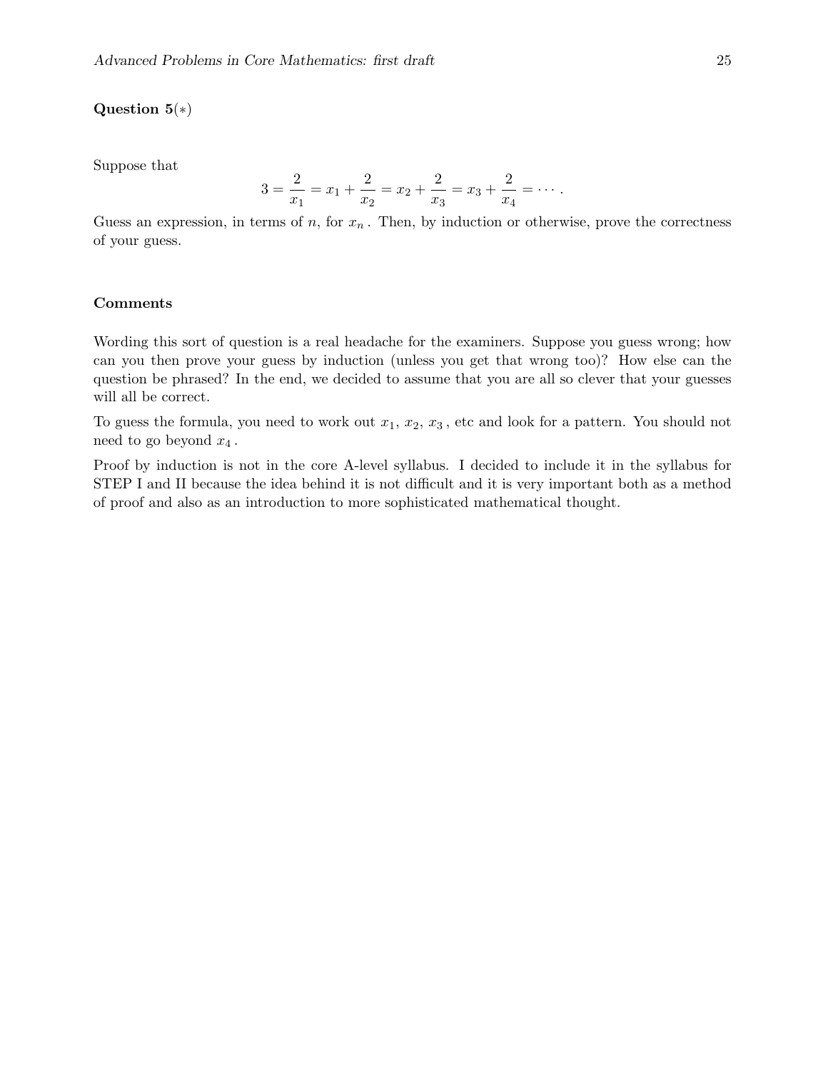**Question 5**(∗)

Suppose that

$$3 = \frac{2}{x_1} = x_1 + \frac{2}{x_2} = x_2 + \frac{2}{x_3} = x_3 + \frac{2}{x_4} = \cdots .$$

Guess an expression, in terms of $n$, for $x_n$. Then, by induction or otherwise, prove the correctness of your guess.

**Comments**

Wording this sort of question is a real headache for the examiners. Suppose you guess wrong; how can you then prove your guess by induction (unless you get that wrong too)? How else can the question be phrased? In the end, we decided to assume that you are all so clever that your guesses will all be correct.

To guess the formula, you need to work out $x_1$, $x_2$, $x_3$, etc and look for a pattern. You should not need to go beyond $x_4$.

Proof by induction is not in the core A-level syllabus. I decided to include it in the syllabus for STEP I and II because the idea behind it is not difficult and it is very important both as a method of proof and also as an introduction to more sophisticated mathematical thought.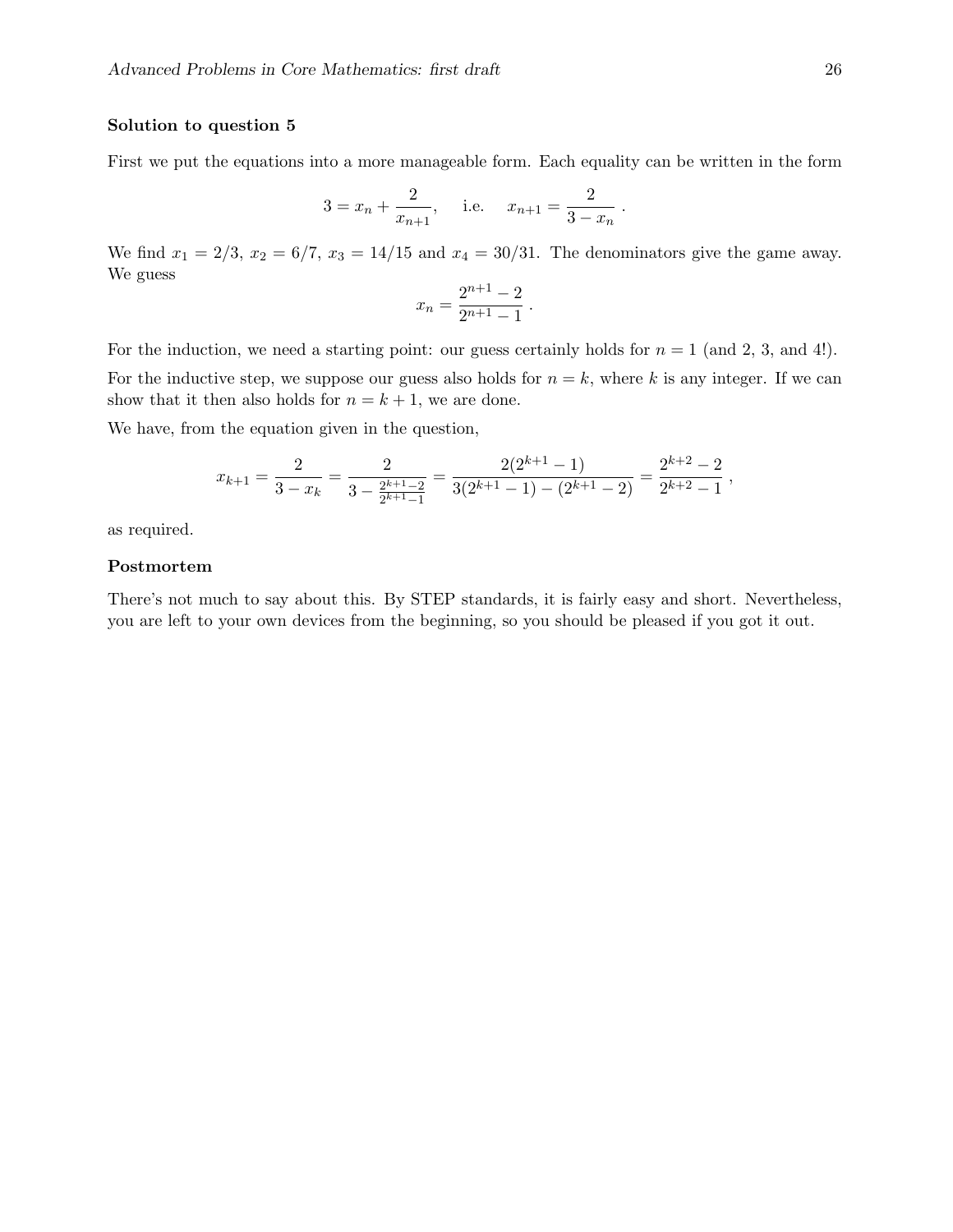### Solution to question 5

First we put the equations into a more manageable form. Each equality can be written in the form

$$3 = x_n + \frac{2}{x_{n+1}}, \quad \text{i.e.} \quad x_{n+1} = \frac{2}{3 - x_n} .$$

We find $x_1 = 2/3$, $x_2 = 6/7$, $x_3 = 14/15$ and $x_4 = 30/31$. The denominators give the game away. We guess

$$x_n = \frac{2^{n+1} - 2}{2^{n+1} - 1} .$$

For the induction, we need a starting point: our guess certainly holds for $n = 1$ (and 2, 3, and 4!).

For the inductive step, we suppose our guess also holds for $n = k$, where $k$ is any integer. If we can show that it then also holds for $n = k + 1$, we are done.

We have, from the equation given in the question,

$$x_{k+1} = \frac{2}{3 - x_k} = \frac{2}{3 - \frac{2^{k+1}-2}{2^{k+1}-1}} = \frac{2(2^{k+1} - 1)}{3(2^{k+1} - 1) - (2^{k+1} - 2)} = \frac{2^{k+2} - 2}{2^{k+2} - 1} ,$$

as required.

### Postmortem

There's not much to say about this. By STEP standards, it is fairly easy and short. Nevertheless, you are left to your own devices from the beginning, so you should be pleased if you got it out.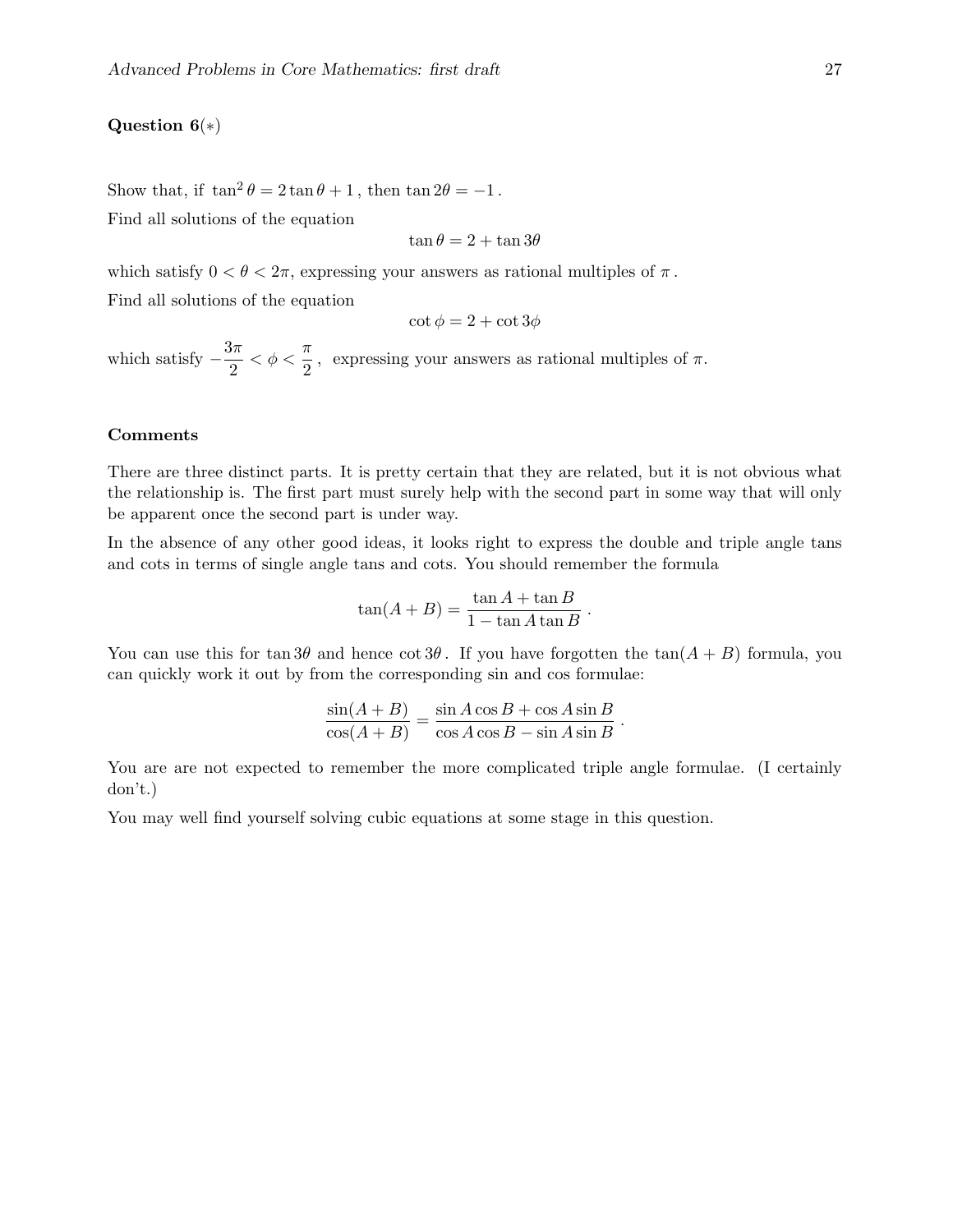**Question 6**($*$)

Show that, if $\tan^2\theta = 2\tan\theta + 1$, then $\tan 2\theta = -1$.

Find all solutions of the equation

$$\tan\theta = 2 + \tan 3\theta$$

which satisfy $0 < \theta < 2\pi$, expressing your answers as rational multiples of $\pi$.

Find all solutions of the equation

$$\cot\phi = 2 + \cot 3\phi$$

which satisfy $-\dfrac{3\pi}{2} < \phi < \dfrac{\pi}{2}$, expressing your answers as rational multiples of $\pi$.

**Comments**

There are three distinct parts. It is pretty certain that they are related, but it is not obvious what the relationship is. The first part must surely help with the second part in some way that will only be apparent once the second part is under way.

In the absence of any other good ideas, it looks right to express the double and triple angle tans and cots in terms of single angle tans and cots. You should remember the formula

$$\tan(A+B) = \frac{\tan A + \tan B}{1 - \tan A \tan B}\,.$$

You can use this for $\tan 3\theta$ and hence $\cot 3\theta$. If you have forgotten the $\tan(A+B)$ formula, you can quickly work it out by from the corresponding sin and cos formulae:

$$\frac{\sin(A+B)}{\cos(A+B)} = \frac{\sin A\cos B + \cos A \sin B}{\cos A \cos B - \sin A \sin B}\,.$$

You are are not expected to remember the more complicated triple angle formulae. (I certainly don't.)

You may well find yourself solving cubic equations at some stage in this question.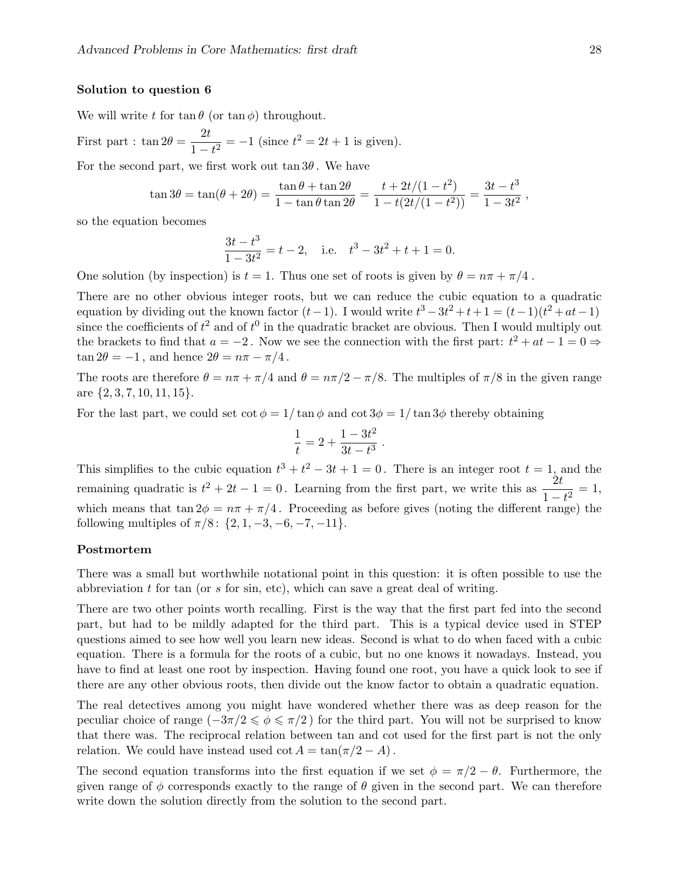**Solution to question 6**

We will write $t$ for $\tan\theta$ (or $\tan\phi$) throughout.

First part : $\tan 2\theta = \dfrac{2t}{1-t^2} = -1$ (since $t^2 = 2t+1$ is given).

For the second part, we first work out $\tan 3\theta$. We have

$$\tan 3\theta = \tan(\theta + 2\theta) = \frac{\tan\theta + \tan 2\theta}{1 - \tan\theta\tan 2\theta} = \frac{t + 2t/(1-t^2)}{1 - t(2t/(1-t^2))} = \frac{3t - t^3}{1 - 3t^2}\,,$$

so the equation becomes

$$\frac{3t - t^3}{1-3t^2} = t - 2, \quad \text{i.e.} \quad t^3 - 3t^2 + t + 1 = 0.$$

One solution (by inspection) is $t = 1$. Thus one set of roots is given by $\theta = n\pi + \pi/4$.

There are no other obvious integer roots, but we can reduce the cubic equation to a quadratic equation by dividing out the known factor $(t-1)$. I would write $t^3 - 3t^2 + t + 1 = (t-1)(t^2 + at - 1)$ since the coefficients of $t^2$ and of $t^0$ in the quadratic bracket are obvious. Then I would multiply out the brackets to find that $a = -2$. Now we see the connection with the first part: $t^2 + at - 1 = 0 \Rightarrow \tan 2\theta = -1$, and hence $2\theta = n\pi - \pi/4$.

The roots are therefore $\theta = n\pi + \pi/4$ and $\theta = n\pi/2 - \pi/8$. The multiples of $\pi/8$ in the given range are $\{2, 3, 7, 10, 11, 15\}$.

For the last part, we could set $\cot\phi = 1/\tan\phi$ and $\cot 3\phi = 1/\tan 3\phi$ thereby obtaining

$$\frac{1}{t} = 2 + \frac{1 - 3t^2}{3t - t^3}\,.$$

This simplifies to the cubic equation $t^3 + t^2 - 3t + 1 = 0$. There is an integer root $t = 1$, and the remaining quadratic is $t^2 + 2t - 1 = 0$. Learning from the first part, we write this as $\dfrac{2t}{1-t^2} = 1$, which means that $\tan 2\phi = n\pi + \pi/4$. Proceeding as before gives (noting the different range) the following multiples of $\pi/8$: $\{2, 1, -3, -6, -7, -11\}$.

**Postmortem**

There was a small but worthwhile notational point in this question: it is often possible to use the abbreviation $t$ for tan (or $s$ for sin, etc), which can save a great deal of writing.

There are two other points worth recalling. First is the way that the first part fed into the second part, but had to be mildly adapted for the third part. This is a typical device used in STEP questions aimed to see how well you learn new ideas. Second is what to do when faced with a cubic equation. There is a formula for the roots of a cubic, but no one knows it nowadays. Instead, you have to find at least one root by inspection. Having found one root, you have a quick look to see if there are any other obvious roots, then divide out the know factor to obtain a quadratic equation.

The real detectives among you might have wondered whether there was as deep reason for the peculiar choice of range ($-3\pi/2 \leqslant \phi \leqslant \pi/2$) for the third part. You will not be surprised to know that there was. The reciprocal relation between tan and cot used for the first part is not the only relation. We could have instead used $\cot A = \tan(\pi/2 - A)$.

The second equation transforms into the first equation if we set $\phi = \pi/2 - \theta$. Furthermore, the given range of $\phi$ corresponds exactly to the range of $\theta$ given in the second part. We can therefore write down the solution directly from the solution to the second part.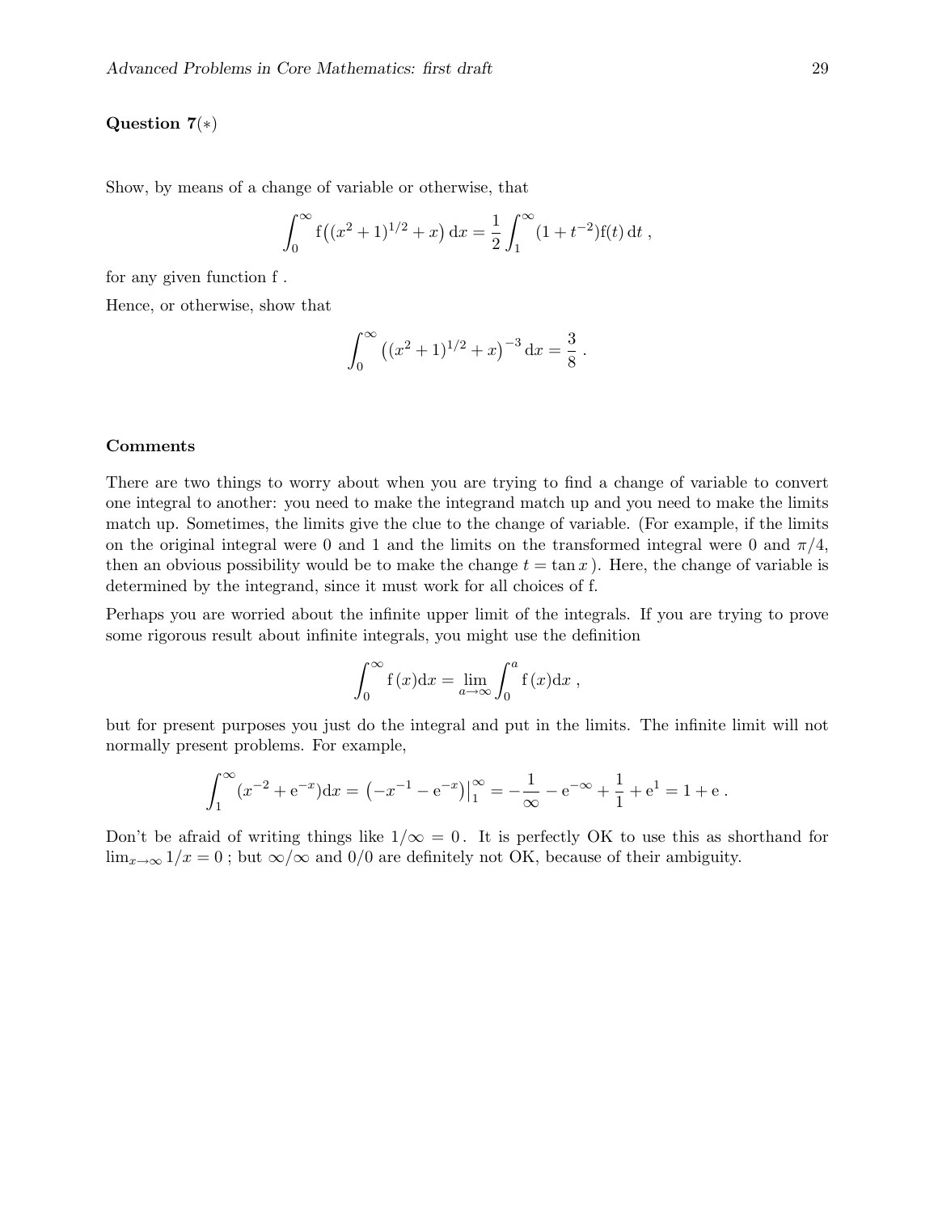**Question 7**(∗)

Show, by means of a change of variable or otherwise, that

$$\int_0^\infty \mathrm{f}\big((x^2+1)^{1/2}+x\big)\,\mathrm{d}x = \frac{1}{2}\int_1^\infty (1+t^{-2})\mathrm{f}(t)\,\mathrm{d}t\ ,$$

for any given function f .

Hence, or otherwise, show that

$$\int_0^\infty \big((x^2+1)^{1/2}+x\big)^{-3}\,\mathrm{d}x = \frac{3}{8}\ .$$

**Comments**

There are two things to worry about when you are trying to find a change of variable to convert one integral to another: you need to make the integrand match up and you need to make the limits match up. Sometimes, the limits give the clue to the change of variable. (For example, if the limits on the original integral were 0 and 1 and the limits on the transformed integral were 0 and $\pi/4$, then an obvious possibility would be to make the change $t = \tan x$ ). Here, the change of variable is determined by the integrand, since it must work for all choices of f.

Perhaps you are worried about the infinite upper limit of the integrals. If you are trying to prove some rigorous result about infinite integrals, you might use the definition

$$\int_0^\infty \mathrm{f}\,(x)\mathrm{d}x = \lim_{a\to\infty}\int_0^a \mathrm{f}\,(x)\mathrm{d}x\ ,$$

but for present purposes you just do the integral and put in the limits. The infinite limit will not normally present problems. For example,

$$\int_1^\infty (x^{-2}+\mathrm{e}^{-x})\mathrm{d}x = \big(-x^{-1}-\mathrm{e}^{-x}\big)\big|_1^\infty = -\frac{1}{\infty} - \mathrm{e}^{-\infty} + \frac{1}{1} + \mathrm{e}^{1} = 1+\mathrm{e}\ .$$

Don't be afraid of writing things like $1/\infty = 0$. It is perfectly OK to use this as shorthand for $\lim_{x\to\infty} 1/x = 0$ ; but $\infty/\infty$ and $0/0$ are definitely not OK, because of their ambiguity.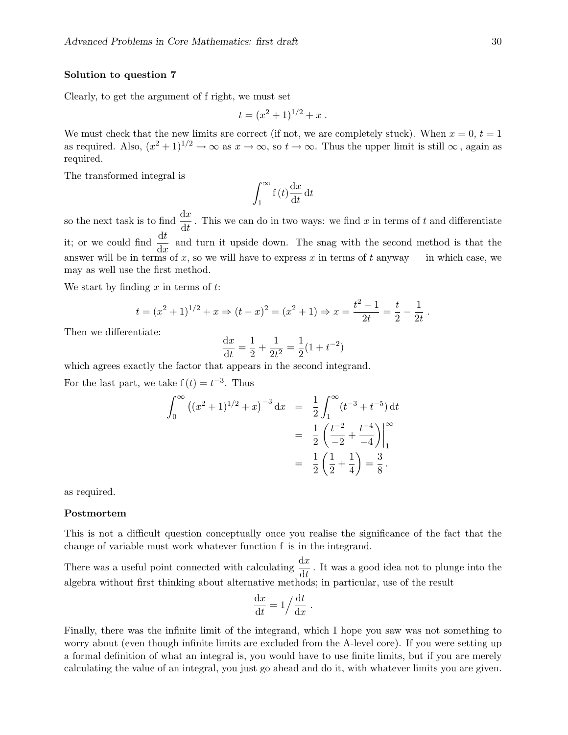**Solution to question 7**

Clearly, to get the argument of f right, we must set

$$t = (x^2 + 1)^{1/2} + x \; .$$

We must check that the new limits are correct (if not, we are completely stuck). When $x = 0$, $t = 1$ as required. Also, $(x^2 + 1)^{1/2} \to \infty$ as $x \to \infty$, so $t \to \infty$. Thus the upper limit is still $\infty$ , again as required.

The transformed integral is

$$\int_1^\infty \mathrm{f}\,(t) \frac{\mathrm{d}x}{\mathrm{d}t} \, \mathrm{d}t$$

so the next task is to find $\dfrac{\mathrm{d}x}{\mathrm{d}t}$ . This we can do in two ways: we find $x$ in terms of $t$ and differentiate it; or we could find $\dfrac{\mathrm{d}t}{\mathrm{d}x}$ and turn it upside down. The snag with the second method is that the answer will be in terms of $x$, so we will have to express $x$ in terms of $t$ anyway — in which case, we may as well use the first method.

We start by finding $x$ in terms of $t$:

$$t = (x^2 + 1)^{1/2} + x \Rightarrow (t - x)^2 = (x^2 + 1) \Rightarrow x = \frac{t^2 - 1}{2t} = \frac{t}{2} - \frac{1}{2t} \; .$$

Then we differentiate:

$$\frac{\mathrm{d}x}{\mathrm{d}t} = \frac{1}{2} + \frac{1}{2t^2} = \frac{1}{2}(1 + t^{-2})$$

which agrees exactly the factor that appears in the second integrand.

For the last part, we take $\mathrm{f}\,(t) = t^{-3}$. Thus

$$\begin{aligned}
\int_0^\infty \left((x^2 + 1)^{1/2} + x\right)^{-3} \mathrm{d}x &= \frac{1}{2} \int_1^\infty (t^{-3} + t^{-5}) \, \mathrm{d}t \\
&= \frac{1}{2} \left( \frac{t^{-2}}{-2} + \frac{t^{-4}}{-4} \right) \Bigg|_1^\infty \\
&= \frac{1}{2} \left( \frac{1}{2} + \frac{1}{4} \right) = \frac{3}{8} \, .
\end{aligned}$$

as required.

**Postmortem**

This is not a difficult question conceptually once you realise the significance of the fact that the change of variable must work whatever function f is in the integrand.

There was a useful point connected with calculating $\dfrac{\mathrm{d}x}{\mathrm{d}t}$ . It was a good idea not to plunge into the algebra without first thinking about alternative methods; in particular, use of the result

$$\frac{\mathrm{d}x}{\mathrm{d}t} = 1 \Big/ \frac{\mathrm{d}t}{\mathrm{d}x} \; .$$

Finally, there was the infinite limit of the integrand, which I hope you saw was not something to worry about (even though infinite limits are excluded from the A-level core). If you were setting up a formal definition of what an integral is, you would have to use finite limits, but if you are merely calculating the value of an integral, you just go ahead and do it, with whatever limits you are given.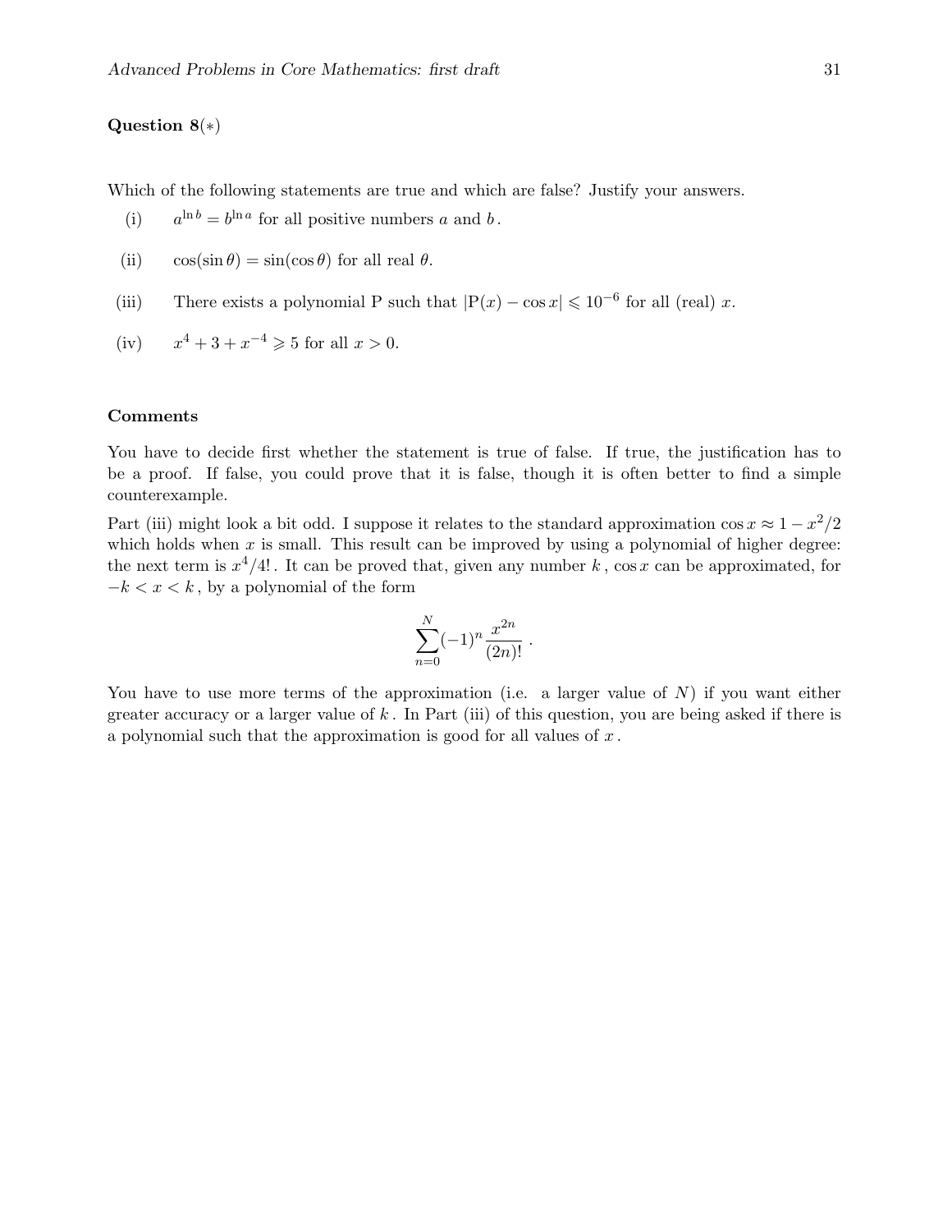**Question 8**(*)

Which of the following statements are true and which are false? Justify your answers.

(i) $a^{\ln b} = b^{\ln a}$ for all positive numbers $a$ and $b$.

(ii) $\cos(\sin\theta) = \sin(\cos\theta)$ for all real $\theta$.

(iii) There exists a polynomial P such that $|\mathrm{P}(x) - \cos x| \leqslant 10^{-6}$ for all (real) $x$.

(iv) $x^4 + 3 + x^{-4} \geqslant 5$ for all $x > 0$.

**Comments**

You have to decide first whether the statement is true of false. If true, the justification has to be a proof. If false, you could prove that it is false, though it is often better to find a simple counterexample.

Part (iii) might look a bit odd. I suppose it relates to the standard approximation $\cos x \approx 1 - x^2/2$ which holds when $x$ is small. This result can be improved by using a polynomial of higher degree: the next term is $x^4/4!$. It can be proved that, given any number $k$, $\cos x$ can be approximated, for $-k < x < k$, by a polynomial of the form

$$\sum_{n=0}^{N} (-1)^n \frac{x^{2n}}{(2n)!} .$$

You have to use more terms of the approximation (i.e. a larger value of $N$) if you want either greater accuracy or a larger value of $k$. In Part (iii) of this question, you are being asked if there is a polynomial such that the approximation is good for all values of $x$.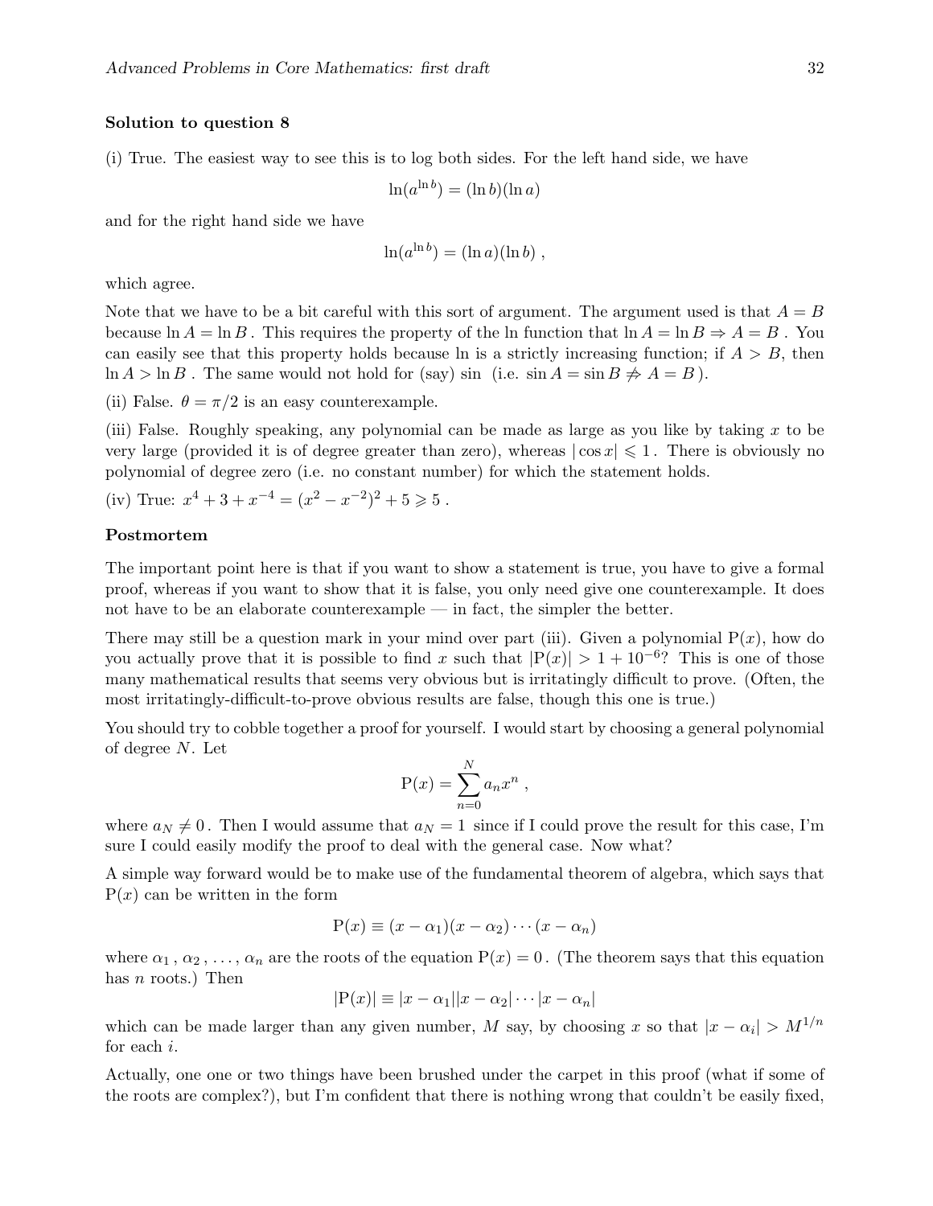**Solution to question 8**

(i) True. The easiest way to see this is to log both sides. For the left hand side, we have

$$\ln(a^{\ln b}) = (\ln b)(\ln a)$$

and for the right hand side we have

$$\ln(a^{\ln b}) = (\ln a)(\ln b) \ ,$$

which agree.

Note that we have to be a bit careful with this sort of argument. The argument used is that $A = B$ because $\ln A = \ln B$. This requires the property of the ln function that $\ln A = \ln B \Rightarrow A = B$. You can easily see that this property holds because ln is a strictly increasing function; if $A > B$, then $\ln A > \ln B$. The same would not hold for (say) sin (i.e. $\sin A = \sin B \not\Rightarrow A = B$).

(ii) False. $\theta = \pi/2$ is an easy counterexample.

(iii) False. Roughly speaking, any polynomial can be made as large as you like by taking $x$ to be very large (provided it is of degree greater than zero), whereas $|\cos x| \leqslant 1$. There is obviously no polynomial of degree zero (i.e. no constant number) for which the statement holds.

(iv) True: $x^4 + 3 + x^{-4} = (x^2 - x^{-2})^2 + 5 \geqslant 5$.

**Postmortem**

The important point here is that if you want to show a statement is true, you have to give a formal proof, whereas if you want to show that it is false, you only need give one counterexample. It does not have to be an elaborate counterexample — in fact, the simpler the better.

There may still be a question mark in your mind over part (iii). Given a polynomial $\mathrm{P}(x)$, how do you actually prove that it is possible to find $x$ such that $|\mathrm{P}(x)| > 1 + 10^{-6}$? This is one of those many mathematical results that seems very obvious but is irritatingly difficult to prove. (Often, the most irritatingly-difficult-to-prove obvious results are false, though this one is true.)

You should try to cobble together a proof for yourself. I would start by choosing a general polynomial of degree $N$. Let

$$\mathrm{P}(x) = \sum_{n=0}^{N} a_n x^n \ ,$$

where $a_N \neq 0$. Then I would assume that $a_N = 1$ since if I could prove the result for this case, I'm sure I could easily modify the proof to deal with the general case. Now what?

A simple way forward would be to make use of the fundamental theorem of algebra, which says that $\mathrm{P}(x)$ can be written in the form

$$\mathrm{P}(x) \equiv (x - \alpha_1)(x - \alpha_2) \cdots (x - \alpha_n)$$

where $\alpha_1$, $\alpha_2$, ..., $\alpha_n$ are the roots of the equation $\mathrm{P}(x) = 0$. (The theorem says that this equation has $n$ roots.) Then

$$|\mathrm{P}(x)| \equiv |x - \alpha_1||x - \alpha_2| \cdots |x - \alpha_n|$$

which can be made larger than any given number, $M$ say, by choosing $x$ so that $|x - \alpha_i| > M^{1/n}$ for each $i$.

Actually, one one or two things have been brushed under the carpet in this proof (what if some of the roots are complex?), but I'm confident that there is nothing wrong that couldn't be easily fixed,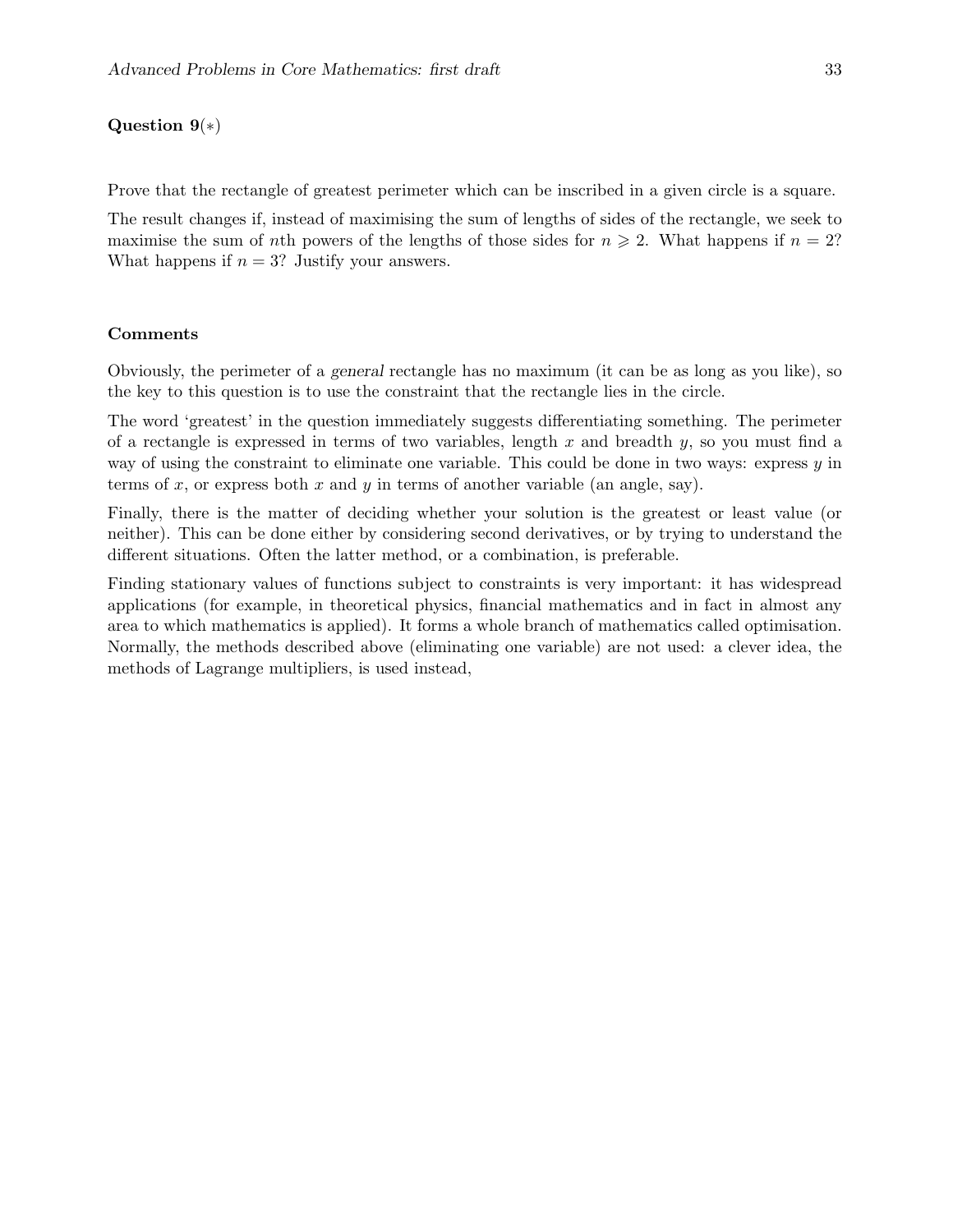**Question 9**(*)

Prove that the rectangle of greatest perimeter which can be inscribed in a given circle is a square.

The result changes if, instead of maximising the sum of lengths of sides of the rectangle, we seek to maximise the sum of $n$th powers of the lengths of those sides for $n \geqslant 2$. What happens if $n = 2$? What happens if $n = 3$? Justify your answers.

**Comments**

Obviously, the perimeter of a *general* rectangle has no maximum (it can be as long as you like), so the key to this question is to use the constraint that the rectangle lies in the circle.

The word 'greatest' in the question immediately suggests differentiating something. The perimeter of a rectangle is expressed in terms of two variables, length $x$ and breadth $y$, so you must find a way of using the constraint to eliminate one variable. This could be done in two ways: express $y$ in terms of $x$, or express both $x$ and $y$ in terms of another variable (an angle, say).

Finally, there is the matter of deciding whether your solution is the greatest or least value (or neither). This can be done either by considering second derivatives, or by trying to understand the different situations. Often the latter method, or a combination, is preferable.

Finding stationary values of functions subject to constraints is very important: it has widespread applications (for example, in theoretical physics, financial mathematics and in fact in almost any area to which mathematics is applied). It forms a whole branch of mathematics called optimisation. Normally, the methods described above (eliminating one variable) are not used: a clever idea, the methods of Lagrange multipliers, is used instead,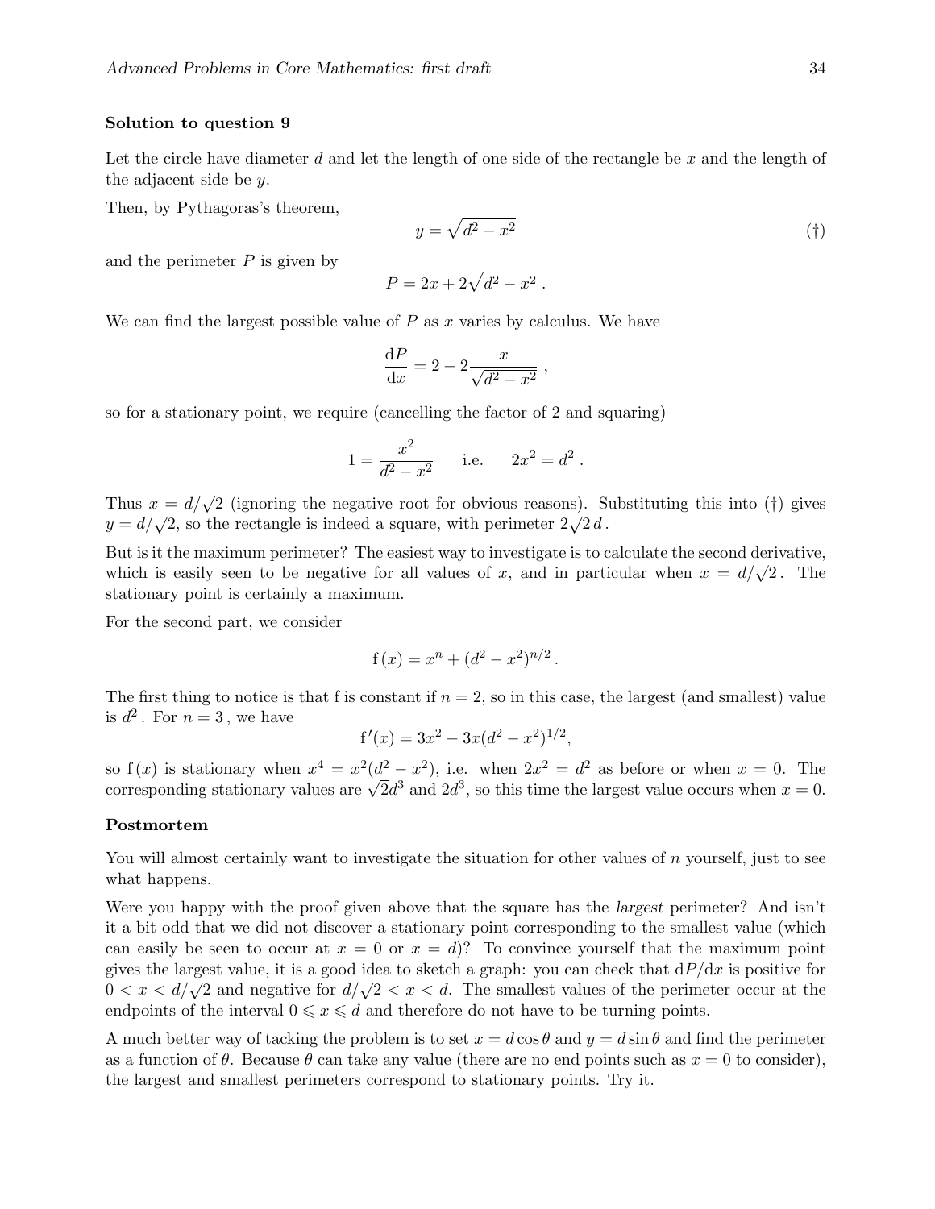### Solution to question 9

Let the circle have diameter $d$ and let the length of one side of the rectangle be $x$ and the length of the adjacent side be $y$.

Then, by Pythagoras's theorem,

$$y = \sqrt{d^2 - x^2} \tag{†}$$

and the perimeter $P$ is given by

$$P = 2x + 2\sqrt{d^2 - x^2}\ .$$

We can find the largest possible value of $P$ as $x$ varies by calculus. We have

$$\frac{\mathrm{d}P}{\mathrm{d}x} = 2 - 2\frac{x}{\sqrt{d^2 - x^2}}\ ,$$

so for a stationary point, we require (cancelling the factor of 2 and squaring)

$$1 = \frac{x^2}{d^2 - x^2} \qquad \text{i.e.} \qquad 2x^2 = d^2\ .$$

Thus $x = d/\sqrt{2}$ (ignoring the negative root for obvious reasons). Substituting this into (†) gives $y = d/\sqrt{2}$, so the rectangle is indeed a square, with perimeter $2\sqrt{2}\,d$.

But is it the maximum perimeter? The easiest way to investigate is to calculate the second derivative, which is easily seen to be negative for all values of $x$, and in particular when $x = d/\sqrt{2}$. The stationary point is certainly a maximum.

For the second part, we consider

$$\mathrm{f}(x) = x^n + (d^2 - x^2)^{n/2}\ .$$

The first thing to notice is that f is constant if $n = 2$, so in this case, the largest (and smallest) value is $d^2$. For $n = 3$, we have

$$\mathrm{f}'(x) = 3x^2 - 3x(d^2 - x^2)^{1/2},$$

so $\mathrm{f}(x)$ is stationary when $x^4 = x^2(d^2 - x^2)$, i.e. when $2x^2 = d^2$ as before or when $x = 0$. The corresponding stationary values are $\sqrt{2}d^3$ and $2d^3$, so this time the largest value occurs when $x = 0$.

### Postmortem

You will almost certainly want to investigate the situation for other values of $n$ yourself, just to see what happens.

Were you happy with the proof given above that the square has the *largest* perimeter? And isn't it a bit odd that we did not discover a stationary point corresponding to the smallest value (which can easily be seen to occur at $x = 0$ or $x = d$)? To convince yourself that the maximum point gives the largest value, it is a good idea to sketch a graph: you can check that $\mathrm{d}P/\mathrm{d}x$ is positive for $0 < x < d/\sqrt{2}$ and negative for $d/\sqrt{2} < x < d$. The smallest values of the perimeter occur at the endpoints of the interval $0 \leqslant x \leqslant d$ and therefore do not have to be turning points.

A much better way of tacking the problem is to set $x = d\cos\theta$ and $y = d\sin\theta$ and find the perimeter as a function of $\theta$. Because $\theta$ can take any value (there are no end points such as $x = 0$ to consider), the largest and smallest perimeters correspond to stationary points. Try it.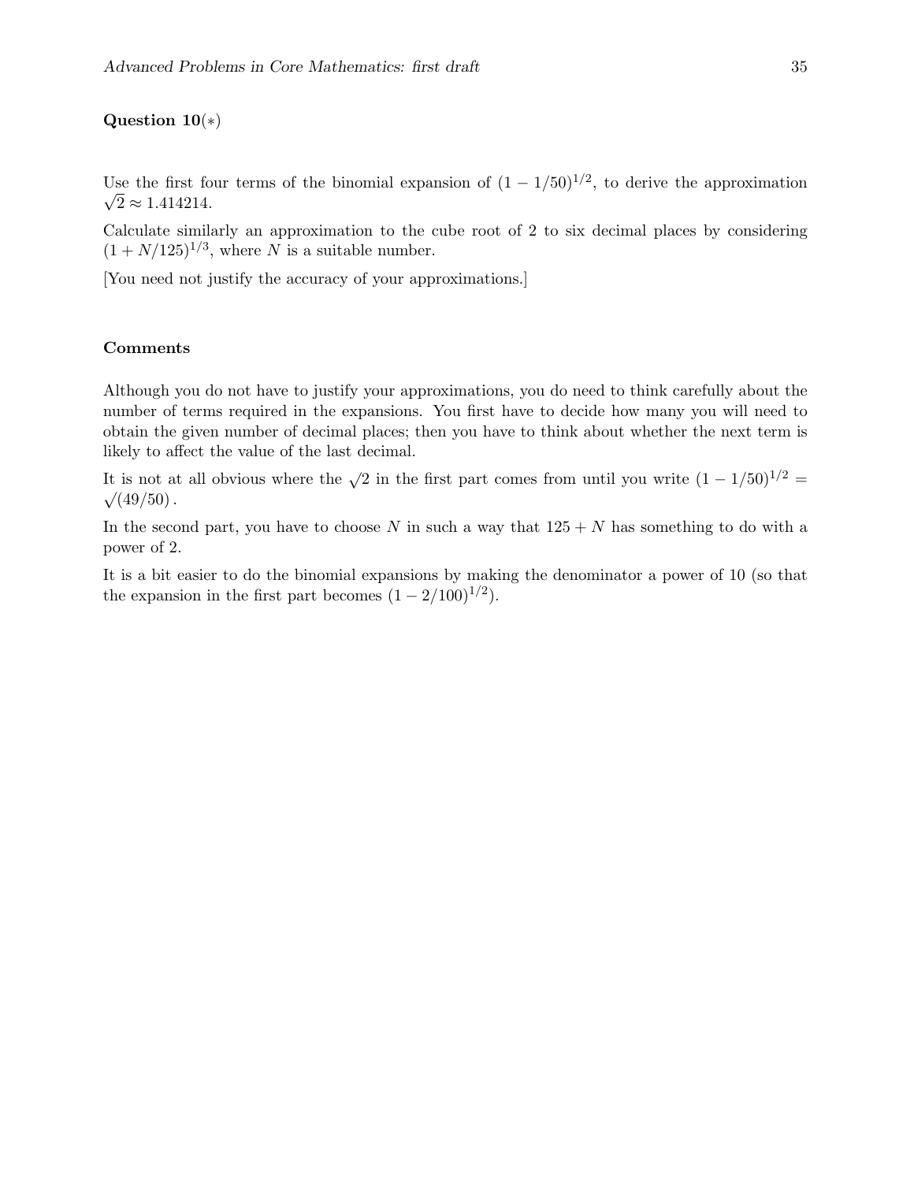### Question 10(∗)

Use the first four terms of the binomial expansion of $(1 - 1/50)^{1/2}$, to derive the approximation $\sqrt{2} \approx 1.414214$.

Calculate similarly an approximation to the cube root of 2 to six decimal places by considering $(1 + N/125)^{1/3}$, where $N$ is a suitable number.

[You need not justify the accuracy of your approximations.]

### Comments

Although you do not have to justify your approximations, you do need to think carefully about the number of terms required in the expansions. You first have to decide how many you will need to obtain the given number of decimal places; then you have to think about whether the next term is likely to affect the value of the last decimal.

It is not at all obvious where the $\sqrt{2}$ in the first part comes from until you write $(1 - 1/50)^{1/2} = \sqrt{(49/50)}$.

In the second part, you have to choose $N$ in such a way that $125 + N$ has something to do with a power of 2.

It is a bit easier to do the binomial expansions by making the denominator a power of 10 (so that the expansion in the first part becomes $(1 - 2/100)^{1/2}$).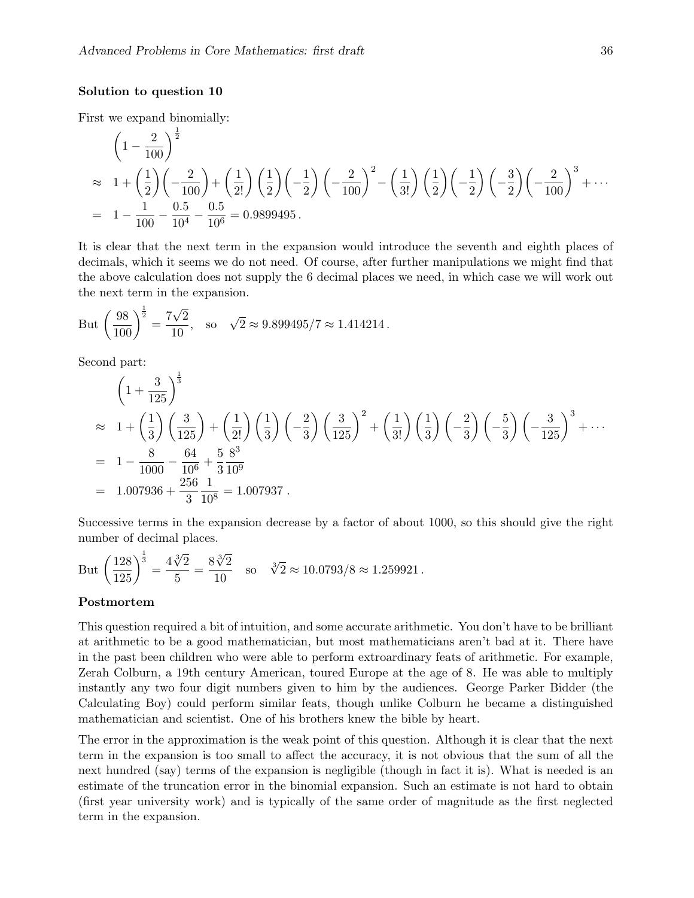**Solution to question 10**

First we expand binomially:

$$
\begin{aligned}
&\left(1-\frac{2}{100}\right)^{\frac{1}{2}}\\
\approx\;& 1+\left(\frac{1}{2}\right)\left(-\frac{2}{100}\right)+\left(\frac{1}{2!}\right)\left(\frac{1}{2}\right)\left(-\frac{1}{2}\right)\left(-\frac{2}{100}\right)^2-\left(\frac{1}{3!}\right)\left(\frac{1}{2}\right)\left(-\frac{1}{2}\right)\left(-\frac{3}{2}\right)\left(-\frac{2}{100}\right)^3+\cdots\\
=\;& 1-\frac{1}{100}-\frac{0.5}{10^4}-\frac{0.5}{10^6}=0.9899495\,.
\end{aligned}
$$

It is clear that the next term in the expansion would introduce the seventh and eighth places of decimals, which it seems we do not need. Of course, after further manipulations we might find that the above calculation does not supply the 6 decimal places we need, in which case we will work out the next term in the expansion.

But $\left(\dfrac{98}{100}\right)^{\frac{1}{2}}=\dfrac{7\sqrt{2}}{10}$, so $\sqrt{2}\approx 9.899495/7\approx 1.414214\,.$

Second part:

$$
\begin{aligned}
&\left(1+\frac{3}{125}\right)^{\frac{1}{3}}\\
\approx\;& 1+\left(\frac{1}{3}\right)\left(\frac{3}{125}\right)+\left(\frac{1}{2!}\right)\left(\frac{1}{3}\right)\left(-\frac{2}{3}\right)\left(\frac{3}{125}\right)^2+\left(\frac{1}{3!}\right)\left(\frac{1}{3}\right)\left(-\frac{2}{3}\right)\left(-\frac{5}{3}\right)\left(-\frac{3}{125}\right)^3+\cdots\\
=\;& 1-\frac{8}{1000}-\frac{64}{10^6}+\frac{5}{3}\frac{8^3}{10^9}\\
=\;& 1.007936+\frac{256}{3}\frac{1}{10^8}=1.007937\,.
\end{aligned}
$$

Successive terms in the expansion decrease by a factor of about 1000, so this should give the right number of decimal places.

But $\left(\dfrac{128}{125}\right)^{\frac{1}{3}}=\dfrac{4\sqrt[3]{2}}{5}=\dfrac{8\sqrt[3]{2}}{10}$ so $\sqrt[3]{2}\approx 10.0793/8\approx 1.259921\,.$

**Postmortem**

This question required a bit of intuition, and some accurate arithmetic. You don't have to be brilliant at arithmetic to be a good mathematician, but most mathematicians aren't bad at it. There have in the past been children who were able to perform extraordinary feats of arithmetic. For example, Zerah Colburn, a 19th century American, toured Europe at the age of 8. He was able to multiply instantly any two four digit numbers given to him by the audiences. George Parker Bidder (the Calculating Boy) could perform similar feats, though unlike Colburn he became a distinguished mathematician and scientist. One of his brothers knew the bible by heart.

The error in the approximation is the weak point of this question. Although it is clear that the next term in the expansion is too small to affect the accuracy, it is not obvious that the sum of all the next hundred (say) terms of the expansion is negligible (though in fact it is). What is needed is an estimate of the truncation error in the binomial expansion. Such an estimate is not hard to obtain (first year university work) and is typically of the same order of magnitude as the first neglected term in the expansion.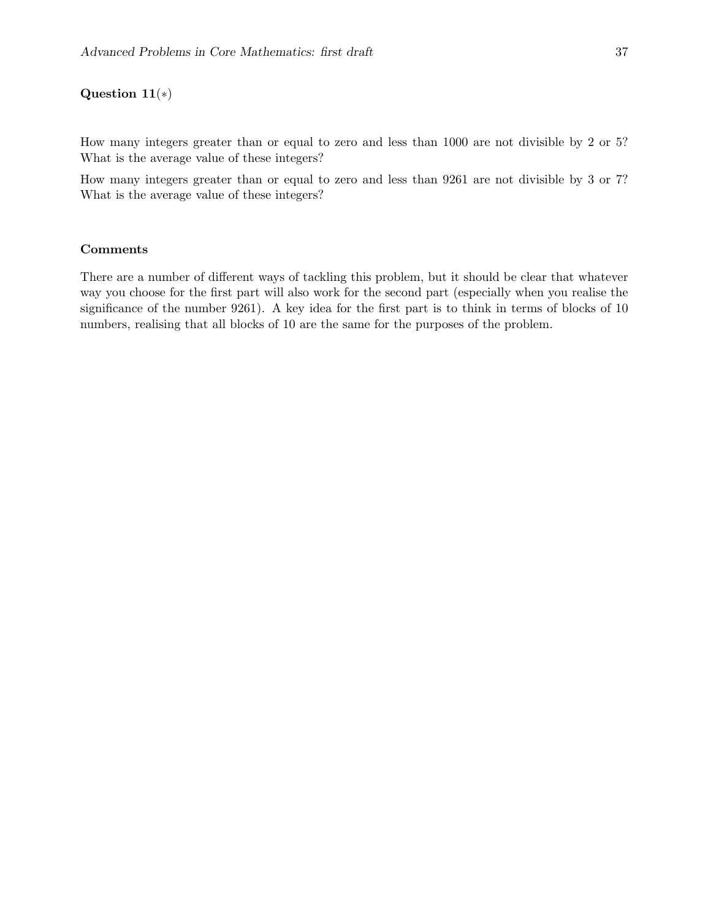**Question 11**($*$)

How many integers greater than or equal to zero and less than 1000 are not divisible by 2 or 5? What is the average value of these integers?

How many integers greater than or equal to zero and less than 9261 are not divisible by 3 or 7? What is the average value of these integers?

**Comments**

There are a number of different ways of tackling this problem, but it should be clear that whatever way you choose for the first part will also work for the second part (especially when you realise the significance of the number 9261). A key idea for the first part is to think in terms of blocks of 10 numbers, realising that all blocks of 10 are the same for the purposes of the problem.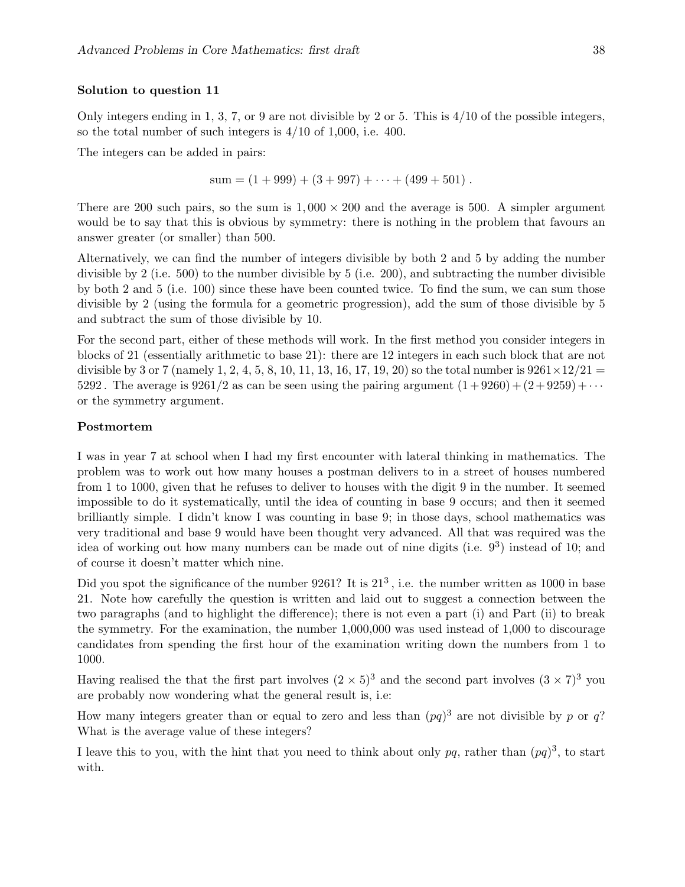### Solution to question 11

Only integers ending in 1, 3, 7, or 9 are not divisible by 2 or 5. This is 4/10 of the possible integers, so the total number of such integers is 4/10 of 1,000, i.e. 400.

The integers can be added in pairs:

$$\text{sum} = (1 + 999) + (3 + 997) + \cdots + (499 + 501)\,.$$

There are 200 such pairs, so the sum is $1,000 \times 200$ and the average is 500. A simpler argument would be to say that this is obvious by symmetry: there is nothing in the problem that favours an answer greater (or smaller) than 500.

Alternatively, we can find the number of integers divisible by both 2 and 5 by adding the number divisible by 2 (i.e. 500) to the number divisible by 5 (i.e. 200), and subtracting the number divisible by both 2 and 5 (i.e. 100) since these have been counted twice. To find the sum, we can sum those divisible by 2 (using the formula for a geometric progression), add the sum of those divisible by 5 and subtract the sum of those divisible by 10.

For the second part, either of these methods will work. In the first method you consider integers in blocks of 21 (essentially arithmetic to base 21): there are 12 integers in each such block that are not divisible by 3 or 7 (namely 1, 2, 4, 5, 8, 10, 11, 13, 16, 17, 19, 20) so the total number is $9261 \times 12/21 = 5292$. The average is $9261/2$ as can be seen using the pairing argument $(1 + 9260) + (2 + 9259) + \cdots$ or the symmetry argument.

### Postmortem

I was in year 7 at school when I had my first encounter with lateral thinking in mathematics. The problem was to work out how many houses a postman delivers to in a street of houses numbered from 1 to 1000, given that he refuses to deliver to houses with the digit 9 in the number. It seemed impossible to do it systematically, until the idea of counting in base 9 occurs; and then it seemed brilliantly simple. I didn't know I was counting in base 9; in those days, school mathematics was very traditional and base 9 would have been thought very advanced. All that was required was the idea of working out how many numbers can be made out of nine digits (i.e. $9^3$) instead of 10; and of course it doesn't matter which nine.

Did you spot the significance of the number 9261? It is $21^3$, i.e. the number written as 1000 in base 21. Note how carefully the question is written and laid out to suggest a connection between the two paragraphs (and to highlight the difference); there is not even a part (i) and Part (ii) to break the symmetry. For the examination, the number 1,000,000 was used instead of 1,000 to discourage candidates from spending the first hour of the examination writing down the numbers from 1 to 1000.

Having realised the that the first part involves $(2 \times 5)^3$ and the second part involves $(3 \times 7)^3$ you are probably now wondering what the general result is, i.e:

How many integers greater than or equal to zero and less than $(pq)^3$ are not divisible by $p$ or $q$? What is the average value of these integers?

I leave this to you, with the hint that you need to think about only $pq$, rather than $(pq)^3$, to start with.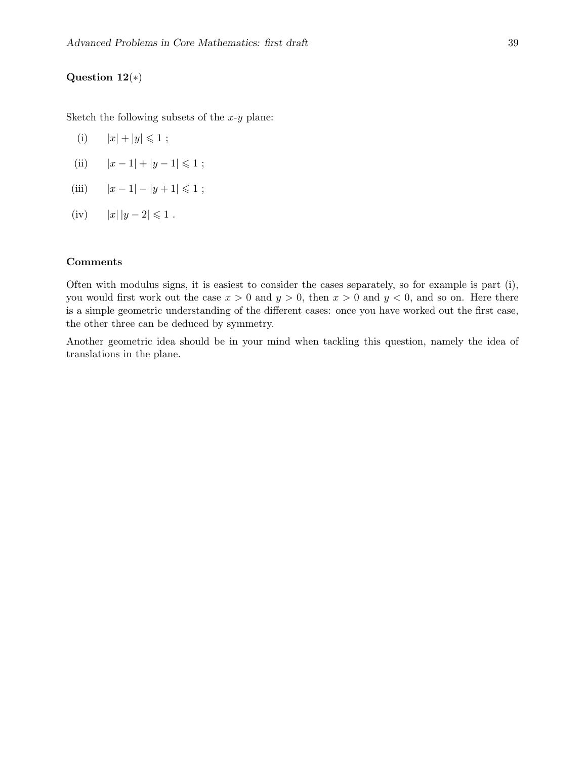**Question 12**($*$)

Sketch the following subsets of the $x$-$y$ plane:

(i) $|x| + |y| \leqslant 1$ ;

(ii) $|x - 1| + |y - 1| \leqslant 1$ ;

(iii) $|x - 1| - |y + 1| \leqslant 1$ ;

(iv) $|x|\,|y - 2| \leqslant 1$ .

**Comments**

Often with modulus signs, it is easiest to consider the cases separately, so for example is part (i), you would first work out the case $x > 0$ and $y > 0$, then $x > 0$ and $y < 0$, and so on. Here there is a simple geometric understanding of the different cases: once you have worked out the first case, the other three can be deduced by symmetry.

Another geometric idea should be in your mind when tackling this question, namely the idea of translations in the plane.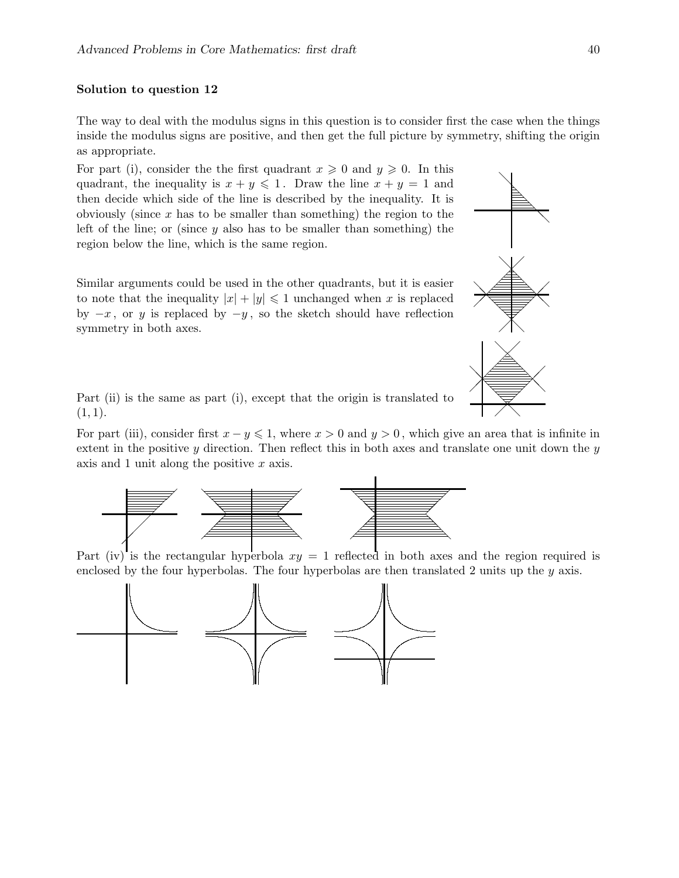**Solution to question 12**

The way to deal with the modulus signs in this question is to consider first the case when the things inside the modulus signs are positive, and then get the full picture by symmetry, shifting the origin as appropriate.

For part (i), consider the the first quadrant $x \geqslant 0$ and $y \geqslant 0$. In this quadrant, the inequality is $x + y \leqslant 1$. Draw the line $x + y = 1$ and then decide which side of the line is described by the inequality. It is obviously (since $x$ has to be smaller than something) the region to the left of the line; or (since $y$ also has to be smaller than something) the region below the line, which is the same region.

Similar arguments could be used in the other quadrants, but it is easier to note that the inequality $|x| + |y| \leqslant 1$ unchanged when $x$ is replaced by $-x$, or $y$ is replaced by $-y$, so the sketch should have reflection symmetry in both axes.

Part (ii) is the same as part (i), except that the origin is translated to $(1, 1)$.

For part (iii), consider first $x - y \leqslant 1$, where $x > 0$ and $y > 0$, which give an area that is infinite in extent in the positive $y$ direction. Then reflect this in both axes and translate one unit down the $y$ axis and 1 unit along the positive $x$ axis.

Part (iv) is the rectangular hyperbola $xy = 1$ reflected in both axes and the region required is enclosed by the four hyperbolas. The four hyperbolas are then translated 2 units up the $y$ axis.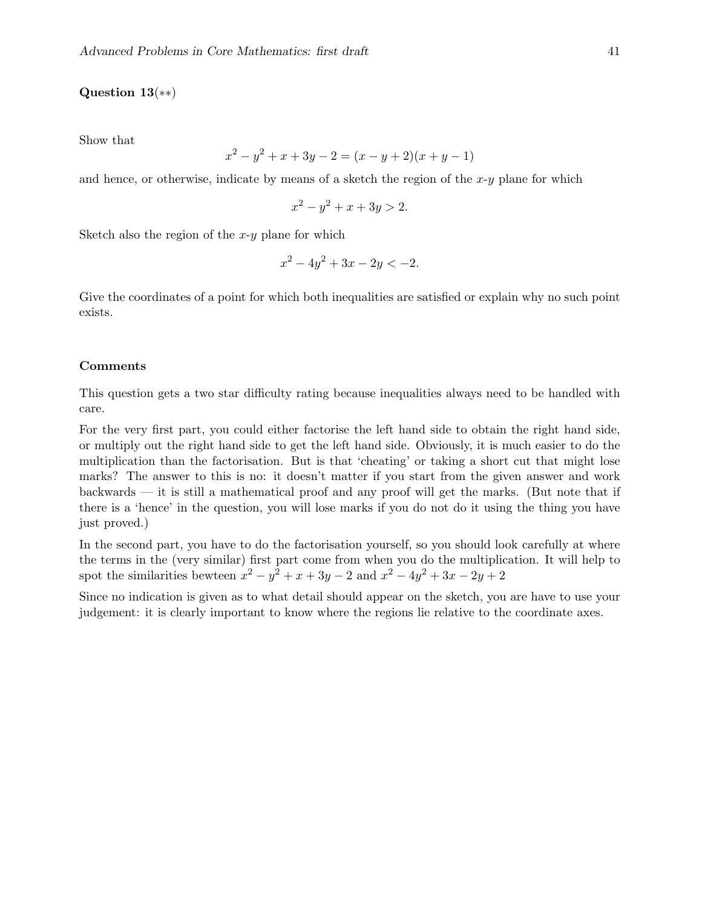**Question 13**($**$)

Show that

$$x^2 - y^2 + x + 3y - 2 = (x - y + 2)(x + y - 1)$$

and hence, or otherwise, indicate by means of a sketch the region of the $x$-$y$ plane for which

$$x^2 - y^2 + x + 3y > 2.$$

Sketch also the region of the $x$-$y$ plane for which

$$x^2 - 4y^2 + 3x - 2y < -2.$$

Give the coordinates of a point for which both inequalities are satisfied or explain why no such point exists.

**Comments**

This question gets a two star difficulty rating because inequalities always need to be handled with care.

For the very first part, you could either factorise the left hand side to obtain the right hand side, or multiply out the right hand side to get the left hand side. Obviously, it is much easier to do the multiplication than the factorisation. But is that 'cheating' or taking a short cut that might lose marks? The answer to this is no: it doesn't matter if you start from the given answer and work backwards — it is still a mathematical proof and any proof will get the marks. (But note that if there is a 'hence' in the question, you will lose marks if you do not do it using the thing you have just proved.)

In the second part, you have to do the factorisation yourself, so you should look carefully at where the terms in the (very similar) first part come from when you do the multiplication. It will help to spot the similarities bewteen $x^2 - y^2 + x + 3y - 2$ and $x^2 - 4y^2 + 3x - 2y + 2$

Since no indication is given as to what detail should appear on the sketch, you are have to use your judgement: it is clearly important to know where the regions lie relative to the coordinate axes.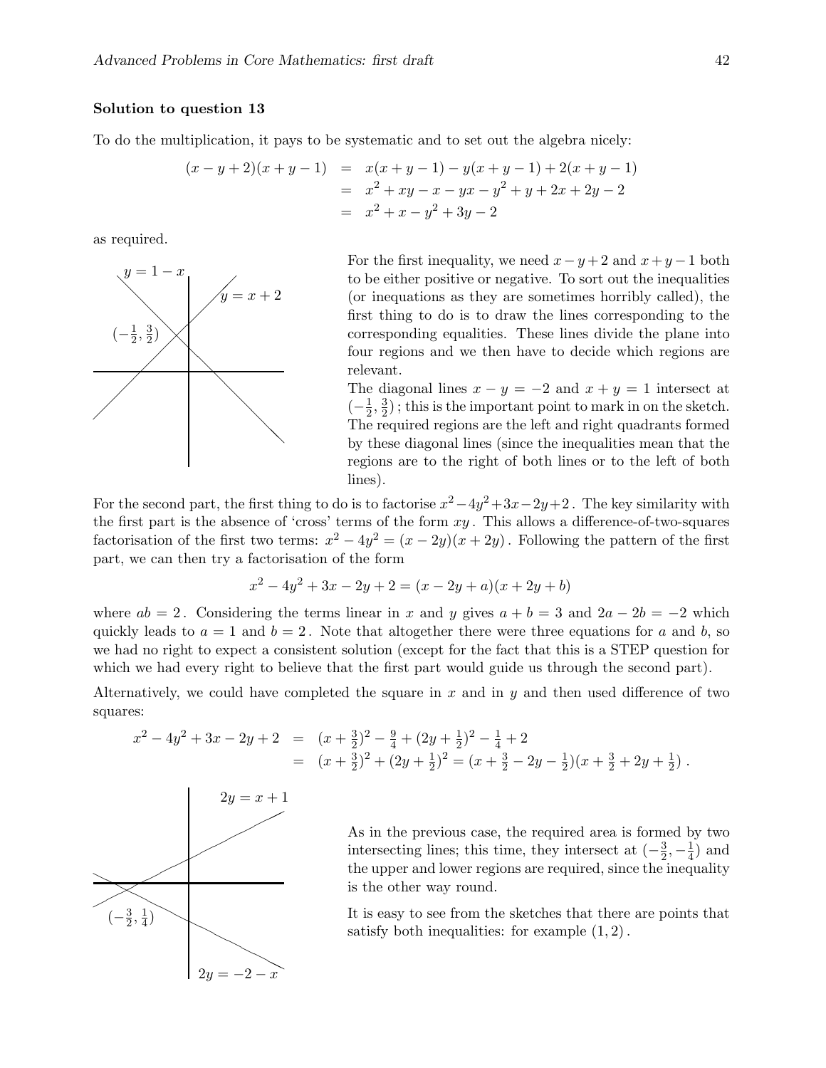**Solution to question 13**

To do the multiplication, it pays to be systematic and to set out the algebra nicely:

$$\begin{aligned}(x-y+2)(x+y-1) &= x(x+y-1) - y(x+y-1) + 2(x+y-1) \\ &= x^2 + xy - x - yx - y^2 + y + 2x + 2y - 2 \\ &= x^2 + x - y^2 + 3y - 2\end{aligned}$$

as required.

For the first inequality, we need $x - y + 2$ and $x + y - 1$ both to be either positive or negative. To sort out the inequalities (or inequations as they are sometimes horribly called), the first thing to do is to draw the lines corresponding to the corresponding equalities. These lines divide the plane into four regions and we then have to decide which regions are relevant.

The diagonal lines $x - y = -2$ and $x + y = 1$ intersect at $(-\frac{1}{2}, \frac{3}{2})$ ; this is the important point to mark in on the sketch. The required regions are the left and right quadrants formed by these diagonal lines (since the inequalities mean that the regions are to the right of both lines or to the left of both lines).

For the second part, the first thing to do is to factorise $x^2 - 4y^2 + 3x - 2y + 2$. The key similarity with the first part is the absence of 'cross' terms of the form $xy$. This allows a difference-of-two-squares factorisation of the first two terms: $x^2 - 4y^2 = (x - 2y)(x + 2y)$. Following the pattern of the first part, we can then try a factorisation of the form

$$x^2 - 4y^2 + 3x - 2y + 2 = (x - 2y + a)(x + 2y + b)$$

where $ab = 2$. Considering the terms linear in $x$ and $y$ gives $a + b = 3$ and $2a - 2b = -2$ which quickly leads to $a = 1$ and $b = 2$. Note that altogether there were three equations for $a$ and $b$, so we had no right to expect a consistent solution (except for the fact that this is a STEP question for which we had every right to believe that the first part would guide us through the second part).

Alternatively, we could have completed the square in $x$ and in $y$ and then used difference of two squares:

$$\begin{aligned}x^2 - 4y^2 + 3x - 2y + 2 &= (x + \tfrac{3}{2})^2 - \tfrac{9}{4} + (2y + \tfrac{1}{2})^2 - \tfrac{1}{4} + 2 \\ &= (x + \tfrac{3}{2})^2 + (2y + \tfrac{1}{2})^2 = (x + \tfrac{3}{2} - 2y - \tfrac{1}{2})(x + \tfrac{3}{2} + 2y + \tfrac{1}{2})\,.\end{aligned}$$

As in the previous case, the required area is formed by two intersecting lines; this time, they intersect at $(-\frac{3}{2}, -\frac{1}{4})$ and the upper and lower regions are required, since the inequality is the other way round.

It is easy to see from the sketches that there are points that satisfy both inequalities: for example $(1, 2)$.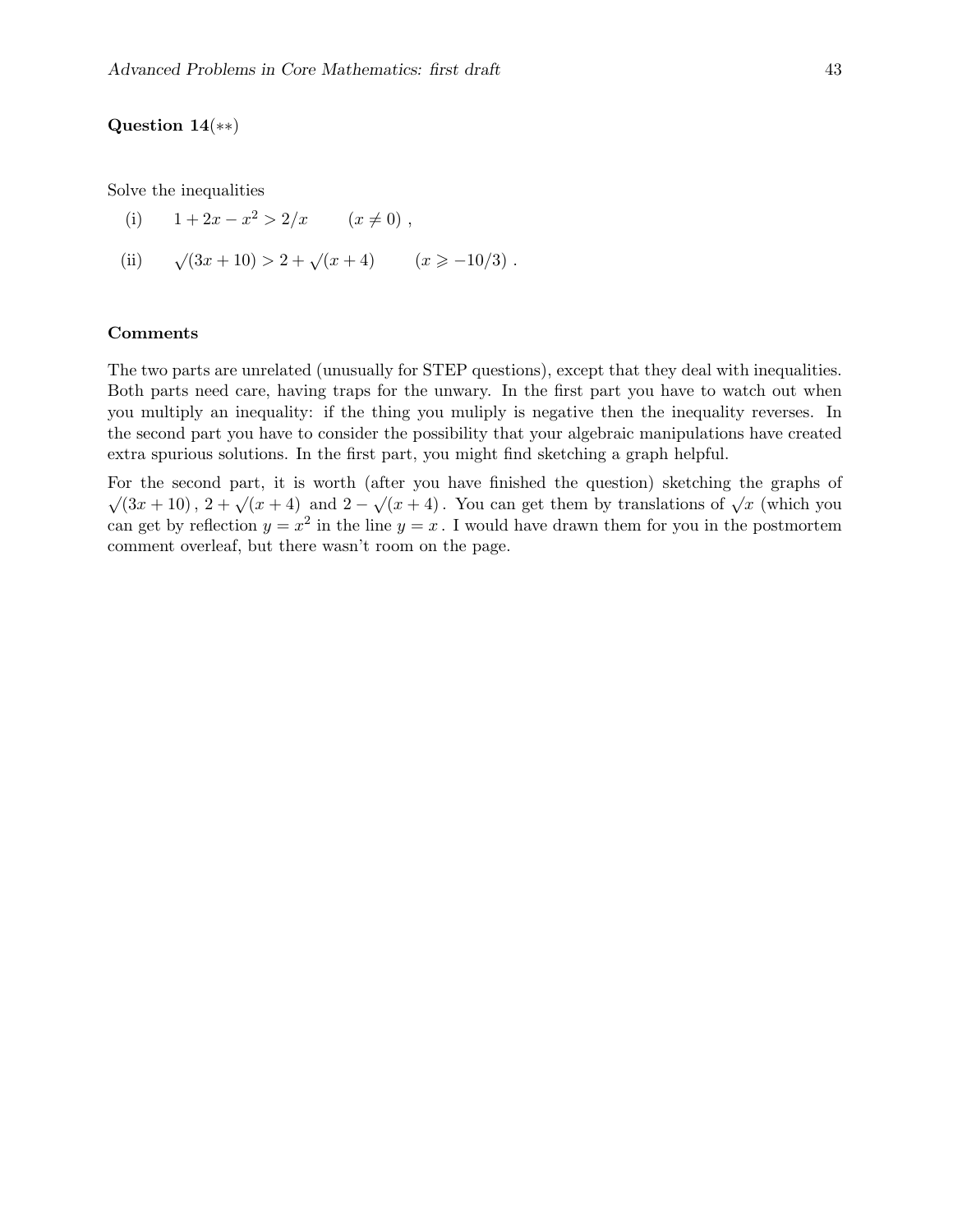**Question 14**(∗∗)

Solve the inequalities

(i) $1 + 2x - x^2 > 2/x \qquad (x \neq 0)$ ,

(ii) $\surd(3x + 10) > 2 + \surd(x + 4) \qquad (x \geqslant -10/3)$ .

**Comments**

The two parts are unrelated (unusually for STEP questions), except that they deal with inequalities. Both parts need care, having traps for the unwary. In the first part you have to watch out when you multiply an inequality: if the thing you muliply is negative then the inequality reverses. In the second part you have to consider the possibility that your algebraic manipulations have created extra spurious solutions. In the first part, you might find sketching a graph helpful.

For the second part, it is worth (after you have finished the question) sketching the graphs of $\surd(3x + 10)$, $2 + \surd(x + 4)$ and $2 - \surd(x + 4)$. You can get them by translations of $\surd x$ (which you can get by reflection $y = x^2$ in the line $y = x$. I would have drawn them for you in the postmortem comment overleaf, but there wasn't room on the page.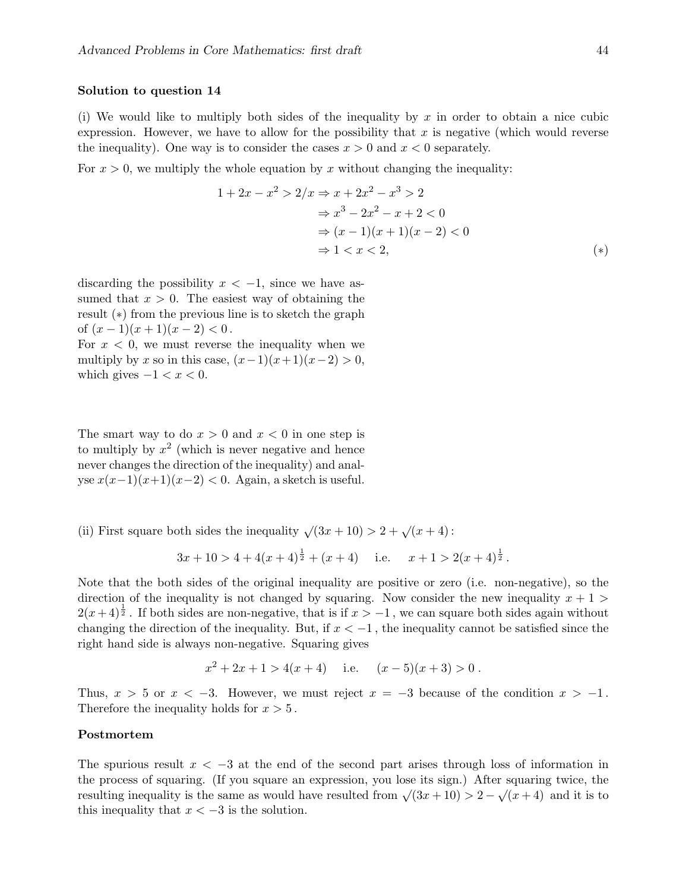**Solution to question 14**

(i) We would like to multiply both sides of the inequality by $x$ in order to obtain a nice cubic expression. However, we have to allow for the possibility that $x$ is negative (which would reverse the inequality). One way is to consider the cases $x > 0$ and $x < 0$ separately.

For $x > 0$, we multiply the whole equation by $x$ without changing the inequality:

$$
\begin{aligned}
1 + 2x - x^2 > 2/x &\Rightarrow x + 2x^2 - x^3 > 2 \\
&\Rightarrow x^3 - 2x^2 - x + 2 < 0 \\
&\Rightarrow (x-1)(x+1)(x-2) < 0 \\
&\Rightarrow 1 < x < 2, \qquad (*)
\end{aligned}
$$

discarding the possibility $x < -1$, since we have assumed that $x > 0$. The easiest way of obtaining the result $(*)$ from the previous line is to sketch the graph of $(x-1)(x+1)(x-2) < 0$.

For $x < 0$, we must reverse the inequality when we multiply by $x$ so in this case, $(x-1)(x+1)(x-2) > 0$, which gives $-1 < x < 0$.

The smart way to do $x > 0$ and $x < 0$ in one step is to multiply by $x^2$ (which is never negative and hence never changes the direction of the inequality) and analyse $x(x-1)(x+1)(x-2) < 0$. Again, a sketch is useful.

(ii) First square both sides the inequality $\sqrt{(3x+10)} > 2 + \sqrt{(x+4)}$:

$$
3x + 10 > 4 + 4(x+4)^{\frac{1}{2}} + (x+4) \quad \text{ i.e. } \quad x + 1 > 2(x+4)^{\frac{1}{2}}.
$$

Note that the both sides of the original inequality are positive or zero (i.e. non-negative), so the direction of the inequality is not changed by squaring. Now consider the new inequality $x + 1 > 2(x+4)^{\frac{1}{2}}$. If both sides are non-negative, that is if $x > -1$, we can square both sides again without changing the direction of the inequality. But, if $x < -1$, the inequality cannot be satisfied since the right hand side is always non-negative. Squaring gives

$$
x^2 + 2x + 1 > 4(x+4) \quad \text{ i.e. } \quad (x-5)(x+3) > 0.
$$

Thus, $x > 5$ or $x < -3$. However, we must reject $x = -3$ because of the condition $x > -1$. Therefore the inequality holds for $x > 5$.

**Postmortem**

The spurious result $x < -3$ at the end of the second part arises through loss of information in the process of squaring. (If you square an expression, you lose its sign.) After squaring twice, the resulting inequality is the same as would have resulted from $\sqrt{(3x+10)} > 2 - \sqrt{(x+4)}$ and it is to this inequality that $x < -3$ is the solution.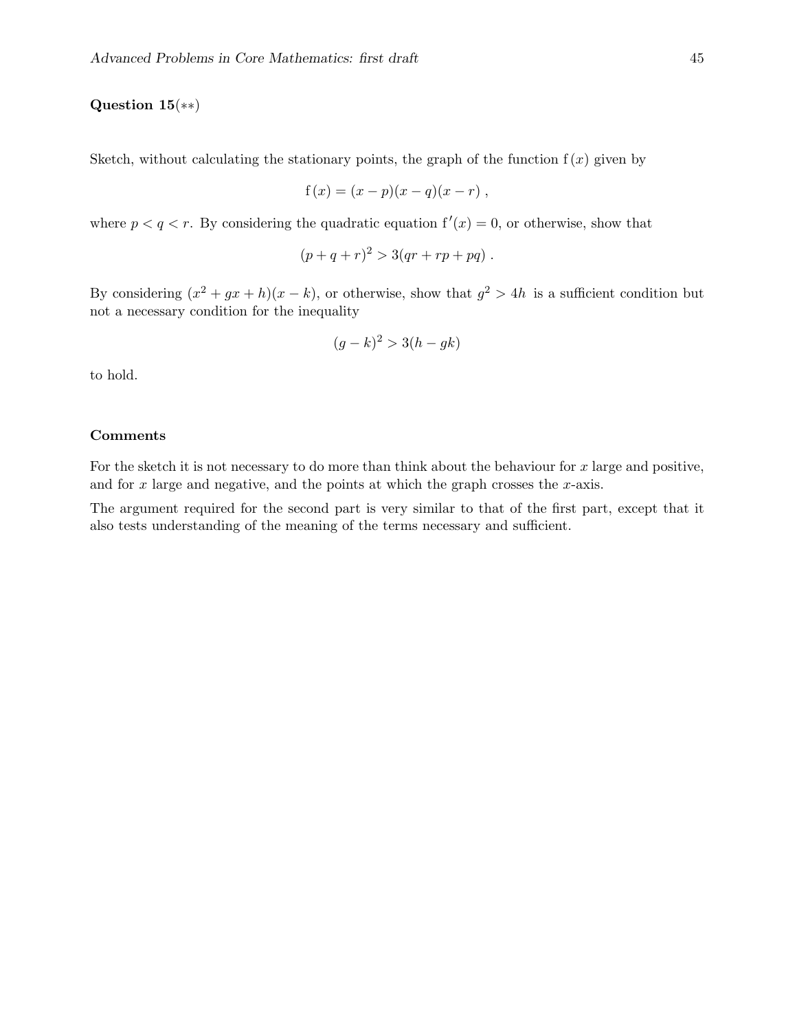**Question 15**(∗∗)

Sketch, without calculating the stationary points, the graph of the function $\mathrm{f}(x)$ given by

$$\mathrm{f}(x) = (x-p)(x-q)(x-r)\ ,$$

where $p < q < r$. By considering the quadratic equation $\mathrm{f}'(x) = 0$, or otherwise, show that

$$(p+q+r)^2 > 3(qr + rp + pq)\ .$$

By considering $(x^2 + gx + h)(x - k)$, or otherwise, show that $g^2 > 4h$ is a sufficient condition but not a necessary condition for the inequality

$$(g-k)^2 > 3(h - gk)$$

to hold.

**Comments**

For the sketch it is not necessary to do more than think about the behaviour for $x$ large and positive, and for $x$ large and negative, and the points at which the graph crosses the $x$-axis.

The argument required for the second part is very similar to that of the first part, except that it also tests understanding of the meaning of the terms necessary and sufficient.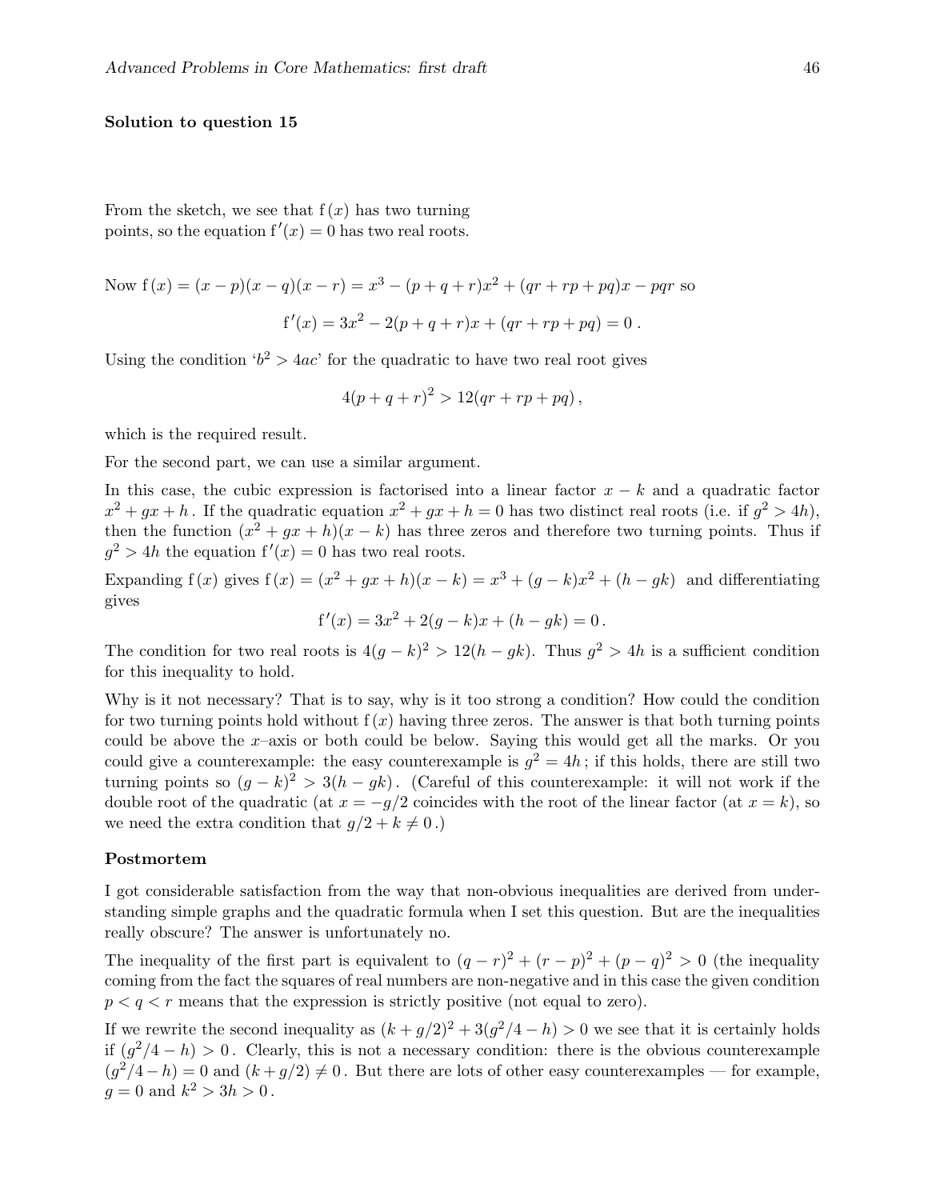**Solution to question 15**

From the sketch, we see that $\mathrm{f}(x)$ has two turning points, so the equation $\mathrm{f}'(x) = 0$ has two real roots.

Now $\mathrm{f}(x) = (x-p)(x-q)(x-r) = x^3 - (p+q+r)x^2 + (qr+rp+pq)x - pqr$ so

$$\mathrm{f}'(x) = 3x^2 - 2(p+q+r)x + (qr+rp+pq) = 0\,.$$

Using the condition '$b^2 > 4ac$' for the quadratic to have two real root gives

$$4(p+q+r)^2 > 12(qr+rp+pq)\,,$$

which is the required result.

For the second part, we can use a similar argument.

In this case, the cubic expression is factorised into a linear factor $x-k$ and a quadratic factor $x^2+gx+h$. If the quadratic equation $x^2+gx+h=0$ has two distinct real roots (i.e. if $g^2 > 4h$), then the function $(x^2+gx+h)(x-k)$ has three zeros and therefore two turning points. Thus if $g^2 > 4h$ the equation $\mathrm{f}'(x) = 0$ has two real roots.

Expanding $\mathrm{f}(x)$ gives $\mathrm{f}(x) = (x^2+gx+h)(x-k) = x^3 + (g-k)x^2 + (h-gk)$ and differentiating gives

$$\mathrm{f}'(x) = 3x^2 + 2(g-k)x + (h-gk) = 0\,.$$

The condition for two real roots is $4(g-k)^2 > 12(h-gk)$. Thus $g^2 > 4h$ is a sufficient condition for this inequality to hold.

Why is it not necessary? That is to say, why is it too strong a condition? How could the condition for two turning points hold without $\mathrm{f}(x)$ having three zeros. The answer is that both turning points could be above the $x$–axis or both could be below. Saying this would get all the marks. Or you could give a counterexample: the easy counterexample is $g^2 = 4h$; if this holds, there are still two turning points so $(g-k)^2 > 3(h-gk)$. (Careful of this counterexample: it will not work if the double root of the quadratic (at $x = -g/2$ coincides with the root of the linear factor (at $x = k$), so we need the extra condition that $g/2 + k \neq 0$.)

**Postmortem**

I got considerable satisfaction from the way that non-obvious inequalities are derived from understanding simple graphs and the quadratic formula when I set this question. But are the inequalities really obscure? The answer is unfortunately no.

The inequality of the first part is equivalent to $(q-r)^2 + (r-p)^2 + (p-q)^2 > 0$ (the inequality coming from the fact the squares of real numbers are non-negative and in this case the given condition $p < q < r$ means that the expression is strictly positive (not equal to zero).

If we rewrite the second inequality as $(k+g/2)^2 + 3(g^2/4 - h) > 0$ we see that it is certainly holds if $(g^2/4 - h) > 0$. Clearly, this is not a necessary condition: there is the obvious counterexample $(g^2/4 - h) = 0$ and $(k + g/2) \neq 0$. But there are lots of other easy counterexamples — for example, $g = 0$ and $k^2 > 3h > 0$.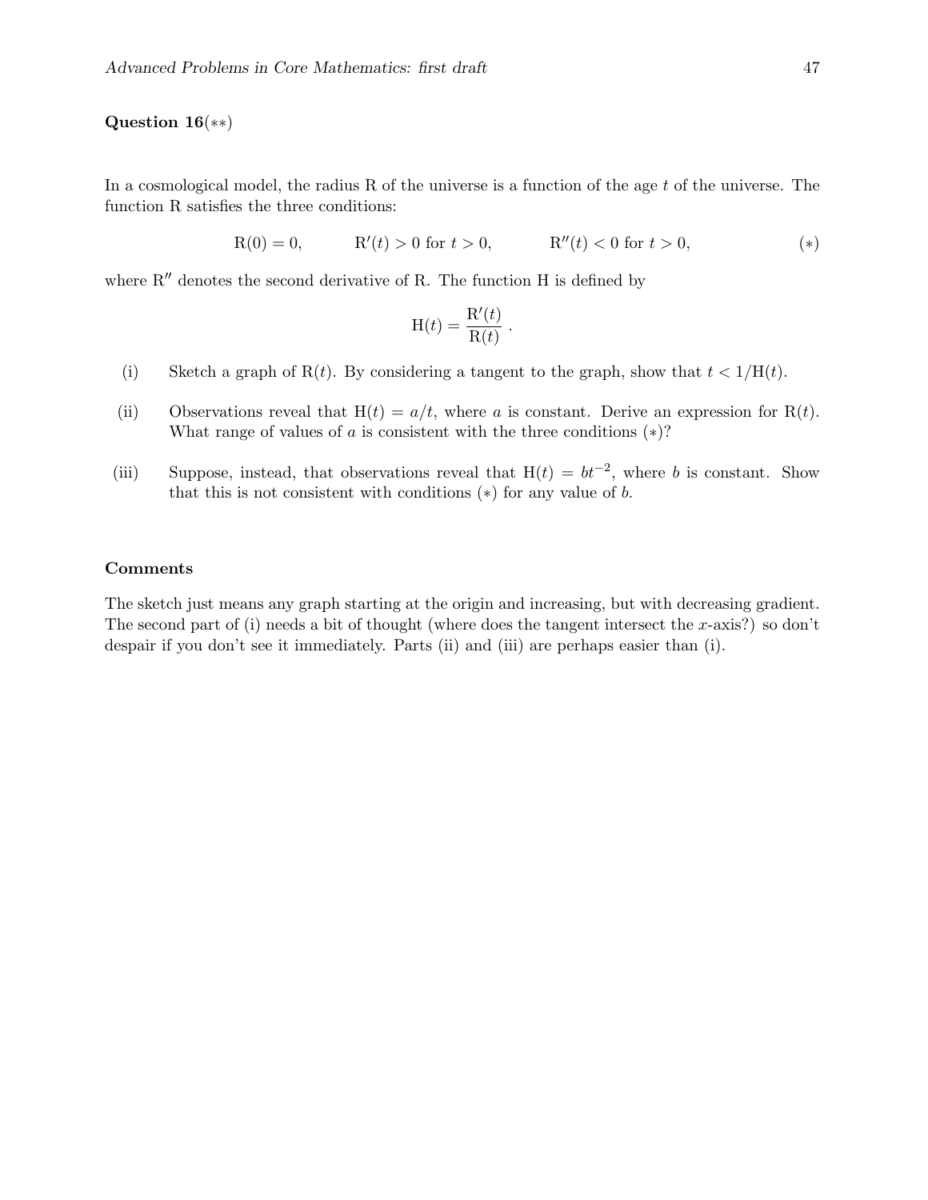**Question 16**(∗∗)

In a cosmological model, the radius R of the universe is a function of the age $t$ of the universe. The function R satisfies the three conditions:

$$\mathrm{R}(0) = 0, \qquad \mathrm{R}'(t) > 0 \text{ for } t > 0, \qquad \mathrm{R}''(t) < 0 \text{ for } t > 0, \qquad (*)$$

where $\mathrm{R}''$ denotes the second derivative of R. The function H is defined by

$$\mathrm{H}(t) = \frac{\mathrm{R}'(t)}{\mathrm{R}(t)}\,.$$

(i) Sketch a graph of $\mathrm{R}(t)$. By considering a tangent to the graph, show that $t < 1/\mathrm{H}(t)$.

(ii) Observations reveal that $\mathrm{H}(t) = a/t$, where $a$ is constant. Derive an expression for $\mathrm{R}(t)$. What range of values of $a$ is consistent with the three conditions $(*)$?

(iii) Suppose, instead, that observations reveal that $\mathrm{H}(t) = bt^{-2}$, where $b$ is constant. Show that this is not consistent with conditions $(*)$ for any value of $b$.

**Comments**

The sketch just means any graph starting at the origin and increasing, but with decreasing gradient. The second part of (i) needs a bit of thought (where does the tangent intersect the $x$-axis?) so don't despair if you don't see it immediately. Parts (ii) and (iii) are perhaps easier than (i).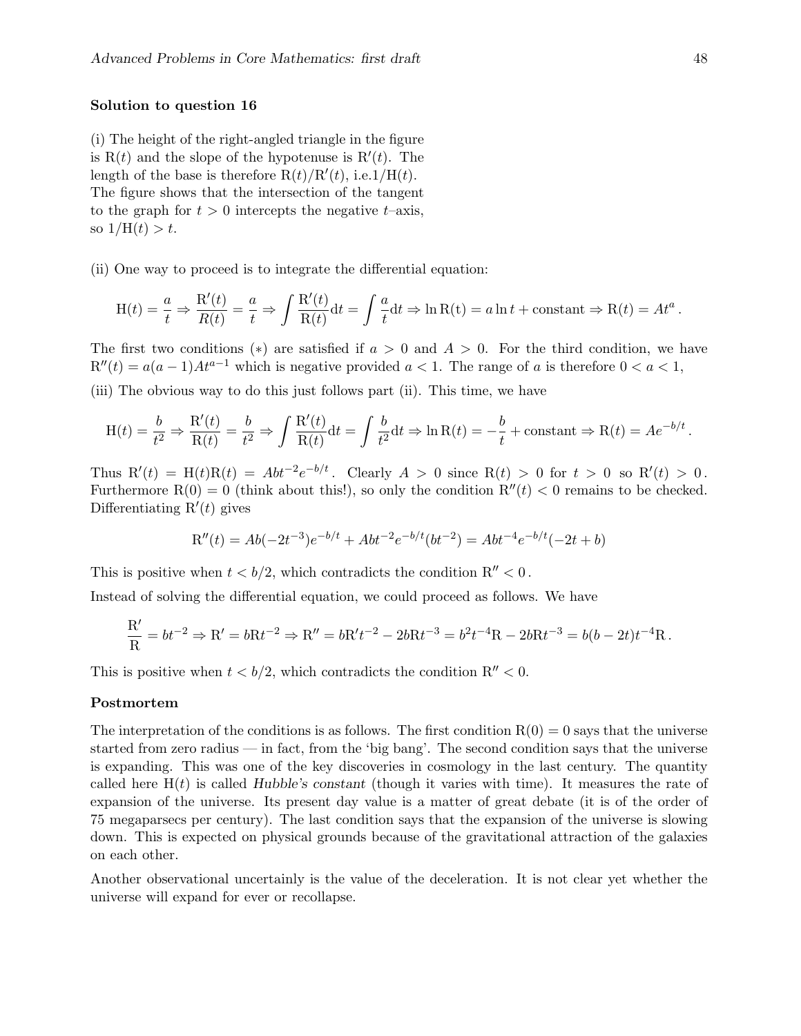**Solution to question 16**

(i) The height of the right-angled triangle in the figure is $\mathrm{R}(t)$ and the slope of the hypotenuse is $\mathrm{R}'(t)$. The length of the base is therefore $\mathrm{R}(t)/\mathrm{R}'(t)$, i.e.$1/\mathrm{H}(t)$. The figure shows that the intersection of the tangent to the graph for $t > 0$ intercepts the negative $t$–axis, so $1/\mathrm{H}(t) > t$.

(ii) One way to proceed is to integrate the differential equation:

$$\mathrm{H}(t) = \frac{a}{t} \Rightarrow \frac{\mathrm{R}'(t)}{R(t)} = \frac{a}{t} \Rightarrow \int \frac{\mathrm{R}'(t)}{\mathrm{R}(t)} \mathrm{d}t = \int \frac{a}{t} \mathrm{d}t \Rightarrow \ln \mathrm{R}(t) = a \ln t + \text{constant} \Rightarrow \mathrm{R}(t) = At^a \,.$$

The first two conditions $(*)$ are satisfied if $a > 0$ and $A > 0$. For the third condition, we have $\mathrm{R}''(t) = a(a-1)At^{a-1}$ which is negative provided $a < 1$. The range of $a$ is therefore $0 < a < 1$,

(iii) The obvious way to do this just follows part (ii). This time, we have

$$\mathrm{H}(t) = \frac{b}{t^2} \Rightarrow \frac{\mathrm{R}'(t)}{\mathrm{R}(t)} = \frac{b}{t^2} \Rightarrow \int \frac{\mathrm{R}'(t)}{\mathrm{R}(t)} \mathrm{d}t = \int \frac{b}{t^2} \mathrm{d}t \Rightarrow \ln \mathrm{R}(t) = -\frac{b}{t} + \text{constant} \Rightarrow \mathrm{R}(t) = Ae^{-b/t} \,.$$

Thus $\mathrm{R}'(t) = \mathrm{H}(t)\mathrm{R}(t) = Abt^{-2}e^{-b/t}$. Clearly $A > 0$ since $\mathrm{R}(t) > 0$ for $t > 0$ so $\mathrm{R}'(t) > 0$. Furthermore $\mathrm{R}(0) = 0$ (think about this!), so only the condition $\mathrm{R}''(t) < 0$ remains to be checked. Differentiating $\mathrm{R}'(t)$ gives

$$\mathrm{R}''(t) = Ab(-2t^{-3})e^{-b/t} + Abt^{-2}e^{-b/t}(bt^{-2}) = Abt^{-4}e^{-b/t}(-2t + b)$$

This is positive when $t < b/2$, which contradicts the condition $\mathrm{R}'' < 0$.

Instead of solving the differential equation, we could proceed as follows. We have

$$\frac{\mathrm{R}'}{\mathrm{R}} = bt^{-2} \Rightarrow \mathrm{R}' = b\mathrm{R}t^{-2} \Rightarrow \mathrm{R}'' = b\mathrm{R}'t^{-2} - 2b\mathrm{R}t^{-3} = b^2t^{-4}\mathrm{R} - 2b\mathrm{R}t^{-3} = b(b-2t)t^{-4}\mathrm{R} \,.$$

This is positive when $t < b/2$, which contradicts the condition $\mathrm{R}'' < 0$.

**Postmortem**

The interpretation of the conditions is as follows. The first condition $\mathrm{R}(0) = 0$ says that the universe started from zero radius — in fact, from the 'big bang'. The second condition says that the universe is expanding. This was one of the key discoveries in cosmology in the last century. The quantity called here $\mathrm{H}(t)$ is called *Hubble's constant* (though it varies with time). It measures the rate of expansion of the universe. Its present day value is a matter of great debate (it is of the order of 75 megaparsecs per century). The last condition says that the expansion of the universe is slowing down. This is expected on physical grounds because of the gravitational attraction of the galaxies on each other.

Another observational uncertainly is the value of the deceleration. It is not clear yet whether the universe will expand for ever or recollapse.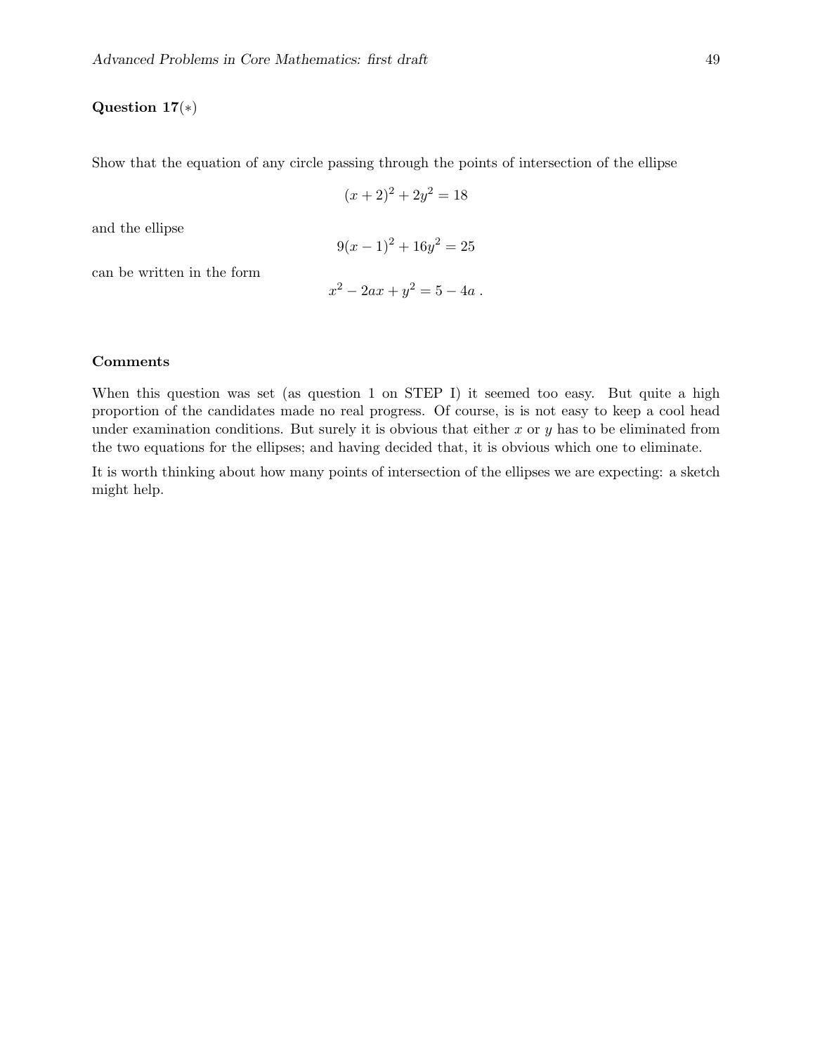**Question 17**($*$)

Show that the equation of any circle passing through the points of intersection of the ellipse

$$(x+2)^2 + 2y^2 = 18$$

and the ellipse

$$9(x-1)^2 + 16y^2 = 25$$

can be written in the form

$$x^2 - 2ax + y^2 = 5 - 4a\ .$$

## Comments

When this question was set (as question 1 on STEP I) it seemed too easy. But quite a high proportion of the candidates made no real progress. Of course, is is not easy to keep a cool head under examination conditions. But surely it is obvious that either $x$ or $y$ has to be eliminated from the two equations for the ellipses; and having decided that, it is obvious which one to eliminate.

It is worth thinking about how many points of intersection of the ellipses we are expecting: a sketch might help.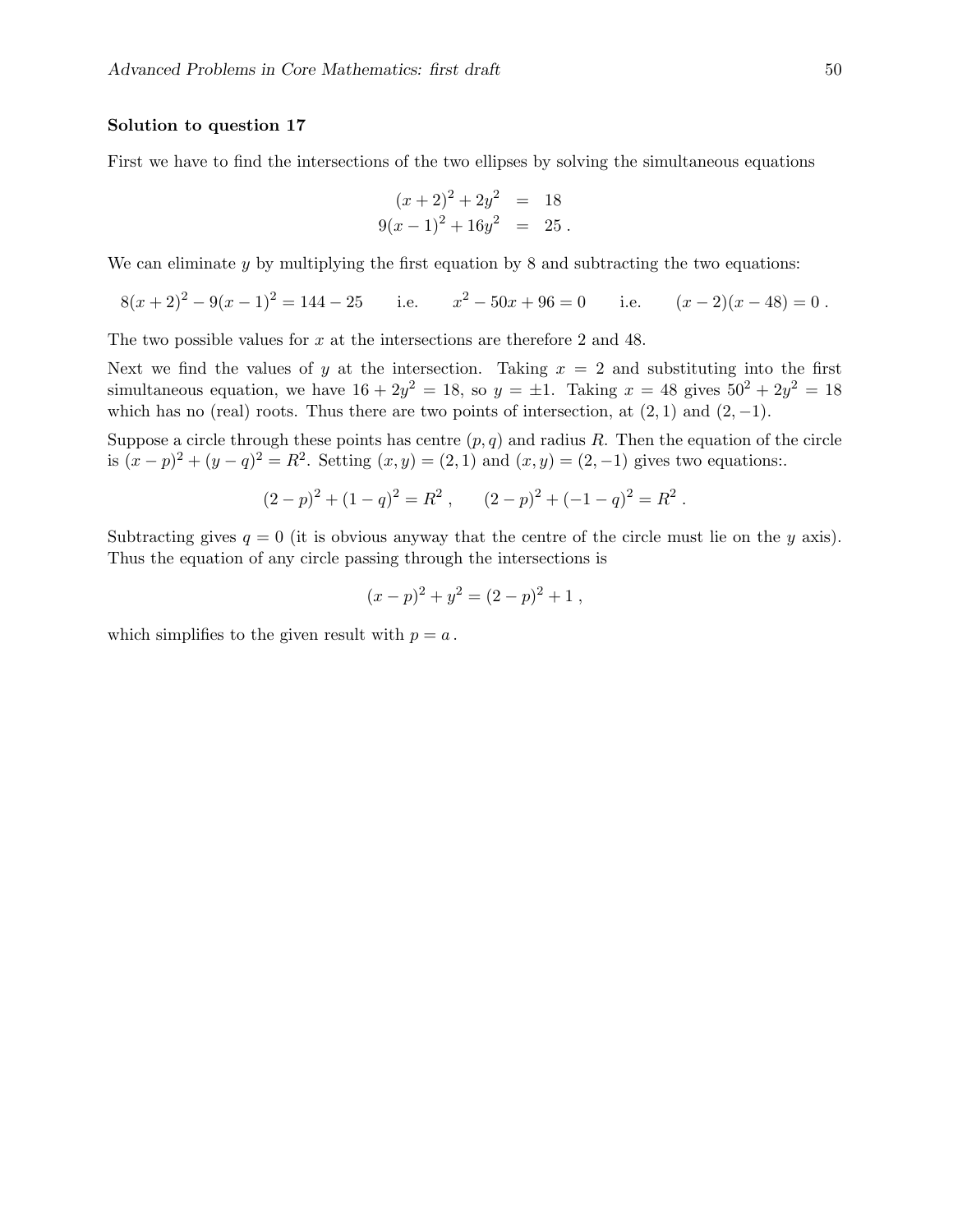**Solution to question 17**

First we have to find the intersections of the two ellipses by solving the simultaneous equations

$$
\begin{aligned}
(x+2)^2 + 2y^2 &= 18 \\
9(x-1)^2 + 16y^2 &= 25 \,.
\end{aligned}
$$

We can eliminate $y$ by multiplying the first equation by 8 and subtracting the two equations:

$$8(x+2)^2 - 9(x-1)^2 = 144 - 25 \qquad \text{i.e.} \qquad x^2 - 50x + 96 = 0 \qquad \text{i.e.} \qquad (x-2)(x-48) = 0 \,.$$

The two possible values for $x$ at the intersections are therefore 2 and 48.

Next we find the values of $y$ at the intersection. Taking $x = 2$ and substituting into the first simultaneous equation, we have $16 + 2y^2 = 18$, so $y = \pm 1$. Taking $x = 48$ gives $50^2 + 2y^2 = 18$ which has no (real) roots. Thus there are two points of intersection, at $(2, 1)$ and $(2, -1)$.

Suppose a circle through these points has centre $(p, q)$ and radius $R$. Then the equation of the circle is $(x-p)^2 + (y-q)^2 = R^2$. Setting $(x, y) = (2, 1)$ and $(x, y) = (2, -1)$ gives two equations:.

$$(2-p)^2 + (1-q)^2 = R^2 \,, \qquad (2-p)^2 + (-1-q)^2 = R^2 \,.$$

Subtracting gives $q = 0$ (it is obvious anyway that the centre of the circle must lie on the $y$ axis). Thus the equation of any circle passing through the intersections is

$$(x-p)^2 + y^2 = (2-p)^2 + 1 \,,$$

which simplifies to the given result with $p = a$.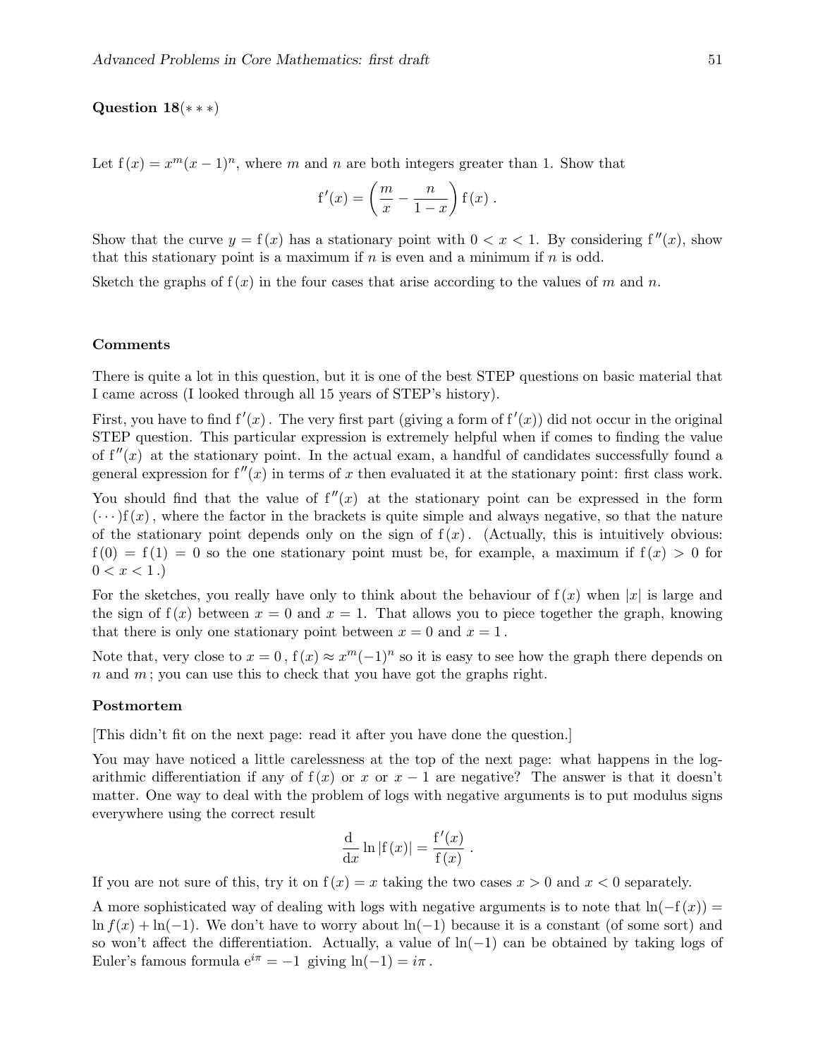**Question 18**($* * *$)

Let $\mathrm{f}(x) = x^m(x-1)^n$, where $m$ and $n$ are both integers greater than 1. Show that

$$\mathrm{f}'(x) = \left(\frac{m}{x} - \frac{n}{1-x}\right)\mathrm{f}(x)\,.$$

Show that the curve $y = \mathrm{f}(x)$ has a stationary point with $0 < x < 1$. By considering $\mathrm{f}''(x)$, show that this stationary point is a maximum if $n$ is even and a minimum if $n$ is odd.

Sketch the graphs of $\mathrm{f}(x)$ in the four cases that arise according to the values of $m$ and $n$.

**Comments**

There is quite a lot in this question, but it is one of the best STEP questions on basic material that I came across (I looked through all 15 years of STEP's history).

First, you have to find $\mathrm{f}'(x)$. The very first part (giving a form of $\mathrm{f}'(x)$) did not occur in the original STEP question. This particular expression is extremely helpful when if comes to finding the value of $\mathrm{f}''(x)$ at the stationary point. In the actual exam, a handful of candidates successfully found a general expression for $\mathrm{f}''(x)$ in terms of $x$ then evaluated it at the stationary point: first class work.

You should find that the value of $\mathrm{f}''(x)$ at the stationary point can be expressed in the form $(\cdots)\mathrm{f}(x)$, where the factor in the brackets is quite simple and always negative, so that the nature of the stationary point depends only on the sign of $\mathrm{f}(x)$. (Actually, this is intuitively obvious: $\mathrm{f}(0) = \mathrm{f}(1) = 0$ so the one stationary point must be, for example, a maximum if $\mathrm{f}(x) > 0$ for $0 < x < 1$.)

For the sketches, you really have only to think about the behaviour of $\mathrm{f}(x)$ when $|x|$ is large and the sign of $\mathrm{f}(x)$ between $x = 0$ and $x = 1$. That allows you to piece together the graph, knowing that there is only one stationary point between $x = 0$ and $x = 1$.

Note that, very close to $x = 0$, $\mathrm{f}(x) \approx x^m(-1)^n$ so it is easy to see how the graph there depends on $n$ and $m$; you can use this to check that you have got the graphs right.

**Postmortem**

[This didn't fit on the next page: read it after you have done the question.]

You may have noticed a little carelessness at the top of the next page: what happens in the logarithmic differentiation if any of $\mathrm{f}(x)$ or $x$ or $x-1$ are negative? The answer is that it doesn't matter. One way to deal with the problem of logs with negative arguments is to put modulus signs everywhere using the correct result

$$\frac{\mathrm{d}}{\mathrm{d}x}\ln|\mathrm{f}(x)| = \frac{\mathrm{f}'(x)}{\mathrm{f}(x)}\,.$$

If you are not sure of this, try it on $\mathrm{f}(x) = x$ taking the two cases $x > 0$ and $x < 0$ separately.

A more sophisticated way of dealing with logs with negative arguments is to note that $\ln(-\mathrm{f}(x)) = \ln f(x) + \ln(-1)$. We don't have to worry about $\ln(-1)$ because it is a constant (of some sort) and so won't affect the differentiation. Actually, a value of $\ln(-1)$ can be obtained by taking logs of Euler's famous formula $\mathrm{e}^{i\pi} = -1$ giving $\ln(-1) = i\pi$.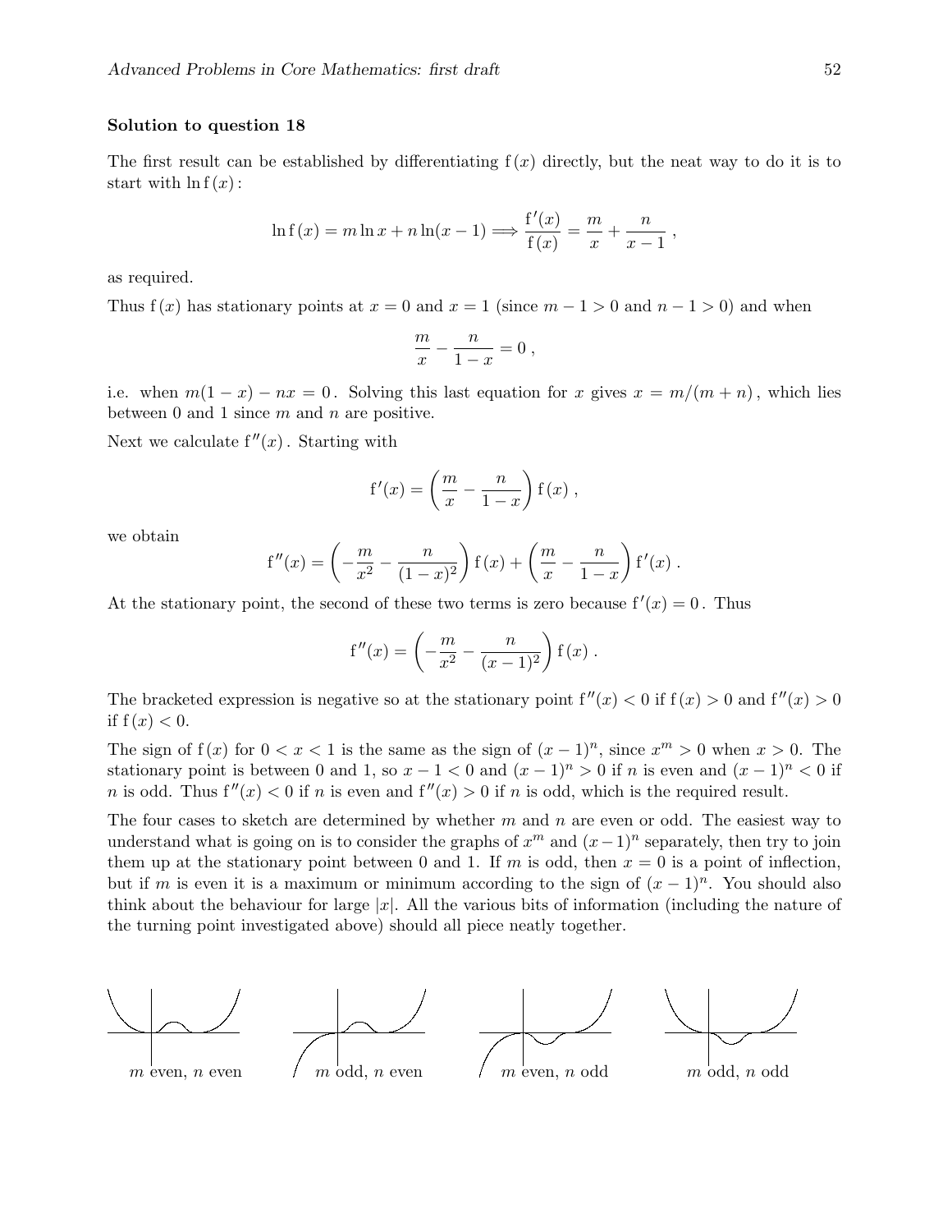**Solution to question 18**

The first result can be established by differentiating $f(x)$ directly, but the neat way to do it is to start with $\ln f(x)$:

$$\ln f(x) = m \ln x + n \ln(x-1) \Longrightarrow \frac{f'(x)}{f(x)} = \frac{m}{x} + \frac{n}{x-1} \;,$$

as required.

Thus $f(x)$ has stationary points at $x = 0$ and $x = 1$ (since $m - 1 > 0$ and $n - 1 > 0$) and when

$$\frac{m}{x} - \frac{n}{1-x} = 0 \;,$$

i.e. when $m(1-x) - nx = 0$. Solving this last equation for $x$ gives $x = m/(m+n)$, which lies between 0 and 1 since $m$ and $n$ are positive.

Next we calculate $f''(x)$. Starting with

$$f'(x) = \left(\frac{m}{x} - \frac{n}{1-x}\right) f(x) \;,$$

we obtain

$$f''(x) = \left(-\frac{m}{x^2} - \frac{n}{(1-x)^2}\right) f(x) + \left(\frac{m}{x} - \frac{n}{1-x}\right) f'(x) \;.$$

At the stationary point, the second of these two terms is zero because $f'(x) = 0$. Thus

$$f''(x) = \left(-\frac{m}{x^2} - \frac{n}{(x-1)^2}\right) f(x) \;.$$

The bracketed expression is negative so at the stationary point $f''(x) < 0$ if $f(x) > 0$ and $f''(x) > 0$ if $f(x) < 0$.

The sign of $f(x)$ for $0 < x < 1$ is the same as the sign of $(x-1)^n$, since $x^m > 0$ when $x > 0$. The stationary point is between 0 and 1, so $x - 1 < 0$ and $(x-1)^n > 0$ if $n$ is even and $(x-1)^n < 0$ if $n$ is odd. Thus $f''(x) < 0$ if $n$ is even and $f''(x) > 0$ if $n$ is odd, which is the required result.

The four cases to sketch are determined by whether $m$ and $n$ are even or odd. The easiest way to understand what is going on is to consider the graphs of $x^m$ and $(x-1)^n$ separately, then try to join them up at the stationary point between 0 and 1. If $m$ is odd, then $x = 0$ is a point of inflection, but if $m$ is even it is a maximum or minimum according to the sign of $(x-1)^n$. You should also think about the behaviour for large $|x|$. All the various bits of information (including the nature of the turning point investigated above) should all piece neatly together.

$m$ even, $n$ even $\qquad$ $m$ odd, $n$ even $\qquad$ $m$ even, $n$ odd $\qquad$ $m$ odd, $n$ odd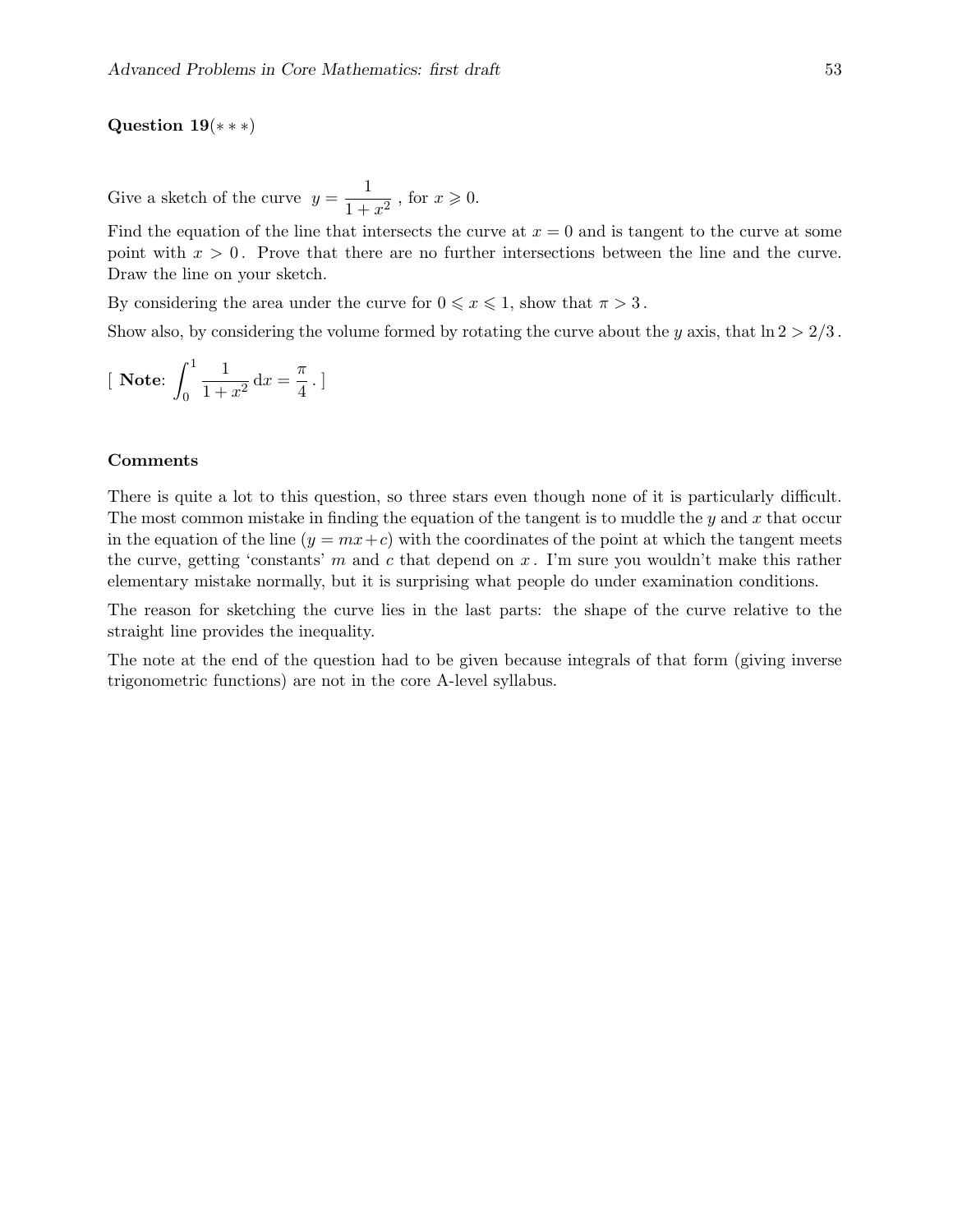**Question 19**($* * *$)

Give a sketch of the curve $y = \dfrac{1}{1+x^2}$ , for $x \geqslant 0$.

Find the equation of the line that intersects the curve at $x = 0$ and is tangent to the curve at some point with $x > 0$. Prove that there are no further intersections between the line and the curve. Draw the line on your sketch.

By considering the area under the curve for $0 \leqslant x \leqslant 1$, show that $\pi > 3$.

Show also, by considering the volume formed by rotating the curve about the $y$ axis, that $\ln 2 > 2/3$.

[ **Note**: $\displaystyle\int_0^1 \frac{1}{1+x^2}\,\mathrm{d}x = \frac{\pi}{4}$. ]

**Comments**

There is quite a lot to this question, so three stars even though none of it is particularly difficult. The most common mistake in finding the equation of the tangent is to muddle the $y$ and $x$ that occur in the equation of the line ($y = mx + c$) with the coordinates of the point at which the tangent meets the curve, getting 'constants' $m$ and $c$ that depend on $x$. I'm sure you wouldn't make this rather elementary mistake normally, but it is surprising what people do under examination conditions.

The reason for sketching the curve lies in the last parts: the shape of the curve relative to the straight line provides the inequality.

The note at the end of the question had to be given because integrals of that form (giving inverse trigonometric functions) are not in the core A-level syllabus.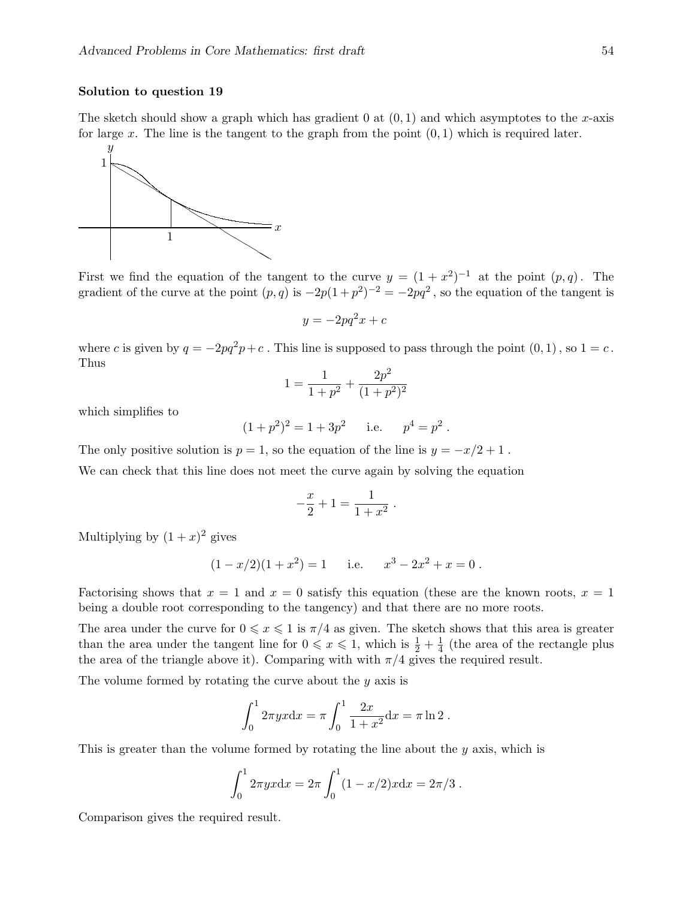### Solution to question 19

The sketch should show a graph which has gradient 0 at $(0, 1)$ and which asymptotes to the $x$-axis for large $x$. The line is the tangent to the graph from the point $(0, 1)$ which is required later.

First we find the equation of the tangent to the curve $y = (1 + x^2)^{-1}$ at the point $(p, q)$. The gradient of the curve at the point $(p, q)$ is $-2p(1+p^2)^{-2} = -2pq^2$, so the equation of the tangent is

$$y = -2pq^2 x + c$$

where $c$ is given by $q = -2pq^2 p + c$. This line is supposed to pass through the point $(0, 1)$, so $1 = c$. Thus

$$1 = \frac{1}{1+p^2} + \frac{2p^2}{(1+p^2)^2}$$

which simplifies to

$$(1+p^2)^2 = 1 + 3p^2 \qquad \text{i.e.} \qquad p^4 = p^2 \ .$$

The only positive solution is $p = 1$, so the equation of the line is $y = -x/2 + 1$.

We can check that this line does not meet the curve again by solving the equation

$$-\frac{x}{2} + 1 = \frac{1}{1+x^2} \ .$$

Multiplying by $(1 + x)^2$ gives

$$(1 - x/2)(1 + x^2) = 1 \qquad \text{i.e.} \qquad x^3 - 2x^2 + x = 0 \ .$$

Factorising shows that $x = 1$ and $x = 0$ satisfy this equation (these are the known roots, $x = 1$ being a double root corresponding to the tangency) and that there are no more roots.

The area under the curve for $0 \leqslant x \leqslant 1$ is $\pi/4$ as given. The sketch shows that this area is greater than the area under the tangent line for $0 \leqslant x \leqslant 1$, which is $\frac{1}{2} + \frac{1}{4}$ (the area of the rectangle plus the area of the triangle above it). Comparing with with $\pi/4$ gives the required result.

The volume formed by rotating the curve about the $y$ axis is

$$\int_0^1 2\pi y x \mathrm{d}x = \pi \int_0^1 \frac{2x}{1+x^2} \mathrm{d}x = \pi \ln 2 \ .$$

This is greater than the volume formed by rotating the line about the $y$ axis, which is

$$\int_0^1 2\pi y x \mathrm{d}x = 2\pi \int_0^1 (1 - x/2) x \mathrm{d}x = 2\pi/3 \ .$$

Comparison gives the required result.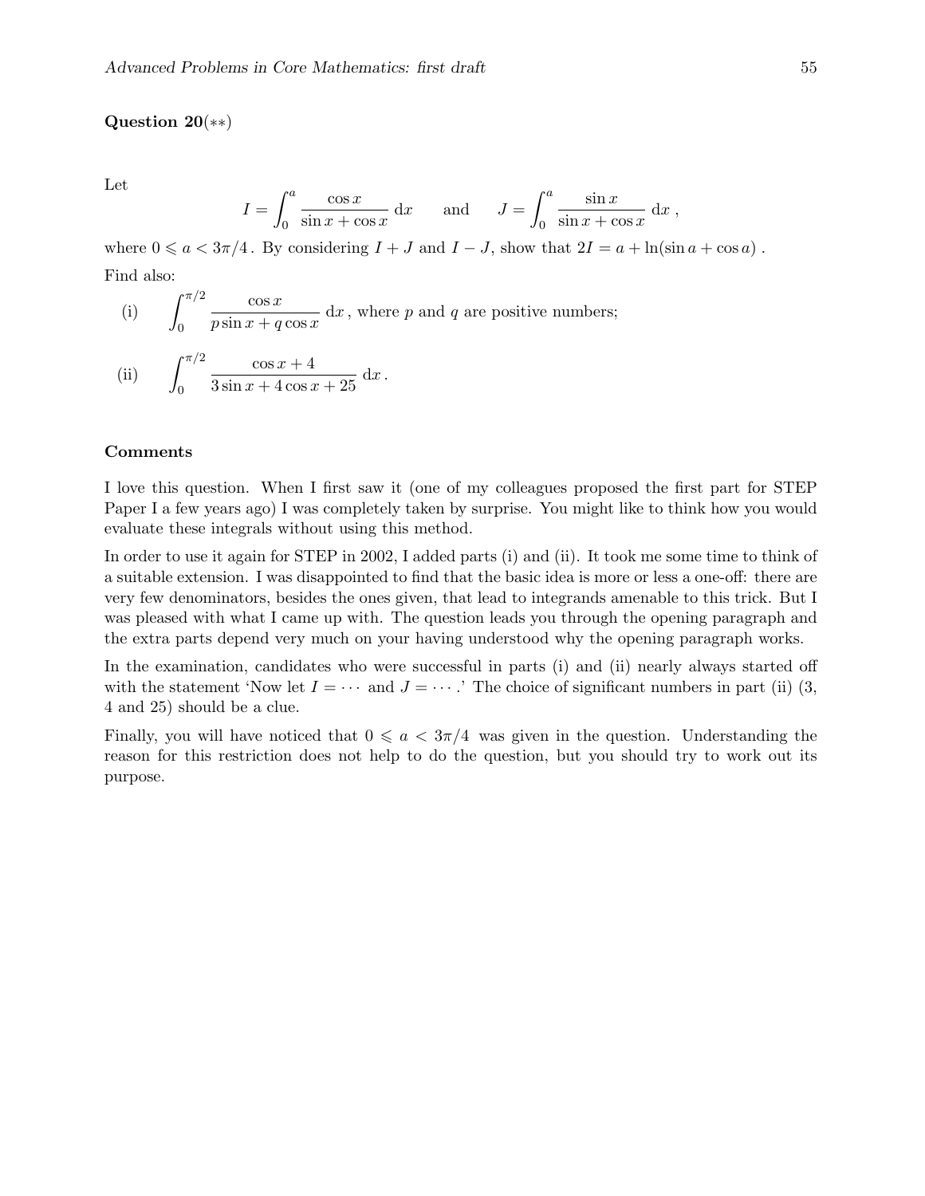**Question 20**(∗∗)

Let

$$I = \int_0^a \frac{\cos x}{\sin x + \cos x}\, \mathrm{d}x \qquad \text{and} \qquad J = \int_0^a \frac{\sin x}{\sin x + \cos x}\, \mathrm{d}x\,,$$

where $0 \leqslant a < 3\pi/4$. By considering $I + J$ and $I - J$, show that $2I = a + \ln(\sin a + \cos a)$.

Find also:

(i) $\displaystyle \int_0^{\pi/2} \frac{\cos x}{p \sin x + q \cos x}\, \mathrm{d}x$, where $p$ and $q$ are positive numbers;

(ii) $\displaystyle \int_0^{\pi/2} \frac{\cos x + 4}{3 \sin x + 4 \cos x + 25}\, \mathrm{d}x$.

**Comments**

I love this question. When I first saw it (one of my colleagues proposed the first part for STEP Paper I a few years ago) I was completely taken by surprise. You might like to think how you would evaluate these integrals without using this method.

In order to use it again for STEP in 2002, I added parts (i) and (ii). It took me some time to think of a suitable extension. I was disappointed to find that the basic idea is more or less a one-off: there are very few denominators, besides the ones given, that lead to integrands amenable to this trick. But I was pleased with what I came up with. The question leads you through the opening paragraph and the extra parts depend very much on your having understood why the opening paragraph works.

In the examination, candidates who were successful in parts (i) and (ii) nearly always started off with the statement 'Now let $I = \cdots$ and $J = \cdots$.' The choice of significant numbers in part (ii) (3, 4 and 25) should be a clue.

Finally, you will have noticed that $0 \leqslant a < 3\pi/4$ was given in the question. Understanding the reason for this restriction does not help to do the question, but you should try to work out its purpose.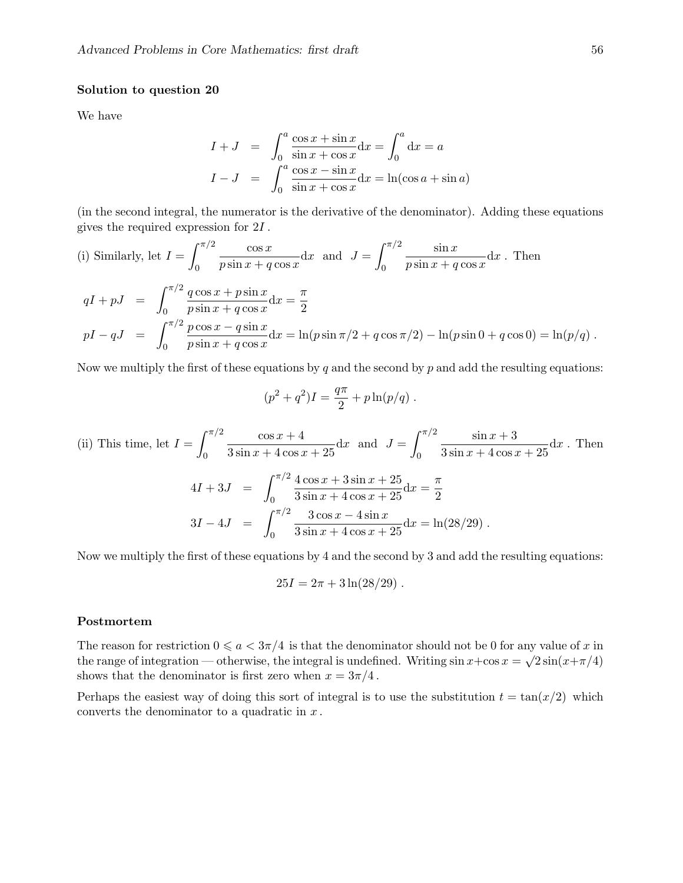**Solution to question 20**

We have

$$
\begin{aligned}
I + J &= \int_0^a \frac{\cos x + \sin x}{\sin x + \cos x}\mathrm{d}x = \int_0^a \mathrm{d}x = a \\
I - J &= \int_0^a \frac{\cos x - \sin x}{\sin x + \cos x}\mathrm{d}x = \ln(\cos a + \sin a)
\end{aligned}
$$

(in the second integral, the numerator is the derivative of the denominator). Adding these equations gives the required expression for $2I$.

(i) Similarly, let $I = \displaystyle\int_0^{\pi/2} \frac{\cos x}{p\sin x + q\cos x}\mathrm{d}x$ and $J = \displaystyle\int_0^{\pi/2} \frac{\sin x}{p\sin x + q\cos x}\mathrm{d}x$. Then

$$
\begin{aligned}
qI + pJ &= \int_0^{\pi/2} \frac{q\cos x + p\sin x}{p\sin x + q\cos x}\mathrm{d}x = \frac{\pi}{2} \\
pI - qJ &= \int_0^{\pi/2} \frac{p\cos x - q\sin x}{p\sin x + q\cos x}\mathrm{d}x = \ln(p\sin \pi/2 + q\cos \pi/2) - \ln(p\sin 0 + q\cos 0) = \ln(p/q)\,.
\end{aligned}
$$

Now we multiply the first of these equations by $q$ and the second by $p$ and add the resulting equations:

$$
(p^2 + q^2)I = \frac{q\pi}{2} + p\ln(p/q)\,.
$$

(ii) This time, let $I = \displaystyle\int_0^{\pi/2} \frac{\cos x + 4}{3\sin x + 4\cos x + 25}\mathrm{d}x$ and $J = \displaystyle\int_0^{\pi/2} \frac{\sin x + 3}{3\sin x + 4\cos x + 25}\mathrm{d}x$. Then

$$
\begin{aligned}
4I + 3J &= \int_0^{\pi/2} \frac{4\cos x + 3\sin x + 25}{3\sin x + 4\cos x + 25}\mathrm{d}x = \frac{\pi}{2} \\
3I - 4J &= \int_0^{\pi/2} \frac{3\cos x - 4\sin x}{3\sin x + 4\cos x + 25}\mathrm{d}x = \ln(28/29)\,.
\end{aligned}
$$

Now we multiply the first of these equations by 4 and the second by 3 and add the resulting equations:

$$
25I = 2\pi + 3\ln(28/29)\,.
$$

**Postmortem**

The reason for restriction $0 \leqslant a < 3\pi/4$ is that the denominator should not be 0 for any value of $x$ in the range of integration — otherwise, the integral is undefined. Writing $\sin x + \cos x = \sqrt{2}\sin(x + \pi/4)$ shows that the denominator is first zero when $x = 3\pi/4$.

Perhaps the easiest way of doing this sort of integral is to use the substitution $t = \tan(x/2)$ which converts the denominator to a quadratic in $x$.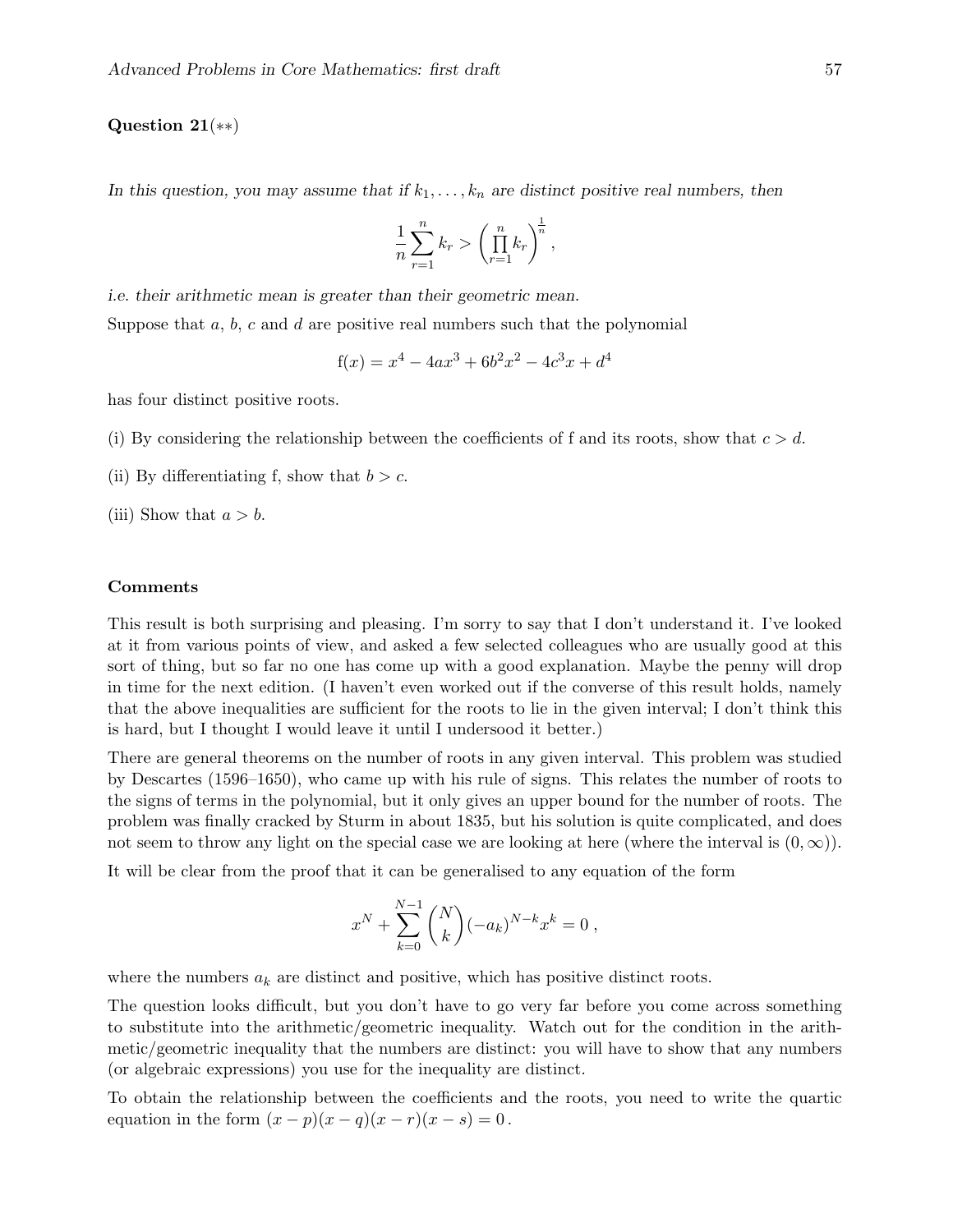**Question 21**($**$)

*In this question, you may assume that if $k_1, \ldots, k_n$ are distinct positive real numbers, then*

$$\frac{1}{n}\sum_{r=1}^{n} k_r > \left(\prod_{r=1}^{n} k_r\right)^{\frac{1}{n}},$$

*i.e. their arithmetic mean is greater than their geometric mean.*

Suppose that $a$, $b$, $c$ and $d$ are positive real numbers such that the polynomial

$$\mathrm{f}(x) = x^4 - 4ax^3 + 6b^2x^2 - 4c^3x + d^4$$

has four distinct positive roots.

(i) By considering the relationship between the coefficients of f and its roots, show that $c > d$.

(ii) By differentiating f, show that $b > c$.

(iii) Show that $a > b$.

**Comments**

This result is both surprising and pleasing. I'm sorry to say that I don't understand it. I've looked at it from various points of view, and asked a few selected colleagues who are usually good at this sort of thing, but so far no one has come up with a good explanation. Maybe the penny will drop in time for the next edition. (I haven't even worked out if the converse of this result holds, namely that the above inequalities are sufficient for the roots to lie in the given interval; I don't think this is hard, but I thought I would leave it until I undersood it better.)

There are general theorems on the number of roots in any given interval. This problem was studied by Descartes (1596–1650), who came up with his rule of signs. This relates the number of roots to the signs of terms in the polynomial, but it only gives an upper bound for the number of roots. The problem was finally cracked by Sturm in about 1835, but his solution is quite complicated, and does not seem to throw any light on the special case we are looking at here (where the interval is $(0, \infty)$).

It will be clear from the proof that it can be generalised to any equation of the form

$$x^N + \sum_{k=0}^{N-1} \binom{N}{k} (-a_k)^{N-k} x^k = 0\,,$$

where the numbers $a_k$ are distinct and positive, which has positive distinct roots.

The question looks difficult, but you don't have to go very far before you come across something to substitute into the arithmetic/geometric inequality. Watch out for the condition in the arithmetic/geometric inequality that the numbers are distinct: you will have to show that any numbers (or algebraic expressions) you use for the inequality are distinct.

To obtain the relationship between the coefficients and the roots, you need to write the quartic equation in the form $(x-p)(x-q)(x-r)(x-s) = 0$.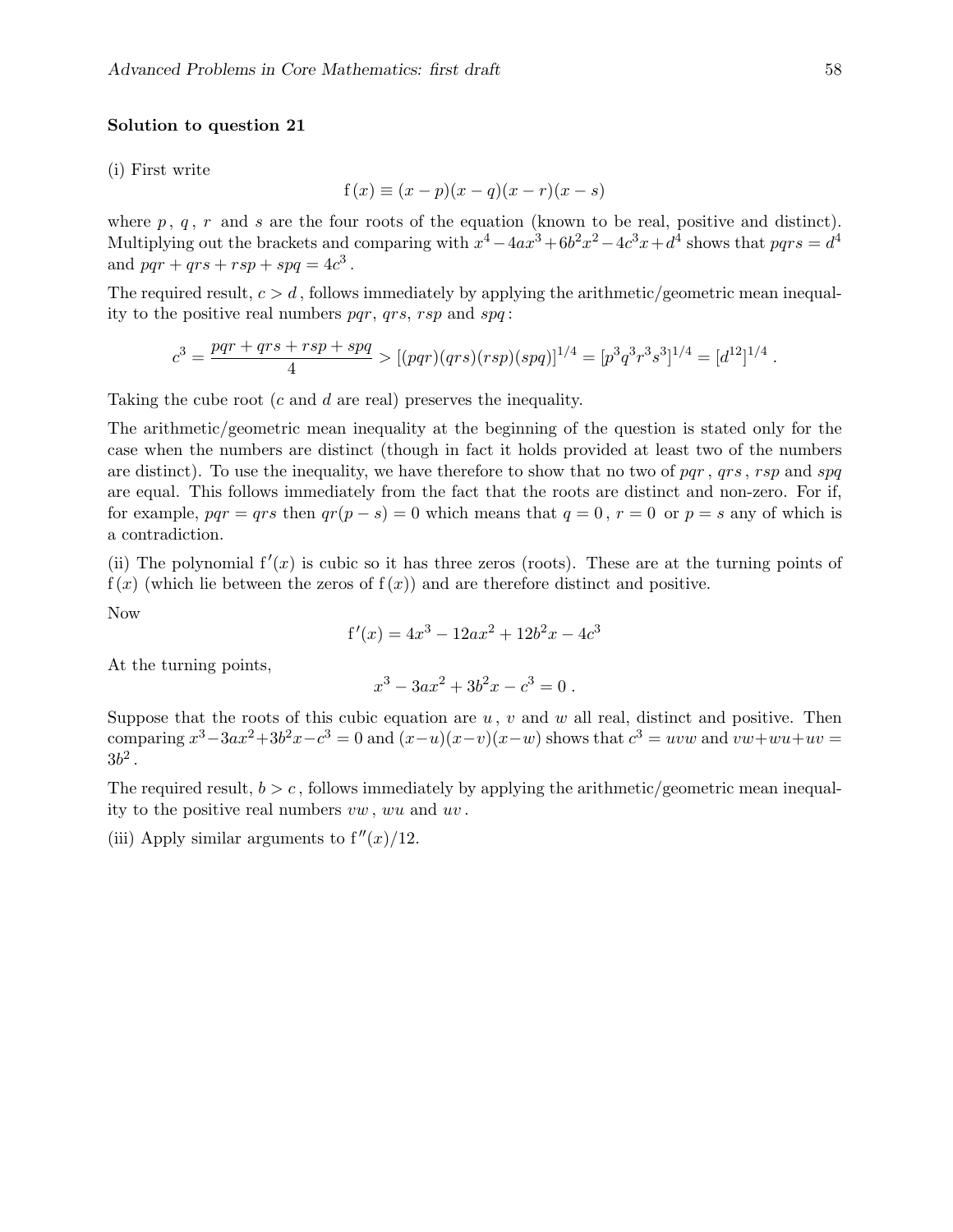**Solution to question 21**

(i) First write

$$\mathrm{f}(x) \equiv (x-p)(x-q)(x-r)(x-s)$$

where $p$, $q$, $r$ and $s$ are the four roots of the equation (known to be real, positive and distinct). Multiplying out the brackets and comparing with $x^4 - 4ax^3 + 6b^2x^2 - 4c^3x + d^4$ shows that $pqrs = d^4$ and $pqr + qrs + rsp + spq = 4c^3$.

The required result, $c > d$, follows immediately by applying the arithmetic/geometric mean inequality to the positive real numbers $pqr$, $qrs$, $rsp$ and $spq$:

$$c^3 = \frac{pqr + qrs + rsp + spq}{4} > [(pqr)(qrs)(rsp)(spq)]^{1/4} = [p^3q^3r^3s^3]^{1/4} = [d^{12}]^{1/4} .$$

Taking the cube root ($c$ and $d$ are real) preserves the inequality.

The arithmetic/geometric mean inequality at the beginning of the question is stated only for the case when the numbers are distinct (though in fact it holds provided at least two of the numbers are distinct). To use the inequality, we have therefore to show that no two of $pqr$, $qrs$, $rsp$ and $spq$ are equal. This follows immediately from the fact that the roots are distinct and non-zero. For if, for example, $pqr = qrs$ then $qr(p-s) = 0$ which means that $q = 0$, $r = 0$ or $p = s$ any of which is a contradiction.

(ii) The polynomial $\mathrm{f}'(x)$ is cubic so it has three zeros (roots). These are at the turning points of $\mathrm{f}(x)$ (which lie between the zeros of $\mathrm{f}(x)$) and are therefore distinct and positive.

Now

$$\mathrm{f}'(x) = 4x^3 - 12ax^2 + 12b^2x - 4c^3$$

At the turning points,

$$x^3 - 3ax^2 + 3b^2x - c^3 = 0 .$$

Suppose that the roots of this cubic equation are $u$, $v$ and $w$ all real, distinct and positive. Then comparing $x^3 - 3ax^2 + 3b^2x - c^3 = 0$ and $(x-u)(x-v)(x-w)$ shows that $c^3 = uvw$ and $vw + wu + uv = 3b^2$.

The required result, $b > c$, follows immediately by applying the arithmetic/geometric mean inequality to the positive real numbers $vw$, $wu$ and $uv$.

(iii) Apply similar arguments to $\mathrm{f}''(x)/12$.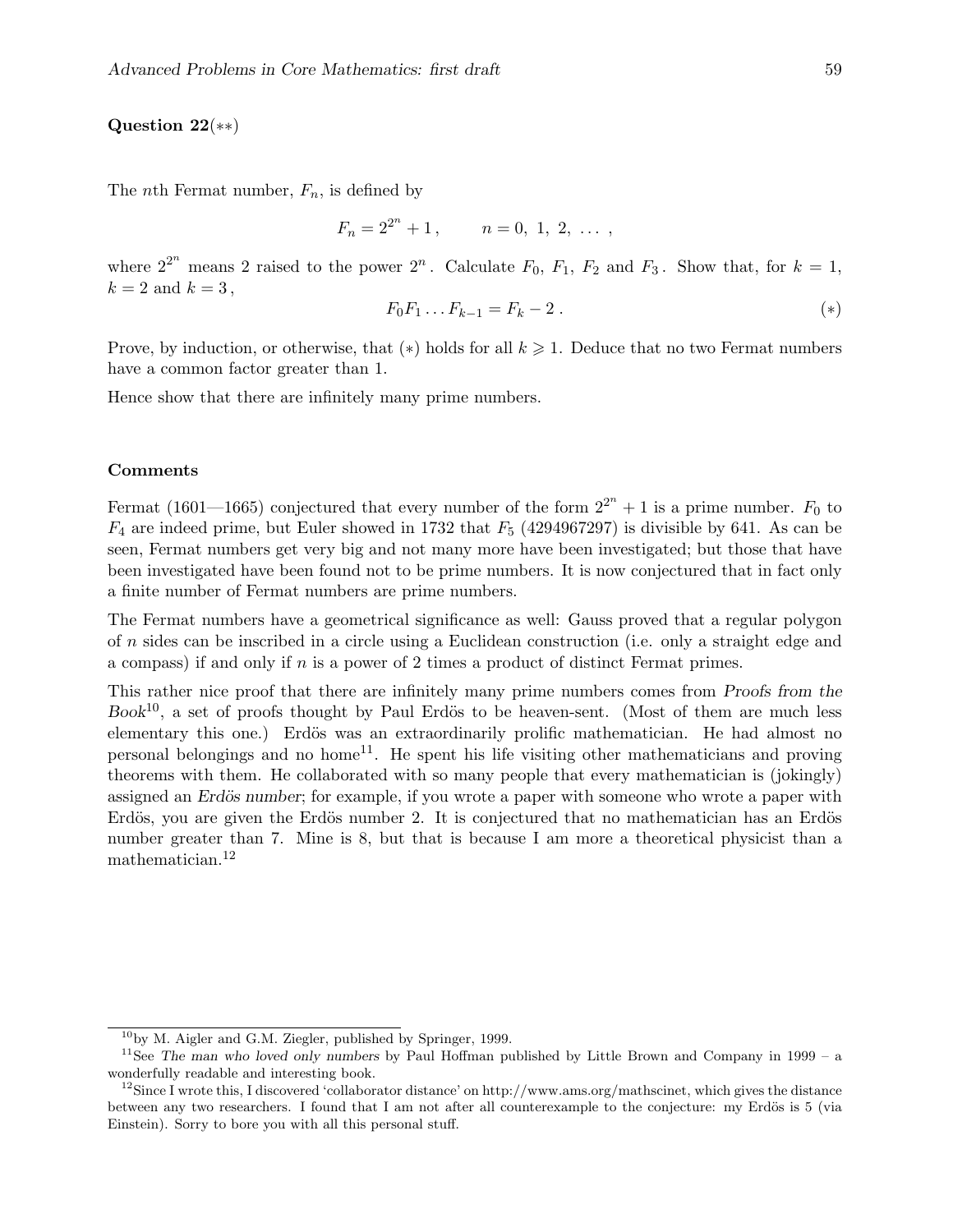**Question 22**$(**)$

The $n$th Fermat number, $F_n$, is defined by

$$F_n = 2^{2^n} + 1\,, \qquad n = 0,\ 1,\ 2,\ \ldots\,,$$

where $2^{2^n}$ means 2 raised to the power $2^n$. Calculate $F_0$, $F_1$, $F_2$ and $F_3$. Show that, for $k = 1$, $k = 2$ and $k = 3$,

$$F_0 F_1 \ldots F_{k-1} = F_k - 2\,. \qquad (*)$$

Prove, by induction, or otherwise, that $(*)$ holds for all $k \geqslant 1$. Deduce that no two Fermat numbers have a common factor greater than 1.

Hence show that there are infinitely many prime numbers.

### Comments

Fermat (1601—1665) conjectured that every number of the form $2^{2^n} + 1$ is a prime number. $F_0$ to $F_4$ are indeed prime, but Euler showed in 1732 that $F_5$ (4294967297) is divisible by 641. As can be seen, Fermat numbers get very big and not many more have been investigated; but those that have been investigated have been found not to be prime numbers. It is now conjectured that in fact only a finite number of Fermat numbers are prime numbers.

The Fermat numbers have a geometrical significance as well: Gauss proved that a regular polygon of $n$ sides can be inscribed in a circle using a Euclidean construction (i.e. only a straight edge and a compass) if and only if $n$ is a power of 2 times a product of distinct Fermat primes.

This rather nice proof that there are infinitely many prime numbers comes from *Proofs from the Book*[10], a set of proofs thought by Paul Erdös to be heaven-sent. (Most of them are much less elementary this one.) Erdös was an extraordinarily prolific mathematician. He had almost no personal belongings and no home[11]. He spent his life visiting other mathematicians and proving theorems with them. He collaborated with so many people that every mathematician is (jokingly) assigned an *Erdös number*; for example, if you wrote a paper with someone who wrote a paper with Erdös, you are given the Erdös number 2. It is conjectured that no mathematician has an Erdös number greater than 7. Mine is 8, but that is because I am more a theoretical physicist than a mathematician.[12]

---

[10] by M. Aigler and G.M. Ziegler, published by Springer, 1999.

[11] See *The man who loved only numbers* by Paul Hoffman published by Little Brown and Company in 1999 – a wonderfully readable and interesting book.

[12] Since I wrote this, I discovered 'collaborator distance' on http://www.ams.org/mathscinet, which gives the distance between any two researchers. I found that I am not after all counterexample to the conjecture: my Erdös is 5 (via Einstein). Sorry to bore you with all this personal stuff.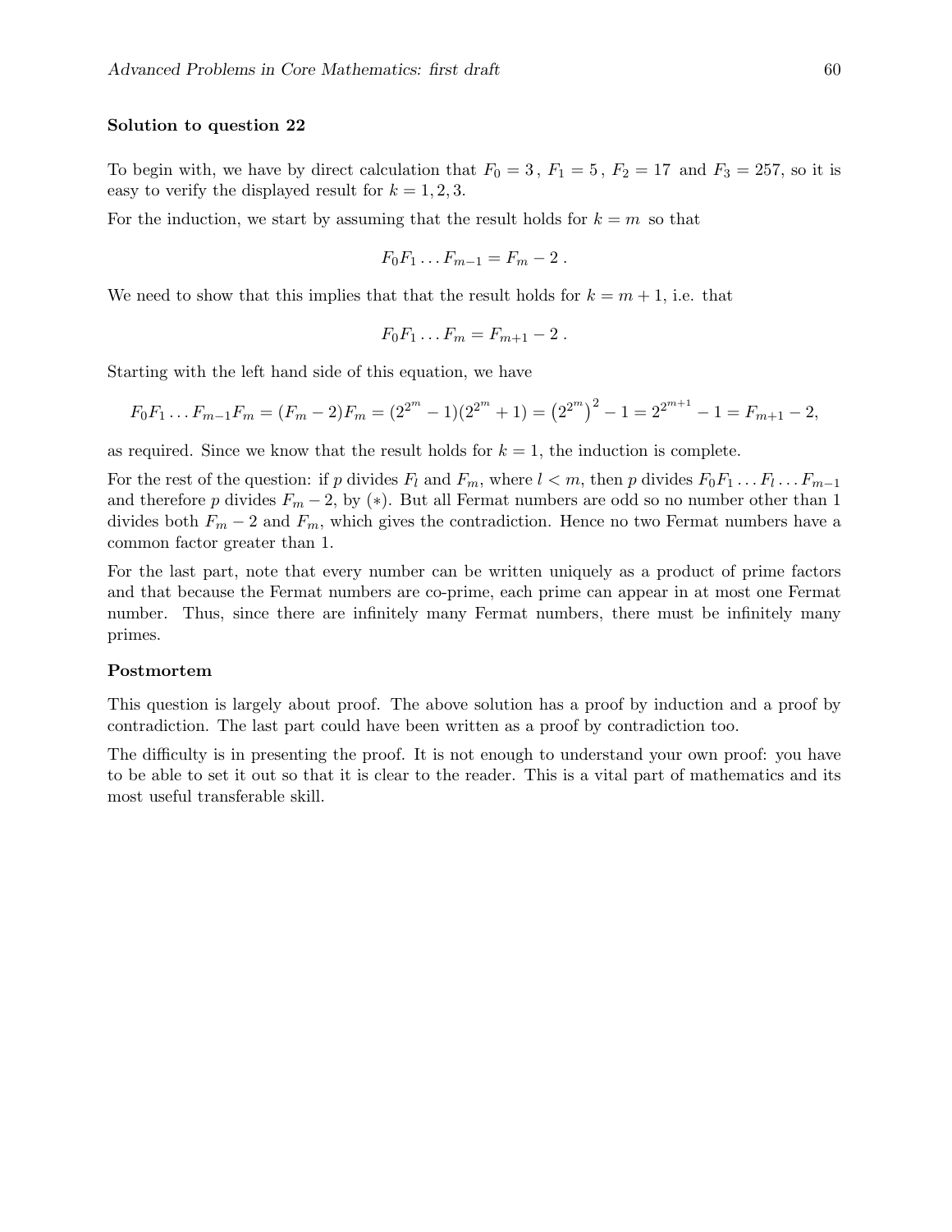**Solution to question 22**

To begin with, we have by direct calculation that $F_0 = 3$, $F_1 = 5$, $F_2 = 17$ and $F_3 = 257$, so it is easy to verify the displayed result for $k = 1, 2, 3$.

For the induction, we start by assuming that the result holds for $k = m$ so that

$$F_0 F_1 \dots F_{m-1} = F_m - 2 \; .$$

We need to show that this implies that that the result holds for $k = m + 1$, i.e. that

$$F_0 F_1 \dots F_m = F_{m+1} - 2 \; .$$

Starting with the left hand side of this equation, we have

$$F_0 F_1 \dots F_{m-1} F_m = (F_m - 2) F_m = (2^{2^m} - 1)(2^{2^m} + 1) = \left(2^{2^m}\right)^2 - 1 = 2^{2^{m+1}} - 1 = F_{m+1} - 2,$$

as required. Since we know that the result holds for $k = 1$, the induction is complete.

For the rest of the question: if $p$ divides $F_l$ and $F_m$, where $l < m$, then $p$ divides $F_0 F_1 \dots F_l \dots F_{m-1}$ and therefore $p$ divides $F_m - 2$, by $(*)$. But all Fermat numbers are odd so no number other than 1 divides both $F_m - 2$ and $F_m$, which gives the contradiction. Hence no two Fermat numbers have a common factor greater than 1.

For the last part, note that every number can be written uniquely as a product of prime factors and that because the Fermat numbers are co-prime, each prime can appear in at most one Fermat number. Thus, since there are infinitely many Fermat numbers, there must be infinitely many primes.

**Postmortem**

This question is largely about proof. The above solution has a proof by induction and a proof by contradiction. The last part could have been written as a proof by contradiction too.

The difficulty is in presenting the proof. It is not enough to understand your own proof: you have to be able to set it out so that it is clear to the reader. This is a vital part of mathematics and its most useful transferable skill.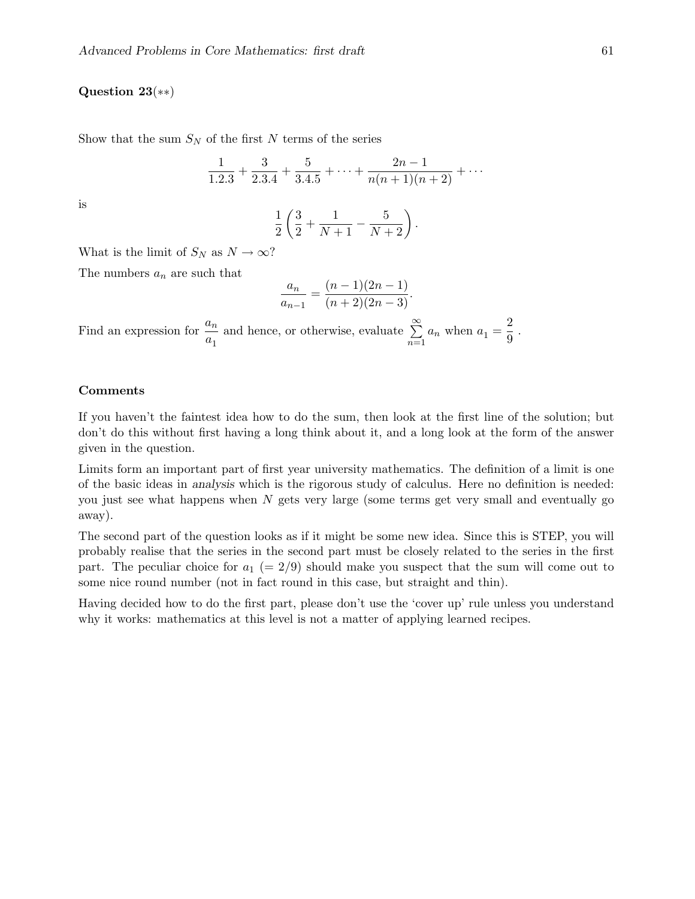**Question 23**(∗∗)

Show that the sum $S_N$ of the first $N$ terms of the series

$$\frac{1}{1.2.3} + \frac{3}{2.3.4} + \frac{5}{3.4.5} + \cdots + \frac{2n-1}{n(n+1)(n+2)} + \cdots$$

is

$$\frac{1}{2}\left(\frac{3}{2} + \frac{1}{N+1} - \frac{5}{N+2}\right).$$

What is the limit of $S_N$ as $N \to \infty$?

The numbers $a_n$ are such that

$$\frac{a_n}{a_{n-1}} = \frac{(n-1)(2n-1)}{(n+2)(2n-3)}.$$

Find an expression for $\dfrac{a_n}{a_1}$ and hence, or otherwise, evaluate $\sum\limits_{n=1}^{\infty} a_n$ when $a_1 = \dfrac{2}{9}$.

### Comments

If you haven't the faintest idea how to do the sum, then look at the first line of the solution; but don't do this without first having a long think about it, and a long look at the form of the answer given in the question.

Limits form an important part of first year university mathematics. The definition of a limit is one of the basic ideas in *analysis* which is the rigorous study of calculus. Here no definition is needed: you just see what happens when $N$ gets very large (some terms get very small and eventually go away).

The second part of the question looks as if it might be some new idea. Since this is STEP, you will probably realise that the series in the second part must be closely related to the series in the first part. The peculiar choice for $a_1$ $(= 2/9)$ should make you suspect that the sum will come out to some nice round number (not in fact round in this case, but straight and thin).

Having decided how to do the first part, please don't use the 'cover up' rule unless you understand why it works: mathematics at this level is not a matter of applying learned recipes.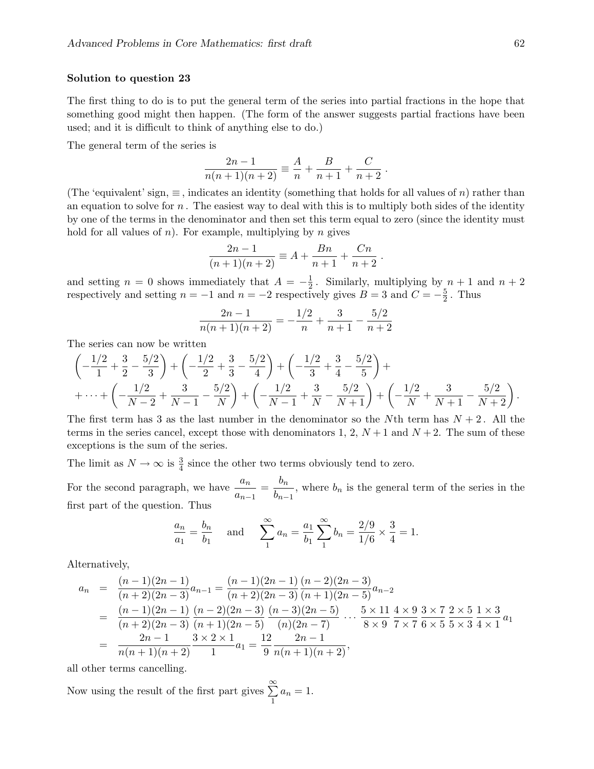**Solution to question 23**

The first thing to do is to put the general term of the series into partial fractions in the hope that something good might then happen. (The form of the answer suggests partial fractions have been used; and it is difficult to think of anything else to do.)

The general term of the series is

$$\frac{2n-1}{n(n+1)(n+2)} \equiv \frac{A}{n} + \frac{B}{n+1} + \frac{C}{n+2}\,.$$

(The 'equivalent' sign, $\equiv$, indicates an identity (something that holds for all values of $n$) rather than an equation to solve for $n$. The easiest way to deal with this is to multiply both sides of the identity by one of the terms in the denominator and then set this term equal to zero (since the identity must hold for all values of $n$). For example, multiplying by $n$ gives

$$\frac{2n-1}{(n+1)(n+2)} \equiv A + \frac{Bn}{n+1} + \frac{Cn}{n+2}\,.$$

and setting $n = 0$ shows immediately that $A = -\frac{1}{2}$. Similarly, multiplying by $n+1$ and $n+2$ respectively and setting $n = -1$ and $n = -2$ respectively gives $B = 3$ and $C = -\frac{5}{2}$. Thus

$$\frac{2n-1}{n(n+1)(n+2)} = -\frac{1/2}{n} + \frac{3}{n+1} - \frac{5/2}{n+2}$$

The series can now be written

$$\left(-\frac{1/2}{1} + \frac{3}{2} - \frac{5/2}{3}\right) + \left(-\frac{1/2}{2} + \frac{3}{3} - \frac{5/2}{4}\right) + \left(-\frac{1/2}{3} + \frac{3}{4} - \frac{5/2}{5}\right) +$$
$$+ \cdots + \left(-\frac{1/2}{N-2} + \frac{3}{N-1} - \frac{5/2}{N}\right) + \left(-\frac{1/2}{N-1} + \frac{3}{N} - \frac{5/2}{N+1}\right) + \left(-\frac{1/2}{N} + \frac{3}{N+1} - \frac{5/2}{N+2}\right).$$

The first term has 3 as the last number in the denominator so the $N$th term has $N+2$. All the terms in the series cancel, except those with denominators 1, 2, $N+1$ and $N+2$. The sum of these exceptions is the sum of the series.

The limit as $N \to \infty$ is $\frac{3}{4}$ since the other two terms obviously tend to zero.

For the second paragraph, we have $\dfrac{a_n}{a_{n-1}} = \dfrac{b_n}{b_{n-1}}$, where $b_n$ is the general term of the series in the first part of the question. Thus

$$\frac{a_n}{a_1} = \frac{b_n}{b_1} \quad \text{ and } \quad \sum_1^\infty a_n = \frac{a_1}{b_1}\sum_1^\infty b_n = \frac{2/9}{1/6} \times \frac{3}{4} = 1.$$

Alternatively,

$$\begin{aligned}
a_n &= \frac{(n-1)(2n-1)}{(n+2)(2n-3)}a_{n-1} = \frac{(n-1)(2n-1)}{(n+2)(2n-3)}\,\frac{(n-2)(2n-3)}{(n+1)(2n-5)}a_{n-2} \\
&= \frac{(n-1)(2n-1)}{(n+2)(2n-3)}\,\frac{(n-2)(2n-3)}{(n+1)(2n-5)}\,\frac{(n-3)(2n-5)}{(n)(2n-7)} \cdots \frac{5\times 11}{8\times 9}\,\frac{4\times 9}{7\times 7}\,\frac{3\times 7}{6\times 5}\,\frac{2\times 5}{5\times 3}\,\frac{1\times 3}{4\times 1}\,a_1 \\
&= \frac{2n-1}{n(n+1)(n+2)}\,\frac{3\times 2\times 1}{1}a_1 = \frac{12}{9}\,\frac{2n-1}{n(n+1)(n+2)},
\end{aligned}$$

all other terms cancelling.

Now using the result of the first part gives $\sum\limits_1^\infty a_n = 1$.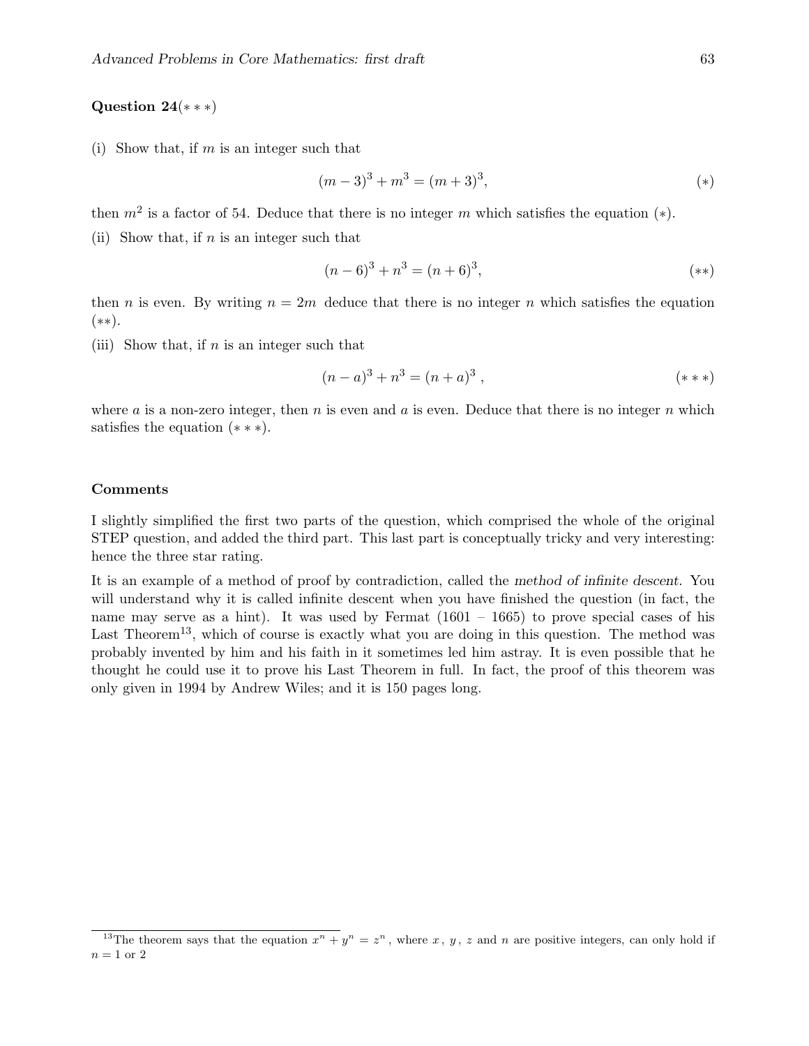**Question 24**(∗ ∗ ∗)

(i) Show that, if $m$ is an integer such that

$$(m-3)^3 + m^3 = (m+3)^3, \tag{$*$}$$

then $m^2$ is a factor of 54. Deduce that there is no integer $m$ which satisfies the equation (∗).

(ii) Show that, if $n$ is an integer such that

$$(n-6)^3 + n^3 = (n+6)^3, \tag{$**$}$$

then $n$ is even. By writing $n = 2m$ deduce that there is no integer $n$ which satisfies the equation (∗∗).

(iii) Show that, if $n$ is an integer such that

$$(n-a)^3 + n^3 = (n+a)^3\,, \tag{$***$}$$

where $a$ is a non-zero integer, then $n$ is even and $a$ is even. Deduce that there is no integer $n$ which satisfies the equation (∗ ∗ ∗).

**Comments**

I slightly simplified the first two parts of the question, which comprised the whole of the original STEP question, and added the third part. This last part is conceptually tricky and very interesting: hence the three star rating.

It is an example of a method of proof by contradiction, called the *method of infinite descent*. You will understand why it is called infinite descent when you have finished the question (in fact, the name may serve as a hint). It was used by Fermat (1601 – 1665) to prove special cases of his Last Theorem[13], which of course is exactly what you are doing in this question. The method was probably invented by him and his faith in it sometimes led him astray. It is even possible that he thought he could use it to prove his Last Theorem in full. In fact, the proof of this theorem was only given in 1994 by Andrew Wiles; and it is 150 pages long.

[13] The theorem says that the equation $x^n + y^n = z^n$, where $x$, $y$, $z$ and $n$ are positive integers, can only hold if $n = 1$ or $2$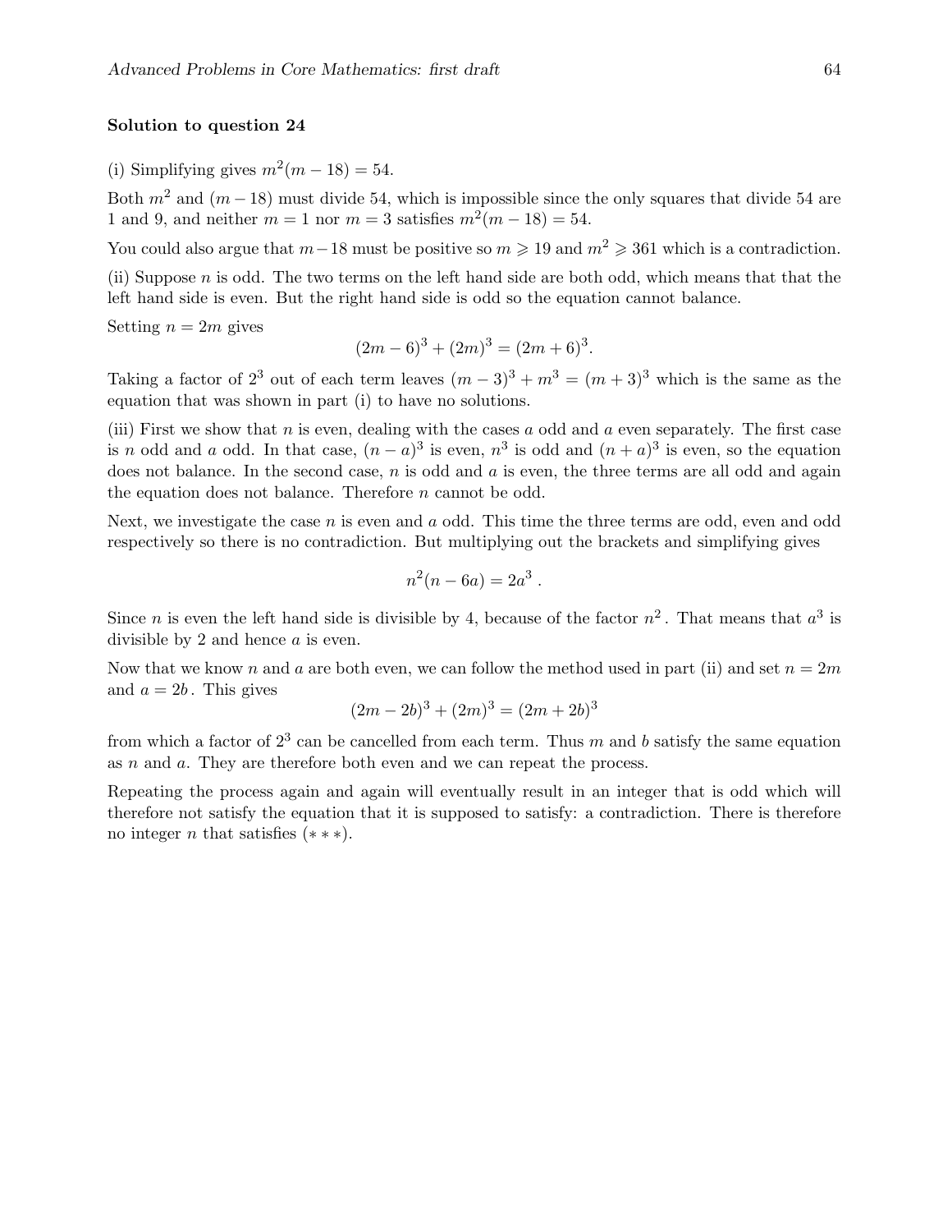**Solution to question 24**

(i) Simplifying gives $m^2(m-18) = 54$.

Both $m^2$ and $(m-18)$ must divide 54, which is impossible since the only squares that divide 54 are 1 and 9, and neither $m = 1$ nor $m = 3$ satisfies $m^2(m-18) = 54$.

You could also argue that $m-18$ must be positive so $m \geqslant 19$ and $m^2 \geqslant 361$ which is a contradiction.

(ii) Suppose $n$ is odd. The two terms on the left hand side are both odd, which means that that the left hand side is even. But the right hand side is odd so the equation cannot balance.

Setting $n = 2m$ gives

$$(2m-6)^3 + (2m)^3 = (2m+6)^3.$$

Taking a factor of $2^3$ out of each term leaves $(m-3)^3 + m^3 = (m+3)^3$ which is the same as the equation that was shown in part (i) to have no solutions.

(iii) First we show that $n$ is even, dealing with the cases $a$ odd and $a$ even separately. The first case is $n$ odd and $a$ odd. In that case, $(n-a)^3$ is even, $n^3$ is odd and $(n+a)^3$ is even, so the equation does not balance. In the second case, $n$ is odd and $a$ is even, the three terms are all odd and again the equation does not balance. Therefore $n$ cannot be odd.

Next, we investigate the case $n$ is even and $a$ odd. This time the three terms are odd, even and odd respectively so there is no contradiction. But multiplying out the brackets and simplifying gives

$$n^2(n-6a) = 2a^3 \, .$$

Since $n$ is even the left hand side is divisible by 4, because of the factor $n^2$. That means that $a^3$ is divisible by 2 and hence $a$ is even.

Now that we know $n$ and $a$ are both even, we can follow the method used in part (ii) and set $n = 2m$ and $a = 2b$. This gives

$$(2m-2b)^3 + (2m)^3 = (2m+2b)^3$$

from which a factor of $2^3$ can be cancelled from each term. Thus $m$ and $b$ satisfy the same equation as $n$ and $a$. They are therefore both even and we can repeat the process.

Repeating the process again and again will eventually result in an integer that is odd which will therefore not satisfy the equation that it is supposed to satisfy: a contradiction. There is therefore no integer $n$ that satisfies $(***)$.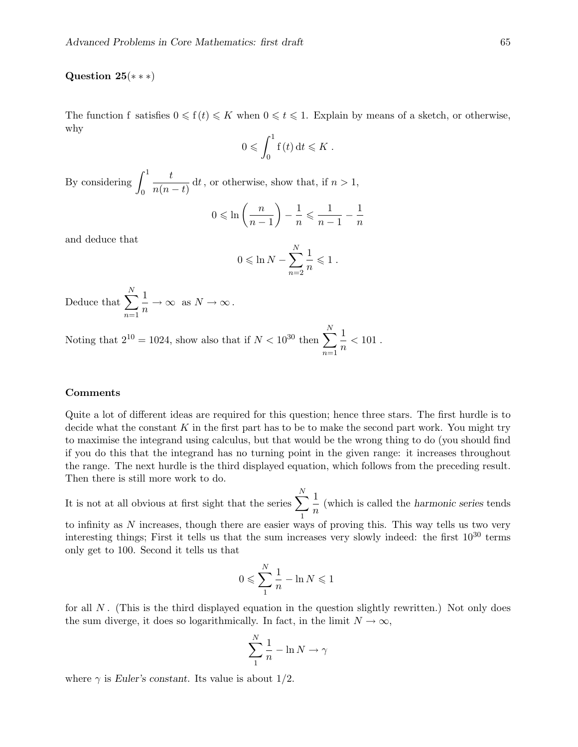**Question 25**$(***)$

The function f satisfies $0 \leqslant \mathrm{f}(t) \leqslant K$ when $0 \leqslant t \leqslant 1$. Explain by means of a sketch, or otherwise, why

$$0 \leqslant \int_0^1 \mathrm{f}(t)\,\mathrm{d}t \leqslant K\,.$$

By considering $\displaystyle\int_0^1 \frac{t}{n(n-t)}\,\mathrm{d}t$, or otherwise, show that, if $n > 1$,

$$0 \leqslant \ln\left(\frac{n}{n-1}\right) - \frac{1}{n} \leqslant \frac{1}{n-1} - \frac{1}{n}$$

and deduce that

$$0 \leqslant \ln N - \sum_{n=2}^{N} \frac{1}{n} \leqslant 1\,.$$

Deduce that $\displaystyle\sum_{n=1}^{N} \frac{1}{n} \to \infty$ as $N \to \infty$.

Noting that $2^{10} = 1024$, show also that if $N < 10^{30}$ then $\displaystyle\sum_{n=1}^{N} \frac{1}{n} < 101$.

**Comments**

Quite a lot of different ideas are required for this question; hence three stars. The first hurdle is to decide what the constant $K$ in the first part has to be to make the second part work. You might try to maximise the integrand using calculus, but that would be the wrong thing to do (you should find if you do this that the integrand has no turning point in the given range: it increases throughout the range. The next hurdle is the third displayed equation, which follows from the preceding result. Then there is still more work to do.

It is not at all obvious at first sight that the series $\displaystyle\sum_1^N \frac{1}{n}$ (which is called the *harmonic series* tends to infinity as $N$ increases, though there are easier ways of proving this. This way tells us two very interesting things; First it tells us that the sum increases very slowly indeed: the first $10^{30}$ terms only get to 100. Second it tells us that

$$0 \leqslant \sum_1^N \frac{1}{n} - \ln N \leqslant 1$$

for all $N$. (This is the third displayed equation in the question slightly rewritten.) Not only does the sum diverge, it does so logarithmically. In fact, in the limit $N \to \infty$,

$$\sum_1^N \frac{1}{n} - \ln N \to \gamma$$

where $\gamma$ is *Euler's constant*. Its value is about 1/2.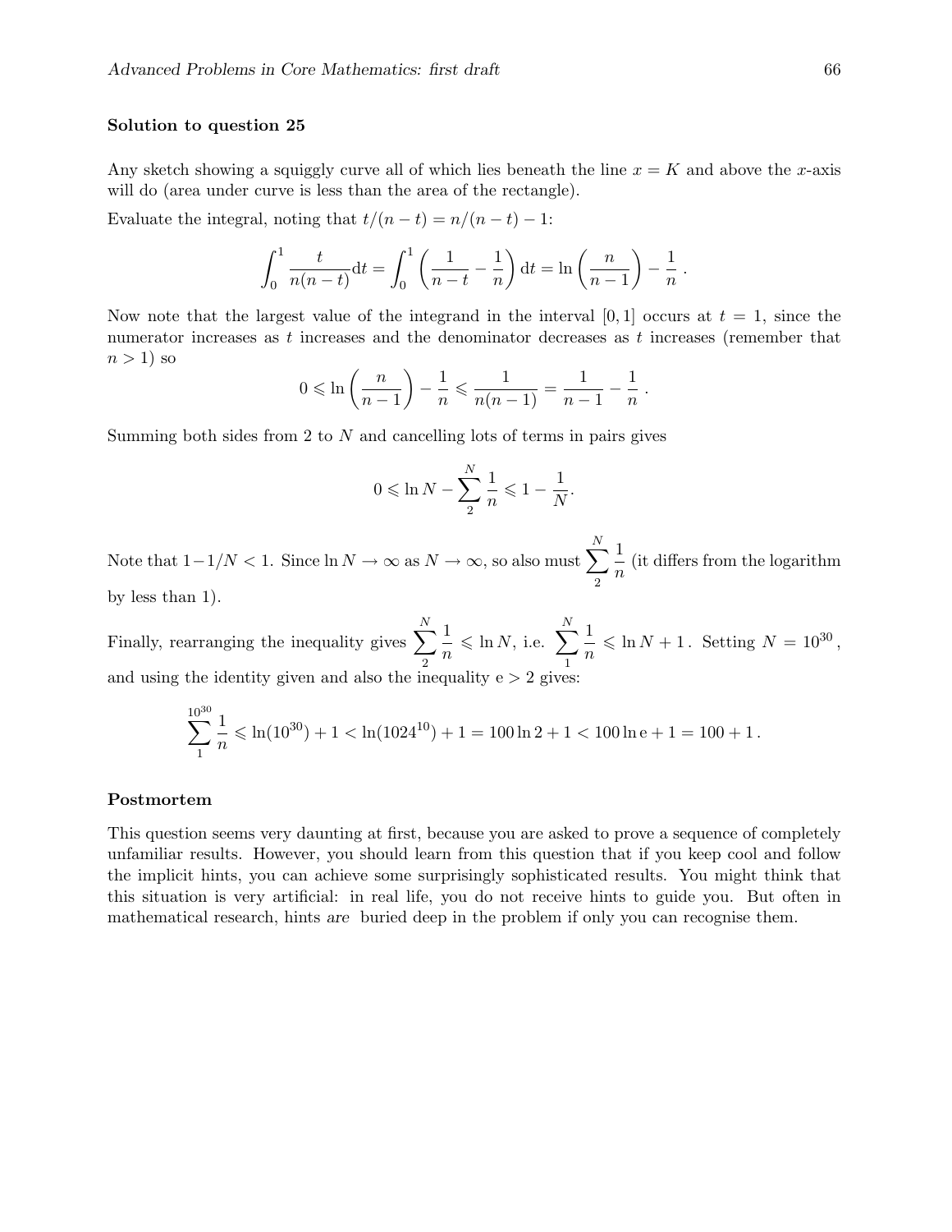**Solution to question 25**

Any sketch showing a squiggly curve all of which lies beneath the line $x = K$ and above the $x$-axis will do (area under curve is less than the area of the rectangle).

Evaluate the integral, noting that $t/(n-t) = n/(n-t) - 1$:

$$\int_0^1 \frac{t}{n(n-t)} \mathrm{d}t = \int_0^1 \left( \frac{1}{n-t} - \frac{1}{n} \right) \mathrm{d}t = \ln\left( \frac{n}{n-1} \right) - \frac{1}{n}\,.$$

Now note that the largest value of the integrand in the interval $[0,1]$ occurs at $t = 1$, since the numerator increases as $t$ increases and the denominator decreases as $t$ increases (remember that $n > 1$) so

$$0 \leqslant \ln\left( \frac{n}{n-1} \right) - \frac{1}{n} \leqslant \frac{1}{n(n-1)} = \frac{1}{n-1} - \frac{1}{n}\,.$$

Summing both sides from 2 to $N$ and cancelling lots of terms in pairs gives

$$0 \leqslant \ln N - \sum_2^N \frac{1}{n} \leqslant 1 - \frac{1}{N}.$$

Note that $1 - 1/N < 1$. Since $\ln N \to \infty$ as $N \to \infty$, so also must $\displaystyle\sum_2^N \frac{1}{n}$ (it differs from the logarithm by less than 1).

Finally, rearranging the inequality gives $\displaystyle\sum_2^N \frac{1}{n} \leqslant \ln N$, i.e. $\displaystyle\sum_1^N \frac{1}{n} \leqslant \ln N + 1$. Setting $N = 10^{30}$, and using the identity given and also the inequality $\mathrm{e} > 2$ gives:

$$\sum_1^{10^{30}} \frac{1}{n} \leqslant \ln(10^{30}) + 1 < \ln(1024^{10}) + 1 = 100 \ln 2 + 1 < 100 \ln \mathrm{e} + 1 = 100 + 1\,.$$

**Postmortem**

This question seems very daunting at first, because you are asked to prove a sequence of completely unfamiliar results. However, you should learn from this question that if you keep cool and follow the implicit hints, you can achieve some surprisingly sophisticated results. You might think that this situation is very artificial: in real life, you do not receive hints to guide you. But often in mathematical research, hints *are* buried deep in the problem if only you can recognise them.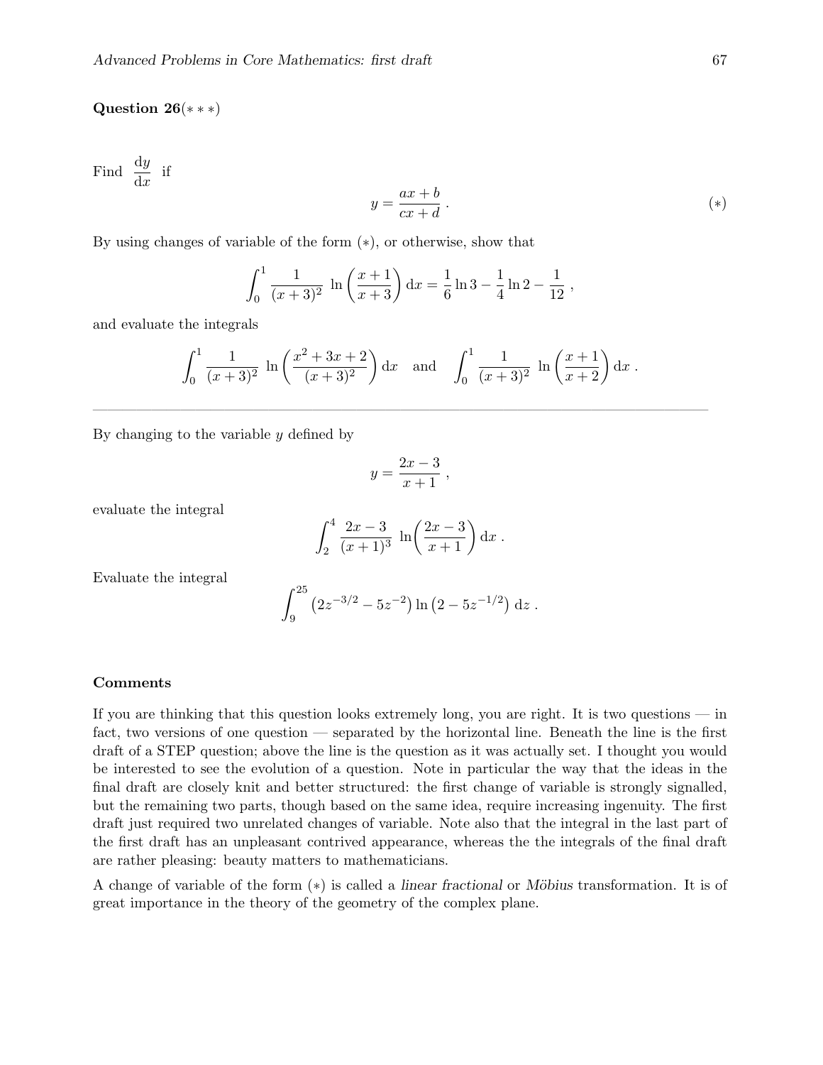**Question 26**$(***)$

Find $\dfrac{\mathrm{d}y}{\mathrm{d}x}$ if

$$y = \frac{ax+b}{cx+d}\,. \qquad (*)$$

By using changes of variable of the form $(*)$, or otherwise, show that

$$\int_0^1 \frac{1}{(x+3)^2}\,\ln\left(\frac{x+1}{x+3}\right)\mathrm{d}x = \frac{1}{6}\ln 3 - \frac{1}{4}\ln 2 - \frac{1}{12}\,,$$

and evaluate the integrals

$$\int_0^1 \frac{1}{(x+3)^2}\,\ln\left(\frac{x^2+3x+2}{(x+3)^2}\right)\mathrm{d}x \quad \text{and} \quad \int_0^1 \frac{1}{(x+3)^2}\,\ln\left(\frac{x+1}{x+2}\right)\mathrm{d}x\,.$$

---

By changing to the variable $y$ defined by

$$y = \frac{2x-3}{x+1}\,,$$

evaluate the integral

$$\int_2^4 \frac{2x-3}{(x+1)^3}\,\ln\!\left(\frac{2x-3}{x+1}\right)\mathrm{d}x\,.$$

Evaluate the integral

$$\int_9^{25} \left(2z^{-3/2} - 5z^{-2}\right)\ln\left(2 - 5z^{-1/2}\right)\,\mathrm{d}z\,.$$

### Comments

If you are thinking that this question looks extremely long, you are right. It is two questions — in fact, two versions of one question — separated by the horizontal line. Beneath the line is the first draft of a STEP question; above the line is the question as it was actually set. I thought you would be interested to see the evolution of a question. Note in particular the way that the ideas in the final draft are closely knit and better structured: the first change of variable is strongly signalled, but the remaining two parts, though based on the same idea, require increasing ingenuity. The first draft just required two unrelated changes of variable. Note also that the integral in the last part of the first draft has an unpleasant contrived appearance, whereas the the integrals of the final draft are rather pleasing: beauty matters to mathematicians.

A change of variable of the form $(*)$ is called a *linear fractional* or *Möbius* transformation. It is of great importance in the theory of the geometry of the complex plane.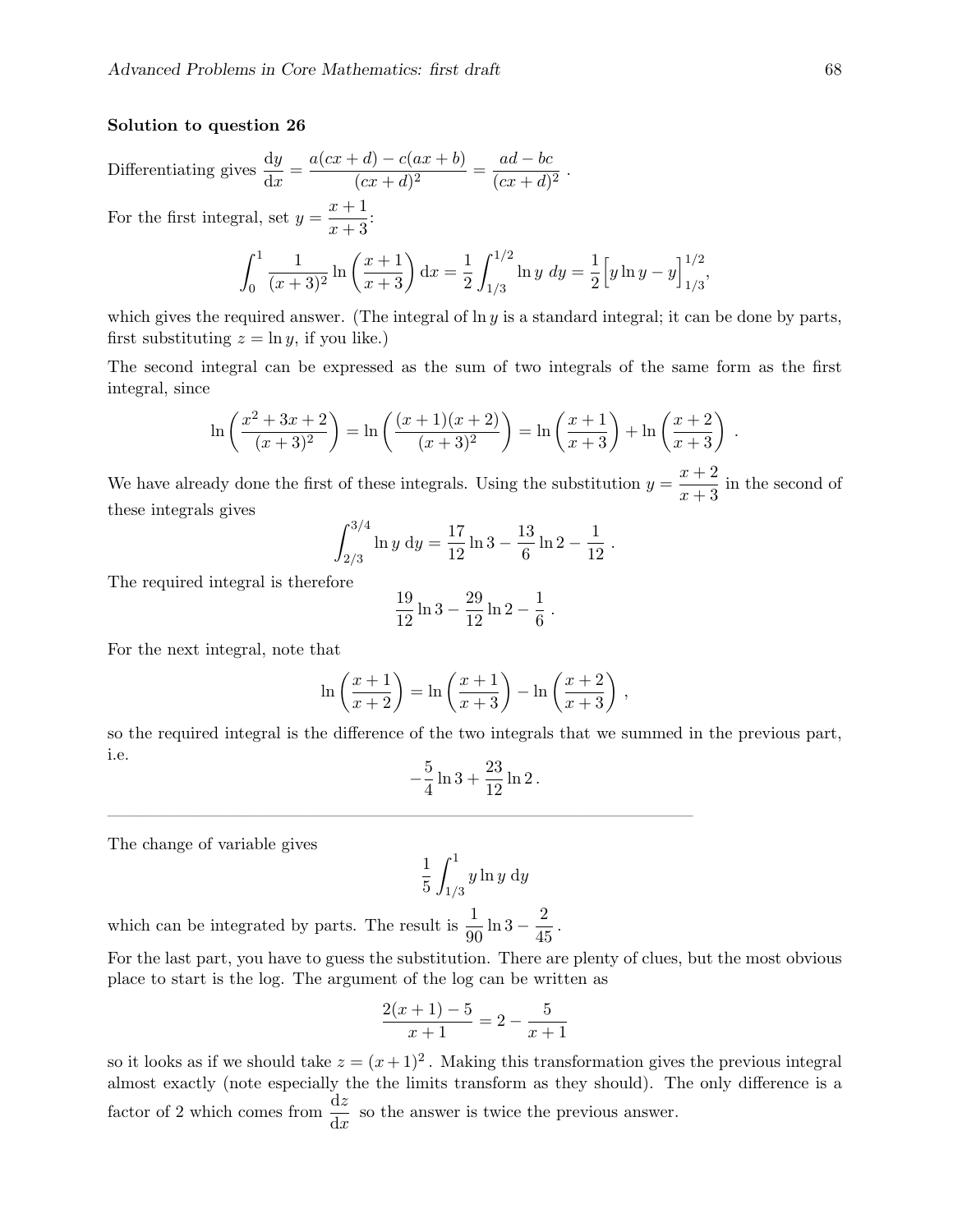**Solution to question 26**

Differentiating gives $\dfrac{\mathrm{d}y}{\mathrm{d}x} = \dfrac{a(cx+d) - c(ax+b)}{(cx+d)^2} = \dfrac{ad-bc}{(cx+d)^2}$ .

For the first integral, set $y = \dfrac{x+1}{x+3}$:

$$\int_0^1 \frac{1}{(x+3)^2} \ln\left(\frac{x+1}{x+3}\right) \mathrm{d}x = \frac{1}{2}\int_{1/3}^{1/2} \ln y \; dy = \frac{1}{2}\Big[y \ln y - y\Big]_{1/3}^{1/2},$$

which gives the required answer. (The integral of $\ln y$ is a standard integral; it can be done by parts, first substituting $z = \ln y$, if you like.)

The second integral can be expressed as the sum of two integrals of the same form as the first integral, since

$$\ln\left(\frac{x^2+3x+2}{(x+3)^2}\right) = \ln\left(\frac{(x+1)(x+2)}{(x+3)^2}\right) = \ln\left(\frac{x+1}{x+3}\right) + \ln\left(\frac{x+2}{x+3}\right) .$$

We have already done the first of these integrals. Using the substitution $y = \dfrac{x+2}{x+3}$ in the second of these integrals gives

$$\int_{2/3}^{3/4} \ln y \; \mathrm{d}y = \frac{17}{12}\ln 3 - \frac{13}{6}\ln 2 - \frac{1}{12} .$$

The required integral is therefore

$$\frac{19}{12}\ln 3 - \frac{29}{12}\ln 2 - \frac{1}{6} .$$

For the next integral, note that

$$\ln\left(\frac{x+1}{x+2}\right) = \ln\left(\frac{x+1}{x+3}\right) - \ln\left(\frac{x+2}{x+3}\right) ,$$

so the required integral is the difference of the two integrals that we summed in the previous part, i.e.

$$-\frac{5}{4}\ln 3 + \frac{23}{12}\ln 2 .$$

---

The change of variable gives

$$\frac{1}{5}\int_{1/3}^{1} y \ln y \; \mathrm{d}y$$

which can be integrated by parts. The result is $\dfrac{1}{90}\ln 3 - \dfrac{2}{45}$ .

For the last part, you have to guess the substitution. There are plenty of clues, but the most obvious place to start is the log. The argument of the log can be written as

$$\frac{2(x+1)-5}{x+1} = 2 - \frac{5}{x+1}$$

so it looks as if we should take $z = (x+1)^2$ . Making this transformation gives the previous integral almost exactly (note especially the the limits transform as they should). The only difference is a factor of 2 which comes from $\dfrac{\mathrm{d}z}{\mathrm{d}x}$ so the answer is twice the previous answer.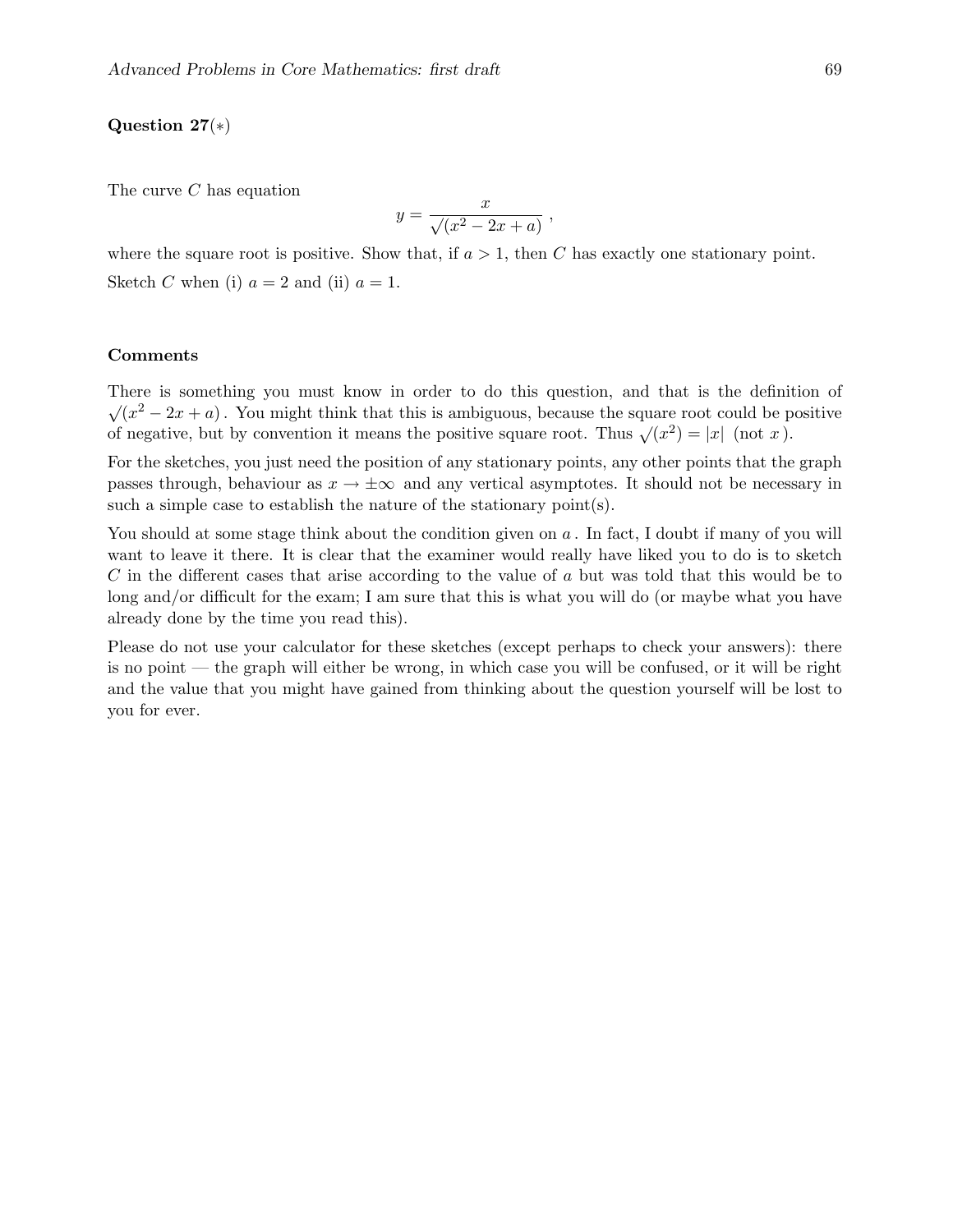**Question 27**($*$)

The curve $C$ has equation

$$y = \frac{x}{\sqrt{(x^2 - 2x + a)}}\ ,$$

where the square root is positive. Show that, if $a > 1$, then $C$ has exactly one stationary point.

Sketch $C$ when (i) $a = 2$ and (ii) $a = 1$.

**Comments**

There is something you must know in order to do this question, and that is the definition of $\sqrt{(x^2 - 2x + a)}$. You might think that this is ambiguous, because the square root could be positive of negative, but by convention it means the positive square root. Thus $\sqrt{(x^2)} = |x|$ (not $x$).

For the sketches, you just need the position of any stationary points, any other points that the graph passes through, behaviour as $x \to \pm\infty$ and any vertical asymptotes. It should not be necessary in such a simple case to establish the nature of the stationary point(s).

You should at some stage think about the condition given on $a$. In fact, I doubt if many of you will want to leave it there. It is clear that the examiner would really have liked you to do is to sketch $C$ in the different cases that arise according to the value of $a$ but was told that this would be to long and/or difficult for the exam; I am sure that this is what you will do (or maybe what you have already done by the time you read this).

Please do not use your calculator for these sketches (except perhaps to check your answers): there is no point — the graph will either be wrong, in which case you will be confused, or it will be right and the value that you might have gained from thinking about the question yourself will be lost to you for ever.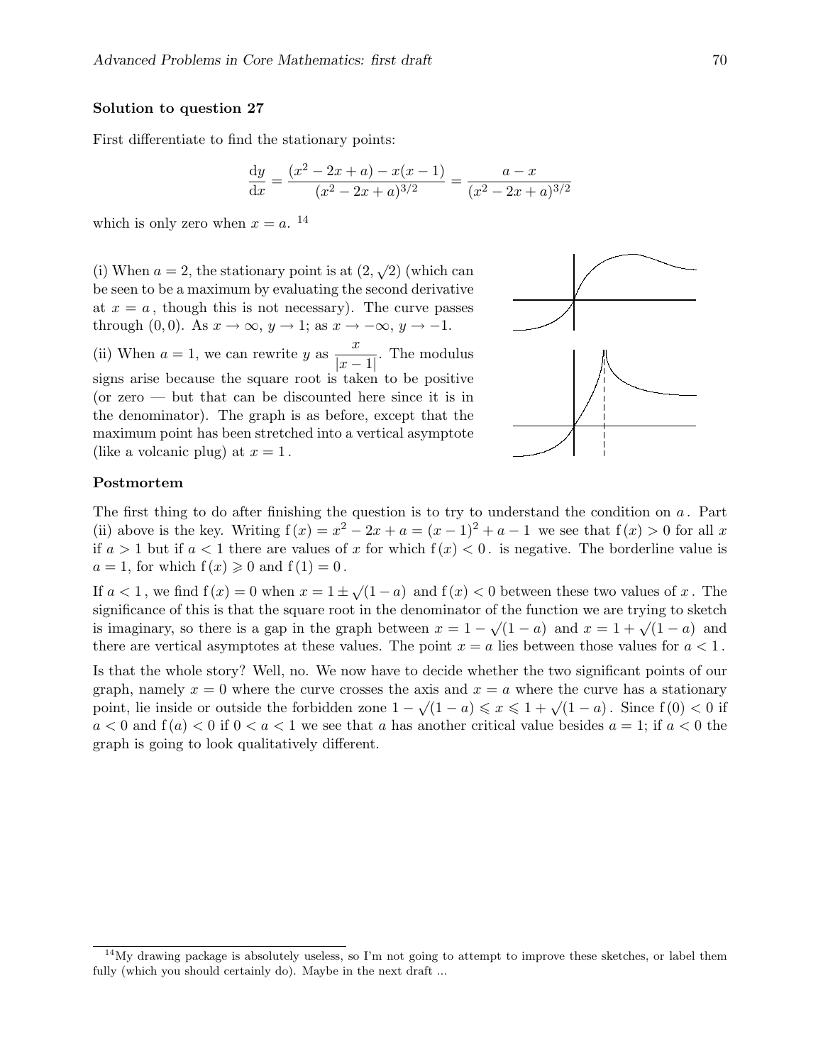### Solution to question 27

First differentiate to find the stationary points:

$$\frac{\mathrm{d}y}{\mathrm{d}x} = \frac{(x^2-2x+a) - x(x-1)}{(x^2-2x+a)^{3/2}} = \frac{a-x}{(x^2-2x+a)^{3/2}}$$

which is only zero when $x = a$. [14]

(i) When $a = 2$, the stationary point is at $(2, \sqrt{2})$ (which can be seen to be a maximum by evaluating the second derivative at $x = a$, though this is not necessary). The curve passes through $(0, 0)$. As $x \to \infty$, $y \to 1$; as $x \to -\infty$, $y \to -1$.

(ii) When $a = 1$, we can rewrite $y$ as $\dfrac{x}{|x-1|}$. The modulus signs arise because the square root is taken to be positive (or zero — but that can be discounted here since it is in the denominator). The graph is as before, except that the maximum point has been stretched into a vertical asymptote (like a volcanic plug) at $x = 1$.

### Postmortem

The first thing to do after finishing the question is to try to understand the condition on $a$. Part (ii) above is the key. Writing $\mathrm{f}(x) = x^2 - 2x + a = (x-1)^2 + a - 1$ we see that $\mathrm{f}(x) > 0$ for all $x$ if $a > 1$ but if $a < 1$ there are values of $x$ for which $\mathrm{f}(x) < 0$. is negative. The borderline value is $a = 1$, for which $\mathrm{f}(x) \geqslant 0$ and $\mathrm{f}(1) = 0$.

If $a < 1$, we find $\mathrm{f}(x) = 0$ when $x = 1 \pm \sqrt{(1-a)}$ and $\mathrm{f}(x) < 0$ between these two values of $x$. The significance of this is that the square root in the denominator of the function we are trying to sketch is imaginary, so there is a gap in the graph between $x = 1 - \sqrt{(1-a)}$ and $x = 1 + \sqrt{(1-a)}$ and there are vertical asymptotes at these values. The point $x = a$ lies between those values for $a < 1$.

Is that the whole story? Well, no. We now have to decide whether the two significant points of our graph, namely $x = 0$ where the curve crosses the axis and $x = a$ where the curve has a stationary point, lie inside or outside the forbidden zone $1 - \sqrt{(1-a)} \leqslant x \leqslant 1 + \sqrt{(1-a)}$. Since $\mathrm{f}(0) < 0$ if $a < 0$ and $\mathrm{f}(a) < 0$ if $0 < a < 1$ we see that $a$ has another critical value besides $a = 1$; if $a < 0$ the graph is going to look qualitatively different.

---

[14] My drawing package is absolutely useless, so I'm not going to attempt to improve these sketches, or label them fully (which you should certainly do). Maybe in the next draft ...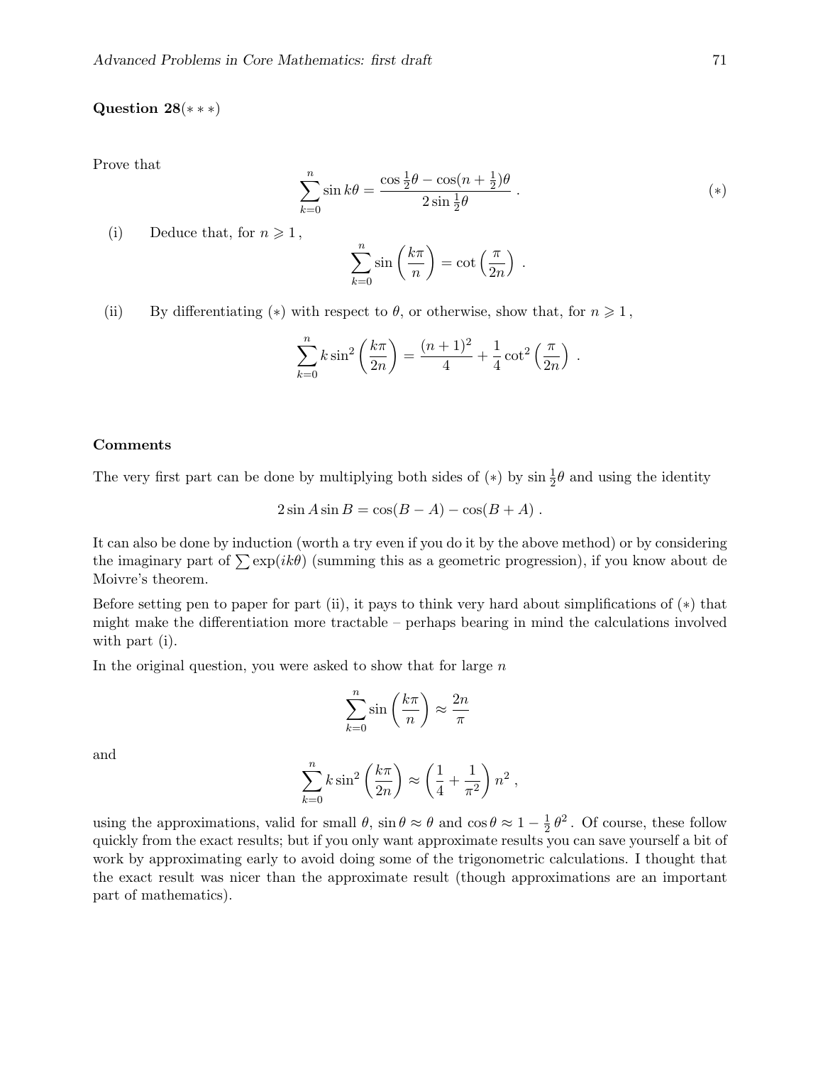**Question 28**$(***)$

Prove that

$$\sum_{k=0}^{n} \sin k\theta = \frac{\cos\frac{1}{2}\theta - \cos(n+\frac{1}{2})\theta}{2\sin\frac{1}{2}\theta} \,. \qquad (*)$$

(i) Deduce that, for $n \geqslant 1$,

$$\sum_{k=0}^{n} \sin\left(\frac{k\pi}{n}\right) = \cot\left(\frac{\pi}{2n}\right) \,.$$

(ii) By differentiating $(*)$ with respect to $\theta$, or otherwise, show that, for $n \geqslant 1$,

$$\sum_{k=0}^{n} k\sin^2\left(\frac{k\pi}{2n}\right) = \frac{(n+1)^2}{4} + \frac{1}{4}\cot^2\left(\frac{\pi}{2n}\right) \,.$$

**Comments**

The very first part can be done by multiplying both sides of $(*)$ by $\sin\frac{1}{2}\theta$ and using the identity

$$2\sin A\sin B = \cos(B-A) - \cos(B+A) \,.$$

It can also be done by induction (worth a try even if you do it by the above method) or by considering the imaginary part of $\sum \exp(ik\theta)$ (summing this as a geometric progression), if you know about de Moivre's theorem.

Before setting pen to paper for part (ii), it pays to think very hard about simplifications of $(*)$ that might make the differentiation more tractable – perhaps bearing in mind the calculations involved with part (i).

In the original question, you were asked to show that for large $n$

$$\sum_{k=0}^{n} \sin\left(\frac{k\pi}{n}\right) \approx \frac{2n}{\pi}$$

and

$$\sum_{k=0}^{n} k\sin^2\left(\frac{k\pi}{2n}\right) \approx \left(\frac{1}{4} + \frac{1}{\pi^2}\right)n^2 \,,$$

using the approximations, valid for small $\theta$, $\sin\theta \approx \theta$ and $\cos\theta \approx 1 - \frac{1}{2}\theta^2$. Of course, these follow quickly from the exact results; but if you only want approximate results you can save yourself a bit of work by approximating early to avoid doing some of the trigonometric calculations. I thought that the exact result was nicer than the approximate result (though approximations are an important part of mathematics).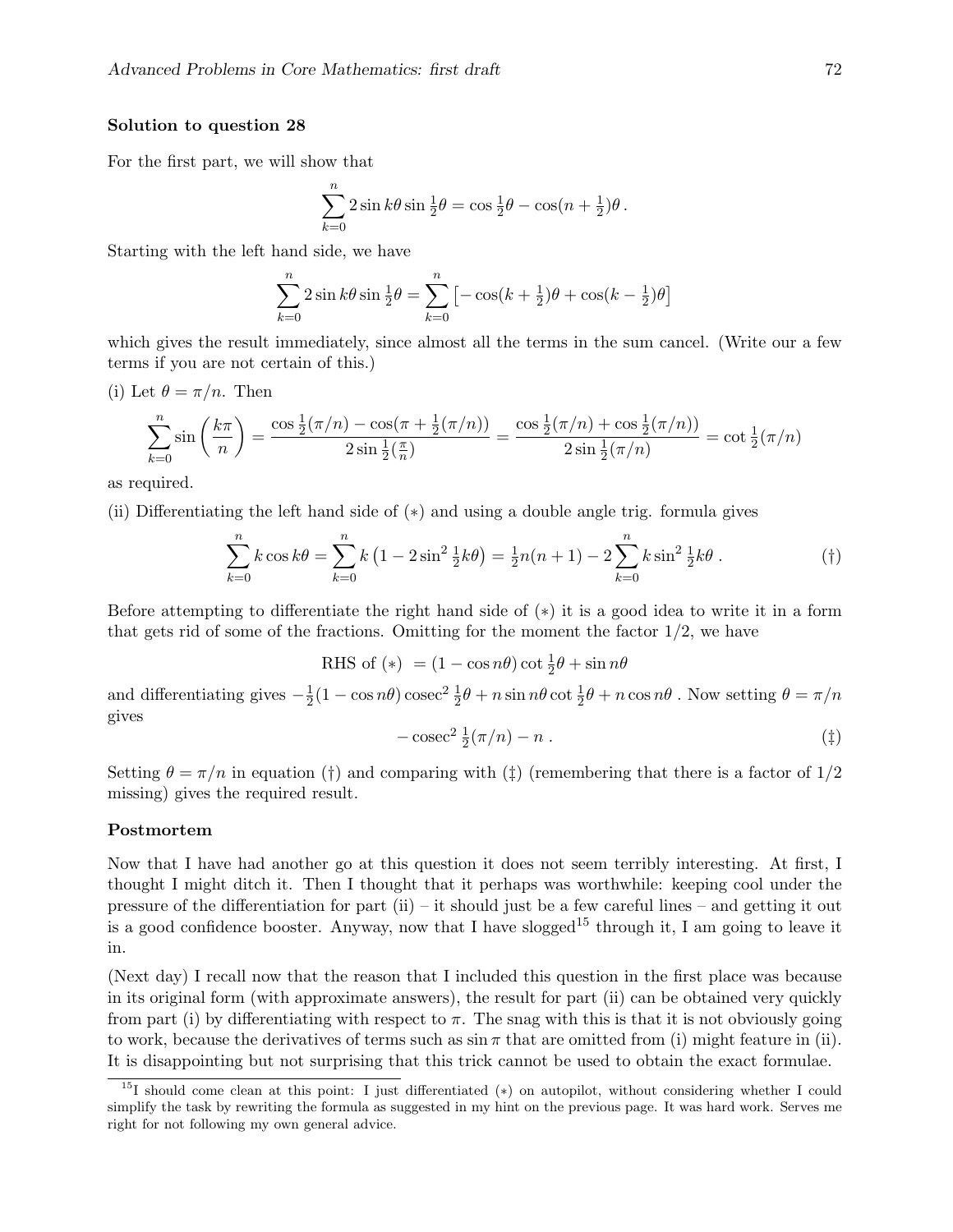**Solution to question 28**

For the first part, we will show that

$$\sum_{k=0}^{n} 2\sin k\theta \sin \tfrac{1}{2}\theta = \cos \tfrac{1}{2}\theta - \cos(n+\tfrac{1}{2})\theta\,.$$

Starting with the left hand side, we have

$$\sum_{k=0}^{n} 2\sin k\theta \sin \tfrac{1}{2}\theta = \sum_{k=0}^{n} \big[-\cos(k+\tfrac{1}{2})\theta + \cos(k-\tfrac{1}{2})\theta\big]$$

which gives the result immediately, since almost all the terms in the sum cancel. (Write our a few terms if you are not certain of this.)

(i) Let $\theta = \pi/n$. Then

$$\sum_{k=0}^{n} \sin\left(\frac{k\pi}{n}\right) = \frac{\cos\frac{1}{2}(\pi/n) - \cos(\pi + \frac{1}{2}(\pi/n))}{2\sin\frac{1}{2}(\frac{\pi}{n})} = \frac{\cos\frac{1}{2}(\pi/n) + \cos\frac{1}{2}(\pi/n))}{2\sin\frac{1}{2}(\pi/n)} = \cot\tfrac{1}{2}(\pi/n)$$

as required.

(ii) Differentiating the left hand side of $(*)$ and using a double angle trig. formula gives

$$\sum_{k=0}^{n} k\cos k\theta = \sum_{k=0}^{n} k\left(1 - 2\sin^2\tfrac{1}{2}k\theta\right) = \tfrac{1}{2}n(n+1) - 2\sum_{k=0}^{n} k\sin^2\tfrac{1}{2}k\theta\,. \qquad (\dagger)$$

Before attempting to differentiate the right hand side of $(*)$ it is a good idea to write it in a form that gets rid of some of the fractions. Omitting for the moment the factor $1/2$, we have

$$\text{RHS of } (*) \ = (1-\cos n\theta)\cot\tfrac{1}{2}\theta + \sin n\theta$$

and differentiating gives $-\frac{1}{2}(1-\cos n\theta)\,\text{cosec}^2\,\frac{1}{2}\theta + n\sin n\theta\cot\frac{1}{2}\theta + n\cos n\theta$ . Now setting $\theta = \pi/n$ gives

$$-\,\text{cosec}^2\,\tfrac{1}{2}(\pi/n) - n\,. \qquad (\ddagger)$$

Setting $\theta = \pi/n$ in equation $(\dagger)$ and comparing with $(\ddagger)$ (remembering that there is a factor of $1/2$ missing) gives the required result.

**Postmortem**

Now that I have had another go at this question it does not seem terribly interesting. At first, I thought I might ditch it. Then I thought that it perhaps was worthwhile: keeping cool under the pressure of the differentiation for part (ii) – it should just be a few careful lines – and getting it out is a good confidence booster. Anyway, now that I have slogged[15] through it, I am going to leave it in.

(Next day) I recall now that the reason that I included this question in the first place was because in its original form (with approximate answers), the result for part (ii) can be obtained very quickly from part (i) by differentiating with respect to $\pi$. The snag with this is that it is not obviously going to work, because the derivatives of terms such as $\sin\pi$ that are omitted from (i) might feature in (ii). It is disappointing but not surprising that this trick cannot be used to obtain the exact formulae.

[15] I should come clean at this point: I just differentiated $(*)$ on autopilot, without considering whether I could simplify the task by rewriting the formula as suggested in my hint on the previous page. It was hard work. Serves me right for not following my own general advice.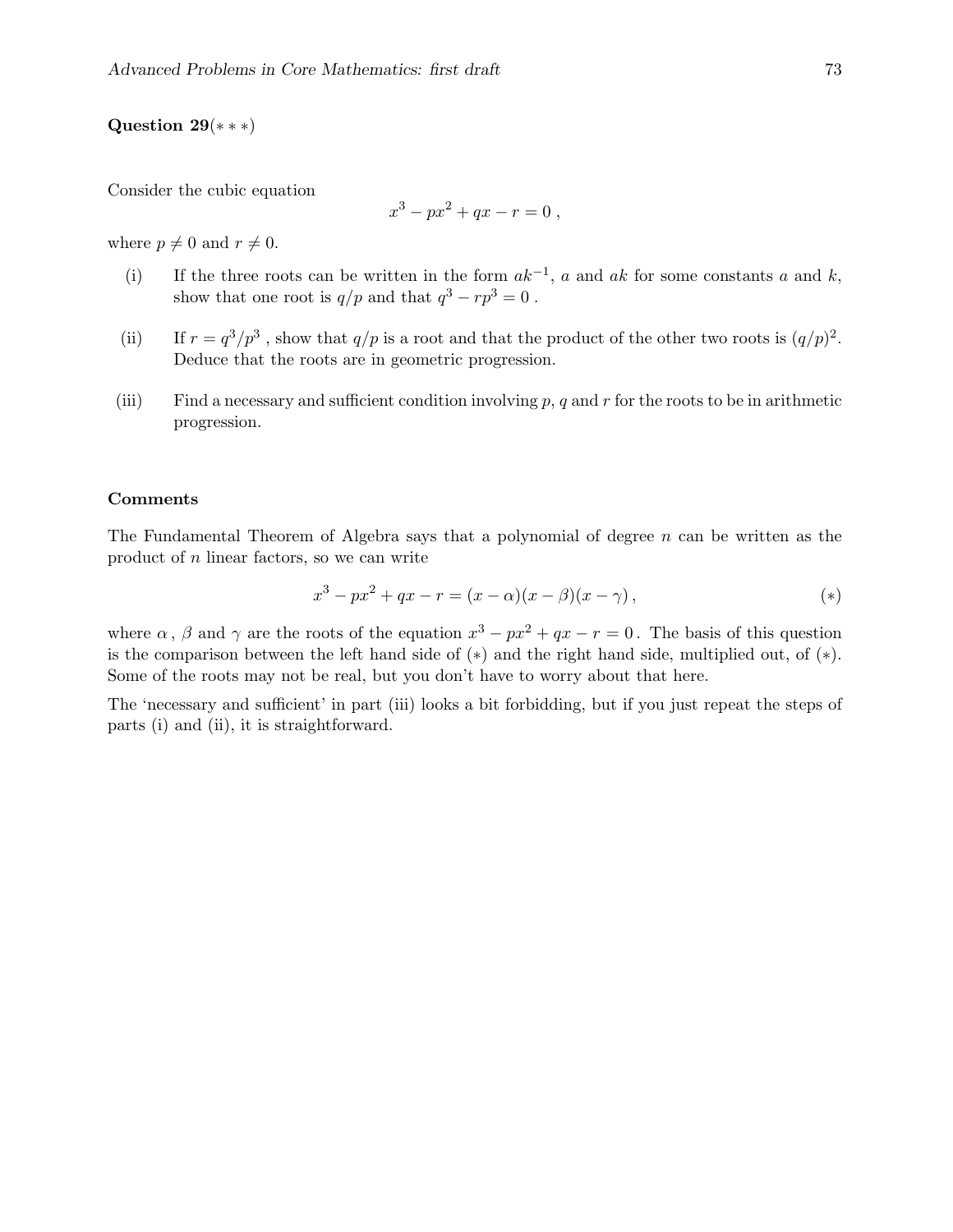**Question 29**($* * *$)

Consider the cubic equation

$$x^3 - px^2 + qx - r = 0 \ ,$$

where $p \neq 0$ and $r \neq 0$.

(i) If the three roots can be written in the form $ak^{-1}$, $a$ and $ak$ for some constants $a$ and $k$, show that one root is $q/p$ and that $q^3 - rp^3 = 0$ .

(ii) If $r = q^3/p^3$ , show that $q/p$ is a root and that the product of the other two roots is $(q/p)^2$. Deduce that the roots are in geometric progression.

(iii) Find a necessary and sufficient condition involving $p$, $q$ and $r$ for the roots to be in arithmetic progression.

**Comments**

The Fundamental Theorem of Algebra says that a polynomial of degree $n$ can be written as the product of $n$ linear factors, so we can write

$$x^3 - px^2 + qx - r = (x - \alpha)(x - \beta)(x - \gamma) \, , \qquad (*)$$

where $\alpha$ , $\beta$ and $\gamma$ are the roots of the equation $x^3 - px^2 + qx - r = 0$ . The basis of this question is the comparison between the left hand side of $(*)$ and the right hand side, multiplied out, of $(*)$. Some of the roots may not be real, but you don't have to worry about that here.

The 'necessary and sufficient' in part (iii) looks a bit forbidding, but if you just repeat the steps of parts (i) and (ii), it is straightforward.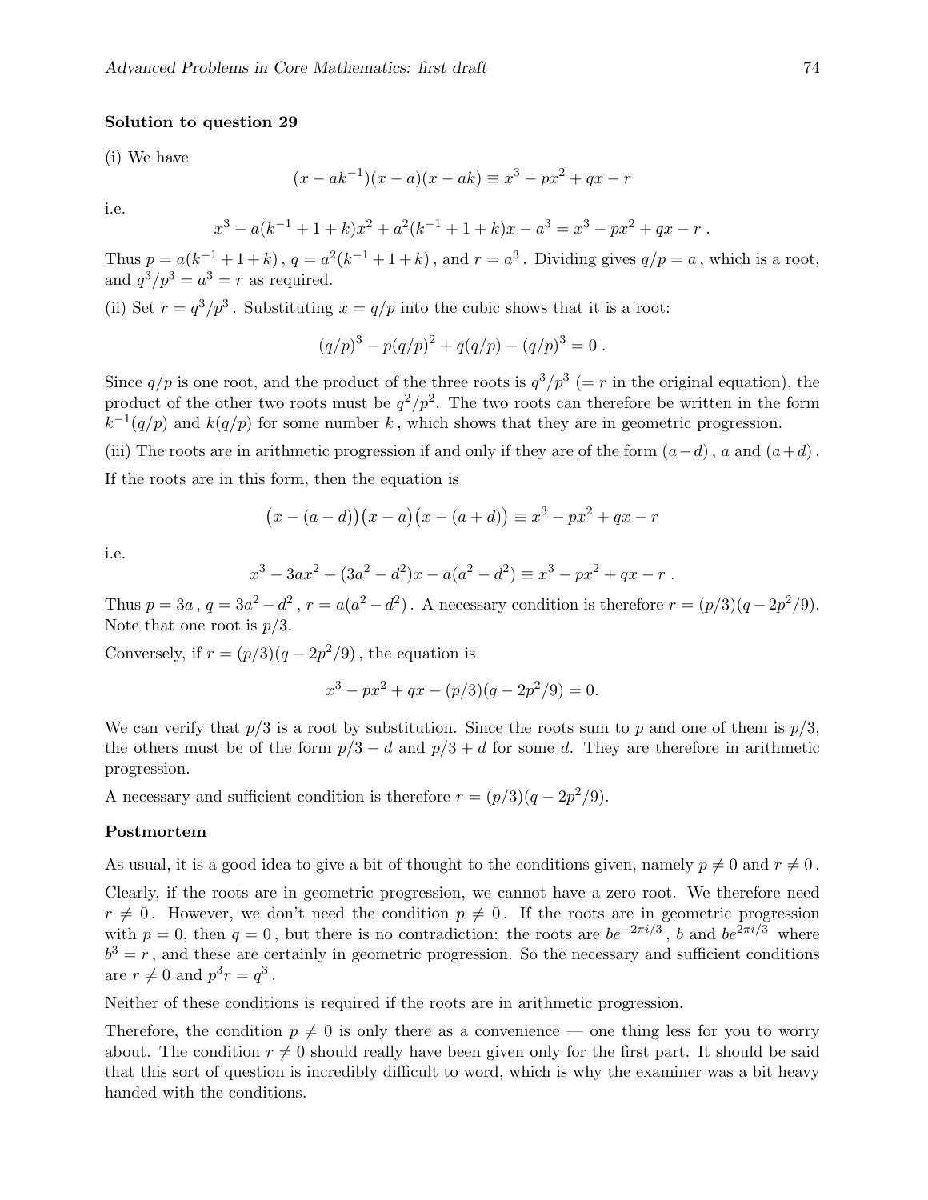**Solution to question 29**

(i) We have

$$(x - ak^{-1})(x - a)(x - ak) \equiv x^3 - px^2 + qx - r$$

i.e.

$$x^3 - a(k^{-1} + 1 + k)x^2 + a^2(k^{-1} + 1 + k)x - a^3 = x^3 - px^2 + qx - r \ .$$

Thus $p = a(k^{-1} + 1 + k)$ , $q = a^2(k^{-1} + 1 + k)$ , and $r = a^3$ . Dividing gives $q/p = a$ , which is a root, and $q^3/p^3 = a^3 = r$ as required.

(ii) Set $r = q^3/p^3$ . Substituting $x = q/p$ into the cubic shows that it is a root:

$$(q/p)^3 - p(q/p)^2 + q(q/p) - (q/p)^3 = 0 \ .$$

Since $q/p$ is one root, and the product of the three roots is $q^3/p^3$ ($= r$ in the original equation), the product of the other two roots must be $q^2/p^2$. The two roots can therefore be written in the form $k^{-1}(q/p)$ and $k(q/p)$ for some number $k$ , which shows that they are in geometric progression.

(iii) The roots are in arithmetic progression if and only if they are of the form $(a - d)$ , $a$ and $(a + d)$ .

If the roots are in this form, then the equation is

$$\big(x - (a - d)\big)\big(x - a\big)\big(x - (a + d)\big) \equiv x^3 - px^2 + qx - r$$

i.e.

$$x^3 - 3ax^2 + (3a^2 - d^2)x - a(a^2 - d^2) \equiv x^3 - px^2 + qx - r \ .$$

Thus $p = 3a$ , $q = 3a^2 - d^2$ , $r = a(a^2 - d^2)$ . A necessary condition is therefore $r = (p/3)(q - 2p^2/9)$. Note that one root is $p/3$.

Conversely, if $r = (p/3)(q - 2p^2/9)$ , the equation is

$$x^3 - px^2 + qx - (p/3)(q - 2p^2/9) = 0.$$

We can verify that $p/3$ is a root by substitution. Since the roots sum to $p$ and one of them is $p/3$, the others must be of the form $p/3 - d$ and $p/3 + d$ for some $d$. They are therefore in arithmetic progression.

A necessary and sufficient condition is therefore $r = (p/3)(q - 2p^2/9)$.

**Postmortem**

As usual, it is a good idea to give a bit of thought to the conditions given, namely $p \neq 0$ and $r \neq 0$ .

Clearly, if the roots are in geometric progression, we cannot have a zero root. We therefore need $r \neq 0$ . However, we don't need the condition $p \neq 0$ . If the roots are in geometric progression with $p = 0$, then $q = 0$ , but there is no contradiction: the roots are $be^{-2\pi i/3}$ , $b$ and $be^{2\pi i/3}$ where $b^3 = r$ , and these are certainly in geometric progression. So the necessary and sufficient conditions are $r \neq 0$ and $p^3 r = q^3$ .

Neither of these conditions is required if the roots are in arithmetic progression.

Therefore, the condition $p \neq 0$ is only there as a convenience — one thing less for you to worry about. The condition $r \neq 0$ should really have been given only for the first part. It should be said that this sort of question is incredibly difficult to word, which is why the examiner was a bit heavy handed with the conditions.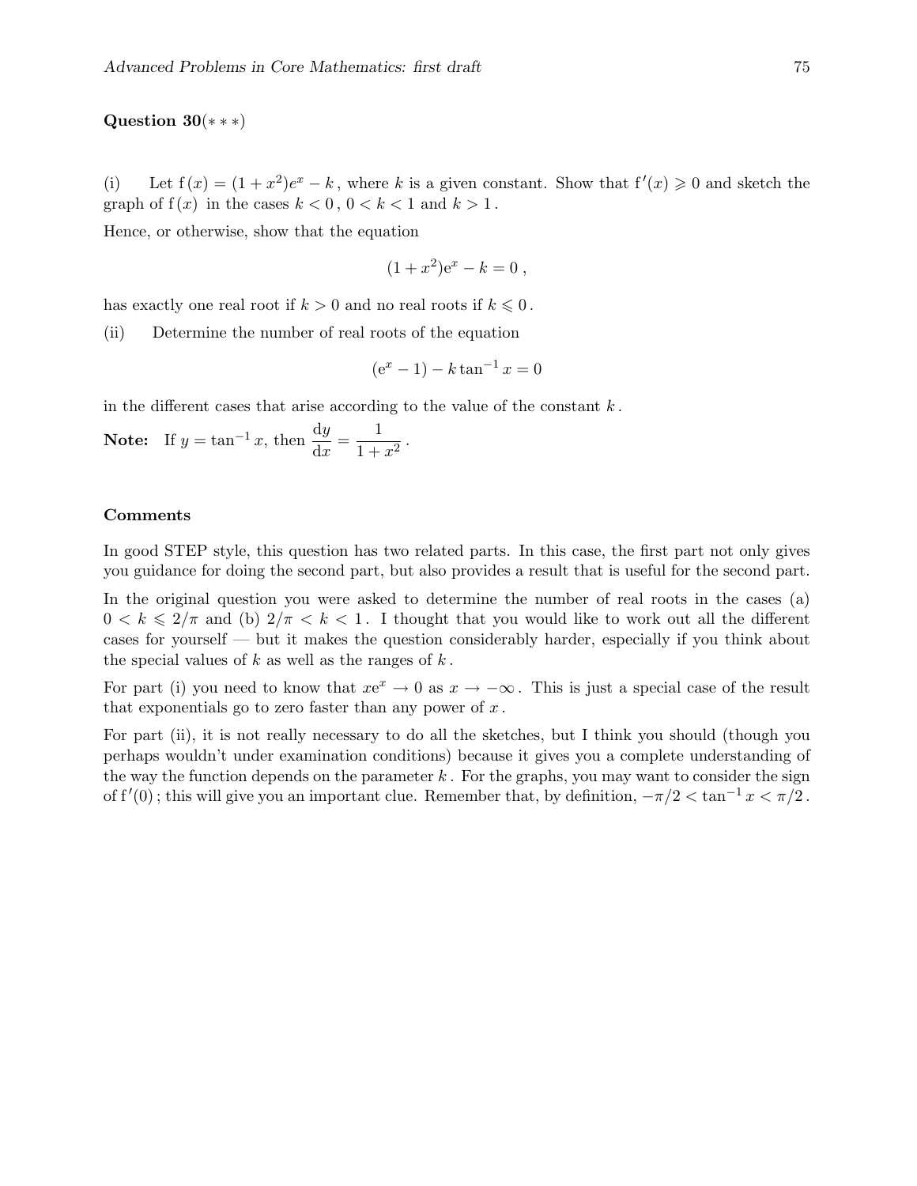**Question 30**(∗ ∗ ∗)

(i) Let $f(x) = (1 + x^2)e^x - k$, where $k$ is a given constant. Show that $f'(x) \geqslant 0$ and sketch the graph of $f(x)$ in the cases $k < 0$, $0 < k < 1$ and $k > 1$.

Hence, or otherwise, show that the equation

$$(1 + x^2)e^x - k = 0\,,$$

has exactly one real root if $k > 0$ and no real roots if $k \leqslant 0$.

(ii) Determine the number of real roots of the equation

$$(e^x - 1) - k \tan^{-1} x = 0$$

in the different cases that arise according to the value of the constant $k$.

**Note:** If $y = \tan^{-1} x$, then $\dfrac{dy}{dx} = \dfrac{1}{1 + x^2}$.

### Comments

In good STEP style, this question has two related parts. In this case, the first part not only gives you guidance for doing the second part, but also provides a result that is useful for the second part.

In the original question you were asked to determine the number of real roots in the cases (a) $0 < k \leqslant 2/\pi$ and (b) $2/\pi < k < 1$. I thought that you would like to work out all the different cases for yourself — but it makes the question considerably harder, especially if you think about the special values of $k$ as well as the ranges of $k$.

For part (i) you need to know that $xe^x \to 0$ as $x \to -\infty$. This is just a special case of the result that exponentials go to zero faster than any power of $x$.

For part (ii), it is not really necessary to do all the sketches, but I think you should (though you perhaps wouldn't under examination conditions) because it gives you a complete understanding of the way the function depends on the parameter $k$. For the graphs, you may want to consider the sign of $f'(0)$; this will give you an important clue. Remember that, by definition, $-\pi/2 < \tan^{-1} x < \pi/2$.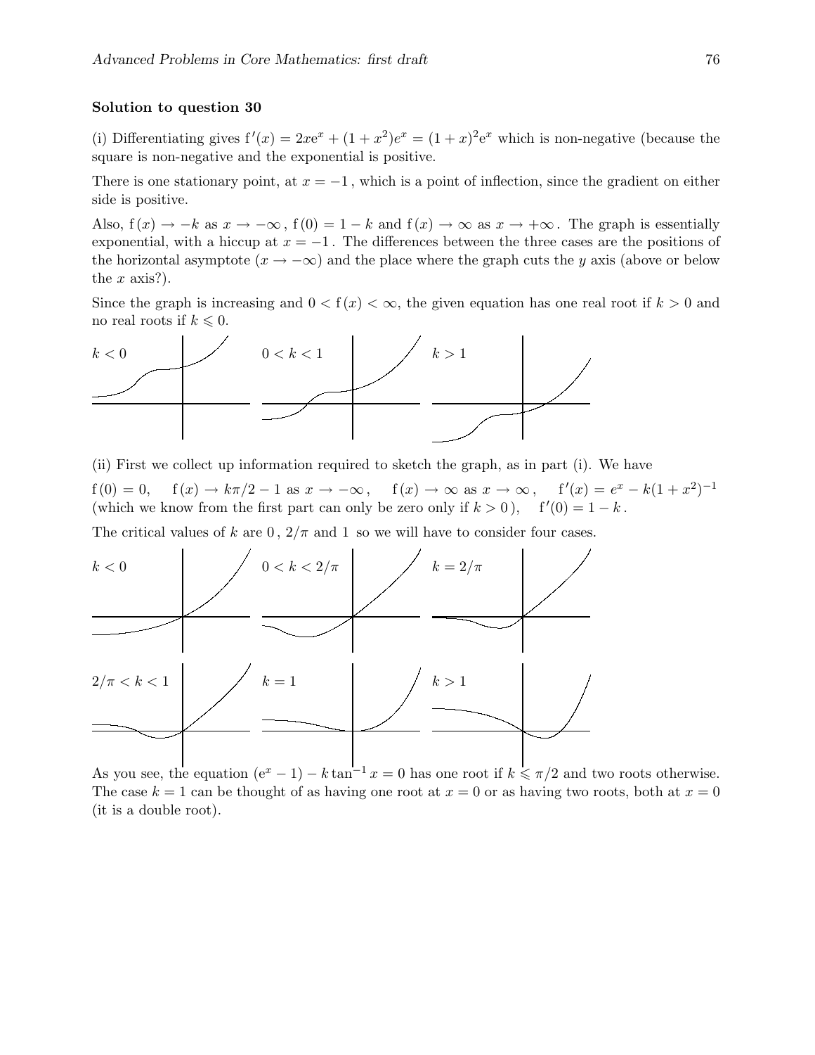**Solution to question 30**

(i) Differentiating gives $f'(x) = 2xe^x + (1 + x^2)e^x = (1 + x)^2 e^x$ which is non-negative (because the square is non-negative and the exponential is positive.

There is one stationary point, at $x = -1$, which is a point of inflection, since the gradient on either side is positive.

Also, $f(x) \to -k$ as $x \to -\infty$, $f(0) = 1 - k$ and $f(x) \to \infty$ as $x \to +\infty$. The graph is essentially exponential, with a hiccup at $x = -1$. The differences between the three cases are the positions of the horizontal asymptote ($x \to -\infty$) and the place where the graph cuts the $y$ axis (above or below the $x$ axis?).

Since the graph is increasing and $0 < f(x) < \infty$, the given equation has one real root if $k > 0$ and no real roots if $k \leqslant 0$.

$k < 0$ $\qquad$ $0 < k < 1$ $\qquad$ $k > 1$

(ii) First we collect up information required to sketch the graph, as in part (i). We have

$f(0) = 0$, $\quad f(x) \to k\pi/2 - 1$ as $x \to -\infty$, $\quad f(x) \to \infty$ as $x \to \infty$, $\quad f'(x) = e^x - k(1 + x^2)^{-1}$ (which we know from the first part can only be zero only if $k > 0$), $\quad f'(0) = 1 - k$.

The critical values of $k$ are $0$, $2/\pi$ and $1$ so we will have to consider four cases.

$k < 0$ $\qquad$ $0 < k < 2/\pi$ $\qquad$ $k = 2/\pi$

$2/\pi < k < 1$ $\qquad$ $k = 1$ $\qquad$ $k > 1$

As you see, the equation $(e^x - 1) - k\tan^{-1} x = 0$ has one root if $k \leqslant \pi/2$ and two roots otherwise. The case $k = 1$ can be thought of as having one root at $x = 0$ or as having two roots, both at $x = 0$ (it is a double root).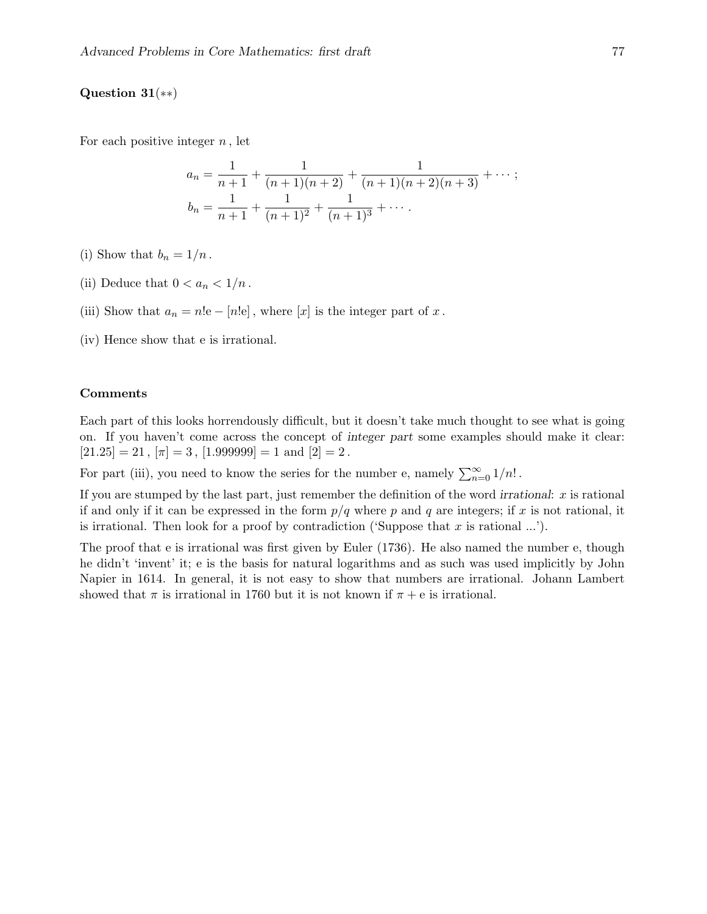**Question 31**(∗∗)

For each positive integer $n$, let

$$a_n = \frac{1}{n+1} + \frac{1}{(n+1)(n+2)} + \frac{1}{(n+1)(n+2)(n+3)} + \cdots ;$$
$$b_n = \frac{1}{n+1} + \frac{1}{(n+1)^2} + \frac{1}{(n+1)^3} + \cdots .$$

(i) Show that $b_n = 1/n$.

(ii) Deduce that $0 < a_n < 1/n$.

(iii) Show that $a_n = n!\mathrm{e} - [n!\mathrm{e}]$, where $[x]$ is the integer part of $x$.

(iv) Hence show that e is irrational.

**Comments**

Each part of this looks horrendously difficult, but it doesn't take much thought to see what is going on. If you haven't come across the concept of *integer part* some examples should make it clear: $[21.25] = 21$, $[\pi] = 3$, $[1.999999] = 1$ and $[2] = 2$.

For part (iii), you need to know the series for the number e, namely $\sum_{n=0}^{\infty} 1/n!$.

If you are stumped by the last part, just remember the definition of the word *irrational*: $x$ is rational if and only if it can be expressed in the form $p/q$ where $p$ and $q$ are integers; if $x$ is not rational, it is irrational. Then look for a proof by contradiction ('Suppose that $x$ is rational ...').

The proof that e is irrational was first given by Euler (1736). He also named the number e, though he didn't 'invent' it; e is the basis for natural logarithms and as such was used implicitly by John Napier in 1614. In general, it is not easy to show that numbers are irrational. Johann Lambert showed that $\pi$ is irrational in 1760 but it is not known if $\pi + \mathrm{e}$ is irrational.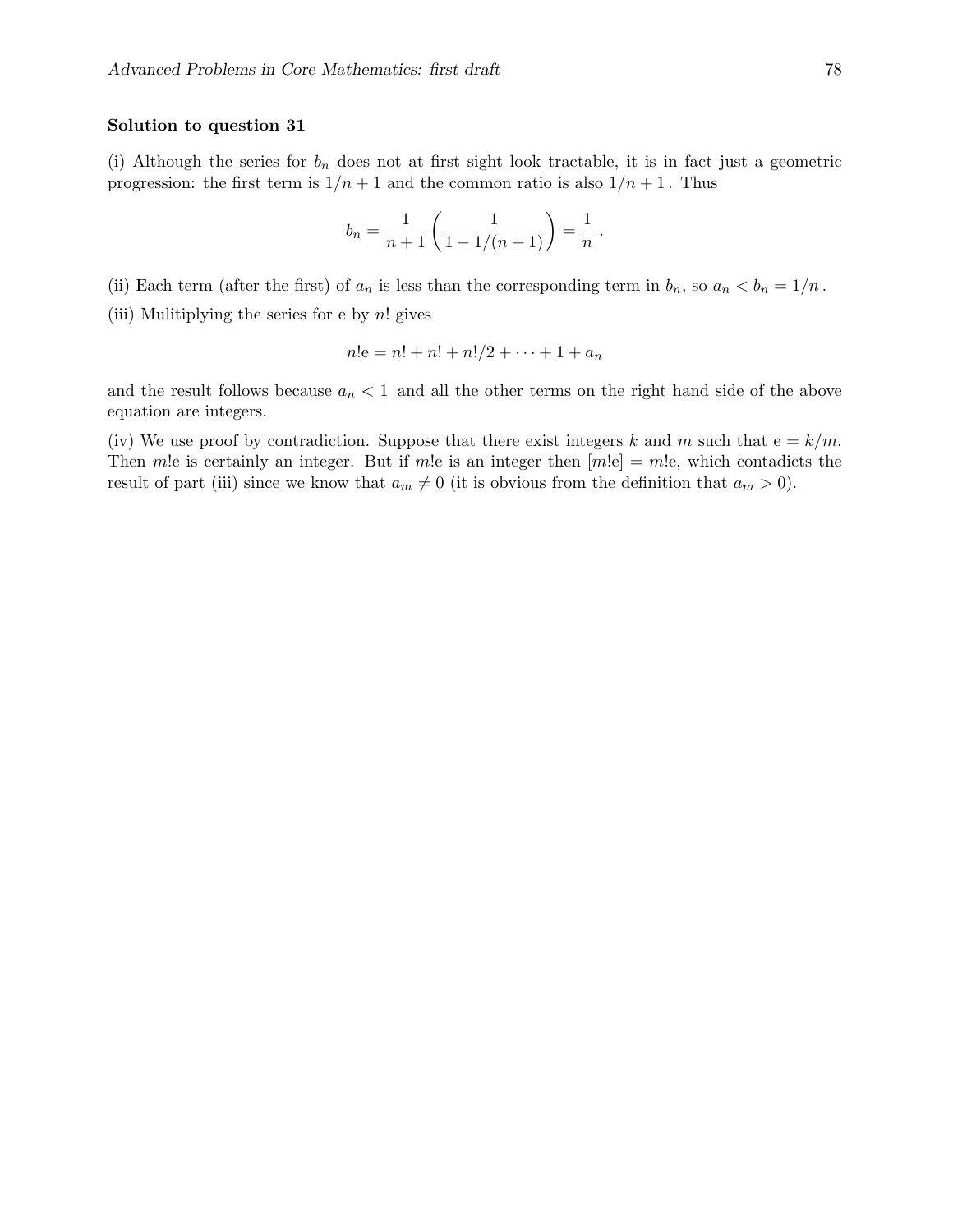**Solution to question 31**

(i) Although the series for $b_n$ does not at first sight look tractable, it is in fact just a geometric progression: the first term is $1/n+1$ and the common ratio is also $1/n+1$. Thus

$$b_n = \frac{1}{n+1}\left(\frac{1}{1-1/(n+1)}\right) = \frac{1}{n}\ .$$

(ii) Each term (after the first) of $a_n$ is less than the corresponding term in $b_n$, so $a_n < b_n = 1/n$.

(iii) Mulitiplying the series for e by $n!$ gives

$$n!\mathrm{e} = n! + n! + n!/2 + \cdots + 1 + a_n$$

and the result follows because $a_n < 1$ and all the other terms on the right hand side of the above equation are integers.

(iv) We use proof by contradiction. Suppose that there exist integers $k$ and $m$ such that $\mathrm{e} = k/m$. Then $m!\mathrm{e}$ is certainly an integer. But if $m!\mathrm{e}$ is an integer then $[m!\mathrm{e}] = m!\mathrm{e}$, which contadicts the result of part (iii) since we know that $a_m \neq 0$ (it is obvious from the definition that $a_m > 0$).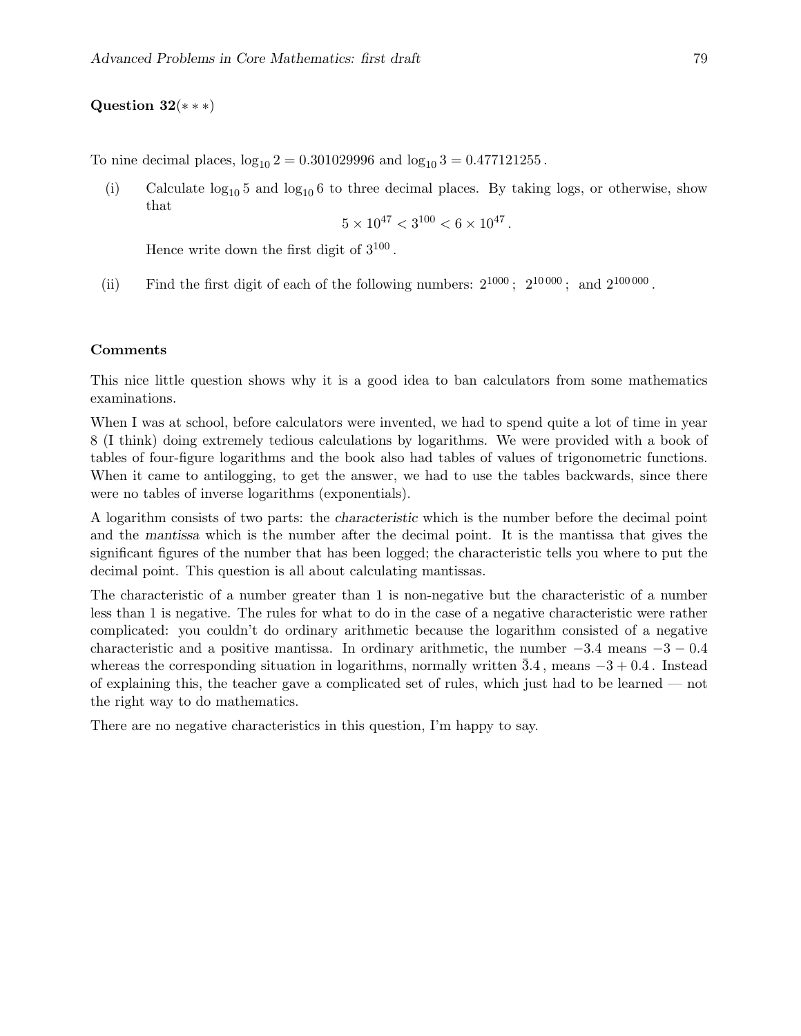**Question 32**($***$)

To nine decimal places, $\log_{10} 2 = 0.301029996$ and $\log_{10} 3 = 0.477121255$.

(i) Calculate $\log_{10} 5$ and $\log_{10} 6$ to three decimal places. By taking logs, or otherwise, show that

$$5 \times 10^{47} < 3^{100} < 6 \times 10^{47}.$$

Hence write down the first digit of $3^{100}$.

(ii) Find the first digit of each of the following numbers: $2^{1000}$; $2^{10\,000}$; and $2^{100\,000}$.

**Comments**

This nice little question shows why it is a good idea to ban calculators from some mathematics examinations.

When I was at school, before calculators were invented, we had to spend quite a lot of time in year 8 (I think) doing extremely tedious calculations by logarithms. We were provided with a book of tables of four-figure logarithms and the book also had tables of values of trigonometric functions. When it came to antilogging, to get the answer, we had to use the tables backwards, since there were no tables of inverse logarithms (exponentials).

A logarithm consists of two parts: the *characteristic* which is the number before the decimal point and the *mantissa* which is the number after the decimal point. It is the mantissa that gives the significant figures of the number that has been logged; the characteristic tells you where to put the decimal point. This question is all about calculating mantissas.

The characteristic of a number greater than 1 is non-negative but the characteristic of a number less than 1 is negative. The rules for what to do in the case of a negative characteristic were rather complicated: you couldn't do ordinary arithmetic because the logarithm consisted of a negative characteristic and a positive mantissa. In ordinary arithmetic, the number $-3.4$ means $-3 - 0.4$ whereas the corresponding situation in logarithms, normally written $\bar{3}.4$, means $-3 + 0.4$. Instead of explaining this, the teacher gave a complicated set of rules, which just had to be learned — not the right way to do mathematics.

There are no negative characteristics in this question, I'm happy to say.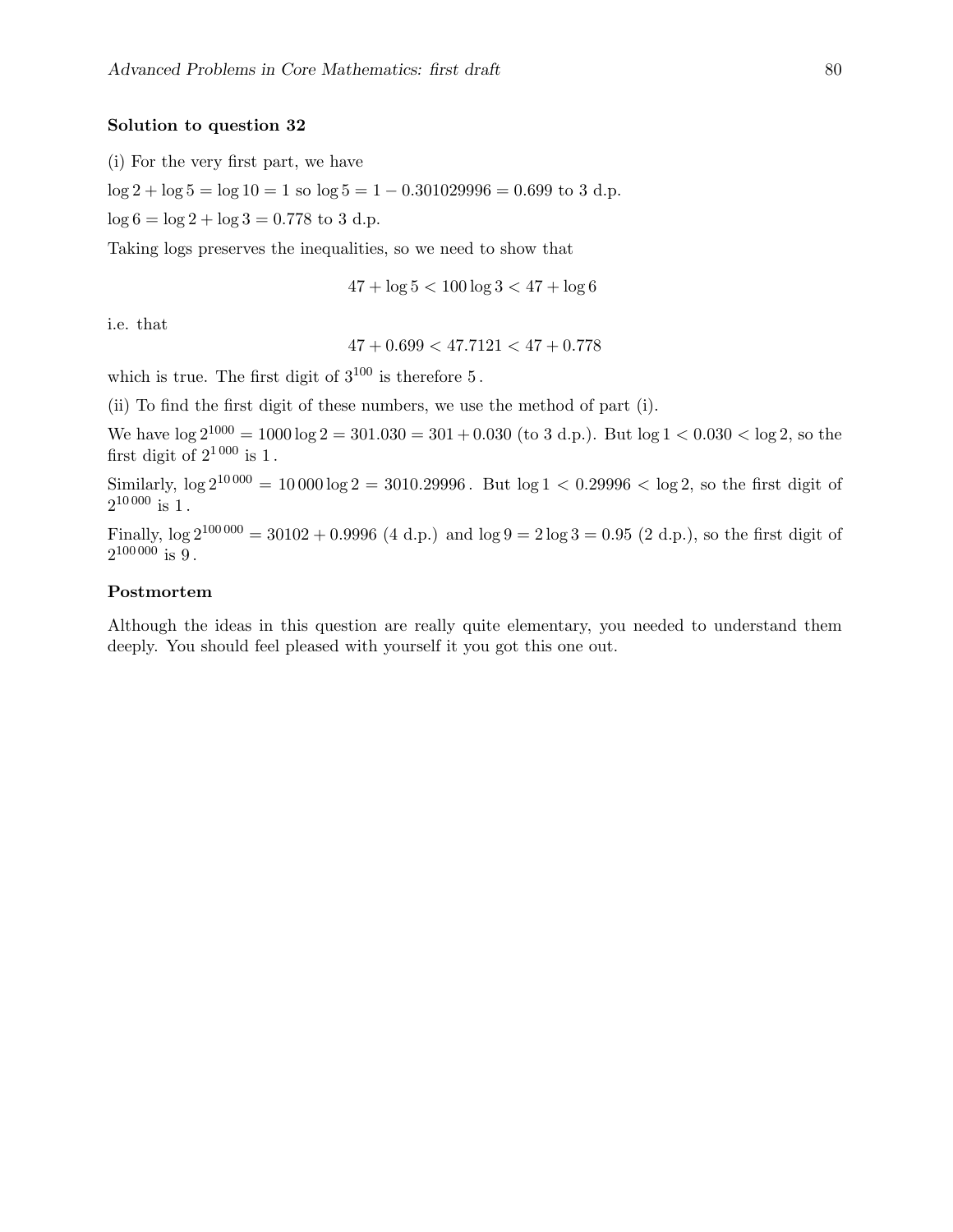### Solution to question 32

(i) For the very first part, we have

$\log 2 + \log 5 = \log 10 = 1$ so $\log 5 = 1 - 0.301029996 = 0.699$ to 3 d.p.

$\log 6 = \log 2 + \log 3 = 0.778$ to 3 d.p.

Taking logs preserves the inequalities, so we need to show that

$$47 + \log 5 < 100 \log 3 < 47 + \log 6$$

i.e. that

$$47 + 0.699 < 47.7121 < 47 + 0.778$$

which is true. The first digit of $3^{100}$ is therefore $5$.

(ii) To find the first digit of these numbers, we use the method of part (i).

We have $\log 2^{1000} = 1000 \log 2 = 301.030 = 301 + 0.030$ (to 3 d.p.). But $\log 1 < 0.030 < \log 2$, so the first digit of $2^{1\,000}$ is $1$.

Similarly, $\log 2^{10\,000} = 10\,000 \log 2 = 3010.29996$. But $\log 1 < 0.29996 < \log 2$, so the first digit of $2^{10\,000}$ is $1$.

Finally, $\log 2^{100\,000} = 30102 + 0.9996$ (4 d.p.) and $\log 9 = 2 \log 3 = 0.95$ (2 d.p.), so the first digit of $2^{100\,000}$ is $9$.

### Postmortem

Although the ideas in this question are really quite elementary, you needed to understand them deeply. You should feel pleased with yourself it you got this one out.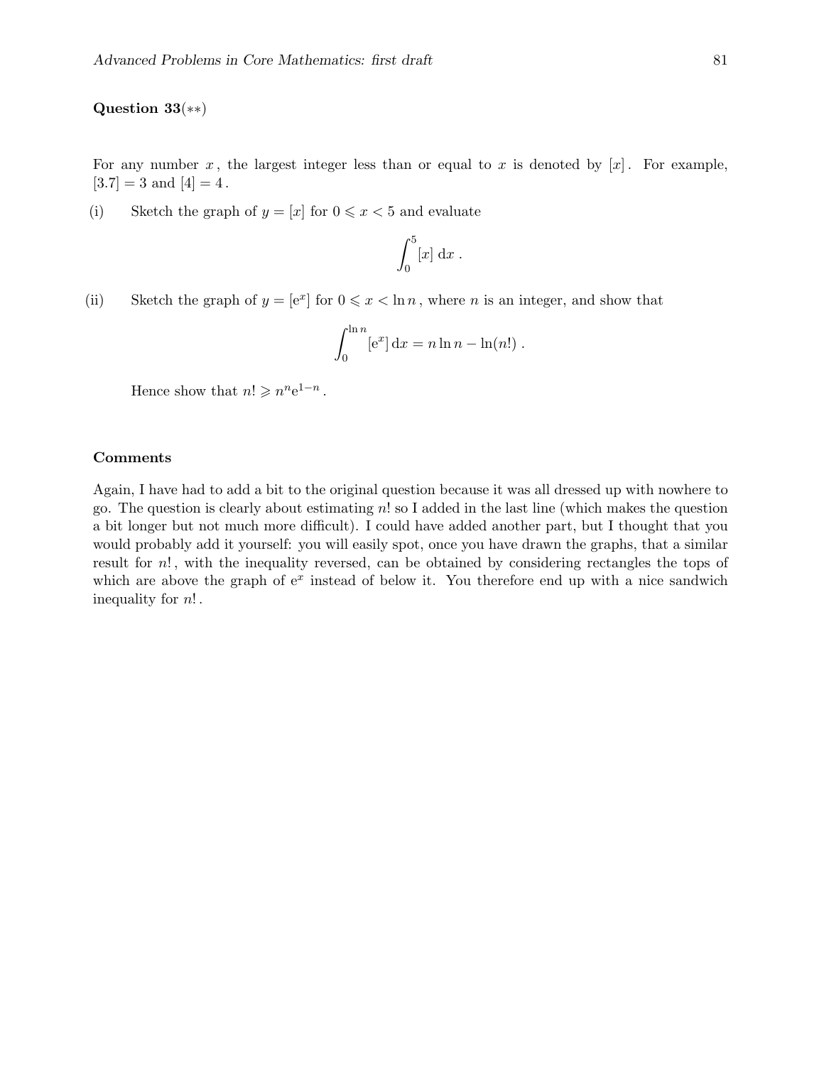**Question 33**($**$)

For any number $x$, the largest integer less than or equal to $x$ is denoted by $[x]$. For example, $[3.7] = 3$ and $[4] = 4$.

(i) Sketch the graph of $y = [x]$ for $0 \leqslant x < 5$ and evaluate

$$\int_0^5 [x] \, \mathrm{d}x \, .$$

(ii) Sketch the graph of $y = [\mathrm{e}^x]$ for $0 \leqslant x < \ln n$, where $n$ is an integer, and show that

$$\int_0^{\ln n} [\mathrm{e}^x] \, \mathrm{d}x = n \ln n - \ln(n!) \, .$$

Hence show that $n! \geqslant n^n \mathrm{e}^{1-n}$.

**Comments**

Again, I have had to add a bit to the original question because it was all dressed up with nowhere to go. The question is clearly about estimating $n!$ so I added in the last line (which makes the question a bit longer but not much more difficult). I could have added another part, but I thought that you would probably add it yourself: you will easily spot, once you have drawn the graphs, that a similar result for $n!$, with the inequality reversed, can be obtained by considering rectangles the tops of which are above the graph of $\mathrm{e}^x$ instead of below it. You therefore end up with a nice sandwich inequality for $n!$.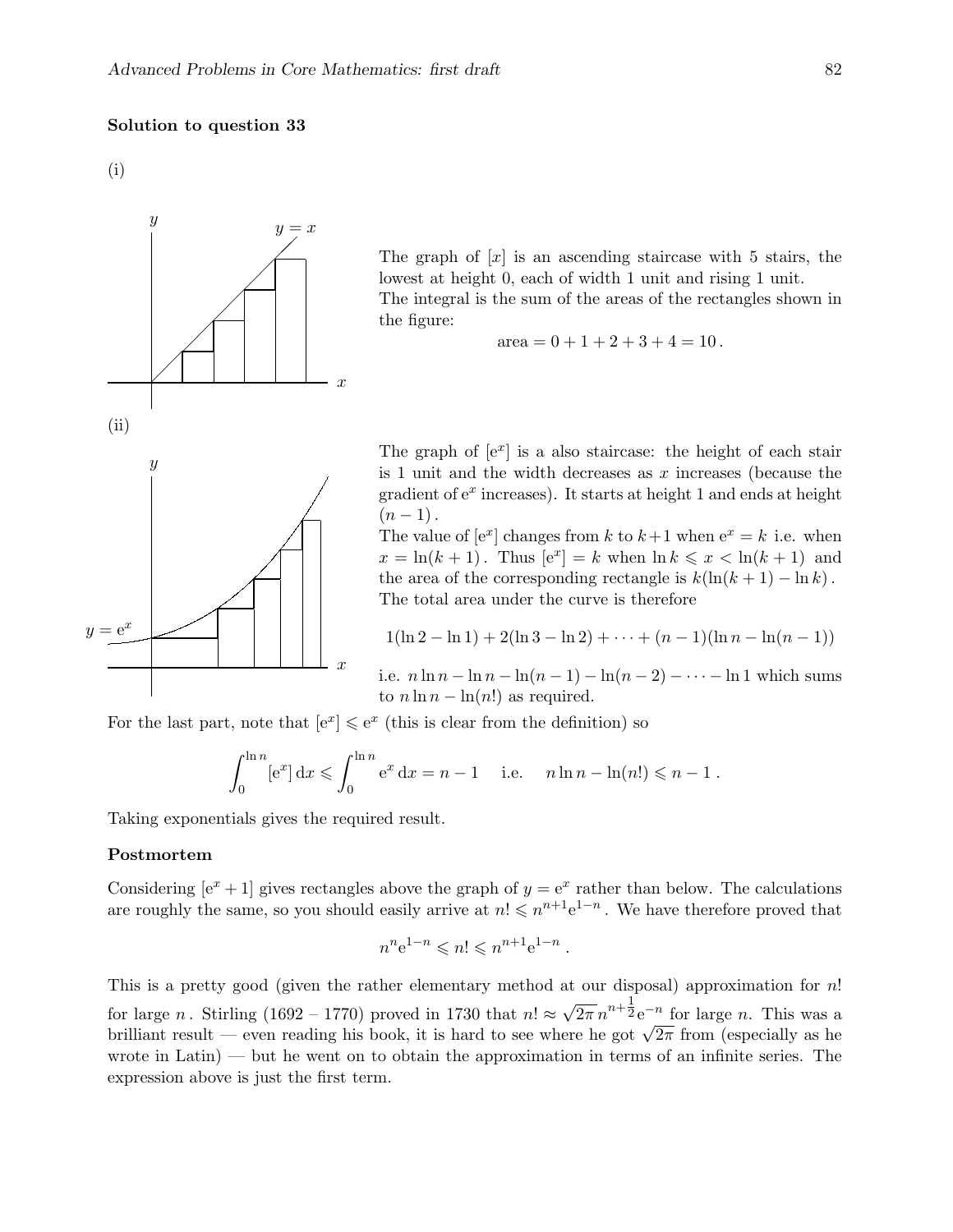**Solution to question 33**

(i)

The graph of $[x]$ is an ascending staircase with 5 stairs, the lowest at height 0, each of width 1 unit and rising 1 unit. The integral is the sum of the areas of the rectangles shown in the figure:

$$\text{area} = 0 + 1 + 2 + 3 + 4 = 10\,.$$

(ii)

The graph of $[e^x]$ is a also staircase: the height of each stair is 1 unit and the width decreases as $x$ increases (because the gradient of $e^x$ increases). It starts at height 1 and ends at height $(n-1)$.

The value of $[e^x]$ changes from $k$ to $k+1$ when $e^x = k$ i.e. when $x = \ln(k+1)$. Thus $[e^x] = k$ when $\ln k \leqslant x < \ln(k+1)$ and the area of the corresponding rectangle is $k(\ln(k+1) - \ln k)$. The total area under the curve is therefore

$$1(\ln 2 - \ln 1) + 2(\ln 3 - \ln 2) + \cdots + (n-1)(\ln n - \ln(n-1))$$

i.e. $n \ln n - \ln n - \ln(n-1) - \ln(n-2) - \cdots - \ln 1$ which sums to $n \ln n - \ln(n!)$ as required.

For the last part, note that $[e^x] \leqslant e^x$ (this is clear from the definition) so

$$\int_0^{\ln n} [e^x]\,dx \leqslant \int_0^{\ln n} e^x\,dx = n - 1 \quad \text{ i.e. } \quad n \ln n - \ln(n!) \leqslant n - 1\,.$$

Taking exponentials gives the required result.

**Postmortem**

Considering $[e^x + 1]$ gives rectangles above the graph of $y = e^x$ rather than below. The calculations are roughly the same, so you should easily arrive at $n! \leqslant n^{n+1} e^{1-n}$. We have therefore proved that

$$n^n e^{1-n} \leqslant n! \leqslant n^{n+1} e^{1-n}\,.$$

This is a pretty good (given the rather elementary method at our disposal) approximation for $n!$ for large $n$. Stirling (1692 – 1770) proved in 1730 that $n! \approx \sqrt{2\pi}\, n^{n+\frac{1}{2}} e^{-n}$ for large $n$. This was a brilliant result — even reading his book, it is hard to see where he got $\sqrt{2\pi}$ from (especially as he wrote in Latin) — but he went on to obtain the approximation in terms of an infinite series. The expression above is just the first term.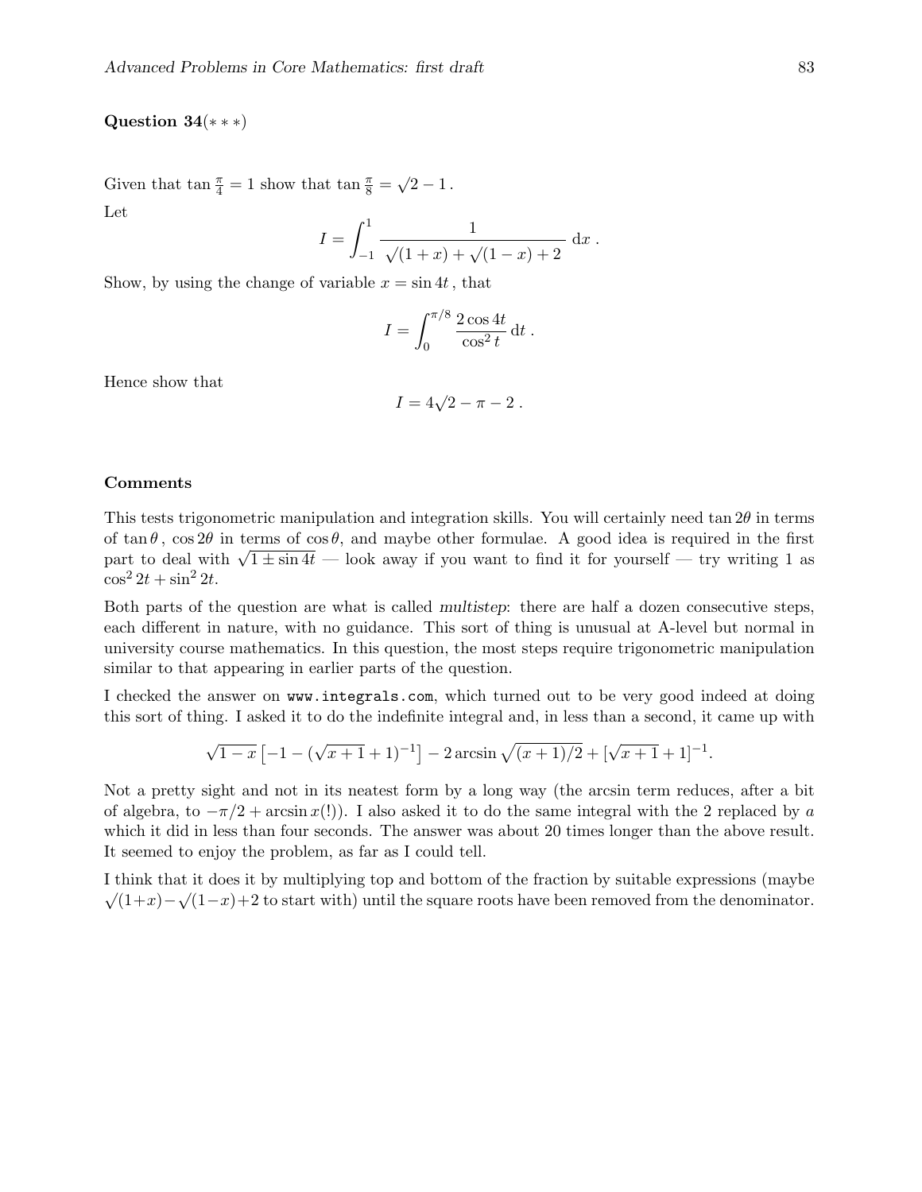**Question 34**($* * *$)

Given that $\tan\frac{\pi}{4} = 1$ show that $\tan\frac{\pi}{8} = \sqrt{2} - 1$.

Let

$$I = \int_{-1}^{1} \frac{1}{\sqrt{(1+x)} + \sqrt{(1-x)} + 2}\ \mathrm{d}x\ .$$

Show, by using the change of variable $x = \sin 4t$, that

$$I = \int_0^{\pi/8} \frac{2\cos 4t}{\cos^2 t}\,\mathrm{d}t\ .$$

Hence show that

$$I = 4\sqrt{2} - \pi - 2\ .$$

**Comments**

This tests trigonometric manipulation and integration skills. You will certainly need $\tan 2\theta$ in terms of $\tan\theta$, $\cos 2\theta$ in terms of $\cos\theta$, and maybe other formulae. A good idea is required in the first part to deal with $\sqrt{1 \pm \sin 4t}$ — look away if you want to find it for yourself — try writing 1 as $\cos^2 2t + \sin^2 2t$.

Both parts of the question are what is called *multistep*: there are half a dozen consecutive steps, each different in nature, with no guidance. This sort of thing is unusual at A-level but normal in university course mathematics. In this question, the most steps require trigonometric manipulation similar to that appearing in earlier parts of the question.

I checked the answer on `www.integrals.com`, which turned out to be very good indeed at doing this sort of thing. I asked it to do the indefinite integral and, in less than a second, it came up with

$$\sqrt{1-x}\left[-1 - (\sqrt{x+1}+1)^{-1}\right] - 2\arcsin\sqrt{(x+1)/2} + [\sqrt{x+1}+1]^{-1}.$$

Not a pretty sight and not in its neatest form by a long way (the arcsin term reduces, after a bit of algebra, to $-\pi/2 + \arcsin x$(!)). I also asked it to do the same integral with the 2 replaced by $a$ which it did in less than four seconds. The answer was about 20 times longer than the above result. It seemed to enjoy the problem, as far as I could tell.

I think that it does it by multiplying top and bottom of the fraction by suitable expressions (maybe $\sqrt{(1+x)} - \sqrt{(1-x)} + 2$ to start with) until the square roots have been removed from the denominator.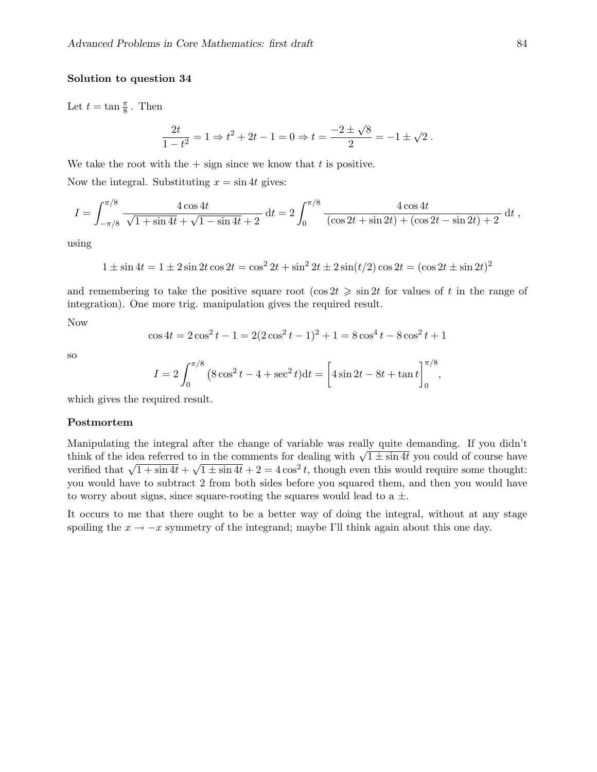**Solution to question 34**

Let $t = \tan\frac{\pi}{8}$ . Then

$$\frac{2t}{1-t^2} = 1 \Rightarrow t^2 + 2t - 1 = 0 \Rightarrow t = \frac{-2 \pm \sqrt{8}}{2} = -1 \pm \sqrt{2}\,.$$

We take the root with the + sign since we know that $t$ is positive.

Now the integral. Substituting $x = \sin 4t$ gives:

$$I = \int_{-\pi/8}^{\pi/8} \frac{4\cos 4t}{\sqrt{1+\sin 4t} + \sqrt{1-\sin 4t} + 2}\,\mathrm{d}t = 2\int_0^{\pi/8} \frac{4\cos 4t}{(\cos 2t + \sin 2t) + (\cos 2t - \sin 2t) + 2}\,\mathrm{d}t\,,$$

using

$$1 \pm \sin 4t = 1 \pm 2\sin 2t \cos 2t = \cos^2 2t + \sin^2 2t \pm 2\sin(t/2)\cos 2t = (\cos 2t \pm \sin 2t)^2$$

and remembering to take the positive square root ($\cos 2t \geqslant \sin 2t$ for values of $t$ in the range of integration). One more trig. manipulation gives the required result.

Now

$$\cos 4t = 2\cos^2 t - 1 = 2(2\cos^2 t - 1)^2 + 1 = 8\cos^4 t - 8\cos^2 t + 1$$

so

$$I = 2\int_0^{\pi/8} \left(8\cos^2 t - 4 + \sec^2 t\right)\mathrm{d}t = \Big[4\sin 2t - 8t + \tan t\Big]_0^{\pi/8},$$

which gives the required result.

**Postmortem**

Manipulating the integral after the change of variable was really quite demanding. If you didn't think of the idea referred to in the comments for dealing with $\sqrt{1 \pm \sin 4t}$ you could of course have verified that $\sqrt{1+\sin 4t} + \sqrt{1 \pm \sin 4t} + 2 = 4\cos^2 t$, though even this would require some thought: you would have to subtract 2 from both sides before you squared them, and then you would have to worry about signs, since square-rooting the squares would lead to a $\pm$.

It occurs to me that there ought to be a better way of doing the integral, without at any stage spoiling the $x \to -x$ symmetry of the integrand; maybe I'll think again about this one day.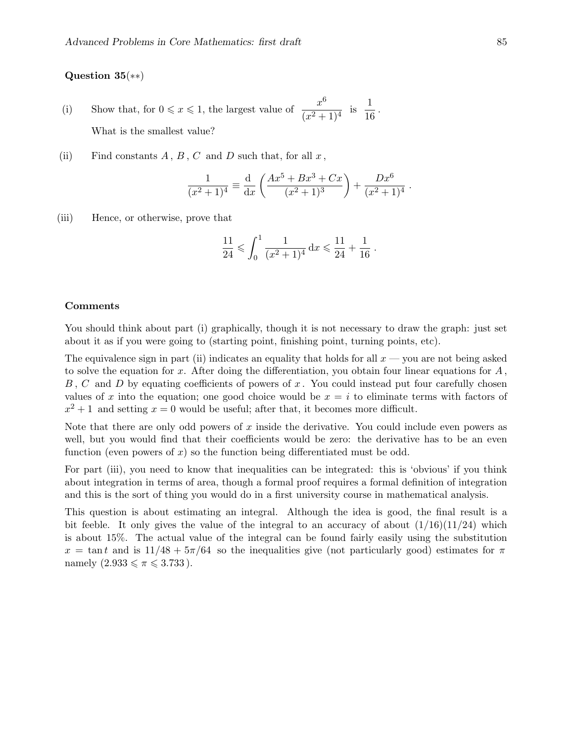**Question 35**(∗∗)

(i) Show that, for $0 \leqslant x \leqslant 1$, the largest value of $\dfrac{x^6}{(x^2+1)^4}$ is $\dfrac{1}{16}$.

What is the smallest value?

(ii) Find constants $A$, $B$, $C$ and $D$ such that, for all $x$,

$$\frac{1}{(x^2+1)^4} \equiv \frac{\mathrm{d}}{\mathrm{d}x}\left(\frac{Ax^5+Bx^3+Cx}{(x^2+1)^3}\right) + \frac{Dx^6}{(x^2+1)^4}\,.$$

(iii) Hence, or otherwise, prove that

$$\frac{11}{24} \leqslant \int_0^1 \frac{1}{(x^2+1)^4}\,\mathrm{d}x \leqslant \frac{11}{24} + \frac{1}{16}\,.$$

**Comments**

You should think about part (i) graphically, though it is not necessary to draw the graph: just set about it as if you were going to (starting point, finishing point, turning points, etc).

The equivalence sign in part (ii) indicates an equality that holds for all $x$ — you are not being asked to solve the equation for $x$. After doing the differentiation, you obtain four linear equations for $A$, $B$, $C$ and $D$ by equating coefficients of powers of $x$. You could instead put four carefully chosen values of $x$ into the equation; one good choice would be $x = i$ to eliminate terms with factors of $x^2 + 1$ and setting $x = 0$ would be useful; after that, it becomes more difficult.

Note that there are only odd powers of $x$ inside the derivative. You could include even powers as well, but you would find that their coefficients would be zero: the derivative has to be an even function (even powers of $x$) so the function being differentiated must be odd.

For part (iii), you need to know that inequalities can be integrated: this is 'obvious' if you think about integration in terms of area, though a formal proof requires a formal definition of integration and this is the sort of thing you would do in a first university course in mathematical analysis.

This question is about estimating an integral. Although the idea is good, the final result is a bit feeble. It only gives the value of the integral to an accuracy of about $(1/16)(11/24)$ which is about 15%. The actual value of the integral can be found fairly easily using the substitution $x = \tan t$ and is $11/48 + 5\pi/64$ so the inequalities give (not particularly good) estimates for $\pi$ namely ($2.933 \leqslant \pi \leqslant 3.733$).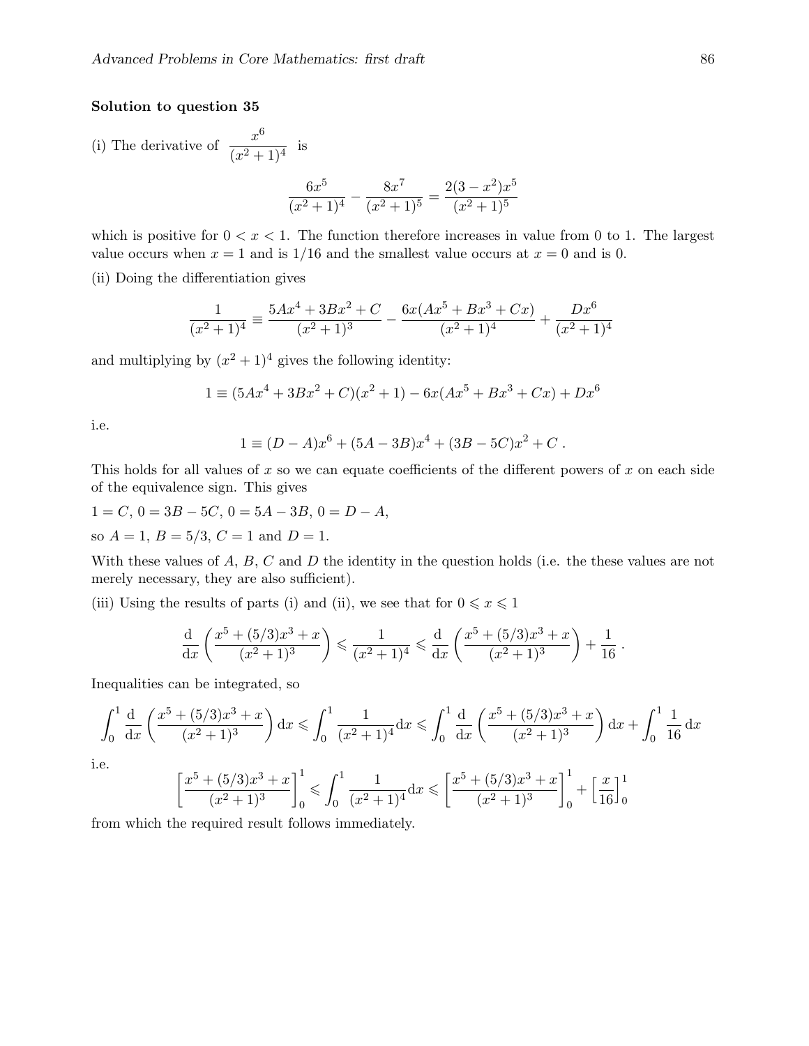**Solution to question 35**

(i) The derivative of $\dfrac{x^6}{(x^2+1)^4}$ is

$$\frac{6x^5}{(x^2+1)^4} - \frac{8x^7}{(x^2+1)^5} = \frac{2(3-x^2)x^5}{(x^2+1)^5}$$

which is positive for $0 < x < 1$. The function therefore increases in value from 0 to 1. The largest value occurs when $x = 1$ and is $1/16$ and the smallest value occurs at $x = 0$ and is 0.

(ii) Doing the differentiation gives

$$\frac{1}{(x^2+1)^4} \equiv \frac{5Ax^4 + 3Bx^2 + C}{(x^2+1)^3} - \frac{6x(Ax^5 + Bx^3 + Cx)}{(x^2+1)^4} + \frac{Dx^6}{(x^2+1)^4}$$

and multiplying by $(x^2+1)^4$ gives the following identity:

$$1 \equiv (5Ax^4 + 3Bx^2 + C)(x^2+1) - 6x(Ax^5 + Bx^3 + Cx) + Dx^6$$

i.e.

$$1 \equiv (D - A)x^6 + (5A - 3B)x^4 + (3B - 5C)x^2 + C\,.$$

This holds for all values of $x$ so we can equate coefficients of the different powers of $x$ on each side of the equivalence sign. This gives

$1 = C$, $0 = 3B - 5C$, $0 = 5A - 3B$, $0 = D - A$,

so $A = 1$, $B = 5/3$, $C = 1$ and $D = 1$.

With these values of $A$, $B$, $C$ and $D$ the identity in the question holds (i.e. the these values are not merely necessary, they are also sufficient).

(iii) Using the results of parts (i) and (ii), we see that for $0 \leqslant x \leqslant 1$

$$\frac{\mathrm{d}}{\mathrm{d}x}\left(\frac{x^5 + (5/3)x^3 + x}{(x^2+1)^3}\right) \leqslant \frac{1}{(x^2+1)^4} \leqslant \frac{\mathrm{d}}{\mathrm{d}x}\left(\frac{x^5 + (5/3)x^3 + x}{(x^2+1)^3}\right) + \frac{1}{16}\,.$$

Inequalities can be integrated, so

$$\int_0^1 \frac{\mathrm{d}}{\mathrm{d}x}\left(\frac{x^5 + (5/3)x^3 + x}{(x^2+1)^3}\right)\mathrm{d}x \leqslant \int_0^1 \frac{1}{(x^2+1)^4}\mathrm{d}x \leqslant \int_0^1 \frac{\mathrm{d}}{\mathrm{d}x}\left(\frac{x^5 + (5/3)x^3 + x}{(x^2+1)^3}\right)\mathrm{d}x + \int_0^1 \frac{1}{16}\,\mathrm{d}x$$

i.e.

$$\left[\frac{x^5 + (5/3)x^3 + x}{(x^2+1)^3}\right]_0^1 \leqslant \int_0^1 \frac{1}{(x^2+1)^4}\mathrm{d}x \leqslant \left[\frac{x^5 + (5/3)x^3 + x}{(x^2+1)^3}\right]_0^1 + \left[\frac{x}{16}\right]_0^1$$

from which the required result follows immediately.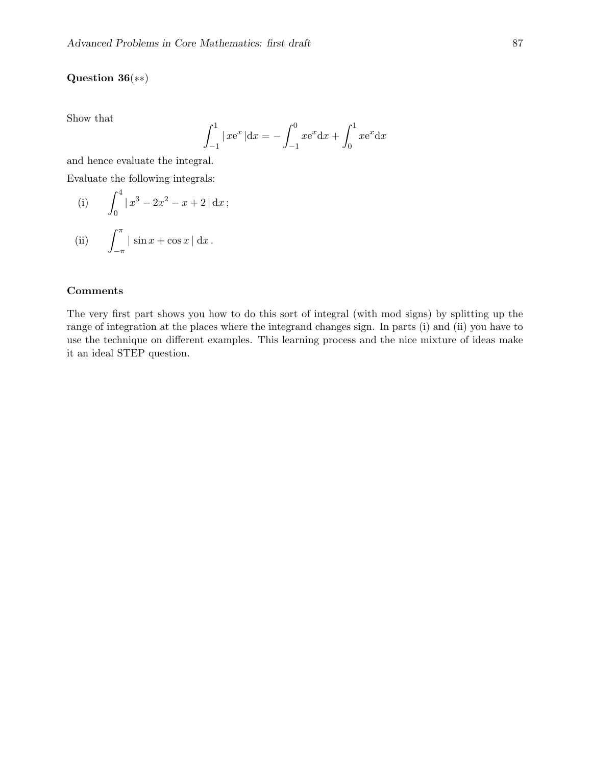**Question 36**($**$)

Show that

$$\int_{-1}^{1} |\, x\mathrm{e}^{x} \,| \mathrm{d}x = -\int_{-1}^{0} x\mathrm{e}^{x} \mathrm{d}x + \int_{0}^{1} x\mathrm{e}^{x} \mathrm{d}x$$

and hence evaluate the integral.

Evaluate the following integrals:

(i) $\displaystyle \int_{0}^{4} |\, x^3 - 2x^2 - x + 2 \,| \, \mathrm{d}x \, ;$

(ii) $\displaystyle \int_{-\pi}^{\pi} |\, \sin x + \cos x \,| \, \mathrm{d}x \, .$

**Comments**

The very first part shows you how to do this sort of integral (with mod signs) by splitting up the range of integration at the places where the integrand changes sign. In parts (i) and (ii) you have to use the technique on different examples. This learning process and the nice mixture of ideas make it an ideal STEP question.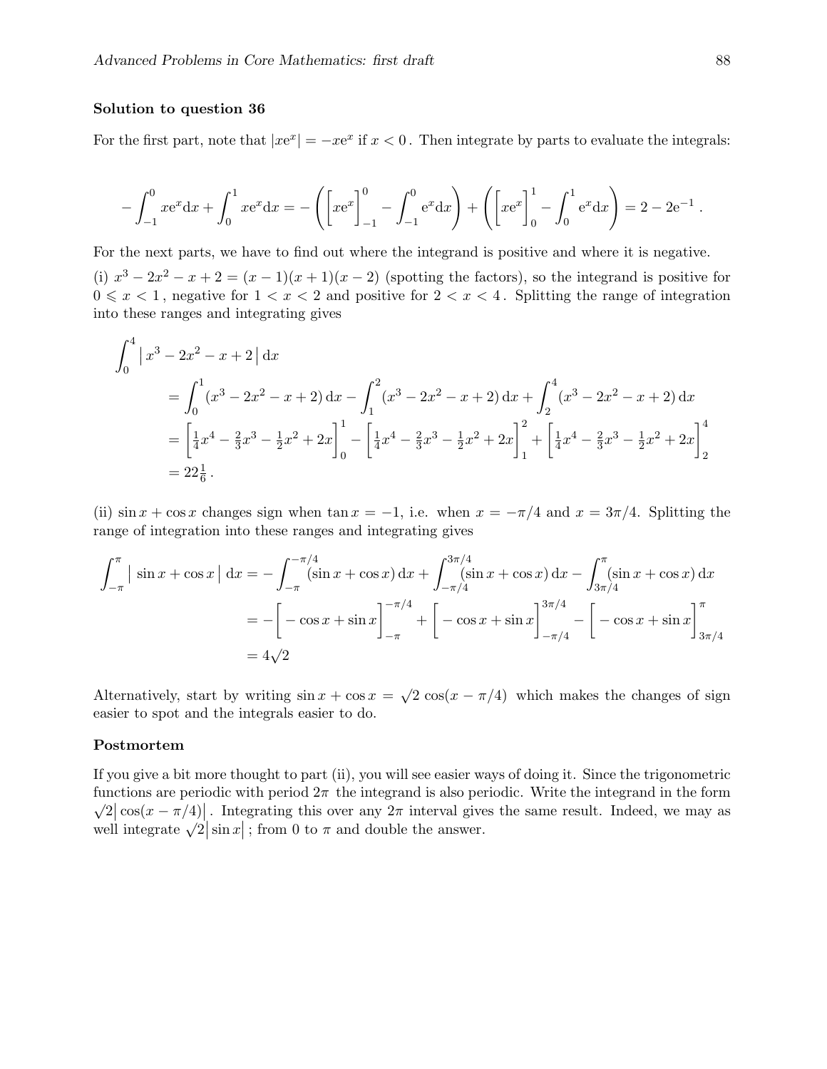**Solution to question 36**

For the first part, note that $|x\mathrm{e}^x| = -x\mathrm{e}^x$ if $x < 0$. Then integrate by parts to evaluate the integrals:

$$-\int_{-1}^{0} x\mathrm{e}^x \mathrm{d}x + \int_{0}^{1} x\mathrm{e}^x \mathrm{d}x = -\left(\Big[x\mathrm{e}^x\Big]_{-1}^{0} - \int_{-1}^{0} \mathrm{e}^x \mathrm{d}x\right) + \left(\Big[x\mathrm{e}^x\Big]_{0}^{1} - \int_{0}^{1} \mathrm{e}^x \mathrm{d}x\right) = 2 - 2\mathrm{e}^{-1}\,.$$

For the next parts, we have to find out where the integrand is positive and where it is negative.

(i) $x^3 - 2x^2 - x + 2 = (x-1)(x+1)(x-2)$ (spotting the factors), so the integrand is positive for $0 \leqslant x < 1$, negative for $1 < x < 2$ and positive for $2 < x < 4$. Splitting the range of integration into these ranges and integrating gives

$$\begin{aligned}
\int_0^4 \big|\, x^3 - 2x^2 - x + 2 \,\big|\,\mathrm{d}x
&= \int_0^1 (x^3 - 2x^2 - x + 2)\,\mathrm{d}x - \int_1^2 (x^3 - 2x^2 - x + 2)\,\mathrm{d}x + \int_2^4 (x^3 - 2x^2 - x + 2)\,\mathrm{d}x \\
&= \left[\tfrac{1}{4}x^4 - \tfrac{2}{3}x^3 - \tfrac{1}{2}x^2 + 2x\right]_0^1 - \left[\tfrac{1}{4}x^4 - \tfrac{2}{3}x^3 - \tfrac{1}{2}x^2 + 2x\right]_1^2 + \left[\tfrac{1}{4}x^4 - \tfrac{2}{3}x^3 - \tfrac{1}{2}x^2 + 2x\right]_2^4 \\
&= 22\tfrac{1}{6}\,.
\end{aligned}$$

(ii) $\sin x + \cos x$ changes sign when $\tan x = -1$, i.e. when $x = -\pi/4$ and $x = 3\pi/4$. Splitting the range of integration into these ranges and integrating gives

$$\begin{aligned}
\int_{-\pi}^{\pi} \big|\, \sin x + \cos x \,\big|\,\mathrm{d}x &= -\int_{-\pi}^{-\pi/4} (\sin x + \cos x)\,\mathrm{d}x + \int_{-\pi/4}^{3\pi/4} (\sin x + \cos x)\,\mathrm{d}x - \int_{3\pi/4}^{\pi} (\sin x + \cos x)\,\mathrm{d}x \\
&= -\Big[-\cos x + \sin x\Big]_{-\pi}^{-\pi/4} + \Big[-\cos x + \sin x\Big]_{-\pi/4}^{3\pi/4} - \Big[-\cos x + \sin x\Big]_{3\pi/4}^{\pi} \\
&= 4\sqrt{2}
\end{aligned}$$

Alternatively, start by writing $\sin x + \cos x = \sqrt{2}\,\cos(x - \pi/4)$ which makes the changes of sign easier to spot and the integrals easier to do.

**Postmortem**

If you give a bit more thought to part (ii), you will see easier ways of doing it. Since the trigonometric functions are periodic with period $2\pi$ the integrand is also periodic. Write the integrand in the form $\sqrt{2}\big|\cos(x - \pi/4)\big|$. Integrating this over any $2\pi$ interval gives the same result. Indeed, we may as well integrate $\sqrt{2}\big|\sin x\big|$; from 0 to $\pi$ and double the answer.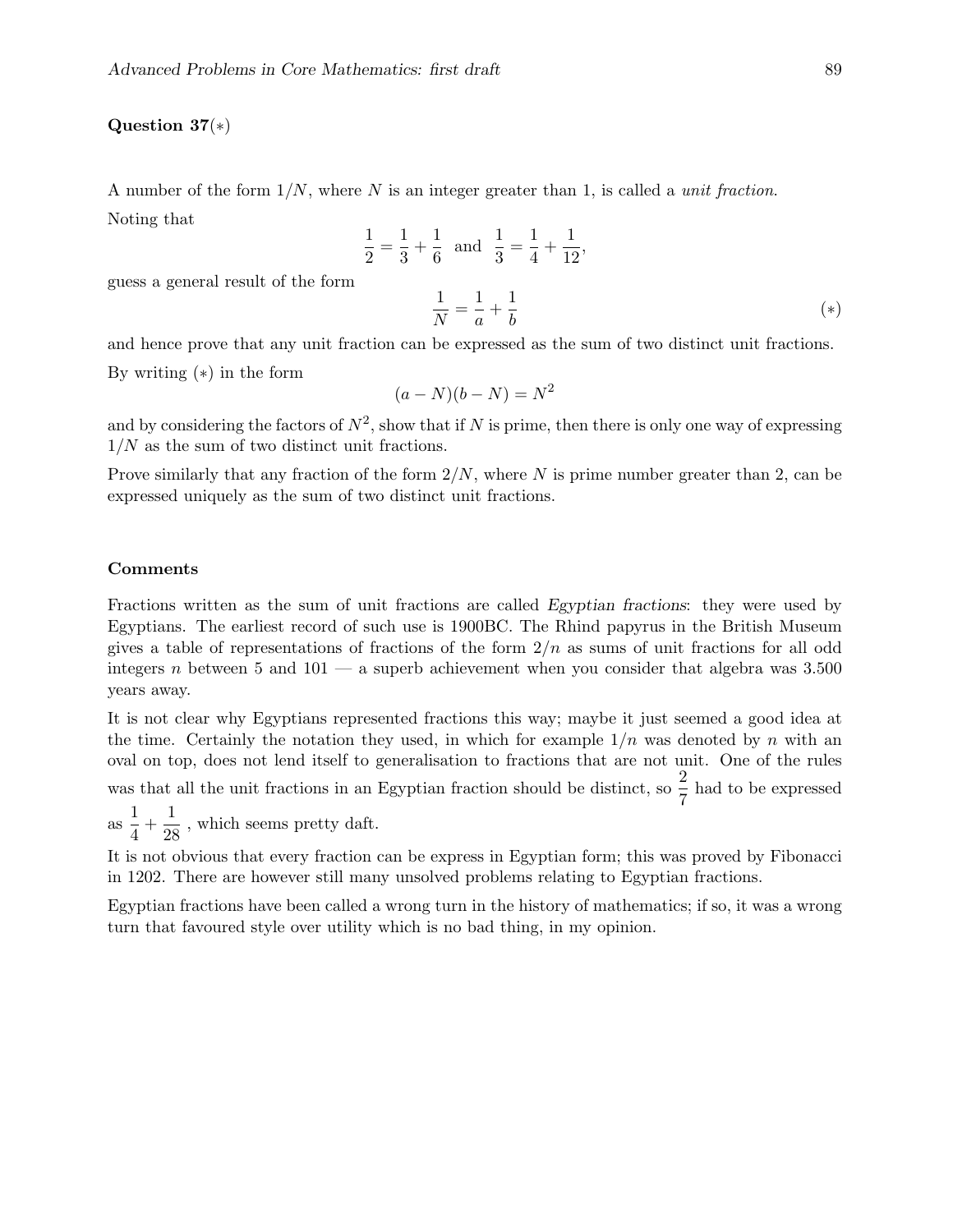**Question 37**(∗)

A number of the form $1/N$, where $N$ is an integer greater than 1, is called a *unit fraction*.

Noting that

$$\frac{1}{2} = \frac{1}{3} + \frac{1}{6} \;\text{ and }\; \frac{1}{3} = \frac{1}{4} + \frac{1}{12},$$

guess a general result of the form

$$\frac{1}{N} = \frac{1}{a} + \frac{1}{b} \tag{$*$}$$

and hence prove that any unit fraction can be expressed as the sum of two distinct unit fractions.

By writing (∗) in the form

$$(a - N)(b - N) = N^2$$

and by considering the factors of $N^2$, show that if $N$ is prime, then there is only one way of expressing $1/N$ as the sum of two distinct unit fractions.

Prove similarly that any fraction of the form $2/N$, where $N$ is prime number greater than 2, can be expressed uniquely as the sum of two distinct unit fractions.

**Comments**

Fractions written as the sum of unit fractions are called *Egyptian fractions*: they were used by Egyptians. The earliest record of such use is 1900BC. The Rhind papyrus in the British Museum gives a table of representations of fractions of the form $2/n$ as sums of unit fractions for all odd integers $n$ between 5 and 101 — a superb achievement when you consider that algebra was 3.500 years away.

It is not clear why Egyptians represented fractions this way; maybe it just seemed a good idea at the time. Certainly the notation they used, in which for example $1/n$ was denoted by $n$ with an oval on top, does not lend itself to generalisation to fractions that are not unit. One of the rules was that all the unit fractions in an Egyptian fraction should be distinct, so $\dfrac{2}{7}$ had to be expressed as $\dfrac{1}{4} + \dfrac{1}{28}$ , which seems pretty daft.

It is not obvious that every fraction can be express in Egyptian form; this was proved by Fibonacci in 1202. There are however still many unsolved problems relating to Egyptian fractions.

Egyptian fractions have been called a wrong turn in the history of mathematics; if so, it was a wrong turn that favoured style over utility which is no bad thing, in my opinion.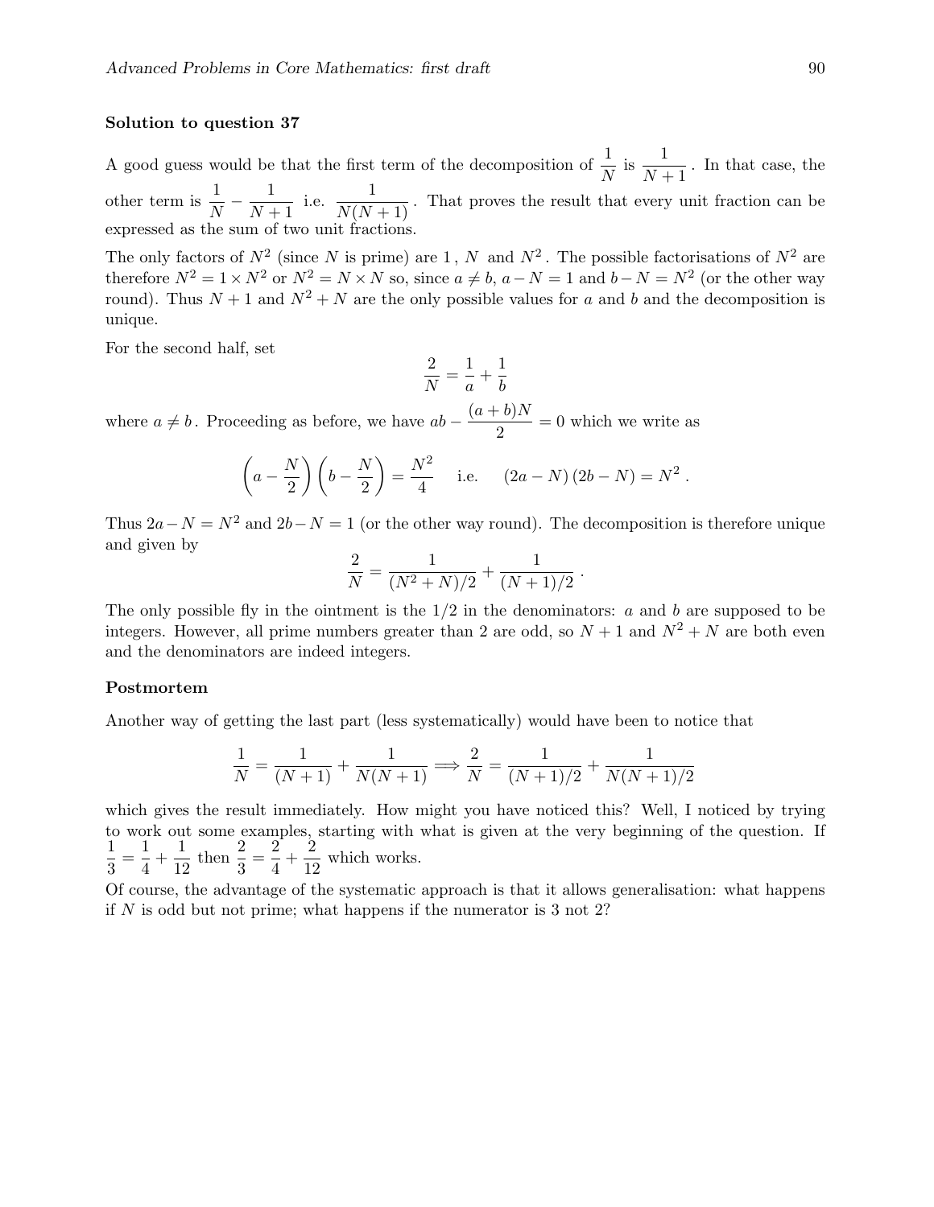**Solution to question 37**

A good guess would be that the first term of the decomposition of $\dfrac{1}{N}$ is $\dfrac{1}{N+1}$. In that case, the other term is $\dfrac{1}{N} - \dfrac{1}{N+1}$ i.e. $\dfrac{1}{N(N+1)}$. That proves the result that every unit fraction can be expressed as the sum of two unit fractions.

The only factors of $N^2$ (since $N$ is prime) are $1$, $N$ and $N^2$. The possible factorisations of $N^2$ are therefore $N^2 = 1 \times N^2$ or $N^2 = N \times N$ so, since $a \neq b$, $a - N = 1$ and $b - N = N^2$ (or the other way round). Thus $N+1$ and $N^2 + N$ are the only possible values for $a$ and $b$ and the decomposition is unique.

For the second half, set

$$\frac{2}{N} = \frac{1}{a} + \frac{1}{b}$$

where $a \neq b$. Proceeding as before, we have $ab - \dfrac{(a+b)N}{2} = 0$ which we write as

$$\left(a - \frac{N}{2}\right)\left(b - \frac{N}{2}\right) = \frac{N^2}{4} \quad \text{ i.e. } \quad (2a - N)(2b - N) = N^2 .$$

Thus $2a - N = N^2$ and $2b - N = 1$ (or the other way round). The decomposition is therefore unique and given by

$$\frac{2}{N} = \frac{1}{(N^2+N)/2} + \frac{1}{(N+1)/2} .$$

The only possible fly in the ointment is the $1/2$ in the denominators: $a$ and $b$ are supposed to be integers. However, all prime numbers greater than 2 are odd, so $N+1$ and $N^2+N$ are both even and the denominators are indeed integers.

**Postmortem**

Another way of getting the last part (less systematically) would have been to notice that

$$\frac{1}{N} = \frac{1}{(N+1)} + \frac{1}{N(N+1)} \Longrightarrow \frac{2}{N} = \frac{1}{(N+1)/2} + \frac{1}{N(N+1)/2}$$

which gives the result immediately. How might you have noticed this? Well, I noticed by trying to work out some examples, starting with what is given at the very beginning of the question. If $\dfrac{1}{3} = \dfrac{1}{4} + \dfrac{1}{12}$ then $\dfrac{2}{3} = \dfrac{2}{4} + \dfrac{2}{12}$ which works.

Of course, the advantage of the systematic approach is that it allows generalisation: what happens if $N$ is odd but not prime; what happens if the numerator is 3 not 2?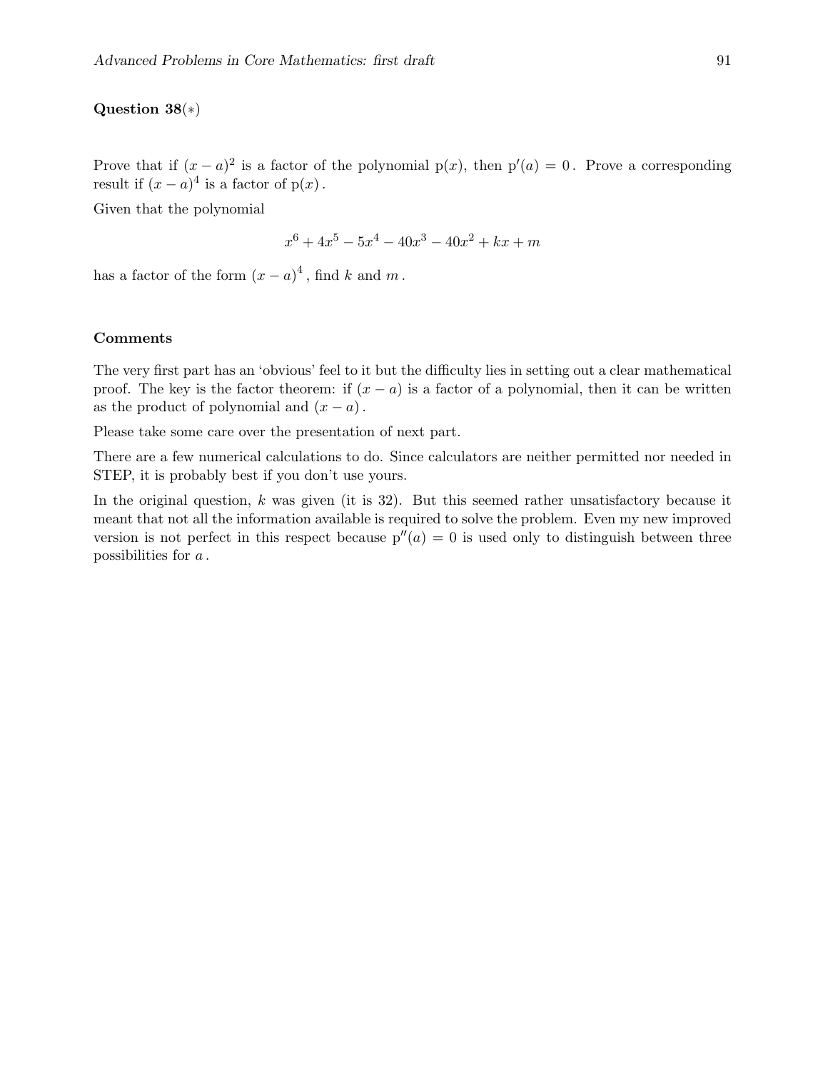**Question 38**$(*)$

Prove that if $(x-a)^2$ is a factor of the polynomial $\text{p}(x)$, then $\text{p}'(a) = 0$. Prove a corresponding result if $(x-a)^4$ is a factor of $\text{p}(x)$.

Given that the polynomial

$$x^6 + 4x^5 - 5x^4 - 40x^3 - 40x^2 + kx + m$$

has a factor of the form $(x-a)^4$, find $k$ and $m$.

**Comments**

The very first part has an 'obvious' feel to it but the difficulty lies in setting out a clear mathematical proof. The key is the factor theorem: if $(x-a)$ is a factor of a polynomial, then it can be written as the product of polynomial and $(x-a)$.

Please take some care over the presentation of next part.

There are a few numerical calculations to do. Since calculators are neither permitted nor needed in STEP, it is probably best if you don't use yours.

In the original question, $k$ was given (it is 32). But this seemed rather unsatisfactory because it meant that not all the information available is required to solve the problem. Even my new improved version is not perfect in this respect because $\text{p}''(a) = 0$ is used only to distinguish between three possibilities for $a$.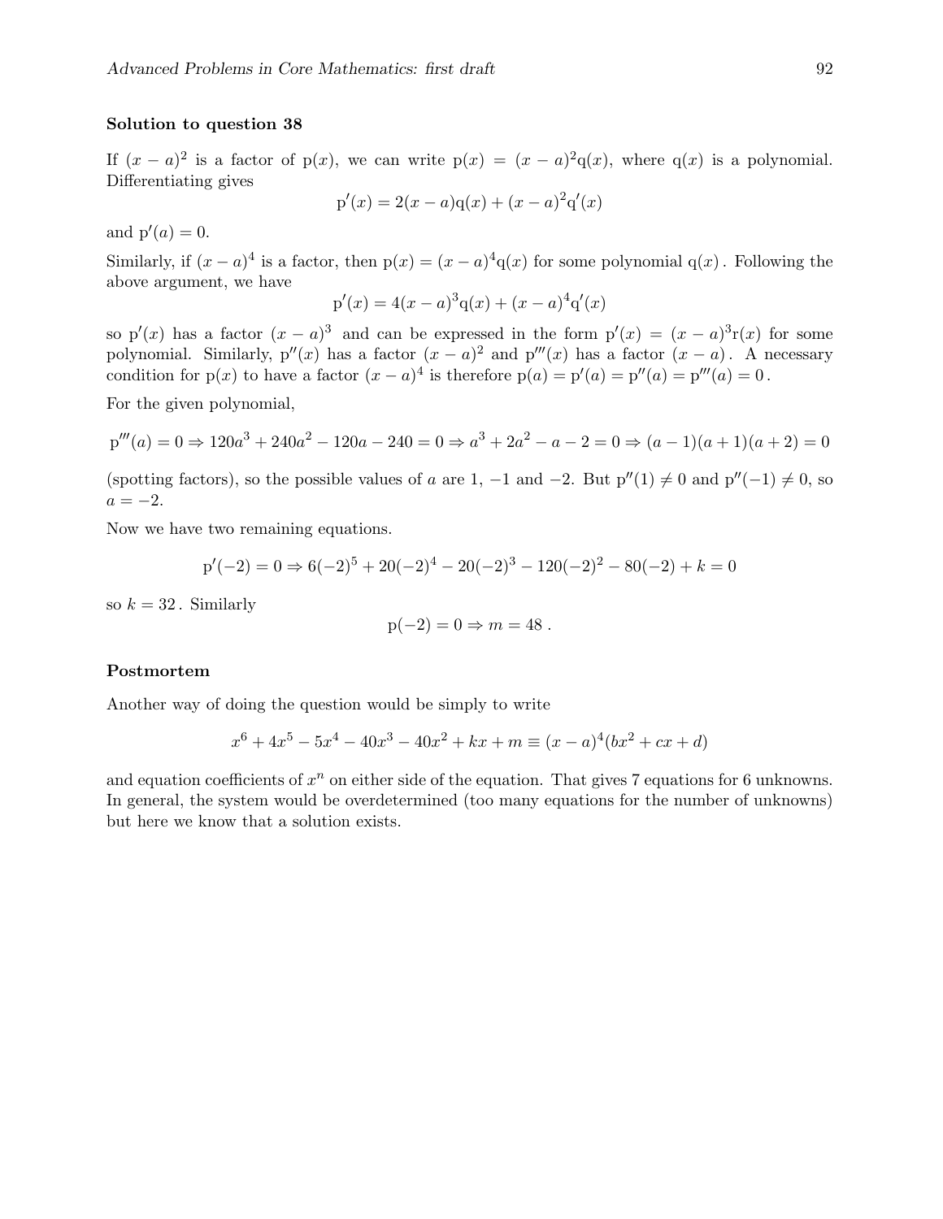**Solution to question 38**

If $(x-a)^2$ is a factor of $\mathrm{p}(x)$, we can write $\mathrm{p}(x) = (x-a)^2\mathrm{q}(x)$, where $\mathrm{q}(x)$ is a polynomial. Differentiating gives

$$\mathrm{p}'(x) = 2(x-a)\mathrm{q}(x) + (x-a)^2\mathrm{q}'(x)$$

and $\mathrm{p}'(a) = 0$.

Similarly, if $(x-a)^4$ is a factor, then $\mathrm{p}(x) = (x-a)^4\mathrm{q}(x)$ for some polynomial $\mathrm{q}(x)$. Following the above argument, we have

$$\mathrm{p}'(x) = 4(x-a)^3\mathrm{q}(x) + (x-a)^4\mathrm{q}'(x)$$

so $\mathrm{p}'(x)$ has a factor $(x-a)^3$ and can be expressed in the form $\mathrm{p}'(x) = (x-a)^3\mathrm{r}(x)$ for some polynomial. Similarly, $\mathrm{p}''(x)$ has a factor $(x-a)^2$ and $\mathrm{p}'''(x)$ has a factor $(x-a)$. A necessary condition for $\mathrm{p}(x)$ to have a factor $(x-a)^4$ is therefore $\mathrm{p}(a) = \mathrm{p}'(a) = \mathrm{p}''(a) = \mathrm{p}'''(a) = 0$.

For the given polynomial,

$$\mathrm{p}'''(a) = 0 \Rightarrow 120a^3 + 240a^2 - 120a - 240 = 0 \Rightarrow a^3 + 2a^2 - a - 2 = 0 \Rightarrow (a-1)(a+1)(a+2) = 0$$

(spotting factors), so the possible values of $a$ are $1$, $-1$ and $-2$. But $\mathrm{p}''(1) \neq 0$ and $\mathrm{p}''(-1) \neq 0$, so $a = -2$.

Now we have two remaining equations.

$$\mathrm{p}'(-2) = 0 \Rightarrow 6(-2)^5 + 20(-2)^4 - 20(-2)^3 - 120(-2)^2 - 80(-2) + k = 0$$

so $k = 32$. Similarly

$$\mathrm{p}(-2) = 0 \Rightarrow m = 48\,.$$

**Postmortem**

Another way of doing the question would be simply to write

$$x^6 + 4x^5 - 5x^4 - 40x^3 - 40x^2 + kx + m \equiv (x-a)^4(bx^2 + cx + d)$$

and equation coefficients of $x^n$ on either side of the equation. That gives 7 equations for 6 unknowns. In general, the system would be overdetermined (too many equations for the number of unknowns) but here we know that a solution exists.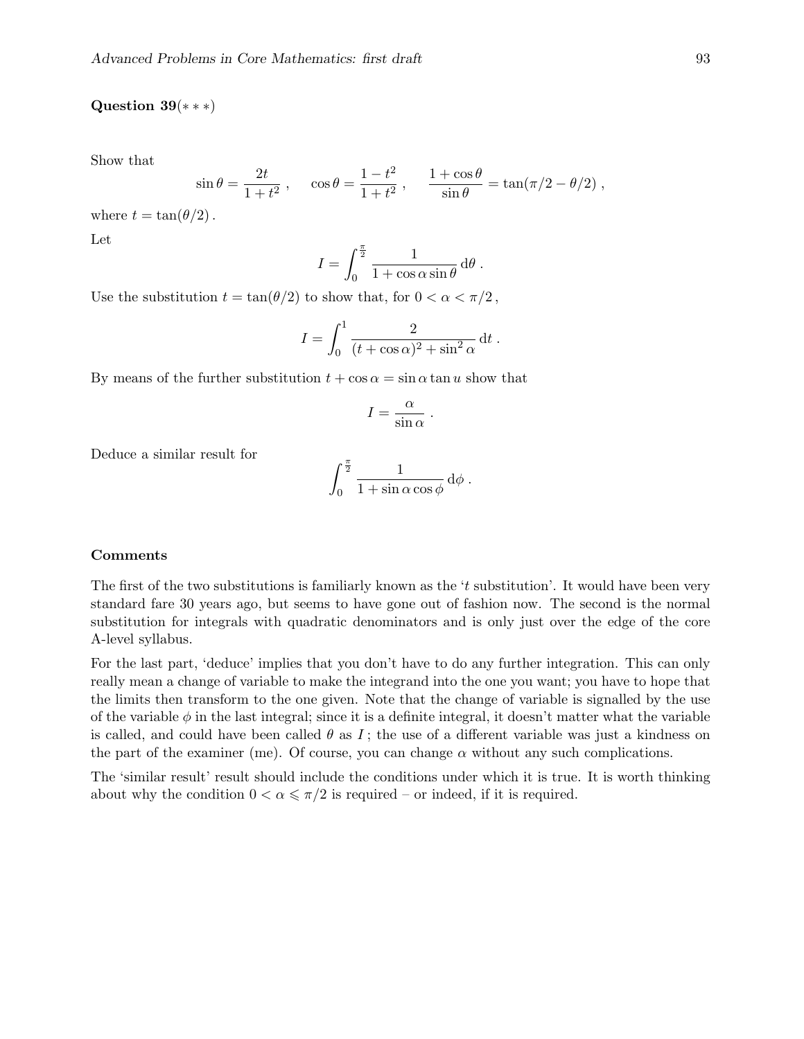**Question 39**$(* * *)$

Show that

$$\sin\theta = \frac{2t}{1+t^2}\ , \qquad \cos\theta = \frac{1-t^2}{1+t^2}\ , \qquad \frac{1+\cos\theta}{\sin\theta} = \tan(\pi/2 - \theta/2)\ ,$$

where $t = \tan(\theta/2)$.

Let

$$I = \int_0^{\frac{\pi}{2}} \frac{1}{1+\cos\alpha\sin\theta}\,\mathrm{d}\theta\ .$$

Use the substitution $t = \tan(\theta/2)$ to show that, for $0 < \alpha < \pi/2$,

$$I = \int_0^1 \frac{2}{(t+\cos\alpha)^2 + \sin^2\alpha}\,\mathrm{d}t\ .$$

By means of the further substitution $t + \cos\alpha = \sin\alpha\tan u$ show that

$$I = \frac{\alpha}{\sin\alpha}\ .$$

Deduce a similar result for

$$\int_0^{\frac{\pi}{2}} \frac{1}{1+\sin\alpha\cos\phi}\,\mathrm{d}\phi\ .$$

**Comments**

The first of the two substitutions is familiarly known as the '$t$ substitution'. It would have been very standard fare 30 years ago, but seems to have gone out of fashion now. The second is the normal substitution for integrals with quadratic denominators and is only just over the edge of the core A-level syllabus.

For the last part, 'deduce' implies that you don't have to do any further integration. This can only really mean a change of variable to make the integrand into the one you want; you have to hope that the limits then transform to the one given. Note that the change of variable is signalled by the use of the variable $\phi$ in the last integral; since it is a definite integral, it doesn't matter what the variable is called, and could have been called $\theta$ as $I$; the use of a different variable was just a kindness on the part of the examiner (me). Of course, you can change $\alpha$ without any such complications.

The 'similar result' result should include the conditions under which it is true. It is worth thinking about why the condition $0 < \alpha \leqslant \pi/2$ is required – or indeed, if it is required.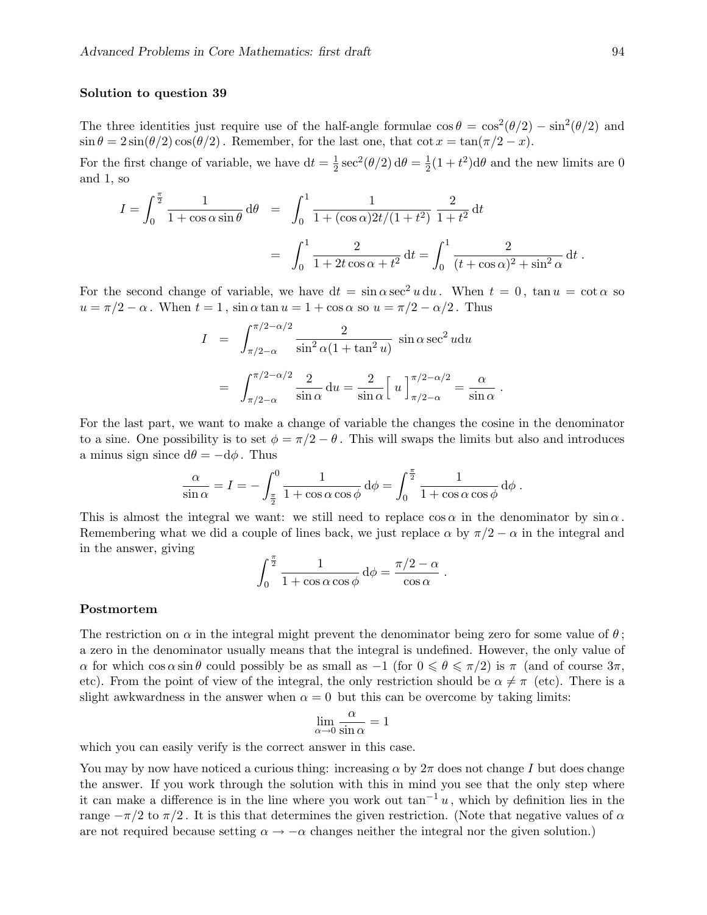**Solution to question 39**

The three identities just require use of the half-angle formulae $\cos\theta = \cos^2(\theta/2) - \sin^2(\theta/2)$ and $\sin\theta = 2\sin(\theta/2)\cos(\theta/2)$. Remember, for the last one, that $\cot x = \tan(\pi/2 - x)$.

For the first change of variable, we have $\mathrm{d}t = \frac{1}{2}\sec^2(\theta/2)\,\mathrm{d}\theta = \frac{1}{2}(1+t^2)\mathrm{d}\theta$ and the new limits are 0 and 1, so

$$
\begin{aligned}
I = \int_0^{\frac{\pi}{2}} \frac{1}{1+\cos\alpha\sin\theta}\,\mathrm{d}\theta \;&=\; \int_0^1 \frac{1}{1+(\cos\alpha)2t/(1+t^2)}\;\frac{2}{1+t^2}\,\mathrm{d}t \\
&=\; \int_0^1 \frac{2}{1+2t\cos\alpha+t^2}\,\mathrm{d}t = \int_0^1 \frac{2}{(t+\cos\alpha)^2+\sin^2\alpha}\,\mathrm{d}t\,.
\end{aligned}
$$

For the second change of variable, we have $\mathrm{d}t = \sin\alpha\sec^2 u\,\mathrm{d}u$. When $t=0$, $\tan u = \cot\alpha$ so $u = \pi/2 - \alpha$. When $t=1$, $\sin\alpha\tan u = 1+\cos\alpha$ so $u = \pi/2 - \alpha/2$. Thus

$$
\begin{aligned}
I \;&=\; \int_{\pi/2-\alpha}^{\pi/2-\alpha/2} \frac{2}{\sin^2\alpha(1+\tan^2 u)}\;\sin\alpha\sec^2 u\mathrm{d}u \\
&=\; \int_{\pi/2-\alpha}^{\pi/2-\alpha/2} \frac{2}{\sin\alpha}\,\mathrm{d}u = \frac{2}{\sin\alpha}\Big[\,u\,\Big]_{\pi/2-\alpha}^{\pi/2-\alpha/2} = \frac{\alpha}{\sin\alpha}\,.
\end{aligned}
$$

For the last part, we want to make a change of variable the changes the cosine in the denominator to a sine. One possibility is to set $\phi = \pi/2 - \theta$. This will swaps the limits but also and introduces a minus sign since $\mathrm{d}\theta = -\mathrm{d}\phi$. Thus

$$
\frac{\alpha}{\sin\alpha} = I = -\int_{\frac{\pi}{2}}^{0} \frac{1}{1+\cos\alpha\cos\phi}\,\mathrm{d}\phi = \int_0^{\frac{\pi}{2}} \frac{1}{1+\cos\alpha\cos\phi}\,\mathrm{d}\phi\,.
$$

This is almost the integral we want: we still need to replace $\cos\alpha$ in the denominator by $\sin\alpha$. Remembering what we did a couple of lines back, we just replace $\alpha$ by $\pi/2-\alpha$ in the integral and in the answer, giving

$$
\int_0^{\frac{\pi}{2}} \frac{1}{1+\cos\alpha\cos\phi}\,\mathrm{d}\phi = \frac{\pi/2-\alpha}{\cos\alpha}\,.
$$

**Postmortem**

The restriction on $\alpha$ in the integral might prevent the denominator being zero for some value of $\theta$; a zero in the denominator usually means that the integral is undefined. However, the only value of $\alpha$ for which $\cos\alpha\sin\theta$ could possibly be as small as $-1$ (for $0 \leqslant \theta \leqslant \pi/2$) is $\pi$ (and of course $3\pi$, etc). From the point of view of the integral, the only restriction should be $\alpha \neq \pi$ (etc). There is a slight awkwardness in the answer when $\alpha = 0$ but this can be overcome by taking limits:

$$
\lim_{\alpha\to 0}\frac{\alpha}{\sin\alpha} = 1
$$

which you can easily verify is the correct answer in this case.

You may by now have noticed a curious thing: increasing $\alpha$ by $2\pi$ does not change $I$ but does change the answer. If you work through the solution with this in mind you see that the only step where it can make a difference is in the line where you work out $\tan^{-1} u$, which by definition lies in the range $-\pi/2$ to $\pi/2$. It is this that determines the given restriction. (Note that negative values of $\alpha$ are not required because setting $\alpha \to -\alpha$ changes neither the integral nor the given solution.)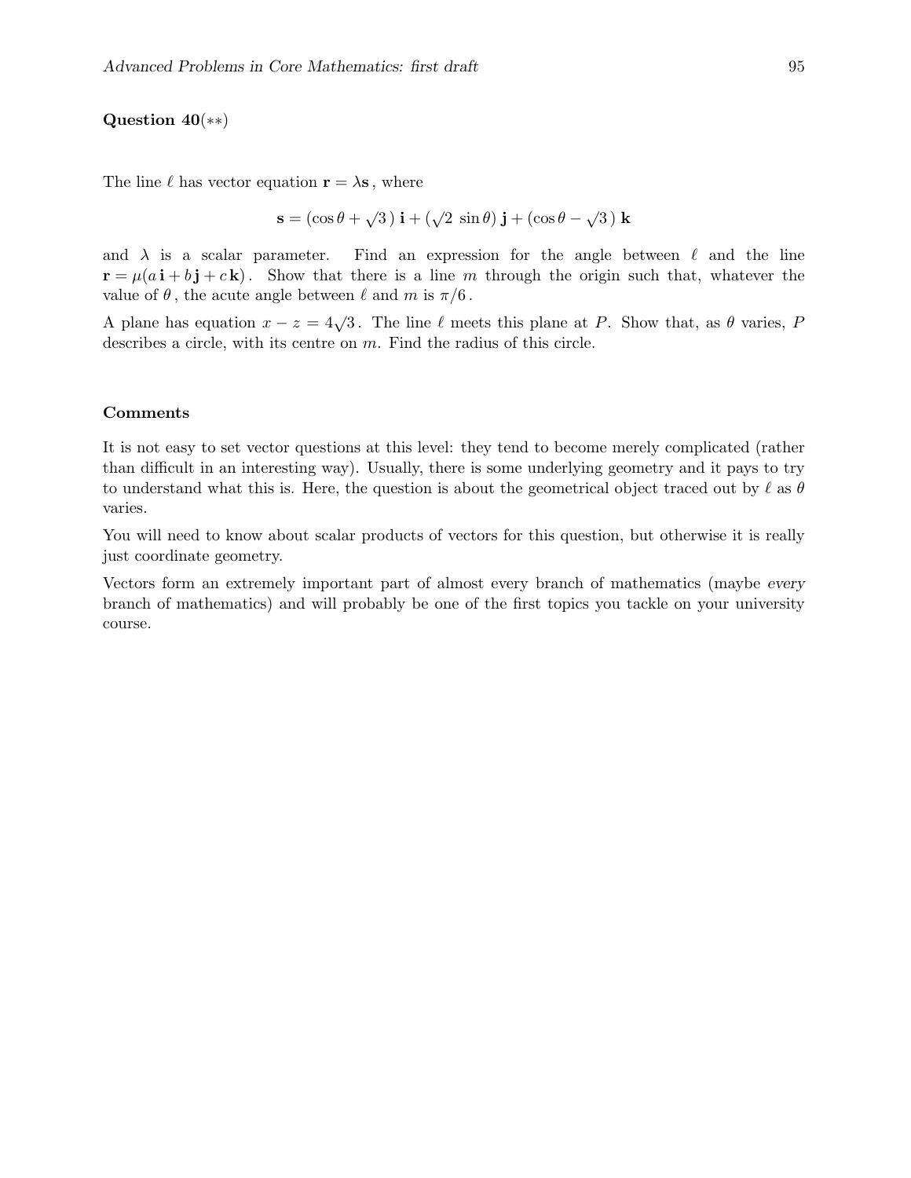**Question 40**(∗∗)

The line $\ell$ has vector equation $\mathbf{r} = \lambda \mathbf{s}$, where

$$\mathbf{s} = (\cos\theta + \sqrt{3}\,)\,\mathbf{i} + (\sqrt{2}\,\sin\theta)\,\mathbf{j} + (\cos\theta - \sqrt{3}\,)\,\mathbf{k}$$

and $\lambda$ is a scalar parameter. Find an expression for the angle between $\ell$ and the line $\mathbf{r} = \mu(a\,\mathbf{i} + b\,\mathbf{j} + c\,\mathbf{k})$. Show that there is a line $m$ through the origin such that, whatever the value of $\theta$, the acute angle between $\ell$ and $m$ is $\pi/6$.

A plane has equation $x - z = 4\sqrt{3}$. The line $\ell$ meets this plane at $P$. Show that, as $\theta$ varies, $P$ describes a circle, with its centre on $m$. Find the radius of this circle.

**Comments**

It is not easy to set vector questions at this level: they tend to become merely complicated (rather than difficult in an interesting way). Usually, there is some underlying geometry and it pays to try to understand what this is. Here, the question is about the geometrical object traced out by $\ell$ as $\theta$ varies.

You will need to know about scalar products of vectors for this question, but otherwise it is really just coordinate geometry.

Vectors form an extremely important part of almost every branch of mathematics (maybe *every* branch of mathematics) and will probably be one of the first topics you tackle on your university course.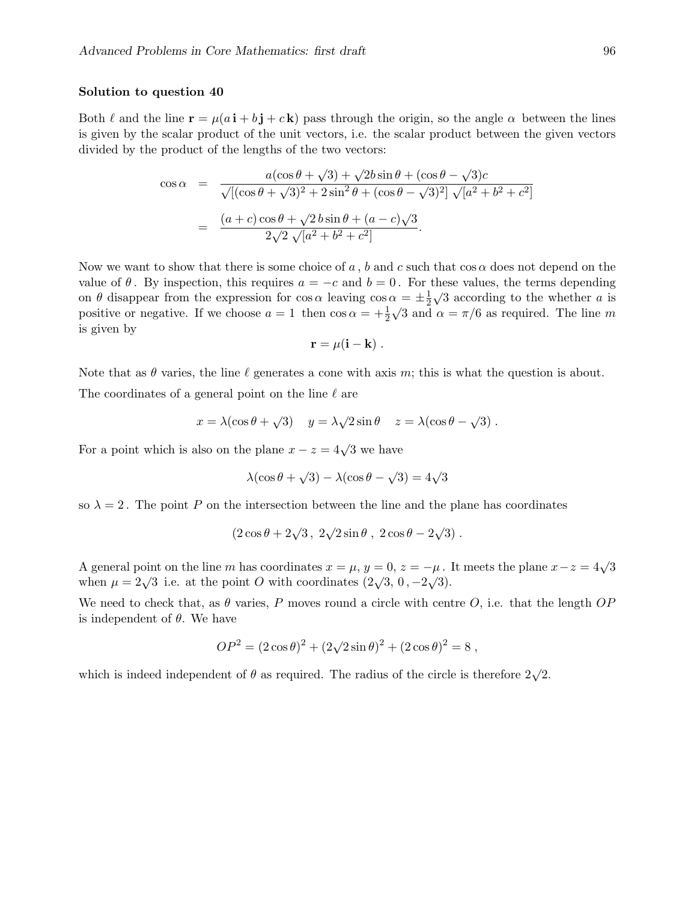**Solution to question 40**

Both $\ell$ and the line $\mathbf{r} = \mu(a\,\mathbf{i} + b\,\mathbf{j} + c\,\mathbf{k})$ pass through the origin, so the angle $\alpha$ between the lines is given by the scalar product of the unit vectors, i.e. the scalar product between the given vectors divided by the product of the lengths of the two vectors:

$$
\begin{aligned}
\cos\alpha &= \frac{a(\cos\theta + \sqrt{3}) + \sqrt{2}b\sin\theta + (\cos\theta - \sqrt{3})c}{\sqrt{[(\cos\theta+\sqrt{3})^2 + 2\sin^2\theta + (\cos\theta - \sqrt{3})^2]}\ \sqrt{[a^2+b^2+c^2]}} \\
&= \frac{(a+c)\cos\theta + \sqrt{2}\,b\sin\theta + (a-c)\sqrt{3}}{2\sqrt{2}\ \sqrt{[a^2+b^2+c^2]}}.
\end{aligned}
$$

Now we want to show that there is some choice of $a$, $b$ and $c$ such that $\cos\alpha$ does not depend on the value of $\theta$. By inspection, this requires $a = -c$ and $b = 0$. For these values, the terms depending on $\theta$ disappear from the expression for $\cos\alpha$ leaving $\cos\alpha = \pm\frac{1}{2}\sqrt{3}$ according to the whether $a$ is positive or negative. If we choose $a = 1$ then $\cos\alpha = +\frac{1}{2}\sqrt{3}$ and $\alpha = \pi/6$ as required. The line $m$ is given by

$$\mathbf{r} = \mu(\mathbf{i} - \mathbf{k}) \,.$$

Note that as $\theta$ varies, the line $\ell$ generates a cone with axis $m$; this is what the question is about.

The coordinates of a general point on the line $\ell$ are

$$x = \lambda(\cos\theta + \sqrt{3}) \quad y = \lambda\sqrt{2}\sin\theta \quad z = \lambda(\cos\theta - \sqrt{3}) \,.$$

For a point which is also on the plane $x - z = 4\sqrt{3}$ we have

$$\lambda(\cos\theta + \sqrt{3}) - \lambda(\cos\theta - \sqrt{3}) = 4\sqrt{3}$$

so $\lambda = 2$. The point $P$ on the intersection between the line and the plane has coordinates

$$(2\cos\theta + 2\sqrt{3}\,,\ 2\sqrt{2}\sin\theta\,,\ 2\cos\theta - 2\sqrt{3}) \,.$$

A general point on the line $m$ has coordinates $x = \mu$, $y = 0$, $z = -\mu$. It meets the plane $x - z = 4\sqrt{3}$ when $\mu = 2\sqrt{3}$ i.e. at the point $O$ with coordinates $(2\sqrt{3},\, 0\,, -2\sqrt{3})$.

We need to check that, as $\theta$ varies, $P$ moves round a circle with centre $O$, i.e. that the length $OP$ is independent of $\theta$. We have

$$OP^2 = (2\cos\theta)^2 + (2\sqrt{2}\sin\theta)^2 + (2\cos\theta)^2 = 8 \,,$$

which is indeed independent of $\theta$ as required. The radius of the circle is therefore $2\sqrt{2}$.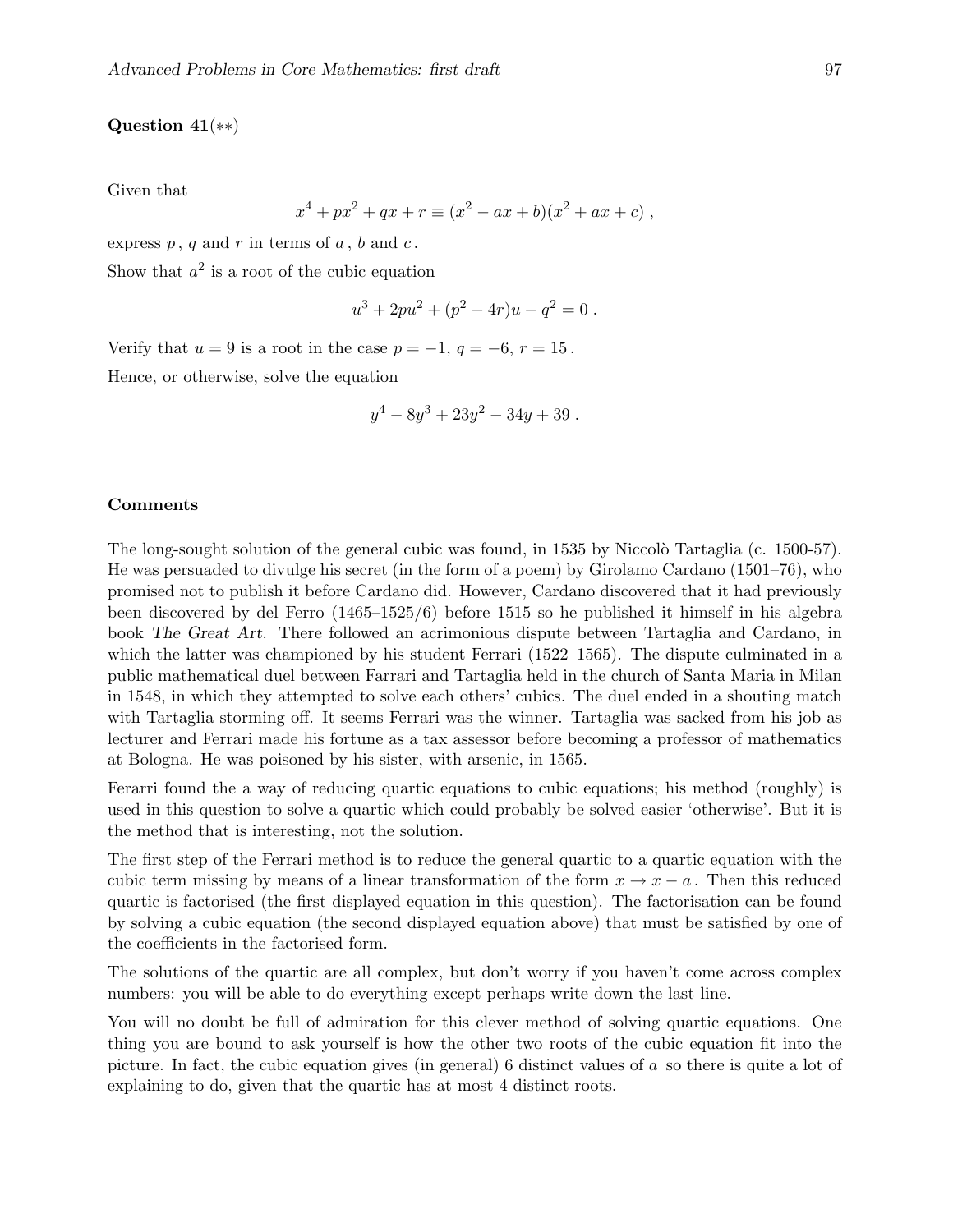**Question 41**$(**)$

Given that

$$x^4 + px^2 + qx + r \equiv (x^2 - ax + b)(x^2 + ax + c) \,,$$

express $p$, $q$ and $r$ in terms of $a$, $b$ and $c$.

Show that $a^2$ is a root of the cubic equation

$$u^3 + 2pu^2 + (p^2 - 4r)u - q^2 = 0 \,.$$

Verify that $u = 9$ is a root in the case $p = -1$, $q = -6$, $r = 15$.

Hence, or otherwise, solve the equation

$$y^4 - 8y^3 + 23y^2 - 34y + 39 \,.$$

**Comments**

The long-sought solution of the general cubic was found, in 1535 by Niccolò Tartaglia (c. 1500-57). He was persuaded to divulge his secret (in the form of a poem) by Girolamo Cardano (1501–76), who promised not to publish it before Cardano did. However, Cardano discovered that it had previously been discovered by del Ferro (1465–1525/6) before 1515 so he published it himself in his algebra book *The Great Art*. There followed an acrimonious dispute between Tartaglia and Cardano, in which the latter was championed by his student Ferrari (1522–1565). The dispute culminated in a public mathematical duel between Farrari and Tartaglia held in the church of Santa Maria in Milan in 1548, in which they attempted to solve each others' cubics. The duel ended in a shouting match with Tartaglia storming off. It seems Ferrari was the winner. Tartaglia was sacked from his job as lecturer and Ferrari made his fortune as a tax assessor before becoming a professor of mathematics at Bologna. He was poisoned by his sister, with arsenic, in 1565.

Ferarri found the a way of reducing quartic equations to cubic equations; his method (roughly) is used in this question to solve a quartic which could probably be solved easier 'otherwise'. But it is the method that is interesting, not the solution.

The first step of the Ferrari method is to reduce the general quartic to a quartic equation with the cubic term missing by means of a linear transformation of the form $x \to x - a$. Then this reduced quartic is factorised (the first displayed equation in this question). The factorisation can be found by solving a cubic equation (the second displayed equation above) that must be satisfied by one of the coefficients in the factorised form.

The solutions of the quartic are all complex, but don't worry if you haven't come across complex numbers: you will be able to do everything except perhaps write down the last line.

You will no doubt be full of admiration for this clever method of solving quartic equations. One thing you are bound to ask yourself is how the other two roots of the cubic equation fit into the picture. In fact, the cubic equation gives (in general) 6 distinct values of $a$ so there is quite a lot of explaining to do, given that the quartic has at most 4 distinct roots.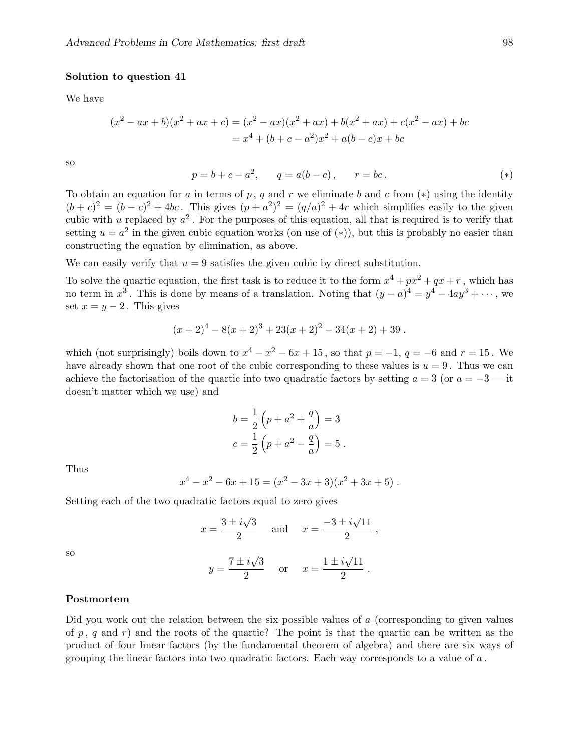**Solution to question 41**

We have

$$
\begin{aligned}
(x^2 - ax + b)(x^2 + ax + c) &= (x^2 - ax)(x^2 + ax) + b(x^2 + ax) + c(x^2 - ax) + bc \\
&= x^4 + (b + c - a^2)x^2 + a(b - c)x + bc
\end{aligned}
$$

so

$$
p = b + c - a^2, \qquad q = a(b - c)\,, \qquad r = bc\,. \tag{$*$}
$$

To obtain an equation for $a$ in terms of $p$, $q$ and $r$ we eliminate $b$ and $c$ from $(*)$ using the identity $(b+c)^2 = (b-c)^2 + 4bc$. This gives $(p + a^2)^2 = (q/a)^2 + 4r$ which simplifies easily to the given cubic with $u$ replaced by $a^2$. For the purposes of this equation, all that is required is to verify that setting $u = a^2$ in the given cubic equation works (on use of $(*)$), but this is probably no easier than constructing the equation by elimination, as above.

We can easily verify that $u = 9$ satisfies the given cubic by direct substitution.

To solve the quartic equation, the first task is to reduce it to the form $x^4 + px^2 + qx + r$, which has no term in $x^3$. This is done by means of a translation. Noting that $(y - a)^4 = y^4 - 4ay^3 + \cdots$, we set $x = y - 2$. This gives

$$
(x + 2)^4 - 8(x + 2)^3 + 23(x + 2)^2 - 34(x + 2) + 39\,.
$$

which (not surprisingly) boils down to $x^4 - x^2 - 6x + 15$, so that $p = -1$, $q = -6$ and $r = 15$. We have already shown that one root of the cubic corresponding to these values is $u = 9$. Thus we can achieve the factorisation of the quartic into two quadratic factors by setting $a = 3$ (or $a = -3$ — it doesn't matter which we use) and

$$
\begin{aligned}
b &= \frac{1}{2}\left(p + a^2 + \frac{q}{a}\right) = 3 \\
c &= \frac{1}{2}\left(p + a^2 - \frac{q}{a}\right) = 5\,.
\end{aligned}
$$

Thus

$$
x^4 - x^2 - 6x + 15 = (x^2 - 3x + 3)(x^2 + 3x + 5)\,.
$$

Setting each of the two quadratic factors equal to zero gives

$$
x = \frac{3 \pm i\sqrt{3}}{2} \quad \text{ and } \quad x = \frac{-3 \pm i\sqrt{11}}{2}\,,
$$

so

$$
y = \frac{7 \pm i\sqrt{3}}{2} \quad \text{ or } \quad x = \frac{1 \pm i\sqrt{11}}{2}\,.
$$

**Postmortem**

Did you work out the relation between the six possible values of $a$ (corresponding to given values of $p$, $q$ and $r$) and the roots of the quartic? The point is that the quartic can be written as the product of four linear factors (by the fundamental theorem of algebra) and there are six ways of grouping the linear factors into two quadratic factors. Each way corresponds to a value of $a$.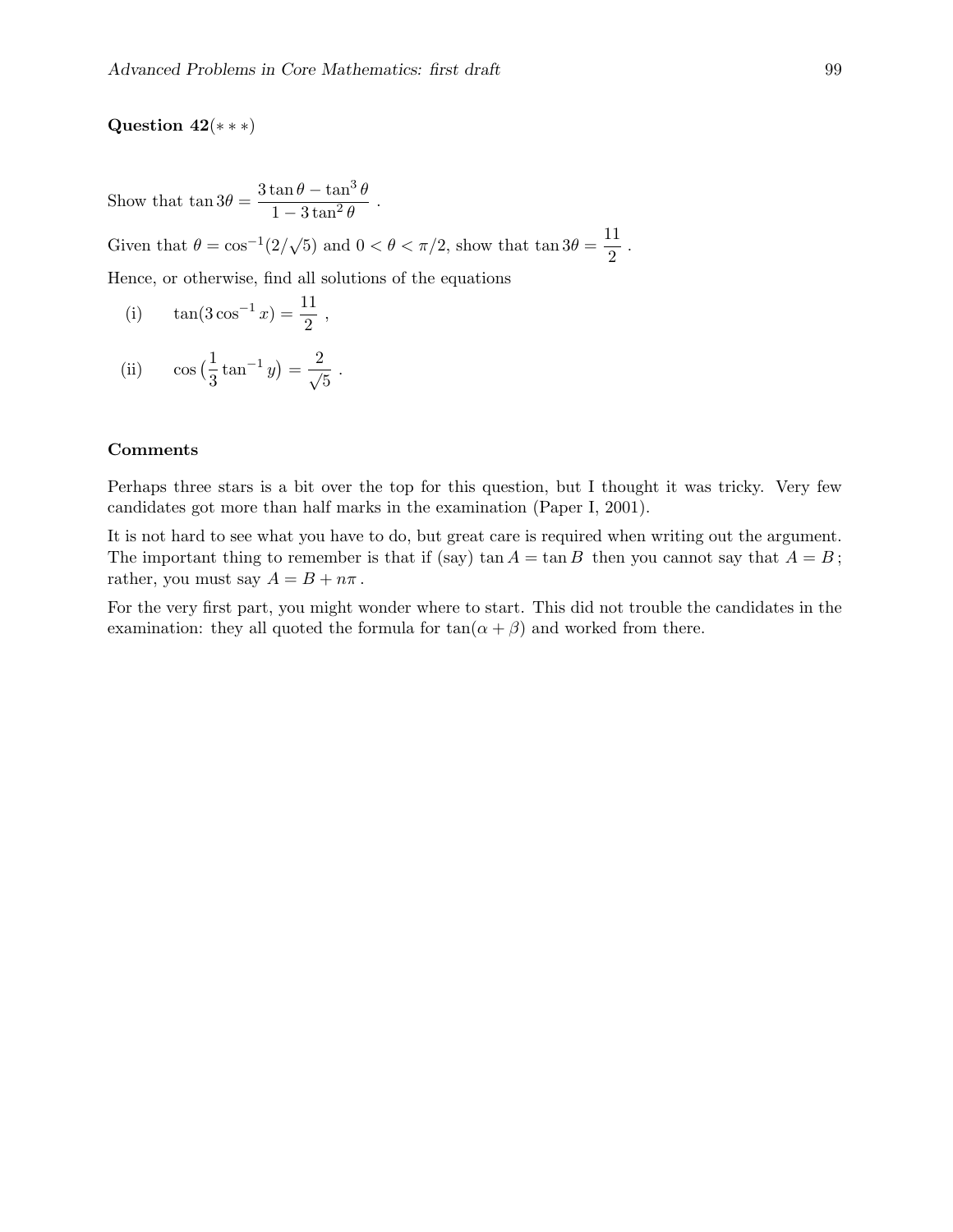**Question 42**(∗ ∗ ∗)

Show that $\tan 3\theta = \dfrac{3\tan\theta - \tan^3\theta}{1 - 3\tan^2\theta}$ .

Given that $\theta = \cos^{-1}(2/\sqrt{5})$ and $0 < \theta < \pi/2$, show that $\tan 3\theta = \dfrac{11}{2}$ .

Hence, or otherwise, find all solutions of the equations

(i) $\quad \tan(3\cos^{-1} x) = \dfrac{11}{2}$ ,

(ii) $\quad \cos\left(\dfrac{1}{3}\tan^{-1} y\right) = \dfrac{2}{\sqrt{5}}$ .

**Comments**

Perhaps three stars is a bit over the top for this question, but I thought it was tricky. Very few candidates got more than half marks in the examination (Paper I, 2001).

It is not hard to see what you have to do, but great care is required when writing out the argument. The important thing to remember is that if (say) $\tan A = \tan B$ then you cannot say that $A = B$; rather, you must say $A = B + n\pi$ .

For the very first part, you might wonder where to start. This did not trouble the candidates in the examination: they all quoted the formula for $\tan(\alpha + \beta)$ and worked from there.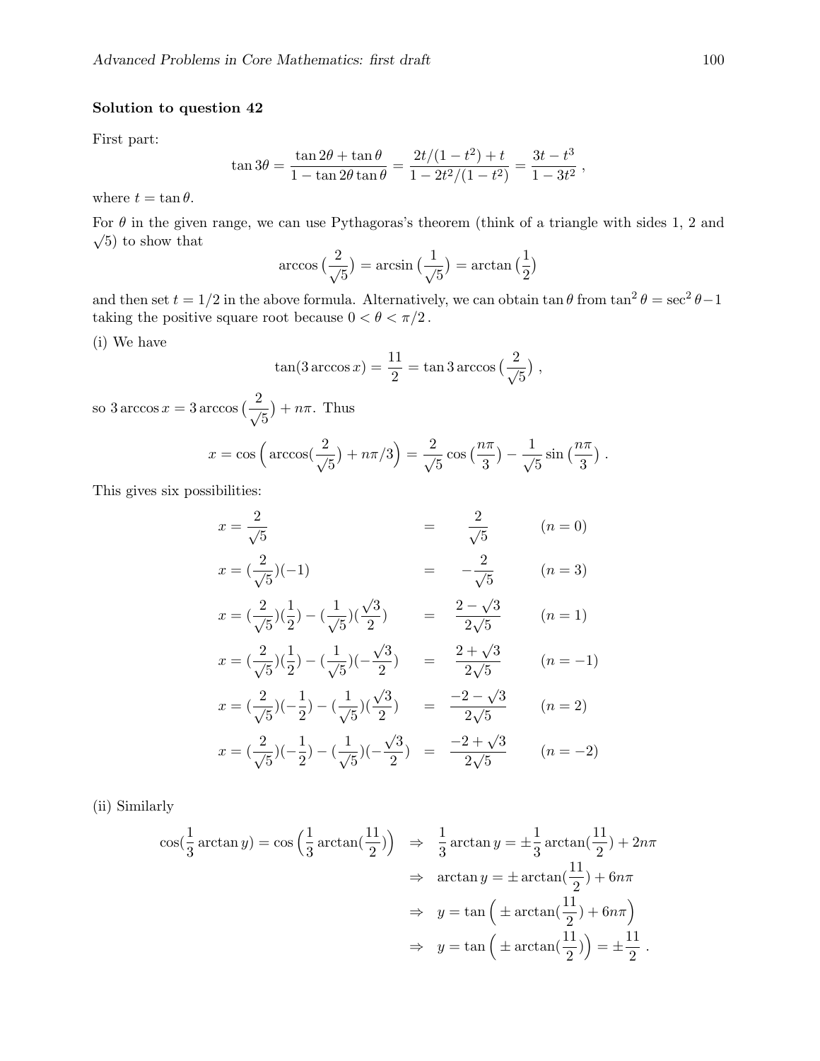**Solution to question 42**

First part:

$$\tan 3\theta = \frac{\tan 2\theta + \tan\theta}{1 - \tan 2\theta \tan\theta} = \frac{2t/(1-t^2) + t}{1 - 2t^2/(1-t^2)} = \frac{3t - t^3}{1 - 3t^2}\,,$$

where $t = \tan\theta$.

For $\theta$ in the given range, we can use Pythagoras's theorem (think of a triangle with sides 1, 2 and $\sqrt{5}$) to show that

$$\arccos\big(\frac{2}{\sqrt{5}}\big) = \arcsin\big(\frac{1}{\sqrt{5}}\big) = \arctan\big(\frac{1}{2}\big)$$

and then set $t = 1/2$ in the above formula. Alternatively, we can obtain $\tan\theta$ from $\tan^2\theta = \sec^2\theta - 1$ taking the positive square root because $0 < \theta < \pi/2$.

(i) We have

$$\tan(3\arccos x) = \frac{11}{2} = \tan 3\arccos\big(\frac{2}{\sqrt{5}}\big)\ ,$$

so $3\arccos x = 3\arccos\big(\dfrac{2}{\sqrt{5}}\big) + n\pi$. Thus

$$x = \cos\Big(\arccos(\frac{2}{\sqrt{5}}) + n\pi/3\Big) = \frac{2}{\sqrt{5}}\cos\big(\frac{n\pi}{3}\big) - \frac{1}{\sqrt{5}}\sin\big(\frac{n\pi}{3}\big)\ .$$

This gives six possibilities:

$$\begin{aligned}
x &= \frac{2}{\sqrt{5}} &&= \frac{2}{\sqrt{5}} && (n=0)\\
x &= (\frac{2}{\sqrt{5}})(-1) &&= -\frac{2}{\sqrt{5}} && (n=3)\\
x &= (\frac{2}{\sqrt{5}})(\frac{1}{2}) - (\frac{1}{\sqrt{5}})(\frac{\sqrt{3}}{2}) &&= \frac{2-\sqrt{3}}{2\sqrt{5}} && (n=1)\\
x &= (\frac{2}{\sqrt{5}})(\frac{1}{2}) - (\frac{1}{\sqrt{5}})(-\frac{\sqrt{3}}{2}) &&= \frac{2+\sqrt{3}}{2\sqrt{5}} && (n=-1)\\
x &= (\frac{2}{\sqrt{5}})(-\frac{1}{2}) - (\frac{1}{\sqrt{5}})(\frac{\sqrt{3}}{2}) &&= \frac{-2-\sqrt{3}}{2\sqrt{5}} && (n=2)\\
x &= (\frac{2}{\sqrt{5}})(-\frac{1}{2}) - (\frac{1}{\sqrt{5}})(-\frac{\sqrt{3}}{2}) &&= \frac{-2+\sqrt{3}}{2\sqrt{5}} && (n=-2)
\end{aligned}$$

(ii) Similarly

$$\begin{aligned}
\cos(\frac{1}{3}\arctan y) = \cos\Big(\frac{1}{3}\arctan(\frac{11}{2})\Big) \quad &\Rightarrow\quad \frac{1}{3}\arctan y = \pm\frac{1}{3}\arctan(\frac{11}{2}) + 2n\pi\\
&\Rightarrow\quad \arctan y = \pm\arctan(\frac{11}{2}) + 6n\pi\\
&\Rightarrow\quad y = \tan\Big(\pm\arctan(\frac{11}{2}) + 6n\pi\Big)\\
&\Rightarrow\quad y = \tan\Big(\pm\arctan(\frac{11}{2})\Big) = \pm\frac{11}{2}\ .
\end{aligned}$$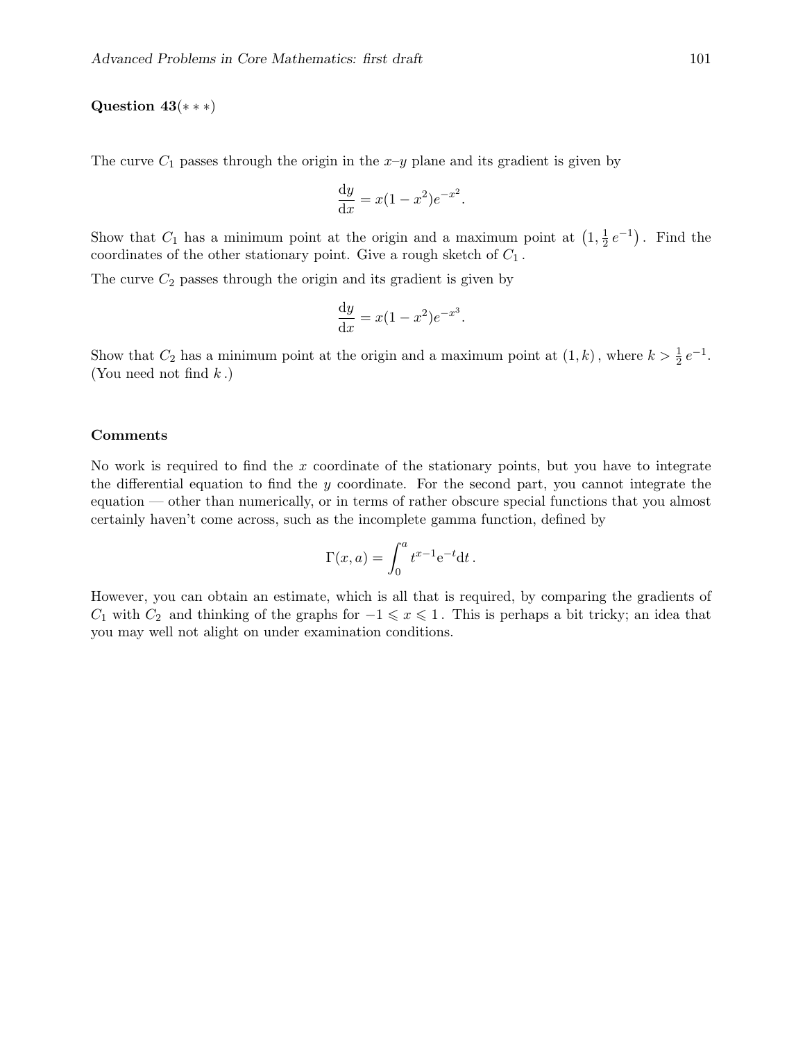**Question 43**(∗ ∗ ∗)

The curve $C_1$ passes through the origin in the $x$–$y$ plane and its gradient is given by

$$\frac{\mathrm{d}y}{\mathrm{d}x} = x(1-x^2)e^{-x^2}.$$

Show that $C_1$ has a minimum point at the origin and a maximum point at $\left(1, \frac{1}{2}\, e^{-1}\right)$. Find the coordinates of the other stationary point. Give a rough sketch of $C_1$.

The curve $C_2$ passes through the origin and its gradient is given by

$$\frac{\mathrm{d}y}{\mathrm{d}x} = x(1-x^2)e^{-x^3}.$$

Show that $C_2$ has a minimum point at the origin and a maximum point at $(1, k)$, where $k > \frac{1}{2}\, e^{-1}$. (You need not find $k$.)

**Comments**

No work is required to find the $x$ coordinate of the stationary points, but you have to integrate the differential equation to find the $y$ coordinate. For the second part, you cannot integrate the equation — other than numerically, or in terms of rather obscure special functions that you almost certainly haven't come across, such as the incomplete gamma function, defined by

$$\Gamma(x, a) = \int_0^a t^{x-1}\mathrm{e}^{-t}\mathrm{d}t\,.$$

However, you can obtain an estimate, which is all that is required, by comparing the gradients of $C_1$ with $C_2$ and thinking of the graphs for $-1 \leqslant x \leqslant 1$. This is perhaps a bit tricky; an idea that you may well not alight on under examination conditions.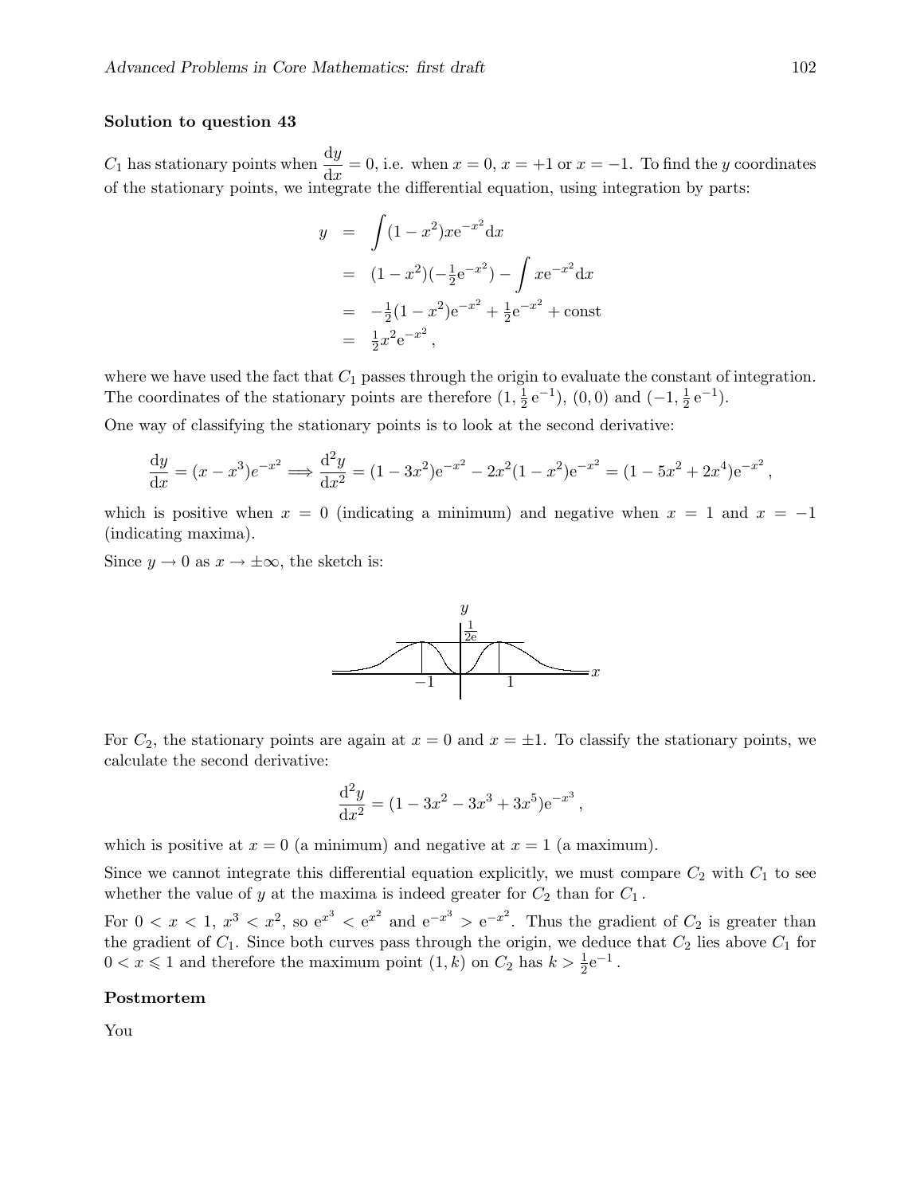**Solution to question 43**

$C_1$ has stationary points when $\dfrac{dy}{dx} = 0$, i.e. when $x = 0$, $x = +1$ or $x = -1$. To find the $y$ coordinates of the stationary points, we integrate the differential equation, using integration by parts:

$$
\begin{aligned}
y &= \int (1-x^2)x\mathrm{e}^{-x^2}\mathrm{d}x \\
&= (1-x^2)(-\tfrac{1}{2}\mathrm{e}^{-x^2}) - \int x\mathrm{e}^{-x^2}\mathrm{d}x \\
&= -\tfrac{1}{2}(1-x^2)\mathrm{e}^{-x^2} + \tfrac{1}{2}\mathrm{e}^{-x^2} + \text{const} \\
&= \tfrac{1}{2}x^2\mathrm{e}^{-x^2},
\end{aligned}
$$

where we have used the fact that $C_1$ passes through the origin to evaluate the constant of integration. The coordinates of the stationary points are therefore $(1, \frac{1}{2}\mathrm{e}^{-1})$, $(0,0)$ and $(-1, \frac{1}{2}\mathrm{e}^{-1})$.

One way of classifying the stationary points is to look at the second derivative:

$$
\frac{dy}{dx} = (x - x^3)e^{-x^2} \Longrightarrow \frac{d^2y}{dx^2} = (1-3x^2)\mathrm{e}^{-x^2} - 2x^2(1-x^2)\mathrm{e}^{-x^2} = (1 - 5x^2 + 2x^4)\mathrm{e}^{-x^2},
$$

which is positive when $x = 0$ (indicating a minimum) and negative when $x = 1$ and $x = -1$ (indicating maxima).

Since $y \to 0$ as $x \to \pm\infty$, the sketch is:

For $C_2$, the stationary points are again at $x = 0$ and $x = \pm 1$. To classify the stationary points, we calculate the second derivative:

$$
\frac{d^2y}{dx^2} = (1 - 3x^2 - 3x^3 + 3x^5)\mathrm{e}^{-x^3},
$$

which is positive at $x = 0$ (a minimum) and negative at $x = 1$ (a maximum).

Since we cannot integrate this differential equation explicitly, we must compare $C_2$ with $C_1$ to see whether the value of $y$ at the maxima is indeed greater for $C_2$ than for $C_1$.

For $0 < x < 1$, $x^3 < x^2$, so $\mathrm{e}^{x^3} < \mathrm{e}^{x^2}$ and $\mathrm{e}^{-x^3} > \mathrm{e}^{-x^2}$. Thus the gradient of $C_2$ is greater than the gradient of $C_1$. Since both curves pass through the origin, we deduce that $C_2$ lies above $C_1$ for $0 < x \leqslant 1$ and therefore the maximum point $(1, k)$ on $C_2$ has $k > \frac{1}{2}\mathrm{e}^{-1}$.

**Postmortem**

You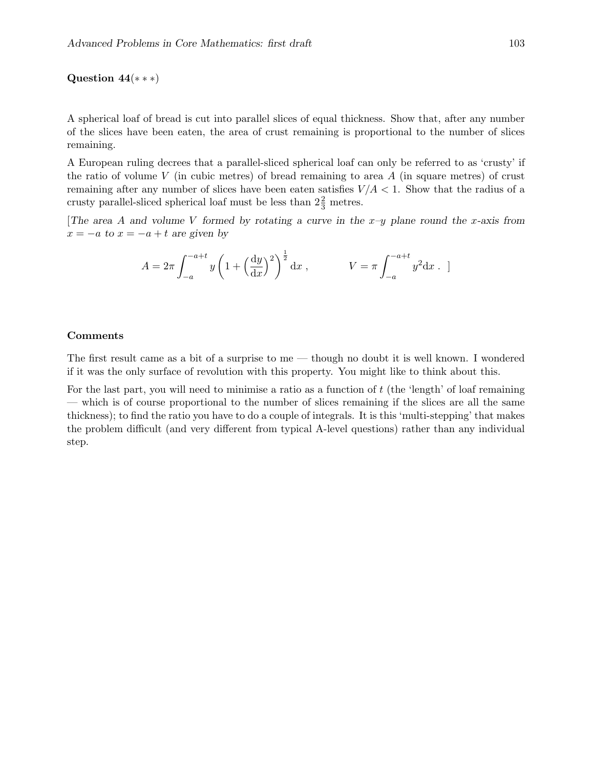**Question 44**$(***)$

A spherical loaf of bread is cut into parallel slices of equal thickness. Show that, after any number of the slices have been eaten, the area of crust remaining is proportional to the number of slices remaining.

A European ruling decrees that a parallel-sliced spherical loaf can only be referred to as 'crusty' if the ratio of volume $V$ (in cubic metres) of bread remaining to area $A$ (in square metres) of crust remaining after any number of slices have been eaten satisfies $V/A < 1$. Show that the radius of a crusty parallel-sliced spherical loaf must be less than $2\frac{2}{3}$ metres.

[*The area $A$ and volume $V$ formed by rotating a curve in the $x$–$y$ plane round the $x$-axis from $x = -a$ to $x = -a + t$ are given by*

$$A = 2\pi \int_{-a}^{-a+t} y \left(1 + \left(\frac{\mathrm{d}y}{\mathrm{d}x}\right)^2\right)^{\frac{1}{2}} \mathrm{d}x \,, \qquad\qquad V = \pi \int_{-a}^{-a+t} y^2 \mathrm{d}x \,. \;]$$

### Comments

The first result came as a bit of a surprise to me — though no doubt it is well known. I wondered if it was the only surface of revolution with this property. You might like to think about this.

For the last part, you will need to minimise a ratio as a function of $t$ (the 'length' of loaf remaining — which is of course proportional to the number of slices remaining if the slices are all the same thickness); to find the ratio you have to do a couple of integrals. It is this 'multi-stepping' that makes the problem difficult (and very different from typical A-level questions) rather than any individual step.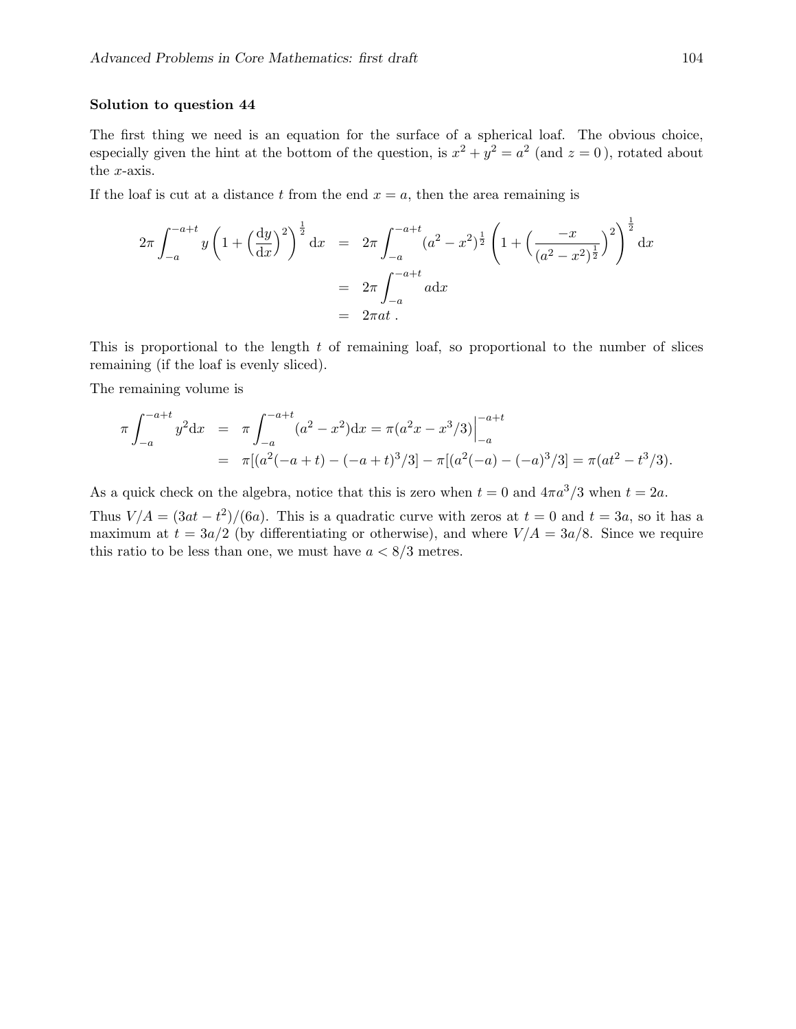**Solution to question 44**

The first thing we need is an equation for the surface of a spherical loaf. The obvious choice, especially given the hint at the bottom of the question, is $x^2 + y^2 = a^2$ (and $z = 0$), rotated about the $x$-axis.

If the loaf is cut at a distance $t$ from the end $x = a$, then the area remaining is

$$
\begin{aligned}
2\pi \int_{-a}^{-a+t} y \left(1 + \Big(\frac{\mathrm{d}y}{\mathrm{d}x}\Big)^2\right)^{\frac{1}{2}} \mathrm{d}x &= 2\pi \int_{-a}^{-a+t} (a^2 - x^2)^{\frac{1}{2}} \left(1 + \Big(\frac{-x}{(a^2 - x^2)^{\frac{1}{2}}}\Big)^2\right)^{\frac{1}{2}} \mathrm{d}x \\
&= 2\pi \int_{-a}^{-a+t} a \mathrm{d}x \\
&= 2\pi a t\,.
\end{aligned}
$$

This is proportional to the length $t$ of remaining loaf, so proportional to the number of slices remaining (if the loaf is evenly sliced).

The remaining volume is

$$
\begin{aligned}
\pi \int_{-a}^{-a+t} y^2 \mathrm{d}x &= \pi \int_{-a}^{-a+t} (a^2 - x^2) \mathrm{d}x = \pi(a^2 x - x^3/3)\Big|_{-a}^{-a+t} \\
&= \pi[(a^2(-a+t) - (-a+t)^3/3] - \pi[(a^2(-a) - (-a)^3/3] = \pi(at^2 - t^3/3).
\end{aligned}
$$

As a quick check on the algebra, notice that this is zero when $t = 0$ and $4\pi a^3/3$ when $t = 2a$.

Thus $V/A = (3at - t^2)/(6a)$. This is a quadratic curve with zeros at $t = 0$ and $t = 3a$, so it has a maximum at $t = 3a/2$ (by differentiating or otherwise), and where $V/A = 3a/8$. Since we require this ratio to be less than one, we must have $a < 8/3$ metres.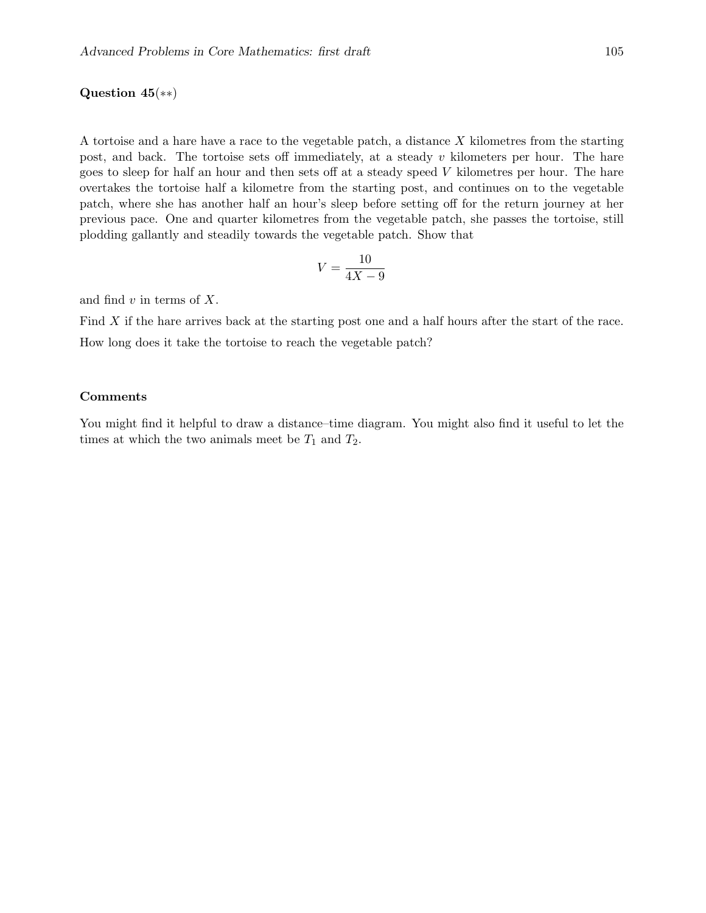**Question 45**(∗∗)

A tortoise and a hare have a race to the vegetable patch, a distance $X$ kilometres from the starting post, and back. The tortoise sets off immediately, at a steady $v$ kilometers per hour. The hare goes to sleep for half an hour and then sets off at a steady speed $V$ kilometres per hour. The hare overtakes the tortoise half a kilometre from the starting post, and continues on to the vegetable patch, where she has another half an hour's sleep before setting off for the return journey at her previous pace. One and quarter kilometres from the vegetable patch, she passes the tortoise, still plodding gallantly and steadily towards the vegetable patch. Show that

$$V = \frac{10}{4X - 9}$$

and find $v$ in terms of $X$.

Find $X$ if the hare arrives back at the starting post one and a half hours after the start of the race.

How long does it take the tortoise to reach the vegetable patch?

**Comments**

You might find it helpful to draw a distance–time diagram. You might also find it useful to let the times at which the two animals meet be $T_1$ and $T_2$.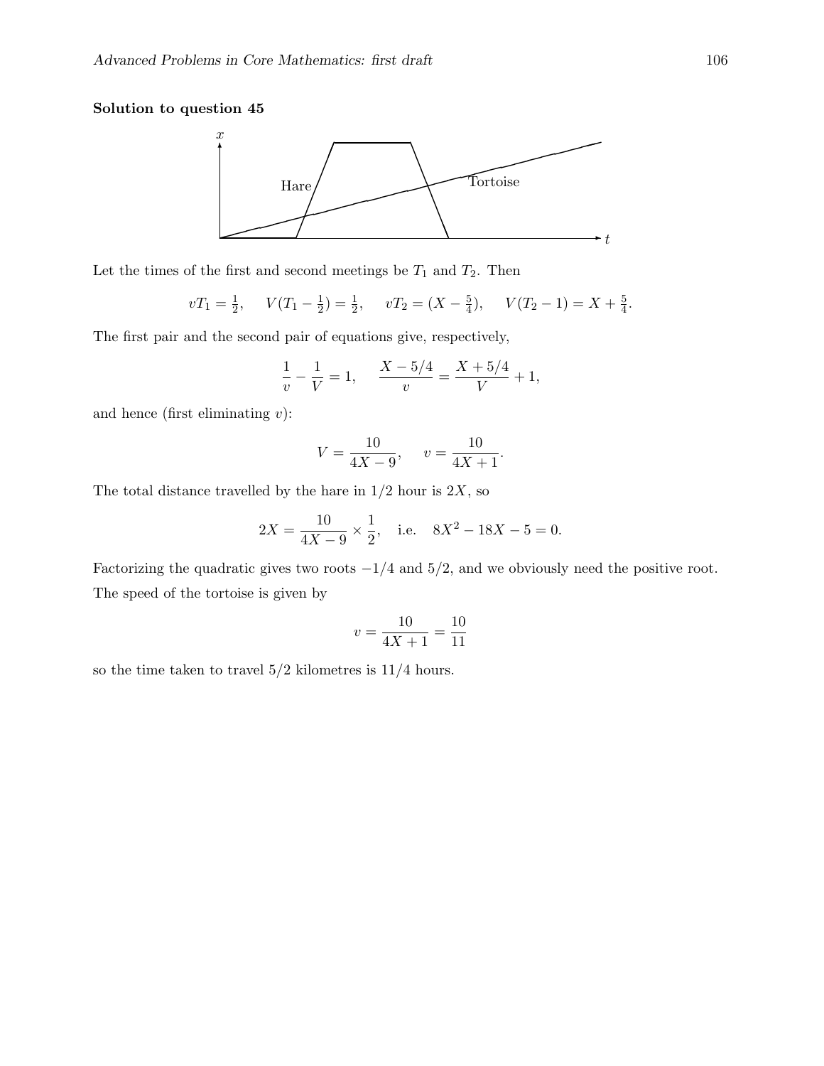**Solution to question 45**

Let the times of the first and second meetings be $T_1$ and $T_2$. Then

$$vT_1 = \tfrac{1}{2}, \quad V(T_1 - \tfrac{1}{2}) = \tfrac{1}{2}, \quad vT_2 = (X - \tfrac{5}{4}), \quad V(T_2 - 1) = X + \tfrac{5}{4}.$$

The first pair and the second pair of equations give, respectively,

$$\frac{1}{v} - \frac{1}{V} = 1, \quad \frac{X - 5/4}{v} = \frac{X + 5/4}{V} + 1,$$

and hence (first eliminating $v$):

$$V = \frac{10}{4X - 9}, \quad v = \frac{10}{4X + 1}.$$

The total distance travelled by the hare in 1/2 hour is $2X$, so

$$2X = \frac{10}{4X - 9} \times \frac{1}{2}, \quad \text{i.e.} \quad 8X^2 - 18X - 5 = 0.$$

Factorizing the quadratic gives two roots $-1/4$ and $5/2$, and we obviously need the positive root. The speed of the tortoise is given by

$$v = \frac{10}{4X + 1} = \frac{10}{11}$$

so the time taken to travel 5/2 kilometres is 11/4 hours.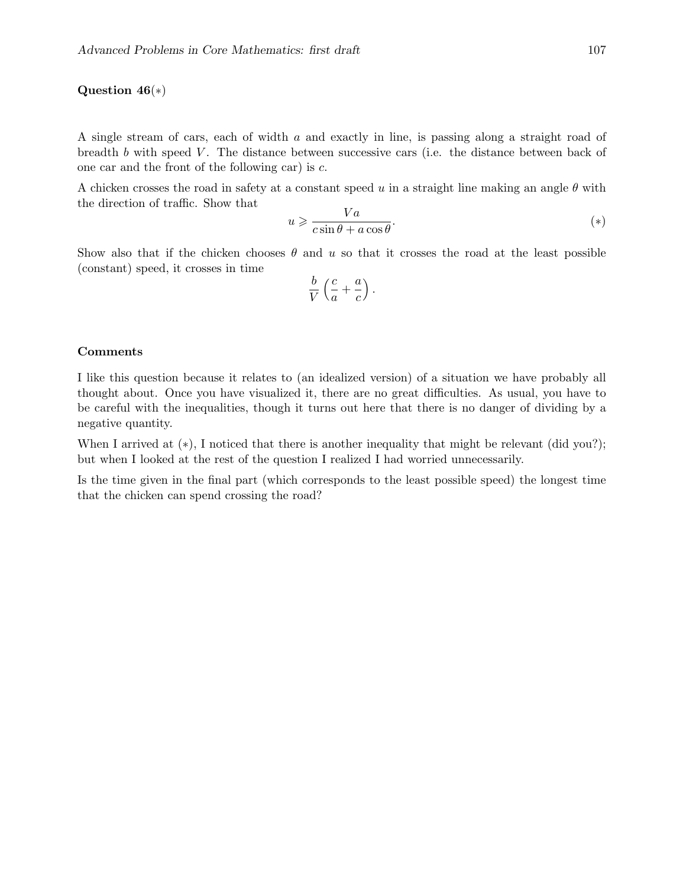**Question 46**(*)

A single stream of cars, each of width $a$ and exactly in line, is passing along a straight road of breadth $b$ with speed $V$. The distance between successive cars (i.e. the distance between back of one car and the front of the following car) is $c$.

A chicken crosses the road in safety at a constant speed $u$ in a straight line making an angle $\theta$ with the direction of traffic. Show that

$$u \geqslant \frac{Va}{c\sin\theta + a\cos\theta}. \qquad (*)$$

Show also that if the chicken chooses $\theta$ and $u$ so that it crosses the road at the least possible (constant) speed, it crosses in time

$$\frac{b}{V}\left(\frac{c}{a} + \frac{a}{c}\right).$$

**Comments**

I like this question because it relates to (an idealized version) of a situation we have probably all thought about. Once you have visualized it, there are no great difficulties. As usual, you have to be careful with the inequalities, though it turns out here that there is no danger of dividing by a negative quantity.

When I arrived at (*), I noticed that there is another inequality that might be relevant (did you?); but when I looked at the rest of the question I realized I had worried unnecessarily.

Is the time given in the final part (which corresponds to the least possible speed) the longest time that the chicken can spend crossing the road?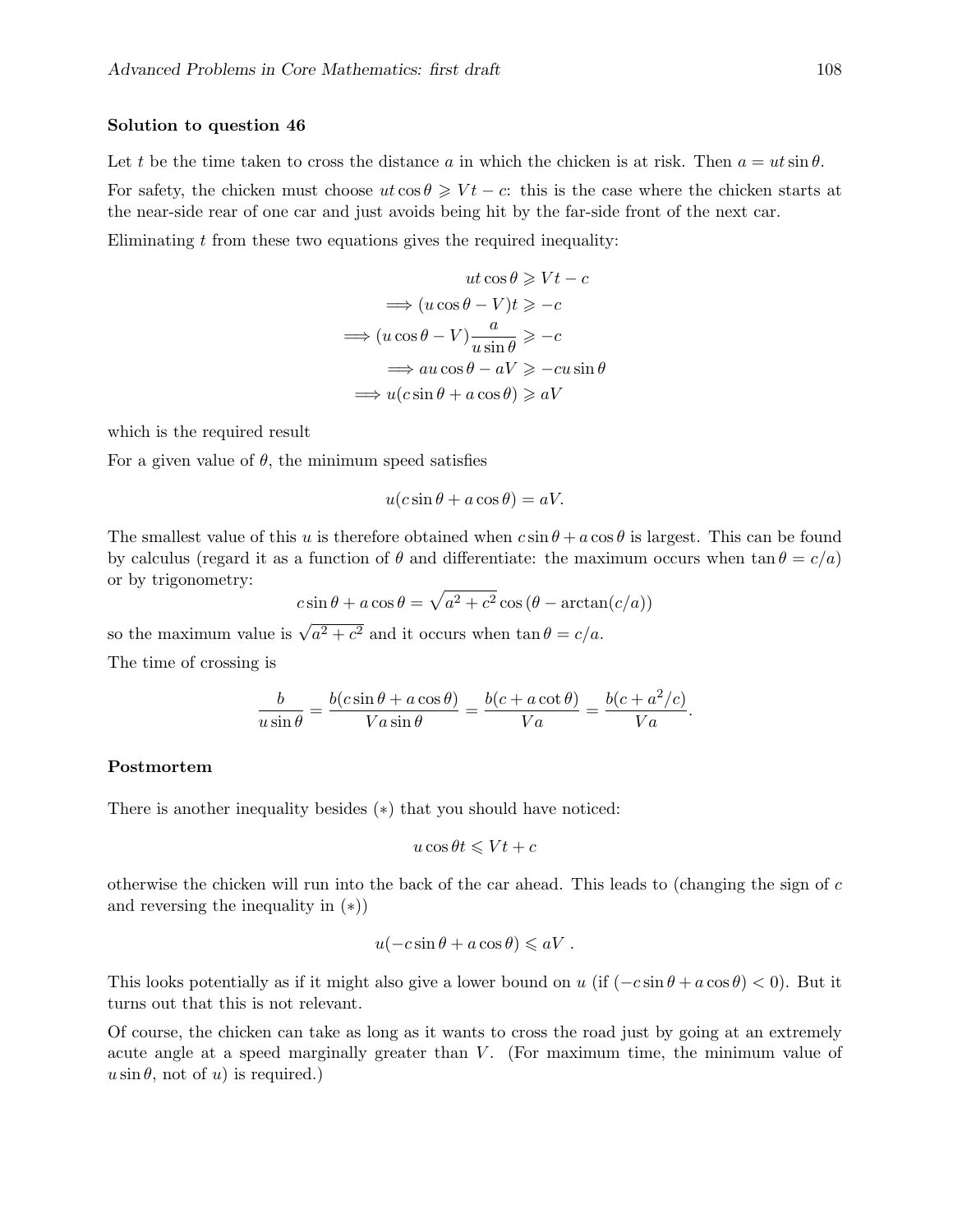**Solution to question 46**

Let $t$ be the time taken to cross the distance $a$ in which the chicken is at risk. Then $a = ut\sin\theta$.

For safety, the chicken must choose $ut\cos\theta \geqslant Vt - c$: this is the case where the chicken starts at the near-side rear of one car and just avoids being hit by the far-side front of the next car.

Eliminating $t$ from these two equations gives the required inequality:

$$
\begin{aligned}
ut\cos\theta &\geqslant Vt - c \\
\Longrightarrow (u\cos\theta - V)t &\geqslant -c \\
\Longrightarrow (u\cos\theta - V)\frac{a}{u\sin\theta} &\geqslant -c \\
\Longrightarrow au\cos\theta - aV &\geqslant -cu\sin\theta \\
\Longrightarrow u(c\sin\theta + a\cos\theta) &\geqslant aV
\end{aligned}
$$

which is the required result

For a given value of $\theta$, the minimum speed satisfies

$$u(c\sin\theta + a\cos\theta) = aV.$$

The smallest value of this $u$ is therefore obtained when $c\sin\theta + a\cos\theta$ is largest. This can be found by calculus (regard it as a function of $\theta$ and differentiate: the maximum occurs when $\tan\theta = c/a$) or by trigonometry:

$$c\sin\theta + a\cos\theta = \sqrt{a^2 + c^2}\cos\left(\theta - \arctan(c/a)\right)$$

so the maximum value is $\sqrt{a^2 + c^2}$ and it occurs when $\tan\theta = c/a$.

The time of crossing is

$$\frac{b}{u\sin\theta} = \frac{b(c\sin\theta + a\cos\theta)}{Va\sin\theta} = \frac{b(c + a\cot\theta)}{Va} = \frac{b(c + a^2/c)}{Va}.$$

**Postmortem**

There is another inequality besides $(*)$ that you should have noticed:

$$u\cos\theta t \leqslant Vt + c$$

otherwise the chicken will run into the back of the car ahead. This leads to (changing the sign of $c$ and reversing the inequality in $(*)$)

$$u(-c\sin\theta + a\cos\theta) \leqslant aV\ .$$

This looks potentially as if it might also give a lower bound on $u$ (if $(-c\sin\theta + a\cos\theta) < 0$). But it turns out that this is not relevant.

Of course, the chicken can take as long as it wants to cross the road just by going at an extremely acute angle at a speed marginally greater than $V$. (For maximum time, the minimum value of $u\sin\theta$, not of $u$) is required.)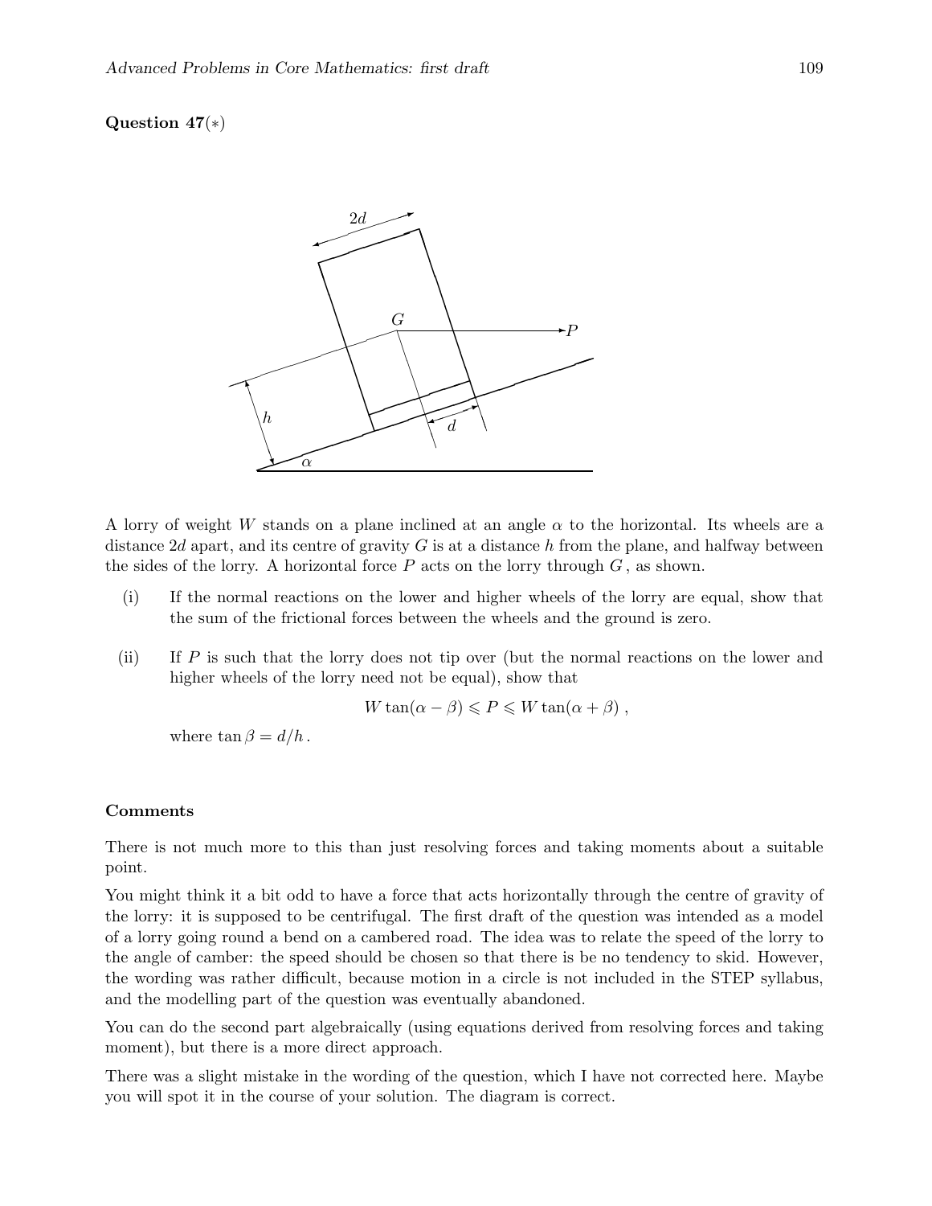**Question 47**(∗)

A lorry of weight $W$ stands on a plane inclined at an angle $\alpha$ to the horizontal. Its wheels are a distance $2d$ apart, and its centre of gravity $G$ is at a distance $h$ from the plane, and halfway between the sides of the lorry. A horizontal force $P$ acts on the lorry through $G$, as shown.

(i) If the normal reactions on the lower and higher wheels of the lorry are equal, show that the sum of the frictional forces between the wheels and the ground is zero.

(ii) If $P$ is such that the lorry does not tip over (but the normal reactions on the lower and higher wheels of the lorry need not be equal), show that

$$W \tan(\alpha - \beta) \leqslant P \leqslant W \tan(\alpha + \beta) \,,$$

where $\tan \beta = d/h$.

**Comments**

There is not much more to this than just resolving forces and taking moments about a suitable point.

You might think it a bit odd to have a force that acts horizontally through the centre of gravity of the lorry: it is supposed to be centrifugal. The first draft of the question was intended as a model of a lorry going round a bend on a cambered road. The idea was to relate the speed of the lorry to the angle of camber: the speed should be chosen so that there is be no tendency to skid. However, the wording was rather difficult, because motion in a circle is not included in the STEP syllabus, and the modelling part of the question was eventually abandoned.

You can do the second part algebraically (using equations derived from resolving forces and taking moment), but there is a more direct approach.

There was a slight mistake in the wording of the question, which I have not corrected here. Maybe you will spot it in the course of your solution. The diagram is correct.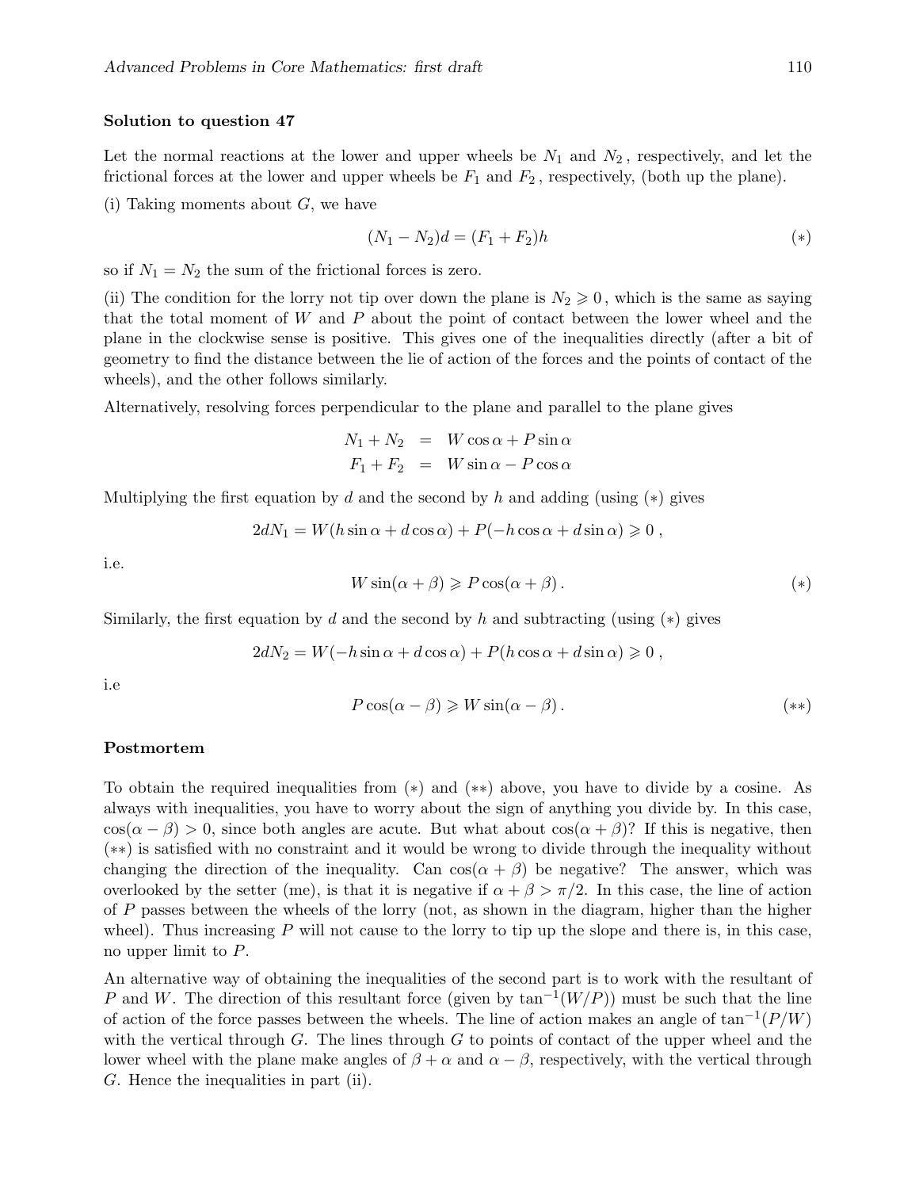### Solution to question 47

Let the normal reactions at the lower and upper wheels be $N_1$ and $N_2$, respectively, and let the frictional forces at the lower and upper wheels be $F_1$ and $F_2$, respectively, (both up the plane).

(i) Taking moments about $G$, we have

$$(N_1 - N_2)d = (F_1 + F_2)h \qquad (*)$$

so if $N_1 = N_2$ the sum of the frictional forces is zero.

(ii) The condition for the lorry not tip over down the plane is $N_2 \geqslant 0$, which is the same as saying that the total moment of $W$ and $P$ about the point of contact between the lower wheel and the plane in the clockwise sense is positive. This gives one of the inequalities directly (after a bit of geometry to find the distance between the lie of action of the forces and the points of contact of the wheels), and the other follows similarly.

Alternatively, resolving forces perpendicular to the plane and parallel to the plane gives

$$\begin{aligned} N_1 + N_2 &= W\cos\alpha + P\sin\alpha \\ F_1 + F_2 &= W\sin\alpha - P\cos\alpha \end{aligned}$$

Multiplying the first equation by $d$ and the second by $h$ and adding (using $(*)$ gives

$$2dN_1 = W(h\sin\alpha + d\cos\alpha) + P(-h\cos\alpha + d\sin\alpha) \geqslant 0\,,$$

i.e.

$$W\sin(\alpha+\beta) \geqslant P\cos(\alpha+\beta)\,. \qquad (*)$$

Similarly, the first equation by $d$ and the second by $h$ and subtracting (using $(*)$ gives

$$2dN_2 = W(-h\sin\alpha + d\cos\alpha) + P(h\cos\alpha + d\sin\alpha) \geqslant 0\,,$$

i.e

$$P\cos(\alpha-\beta) \geqslant W\sin(\alpha-\beta)\,. \qquad (**)$$

### Postmortem

To obtain the required inequalities from $(*)$ and $(**)$ above, you have to divide by a cosine. As always with inequalities, you have to worry about the sign of anything you divide by. In this case, $\cos(\alpha-\beta) > 0$, since both angles are acute. But what about $\cos(\alpha+\beta)$? If this is negative, then $(**)$ is satisfied with no constraint and it would be wrong to divide through the inequality without changing the direction of the inequality. Can $\cos(\alpha+\beta)$ be negative? The answer, which was overlooked by the setter (me), is that it is negative if $\alpha+\beta > \pi/2$. In this case, the line of action of $P$ passes between the wheels of the lorry (not, as shown in the diagram, higher than the higher wheel). Thus increasing $P$ will not cause to the lorry to tip up the slope and there is, in this case, no upper limit to $P$.

An alternative way of obtaining the inequalities of the second part is to work with the resultant of $P$ and $W$. The direction of this resultant force (given by $\tan^{-1}(W/P)$) must be such that the line of action of the force passes between the wheels. The line of action makes an angle of $\tan^{-1}(P/W)$ with the vertical through $G$. The lines through $G$ to points of contact of the upper wheel and the lower wheel with the plane make angles of $\beta+\alpha$ and $\alpha-\beta$, respectively, with the vertical through $G$. Hence the inequalities in part (ii).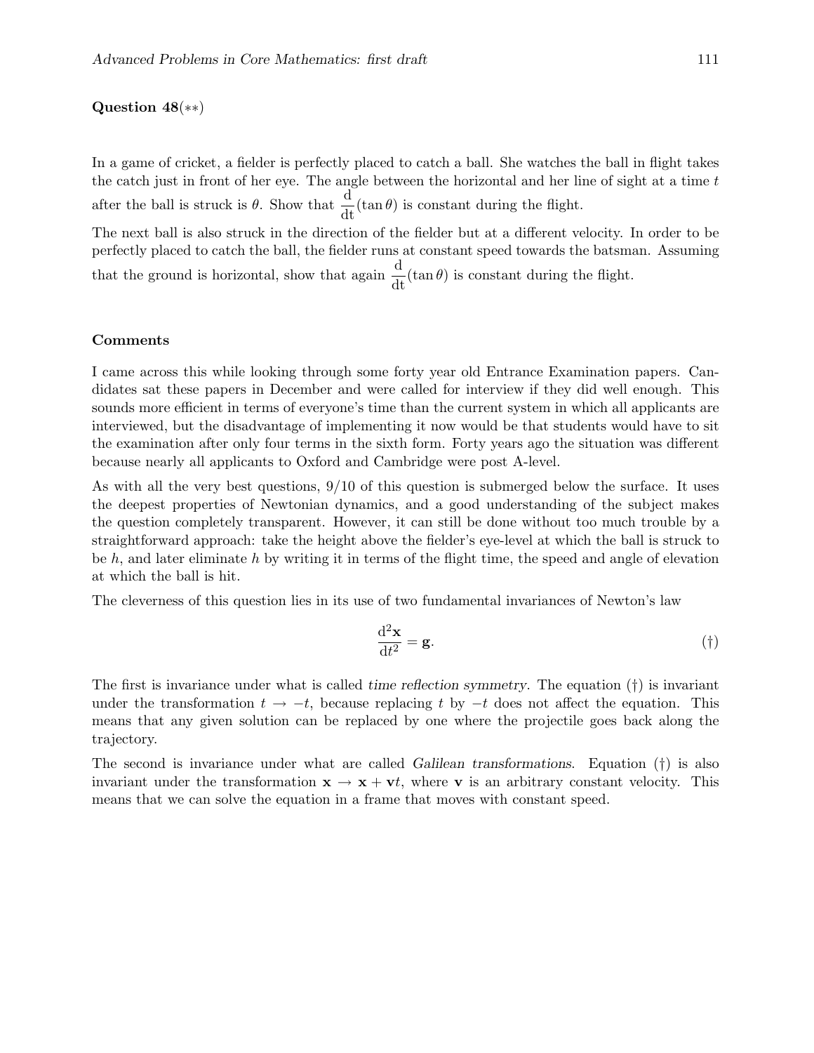**Question 48**(∗∗)

In a game of cricket, a fielder is perfectly placed to catch a ball. She watches the ball in flight takes the catch just in front of her eye. The angle between the horizontal and her line of sight at a time $t$ after the ball is struck is $\theta$. Show that $\dfrac{\mathrm{d}}{\mathrm{dt}}(\tan\theta)$ is constant during the flight.

The next ball is also struck in the direction of the fielder but at a different velocity. In order to be perfectly placed to catch the ball, the fielder runs at constant speed towards the batsman. Assuming that the ground is horizontal, show that again $\dfrac{\mathrm{d}}{\mathrm{dt}}(\tan\theta)$ is constant during the flight.

### Comments

I came across this while looking through some forty year old Entrance Examination papers. Candidates sat these papers in December and were called for interview if they did well enough. This sounds more efficient in terms of everyone's time than the current system in which all applicants are interviewed, but the disadvantage of implementing it now would be that students would have to sit the examination after only four terms in the sixth form. Forty years ago the situation was different because nearly all applicants to Oxford and Cambridge were post A-level.

As with all the very best questions, 9/10 of this question is submerged below the surface. It uses the deepest properties of Newtonian dynamics, and a good understanding of the subject makes the question completely transparent. However, it can still be done without too much trouble by a straightforward approach: take the height above the fielder's eye-level at which the ball is struck to be $h$, and later eliminate $h$ by writing it in terms of the flight time, the speed and angle of elevation at which the ball is hit.

The cleverness of this question lies in its use of two fundamental invariances of Newton's law

$$\frac{\mathrm{d}^2\mathbf{x}}{\mathrm{d}t^2} = \mathbf{g}. \qquad (\dagger)$$

The first is invariance under what is called *time reflection symmetry*. The equation (†) is invariant under the transformation $t \to -t$, because replacing $t$ by $-t$ does not affect the equation. This means that any given solution can be replaced by one where the projectile goes back along the trajectory.

The second is invariance under what are called *Galilean transformations*. Equation (†) is also invariant under the transformation $\mathbf{x} \to \mathbf{x} + \mathbf{v}t$, where $\mathbf{v}$ is an arbitrary constant velocity. This means that we can solve the equation in a frame that moves with constant speed.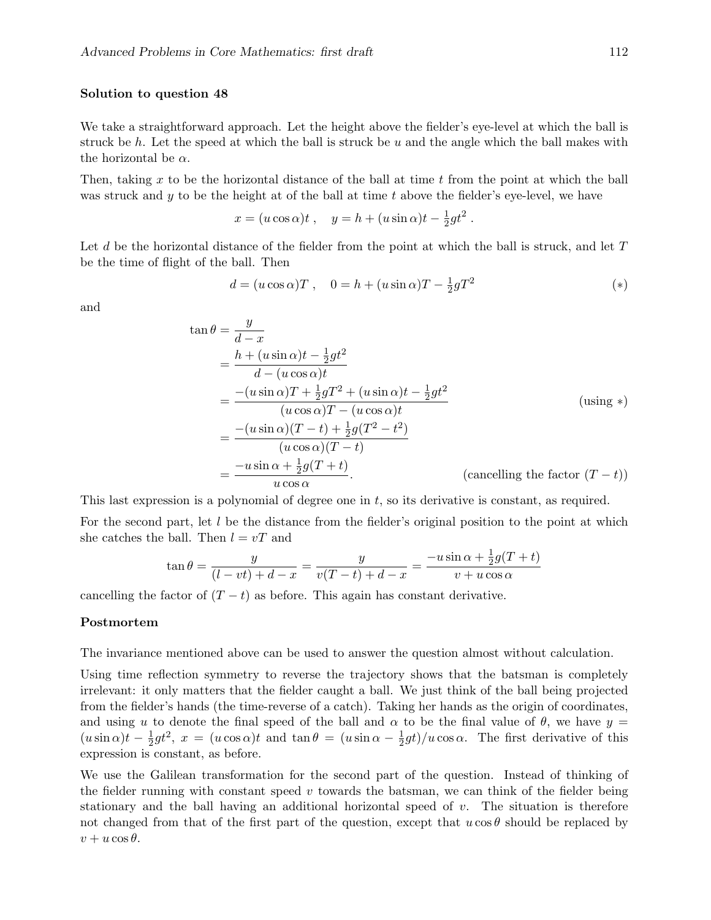### Solution to question 48

We take a straightforward approach. Let the height above the fielder's eye-level at which the ball is struck be $h$. Let the speed at which the ball is struck be $u$ and the angle which the ball makes with the horizontal be $\alpha$.

Then, taking $x$ to be the horizontal distance of the ball at time $t$ from the point at which the ball was struck and $y$ to be the height at of the ball at time $t$ above the fielder's eye-level, we have

$$x = (u\cos\alpha)t\ , \quad y = h + (u\sin\alpha)t - \tfrac{1}{2}gt^2\ .$$

Let $d$ be the horizontal distance of the fielder from the point at which the ball is struck, and let $T$ be the time of flight of the ball. Then

$$d = (u\cos\alpha)T\ , \quad 0 = h + (u\sin\alpha)T - \tfrac{1}{2}gT^2 \qquad (*)$$

and

$$\begin{aligned}
\tan\theta &= \frac{y}{d-x} \\
&= \frac{h + (u\sin\alpha)t - \frac{1}{2}gt^2}{d - (u\cos\alpha)t} \\
&= \frac{-(u\sin\alpha)T + \frac{1}{2}gT^2 + (u\sin\alpha)t - \frac{1}{2}gt^2}{(u\cos\alpha)T - (u\cos\alpha)t} && \text{(using $*$)} \\
&= \frac{-(u\sin\alpha)(T-t) + \frac{1}{2}g(T^2 - t^2)}{(u\cos\alpha)(T-t)} \\
&= \frac{-u\sin\alpha + \frac{1}{2}g(T+t)}{u\cos\alpha}. && \text{(cancelling the factor $(T-t)$)}
\end{aligned}$$

This last expression is a polynomial of degree one in $t$, so its derivative is constant, as required.

For the second part, let $l$ be the distance from the fielder's original position to the point at which she catches the ball. Then $l = vT$ and

$$\tan\theta = \frac{y}{(l - vt) + d - x} = \frac{y}{v(T-t) + d - x} = \frac{-u\sin\alpha + \frac{1}{2}g(T+t)}{v + u\cos\alpha}$$

cancelling the factor of $(T-t)$ as before. This again has constant derivative.

### Postmortem

The invariance mentioned above can be used to answer the question almost without calculation.

Using time reflection symmetry to reverse the trajectory shows that the batsman is completely irrelevant: it only matters that the fielder caught a ball. We just think of the ball being projected from the fielder's hands (the time-reverse of a catch). Taking her hands as the origin of coordinates, and using $u$ to denote the final speed of the ball and $\alpha$ to be the final value of $\theta$, we have $y = (u\sin\alpha)t - \frac{1}{2}gt^2$, $x = (u\cos\alpha)t$ and $\tan\theta = (u\sin\alpha - \frac{1}{2}gt)/u\cos\alpha$. The first derivative of this expression is constant, as before.

We use the Galilean transformation for the second part of the question. Instead of thinking of the fielder running with constant speed $v$ towards the batsman, we can think of the fielder being stationary and the ball having an additional horizontal speed of $v$. The situation is therefore not changed from that of the first part of the question, except that $u\cos\theta$ should be replaced by $v + u\cos\theta$.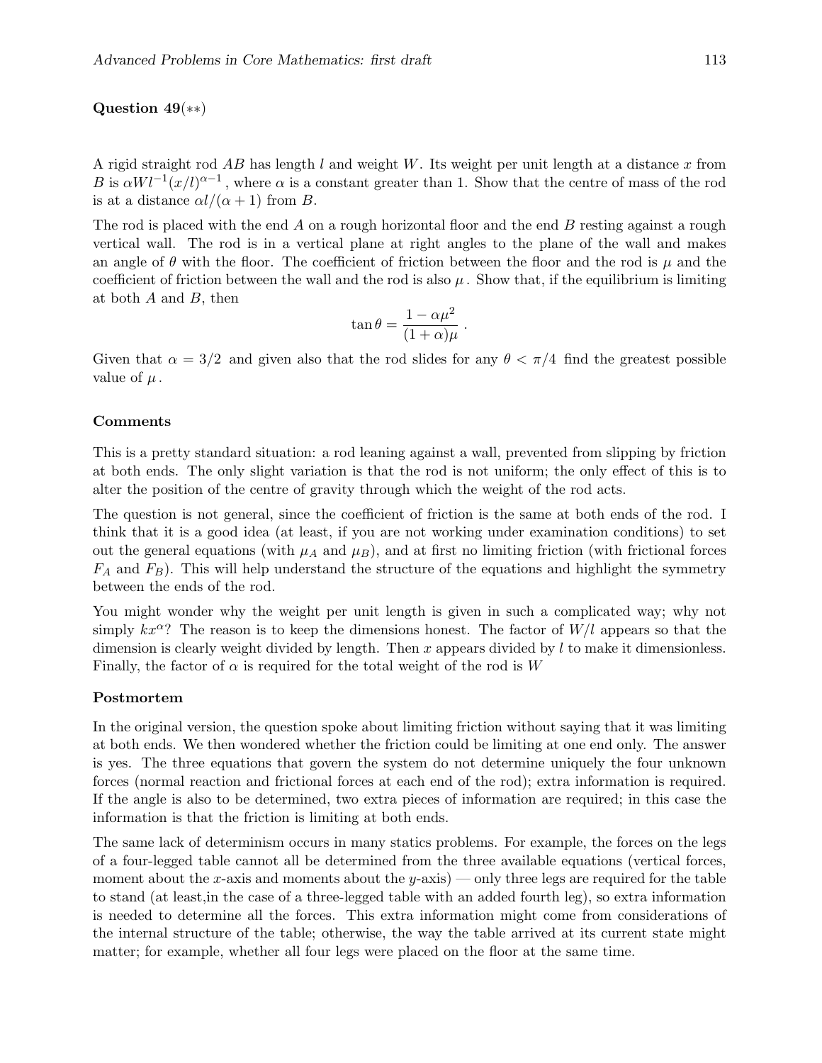**Question 49**(∗∗)

A rigid straight rod $AB$ has length $l$ and weight $W$. Its weight per unit length at a distance $x$ from $B$ is $\alpha W l^{-1}(x/l)^{\alpha-1}$, where $\alpha$ is a constant greater than 1. Show that the centre of mass of the rod is at a distance $\alpha l/(\alpha+1)$ from $B$.

The rod is placed with the end $A$ on a rough horizontal floor and the end $B$ resting against a rough vertical wall. The rod is in a vertical plane at right angles to the plane of the wall and makes an angle of $\theta$ with the floor. The coefficient of friction between the floor and the rod is $\mu$ and the coefficient of friction between the wall and the rod is also $\mu$. Show that, if the equilibrium is limiting at both $A$ and $B$, then

$$\tan\theta = \frac{1-\alpha\mu^2}{(1+\alpha)\mu}\,.$$

Given that $\alpha = 3/2$ and given also that the rod slides for any $\theta < \pi/4$ find the greatest possible value of $\mu$.

**Comments**

This is a pretty standard situation: a rod leaning against a wall, prevented from slipping by friction at both ends. The only slight variation is that the rod is not uniform; the only effect of this is to alter the position of the centre of gravity through which the weight of the rod acts.

The question is not general, since the coefficient of friction is the same at both ends of the rod. I think that it is a good idea (at least, if you are not working under examination conditions) to set out the general equations (with $\mu_A$ and $\mu_B$), and at first no limiting friction (with frictional forces $F_A$ and $F_B$). This will help understand the structure of the equations and highlight the symmetry between the ends of the rod.

You might wonder why the weight per unit length is given in such a complicated way; why not simply $kx^\alpha$? The reason is to keep the dimensions honest. The factor of $W/l$ appears so that the dimension is clearly weight divided by length. Then $x$ appears divided by $l$ to make it dimensionless. Finally, the factor of $\alpha$ is required for the total weight of the rod is $W$

**Postmortem**

In the original version, the question spoke about limiting friction without saying that it was limiting at both ends. We then wondered whether the friction could be limiting at one end only. The answer is yes. The three equations that govern the system do not determine uniquely the four unknown forces (normal reaction and frictional forces at each end of the rod); extra information is required. If the angle is also to be determined, two extra pieces of information are required; in this case the information is that the friction is limiting at both ends.

The same lack of determinism occurs in many statics problems. For example, the forces on the legs of a four-legged table cannot all be determined from the three available equations (vertical forces, moment about the $x$-axis and moments about the $y$-axis) — only three legs are required for the table to stand (at least,in the case of a three-legged table with an added fourth leg), so extra information is needed to determine all the forces. This extra information might come from considerations of the internal structure of the table; otherwise, the way the table arrived at its current state might matter; for example, whether all four legs were placed on the floor at the same time.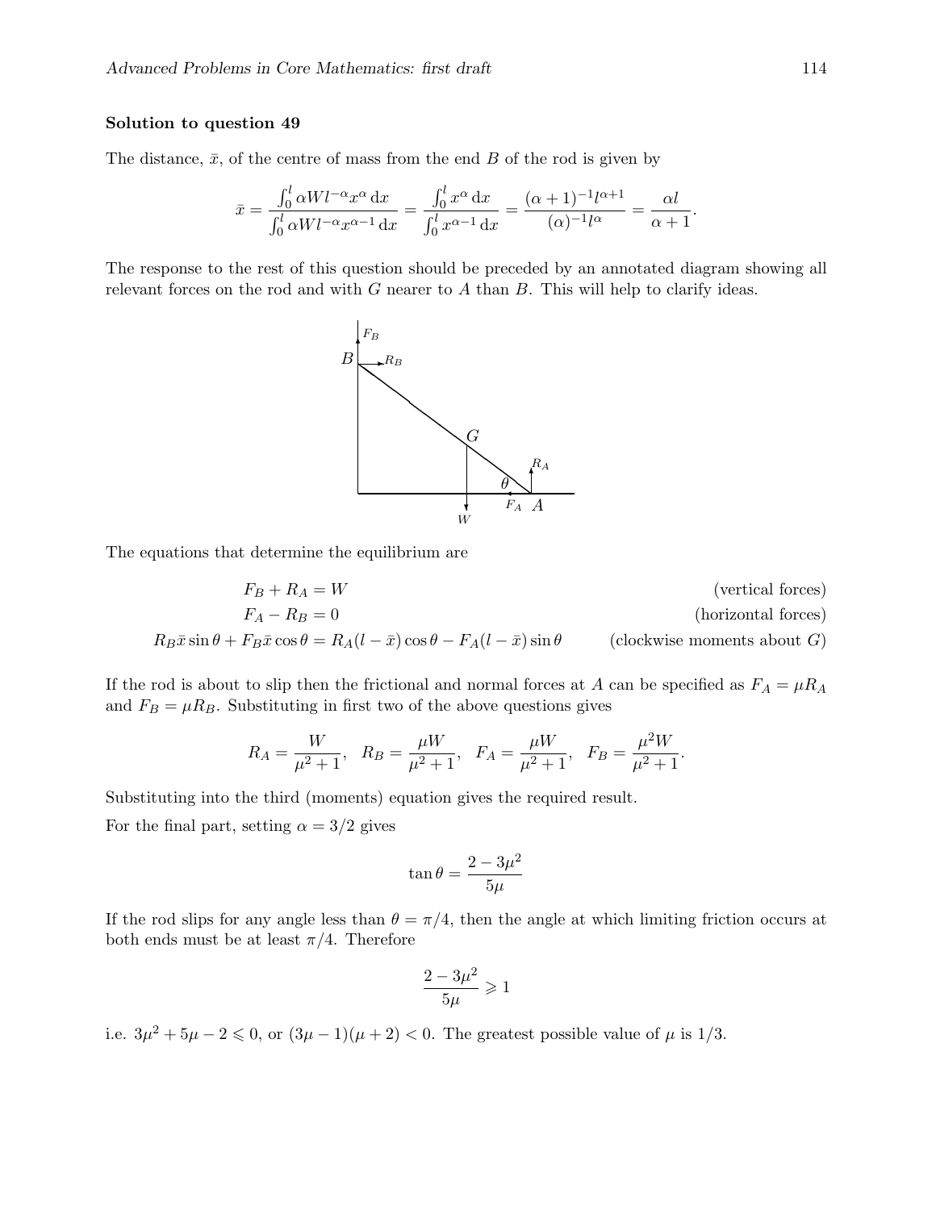**Solution to question 49**

The distance, $\bar{x}$, of the centre of mass from the end $B$ of the rod is given by

$$\bar{x} = \frac{\int_0^l \alpha W l^{-\alpha} x^{\alpha} \, \mathrm{d}x}{\int_0^l \alpha W l^{-\alpha} x^{\alpha-1} \, \mathrm{d}x} = \frac{\int_0^l x^{\alpha} \, \mathrm{d}x}{\int_0^l x^{\alpha-1} \, \mathrm{d}x} = \frac{(\alpha+1)^{-1} l^{\alpha+1}}{(\alpha)^{-1} l^{\alpha}} = \frac{\alpha l}{\alpha+1}.$$

The response to the rest of this question should be preceded by an annotated diagram showing all relevant forces on the rod and with $G$ nearer to $A$ than $B$. This will help to clarify ideas.

The equations that determine the equilibrium are

$$F_B + R_A = W \qquad \text{(vertical forces)}$$

$$F_A - R_B = 0 \qquad \text{(horizontal forces)}$$

$$R_B \bar{x} \sin\theta + F_B \bar{x} \cos\theta = R_A (l - \bar{x}) \cos\theta - F_A (l - \bar{x}) \sin\theta \qquad \text{(clockwise moments about } G\text{)}$$

If the rod is about to slip then the frictional and normal forces at $A$ can be specified as $F_A = \mu R_A$ and $F_B = \mu R_B$. Substituting in first two of the above questions gives

$$R_A = \frac{W}{\mu^2+1}, \quad R_B = \frac{\mu W}{\mu^2+1}, \quad F_A = \frac{\mu W}{\mu^2+1}, \quad F_B = \frac{\mu^2 W}{\mu^2+1}.$$

Substituting into the third (moments) equation gives the required result.

For the final part, setting $\alpha = 3/2$ gives

$$\tan\theta = \frac{2 - 3\mu^2}{5\mu}$$

If the rod slips for any angle less than $\theta = \pi/4$, then the angle at which limiting friction occurs at both ends must be at least $\pi/4$. Therefore

$$\frac{2 - 3\mu^2}{5\mu} \geqslant 1$$

i.e. $3\mu^2 + 5\mu - 2 \leqslant 0$, or $(3\mu - 1)(\mu + 2) < 0$. The greatest possible value of $\mu$ is $1/3$.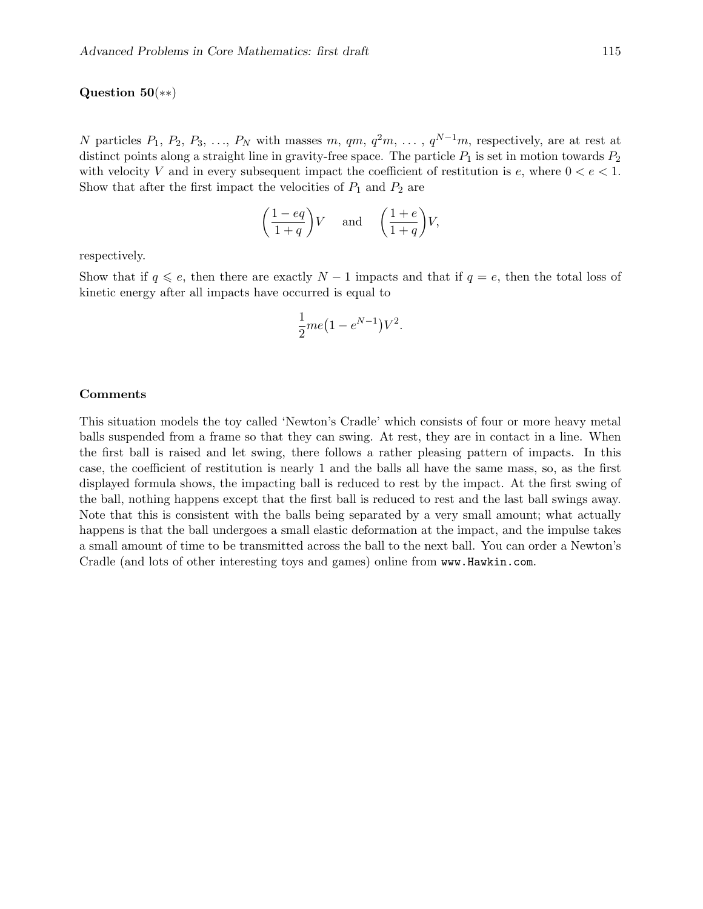**Question 50**(∗∗)

$N$ particles $P_1$, $P_2$, $P_3$, …, $P_N$ with masses $m$, $qm$, $q^2m$, … , $q^{N-1}m$, respectively, are at rest at distinct points along a straight line in gravity-free space. The particle $P_1$ is set in motion towards $P_2$ with velocity $V$ and in every subsequent impact the coefficient of restitution is $e$, where $0 < e < 1$. Show that after the first impact the velocities of $P_1$ and $P_2$ are

$$\left(\frac{1-eq}{1+q}\right)V \quad \text{and} \quad \left(\frac{1+e}{1+q}\right)V,$$

respectively.

Show that if $q \leqslant e$, then there are exactly $N-1$ impacts and that if $q = e$, then the total loss of kinetic energy after all impacts have occurred is equal to

$$\frac{1}{2}me\big(1-e^{N-1}\big)V^2.$$

**Comments**

This situation models the toy called 'Newton's Cradle' which consists of four or more heavy metal balls suspended from a frame so that they can swing. At rest, they are in contact in a line. When the first ball is raised and let swing, there follows a rather pleasing pattern of impacts. In this case, the coefficient of restitution is nearly 1 and the balls all have the same mass, so, as the first displayed formula shows, the impacting ball is reduced to rest by the impact. At the first swing of the ball, nothing happens except that the first ball is reduced to rest and the last ball swings away. Note that this is consistent with the balls being separated by a very small amount; what actually happens is that the ball undergoes a small elastic deformation at the impact, and the impulse takes a small amount of time to be transmitted across the ball to the next ball. You can order a Newton's Cradle (and lots of other interesting toys and games) online from `www.Hawkin.com`.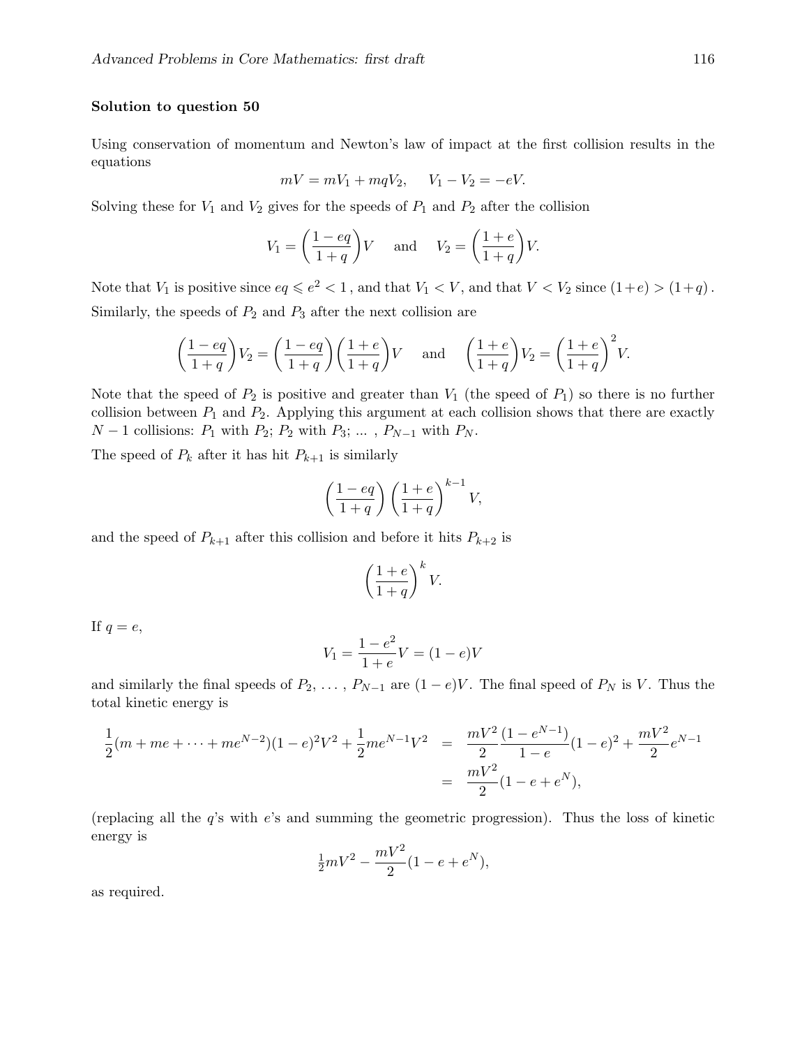**Solution to question 50**

Using conservation of momentum and Newton's law of impact at the first collision results in the equations

$$mV = mV_1 + mqV_2, \quad V_1 - V_2 = -eV.$$

Solving these for $V_1$ and $V_2$ gives for the speeds of $P_1$ and $P_2$ after the collision

$$V_1 = \left(\frac{1-eq}{1+q}\right)V \quad \text{and} \quad V_2 = \left(\frac{1+e}{1+q}\right)V.$$

Note that $V_1$ is positive since $eq \leqslant e^2 < 1$, and that $V_1 < V$, and that $V < V_2$ since $(1+e) > (1+q)$.

Similarly, the speeds of $P_2$ and $P_3$ after the next collision are

$$\left(\frac{1-eq}{1+q}\right)V_2 = \left(\frac{1-eq}{1+q}\right)\left(\frac{1+e}{1+q}\right)V \quad \text{and} \quad \left(\frac{1+e}{1+q}\right)V_2 = \left(\frac{1+e}{1+q}\right)^2 V.$$

Note that the speed of $P_2$ is positive and greater than $V_1$ (the speed of $P_1$) so there is no further collision between $P_1$ and $P_2$. Applying this argument at each collision shows that there are exactly $N-1$ collisions: $P_1$ with $P_2$; $P_2$ with $P_3$; ... , $P_{N-1}$ with $P_N$.

The speed of $P_k$ after it has hit $P_{k+1}$ is similarly

$$\left(\frac{1-eq}{1+q}\right)\left(\frac{1+e}{1+q}\right)^{k-1} V,$$

and the speed of $P_{k+1}$ after this collision and before it hits $P_{k+2}$ is

$$\left(\frac{1+e}{1+q}\right)^{k} V.$$

If $q = e$,

$$V_1 = \frac{1-e^2}{1+e}V = (1-e)V$$

and similarly the final speeds of $P_2$, ... , $P_{N-1}$ are $(1-e)V$. The final speed of $P_N$ is $V$. Thus the total kinetic energy is

$$\begin{aligned}
\frac{1}{2}(m + me + \dots + me^{N-2})(1-e)^2V^2 + \frac{1}{2}me^{N-1}V^2 &= \frac{mV^2}{2}\frac{(1-e^{N-1})}{1-e}(1-e)^2 + \frac{mV^2}{2}e^{N-1} \\
&= \frac{mV^2}{2}(1-e+e^N),
\end{aligned}$$

(replacing all the $q$'s with $e$'s and summing the geometric progression). Thus the loss of kinetic energy is

$$\tfrac{1}{2}mV^2 - \frac{mV^2}{2}(1-e+e^N),$$

as required.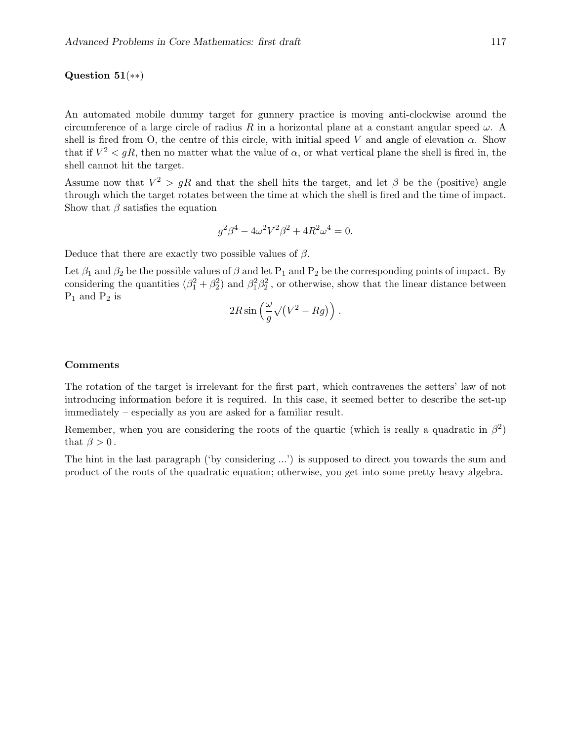**Question 51**(∗∗)

An automated mobile dummy target for gunnery practice is moving anti-clockwise around the circumference of a large circle of radius $R$ in a horizontal plane at a constant angular speed $\omega$. A shell is fired from O, the centre of this circle, with initial speed $V$ and angle of elevation $\alpha$. Show that if $V^2 < gR$, then no matter what the value of $\alpha$, or what vertical plane the shell is fired in, the shell cannot hit the target.

Assume now that $V^2 > gR$ and that the shell hits the target, and let $\beta$ be the (positive) angle through which the target rotates between the time at which the shell is fired and the time of impact. Show that $\beta$ satisfies the equation

$$g^2\beta^4 - 4\omega^2V^2\beta^2 + 4R^2\omega^4 = 0.$$

Deduce that there are exactly two possible values of $\beta$.

Let $\beta_1$ and $\beta_2$ be the possible values of $\beta$ and let $\mathrm{P}_1$ and $\mathrm{P}_2$ be the corresponding points of impact. By considering the quantities $(\beta_1^2 + \beta_2^2)$ and $\beta_1^2\beta_2^2$, or otherwise, show that the linear distance between $\mathrm{P}_1$ and $\mathrm{P}_2$ is

$$2R\sin\left(\frac{\omega}{g}\sqrt{\left(V^2 - Rg\right)}\right).$$

**Comments**

The rotation of the target is irrelevant for the first part, which contravenes the setters' law of not introducing information before it is required. In this case, it seemed better to describe the set-up immediately – especially as you are asked for a familiar result.

Remember, when you are considering the roots of the quartic (which is really a quadratic in $\beta^2$) that $\beta > 0$.

The hint in the last paragraph ('by considering ...') is supposed to direct you towards the sum and product of the roots of the quadratic equation; otherwise, you get into some pretty heavy algebra.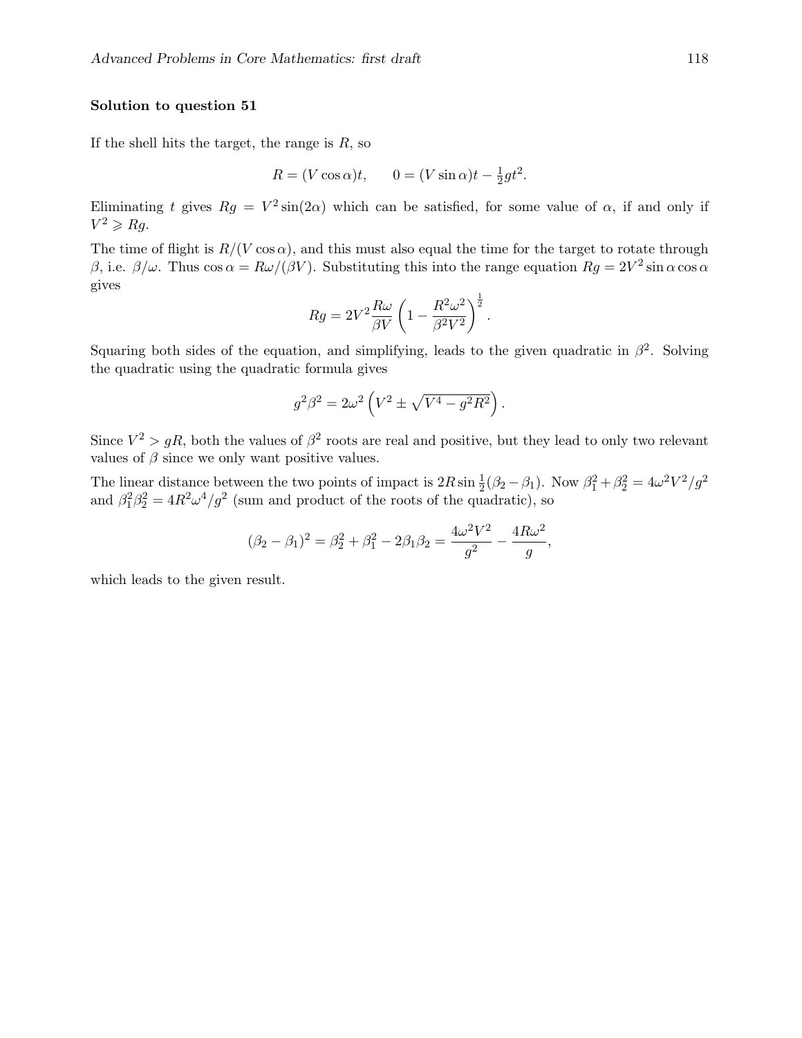**Solution to question 51**

If the shell hits the target, the range is $R$, so

$$R = (V\cos\alpha)t, \qquad 0 = (V\sin\alpha)t - \tfrac{1}{2}gt^2.$$

Eliminating $t$ gives $Rg = V^2\sin(2\alpha)$ which can be satisfied, for some value of $\alpha$, if and only if $V^2 \geqslant Rg$.

The time of flight is $R/(V\cos\alpha)$, and this must also equal the time for the target to rotate through $\beta$, i.e. $\beta/\omega$. Thus $\cos\alpha = R\omega/(\beta V)$. Substituting this into the range equation $Rg = 2V^2\sin\alpha\cos\alpha$ gives

$$Rg = 2V^2\frac{R\omega}{\beta V}\left(1 - \frac{R^2\omega^2}{\beta^2 V^2}\right)^{\frac{1}{2}}.$$

Squaring both sides of the equation, and simplifying, leads to the given quadratic in $\beta^2$. Solving the quadratic using the quadratic formula gives

$$g^2\beta^2 = 2\omega^2\left(V^2 \pm \sqrt{V^4 - g^2R^2}\right).$$

Since $V^2 > gR$, both the values of $\beta^2$ roots are real and positive, but they lead to only two relevant values of $\beta$ since we only want positive values.

The linear distance between the two points of impact is $2R\sin\frac{1}{2}(\beta_2 - \beta_1)$. Now $\beta_1^2 + \beta_2^2 = 4\omega^2V^2/g^2$ and $\beta_1^2\beta_2^2 = 4R^2\omega^4/g^2$ (sum and product of the roots of the quadratic), so

$$(\beta_2 - \beta_1)^2 = \beta_2^2 + \beta_1^2 - 2\beta_1\beta_2 = \frac{4\omega^2V^2}{g^2} - \frac{4R\omega^2}{g},$$

which leads to the given result.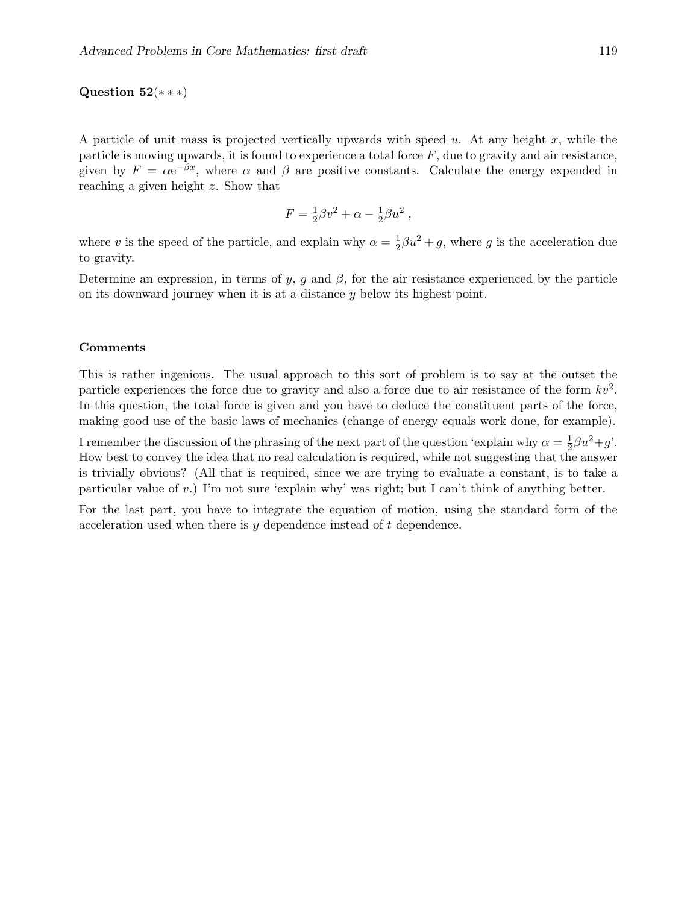**Question 52**($* * *$)

A particle of unit mass is projected vertically upwards with speed $u$. At any height $x$, while the particle is moving upwards, it is found to experience a total force $F$, due to gravity and air resistance, given by $F = \alpha e^{-\beta x}$, where $\alpha$ and $\beta$ are positive constants. Calculate the energy expended in reaching a given height $z$. Show that

$$F = \tfrac{1}{2}\beta v^2 + \alpha - \tfrac{1}{2}\beta u^2 \,,$$

where $v$ is the speed of the particle, and explain why $\alpha = \frac{1}{2}\beta u^2 + g$, where $g$ is the acceleration due to gravity.

Determine an expression, in terms of $y$, $g$ and $\beta$, for the air resistance experienced by the particle on its downward journey when it is at a distance $y$ below its highest point.

**Comments**

This is rather ingenious. The usual approach to this sort of problem is to say at the outset the particle experiences the force due to gravity and also a force due to air resistance of the form $kv^2$. In this question, the total force is given and you have to deduce the constituent parts of the force, making good use of the basic laws of mechanics (change of energy equals work done, for example).

I remember the discussion of the phrasing of the next part of the question 'explain why $\alpha = \frac{1}{2}\beta u^2 + g$'. How best to convey the idea that no real calculation is required, while not suggesting that the answer is trivially obvious? (All that is required, since we are trying to evaluate a constant, is to take a particular value of $v$.) I'm not sure 'explain why' was right; but I can't think of anything better.

For the last part, you have to integrate the equation of motion, using the standard form of the acceleration used when there is $y$ dependence instead of $t$ dependence.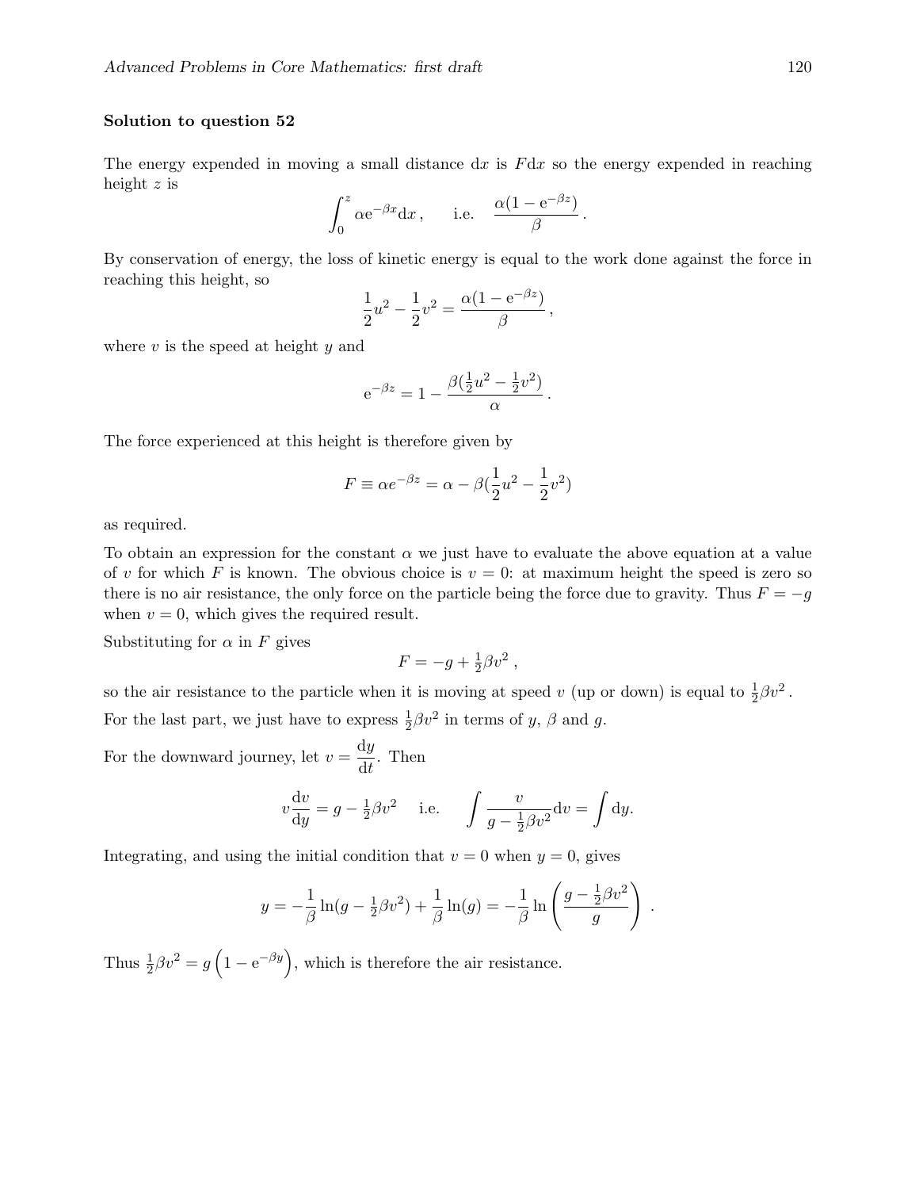**Solution to question 52**

The energy expended in moving a small distance $\mathrm{d}x$ is $F\mathrm{d}x$ so the energy expended in reaching height $z$ is

$$\int_0^z \alpha \mathrm{e}^{-\beta x}\mathrm{d}x\,, \qquad \text{i.e.} \quad \frac{\alpha(1-\mathrm{e}^{-\beta z})}{\beta}\,.$$

By conservation of energy, the loss of kinetic energy is equal to the work done against the force in reaching this height, so

$$\frac{1}{2}u^2 - \frac{1}{2}v^2 = \frac{\alpha(1-\mathrm{e}^{-\beta z})}{\beta}\,,$$

where $v$ is the speed at height $y$ and

$$\mathrm{e}^{-\beta z} = 1 - \frac{\beta(\frac{1}{2}u^2 - \frac{1}{2}v^2)}{\alpha}\,.$$

The force experienced at this height is therefore given by

$$F \equiv \alpha e^{-\beta z} = \alpha - \beta(\frac{1}{2}u^2 - \frac{1}{2}v^2)$$

as required.

To obtain an expression for the constant $\alpha$ we just have to evaluate the above equation at a value of $v$ for which $F$ is known. The obvious choice is $v = 0$: at maximum height the speed is zero so there is no air resistance, the only force on the particle being the force due to gravity. Thus $F = -g$ when $v = 0$, which gives the required result.

Substituting for $\alpha$ in $F$ gives

$$F = -g + \tfrac{1}{2}\beta v^2\,,$$

so the air resistance to the particle when it is moving at speed $v$ (up or down) is equal to $\frac{1}{2}\beta v^2$.

For the last part, we just have to express $\frac{1}{2}\beta v^2$ in terms of $y$, $\beta$ and $g$.

For the downward journey, let $v = \dfrac{\mathrm{d}y}{\mathrm{d}t}$. Then

$$v\frac{\mathrm{d}v}{\mathrm{d}y} = g - \tfrac{1}{2}\beta v^2 \quad \text{ i.e.} \quad \int \frac{v}{g - \frac{1}{2}\beta v^2}\mathrm{d}v = \int \mathrm{d}y.$$

Integrating, and using the initial condition that $v = 0$ when $y = 0$, gives

$$y = -\frac{1}{\beta}\ln(g - \tfrac{1}{2}\beta v^2) + \frac{1}{\beta}\ln(g) = -\frac{1}{\beta}\ln\left(\frac{g - \frac{1}{2}\beta v^2}{g}\right)\,.$$

Thus $\frac{1}{2}\beta v^2 = g\left(1 - \mathrm{e}^{-\beta y}\right)$, which is therefore the air resistance.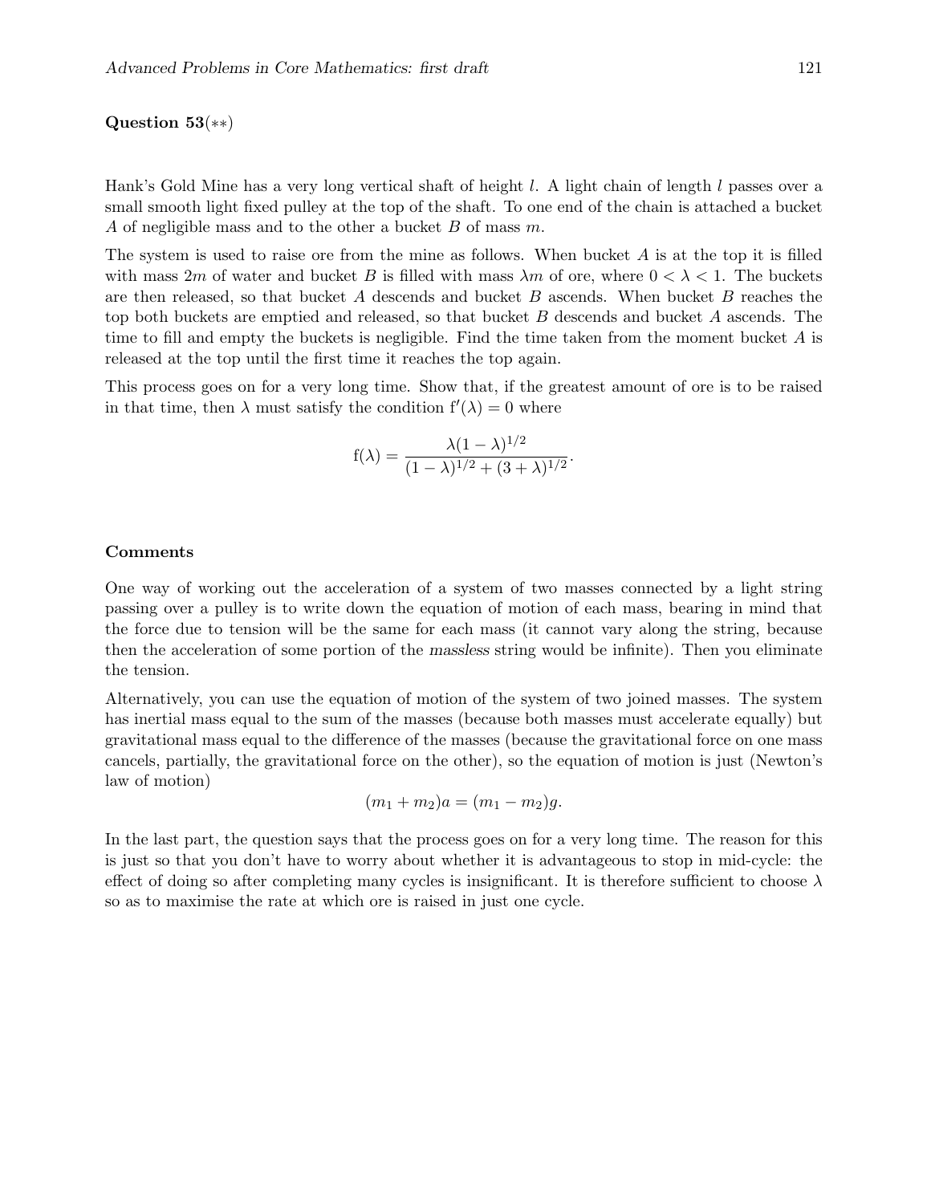**Question 53**(∗∗)

Hank's Gold Mine has a very long vertical shaft of height $l$. A light chain of length $l$ passes over a small smooth light fixed pulley at the top of the shaft. To one end of the chain is attached a bucket $A$ of negligible mass and to the other a bucket $B$ of mass $m$.

The system is used to raise ore from the mine as follows. When bucket $A$ is at the top it is filled with mass $2m$ of water and bucket $B$ is filled with mass $\lambda m$ of ore, where $0 < \lambda < 1$. The buckets are then released, so that bucket $A$ descends and bucket $B$ ascends. When bucket $B$ reaches the top both buckets are emptied and released, so that bucket $B$ descends and bucket $A$ ascends. The time to fill and empty the buckets is negligible. Find the time taken from the moment bucket $A$ is released at the top until the first time it reaches the top again.

This process goes on for a very long time. Show that, if the greatest amount of ore is to be raised in that time, then $\lambda$ must satisfy the condition $\mathrm{f}'(\lambda) = 0$ where

$$\mathrm{f}(\lambda) = \frac{\lambda(1-\lambda)^{1/2}}{(1-\lambda)^{1/2} + (3+\lambda)^{1/2}}.$$

**Comments**

One way of working out the acceleration of a system of two masses connected by a light string passing over a pulley is to write down the equation of motion of each mass, bearing in mind that the force due to tension will be the same for each mass (it cannot vary along the string, because then the acceleration of some portion of the *massless* string would be infinite). Then you eliminate the tension.

Alternatively, you can use the equation of motion of the system of two joined masses. The system has inertial mass equal to the sum of the masses (because both masses must accelerate equally) but gravitational mass equal to the difference of the masses (because the gravitational force on one mass cancels, partially, the gravitational force on the other), so the equation of motion is just (Newton's law of motion)

$$(m_1 + m_2)a = (m_1 - m_2)g.$$

In the last part, the question says that the process goes on for a very long time. The reason for this is just so that you don't have to worry about whether it is advantageous to stop in mid-cycle: the effect of doing so after completing many cycles is insignificant. It is therefore sufficient to choose $\lambda$ so as to maximise the rate at which ore is raised in just one cycle.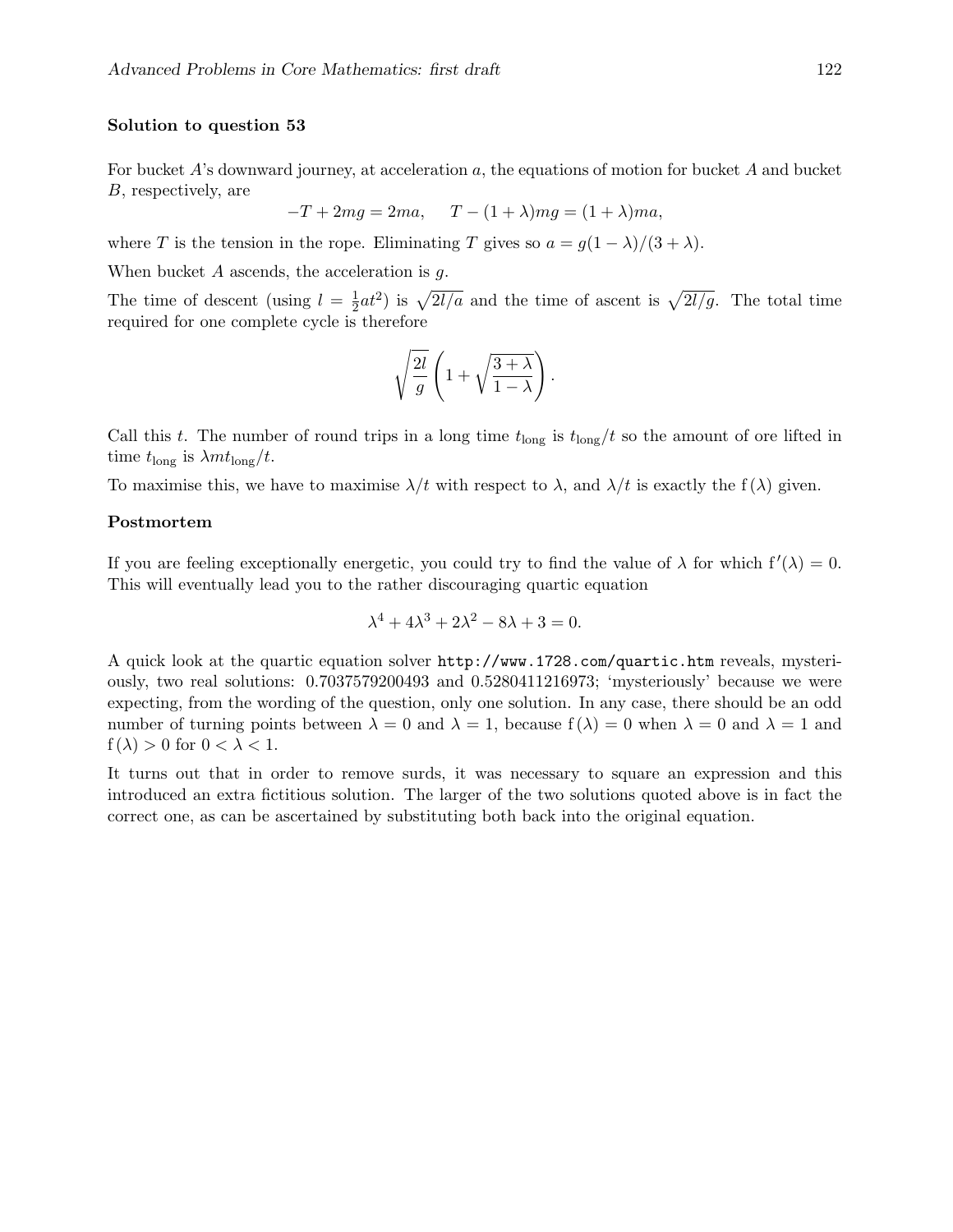**Solution to question 53**

For bucket $A$'s downward journey, at acceleration $a$, the equations of motion for bucket $A$ and bucket $B$, respectively, are

$$-T + 2mg = 2ma, \qquad T - (1+\lambda)mg = (1+\lambda)ma,$$

where $T$ is the tension in the rope. Eliminating $T$ gives so $a = g(1-\lambda)/(3+\lambda)$.

When bucket $A$ ascends, the acceleration is $g$.

The time of descent (using $l = \frac{1}{2}at^2$) is $\sqrt{2l/a}$ and the time of ascent is $\sqrt{2l/g}$. The total time required for one complete cycle is therefore

$$\sqrt{\frac{2l}{g}}\left(1 + \sqrt{\frac{3+\lambda}{1-\lambda}}\right).$$

Call this $t$. The number of round trips in a long time $t_{\text{long}}$ is $t_{\text{long}}/t$ so the amount of ore lifted in time $t_{\text{long}}$ is $\lambda m t_{\text{long}}/t$.

To maximise this, we have to maximise $\lambda/t$ with respect to $\lambda$, and $\lambda/t$ is exactly the $\mathrm{f}(\lambda)$ given.

**Postmortem**

If you are feeling exceptionally energetic, you could try to find the value of $\lambda$ for which $\mathrm{f}'(\lambda) = 0$. This will eventually lead you to the rather discouraging quartic equation

$$\lambda^4 + 4\lambda^3 + 2\lambda^2 - 8\lambda + 3 = 0.$$

A quick look at the quartic equation solver `http://www.1728.com/quartic.htm` reveals, mysteriously, two real solutions: 0.7037579200493 and 0.5280411216973; 'mysteriously' because we were expecting, from the wording of the question, only one solution. In any case, there should be an odd number of turning points between $\lambda = 0$ and $\lambda = 1$, because $\mathrm{f}(\lambda) = 0$ when $\lambda = 0$ and $\lambda = 1$ and $\mathrm{f}(\lambda) > 0$ for $0 < \lambda < 1$.

It turns out that in order to remove surds, it was necessary to square an expression and this introduced an extra fictitious solution. The larger of the two solutions quoted above is in fact the correct one, as can be ascertained by substituting both back into the original equation.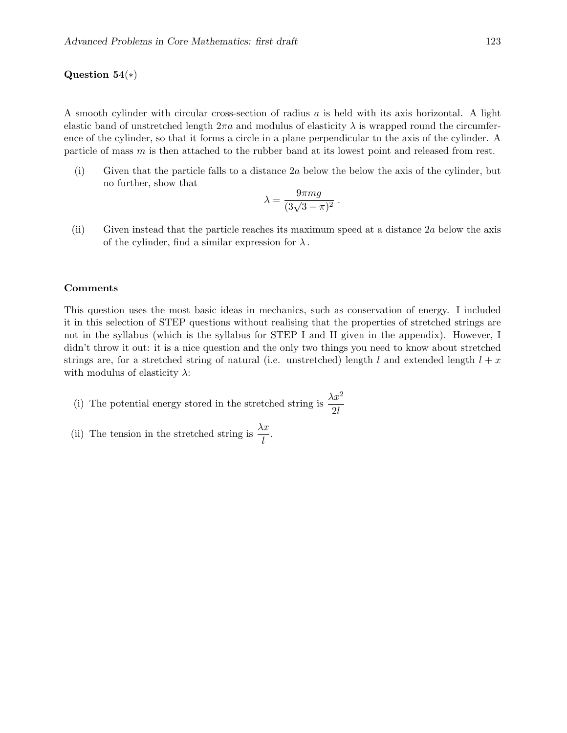**Question 54**(∗)

A smooth cylinder with circular cross-section of radius $a$ is held with its axis horizontal. A light elastic band of unstretched length $2\pi a$ and modulus of elasticity $\lambda$ is wrapped round the circumference of the cylinder, so that it forms a circle in a plane perpendicular to the axis of the cylinder. A particle of mass $m$ is then attached to the rubber band at its lowest point and released from rest.

(i) Given that the particle falls to a distance $2a$ below the below the axis of the cylinder, but no further, show that

$$\lambda = \frac{9\pi mg}{(3\sqrt{3}-\pi)^2} \,.$$

(ii) Given instead that the particle reaches its maximum speed at a distance $2a$ below the axis of the cylinder, find a similar expression for $\lambda$.

**Comments**

This question uses the most basic ideas in mechanics, such as conservation of energy. I included it in this selection of STEP questions without realising that the properties of stretched strings are not in the syllabus (which is the syllabus for STEP I and II given in the appendix). However, I didn't throw it out: it is a nice question and the only two things you need to know about stretched strings are, for a stretched string of natural (i.e. unstretched) length $l$ and extended length $l + x$ with modulus of elasticity $\lambda$:

(i) The potential energy stored in the stretched string is $\dfrac{\lambda x^2}{2l}$

(ii) The tension in the stretched string is $\dfrac{\lambda x}{l}$.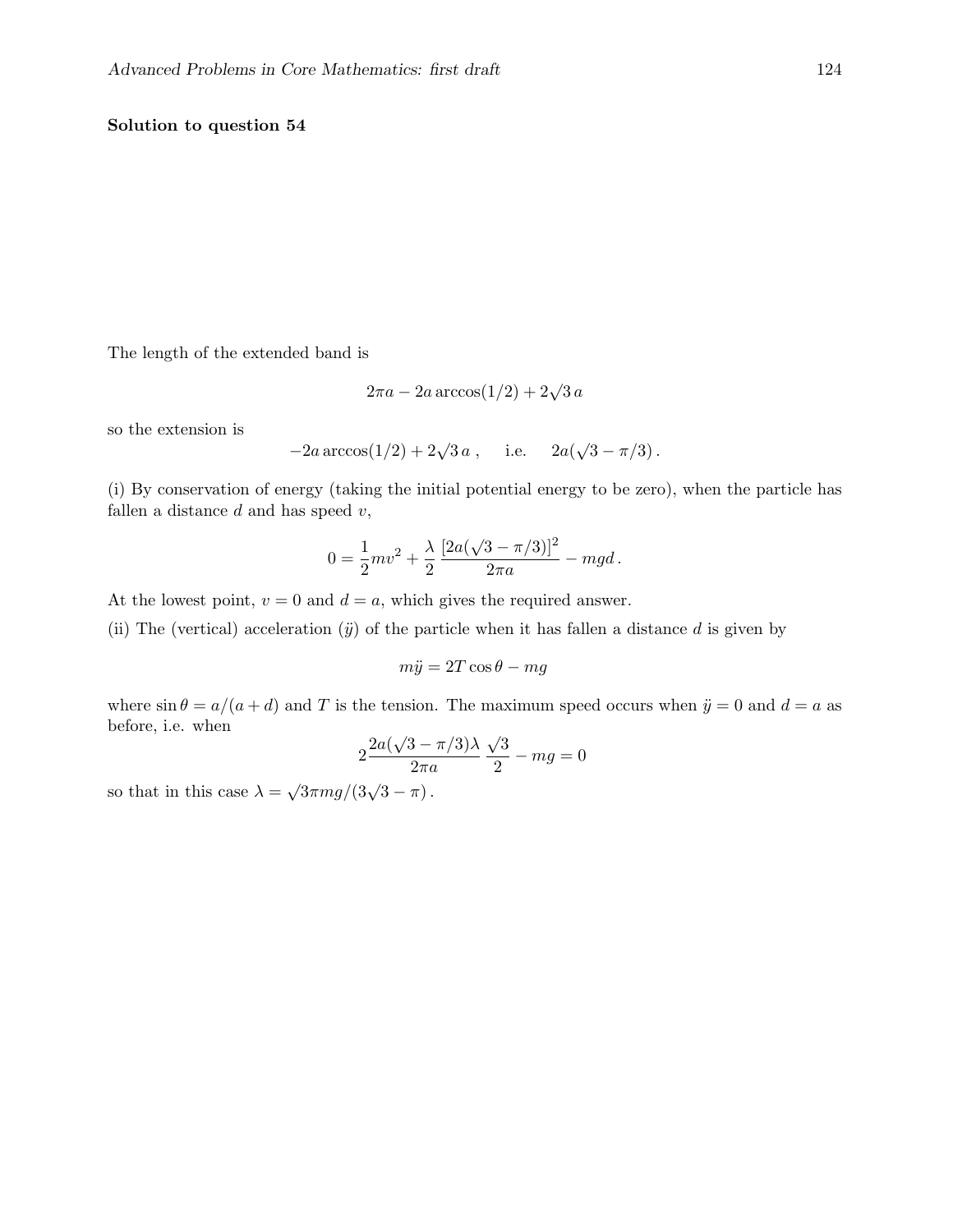**Solution to question 54**

The length of the extended band is

$$2\pi a - 2a\arccos(1/2) + 2\sqrt{3}\,a$$

so the extension is

$$-2a\arccos(1/2) + 2\sqrt{3}\,a\,, \qquad \text{i.e.} \qquad 2a(\sqrt{3} - \pi/3)\,.$$

(i) By conservation of energy (taking the initial potential energy to be zero), when the particle has fallen a distance $d$ and has speed $v$,

$$0 = \frac{1}{2}mv^2 + \frac{\lambda}{2}\,\frac{[2a(\sqrt{3}-\pi/3)]^2}{2\pi a} - mgd\,.$$

At the lowest point, $v = 0$ and $d = a$, which gives the required answer.

(ii) The (vertical) acceleration ($\ddot{y}$) of the particle when it has fallen a distance $d$ is given by

$$m\ddot{y} = 2T\cos\theta - mg$$

where $\sin\theta = a/(a+d)$ and $T$ is the tension. The maximum speed occurs when $\ddot{y} = 0$ and $d = a$ as before, i.e. when

$$2\frac{2a(\sqrt{3}-\pi/3)\lambda}{2\pi a}\,\frac{\sqrt{3}}{2} - mg = 0$$

so that in this case $\lambda = \sqrt{3}\pi mg/(3\sqrt{3} - \pi)$.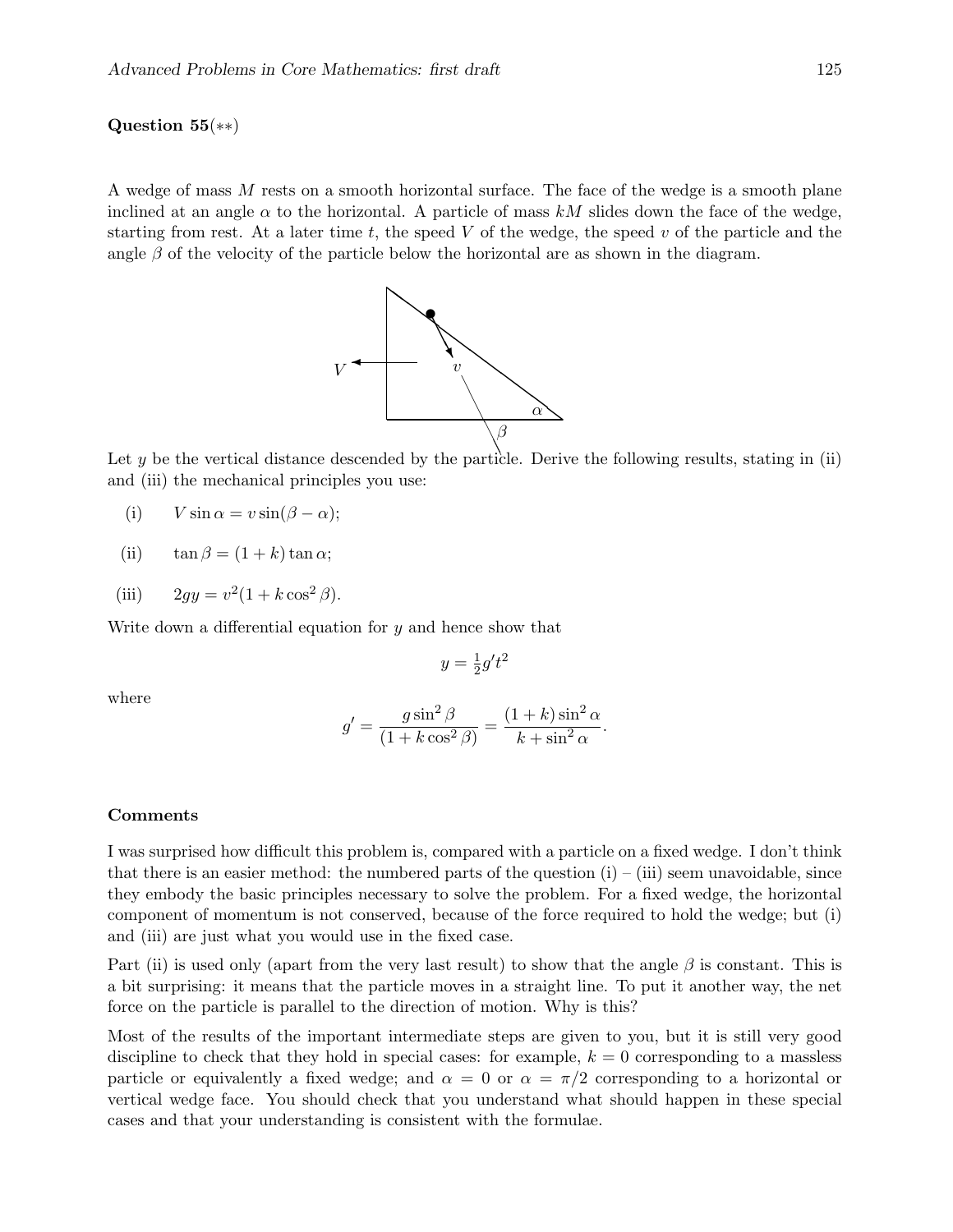**Question 55**(∗∗)

A wedge of mass $M$ rests on a smooth horizontal surface. The face of the wedge is a smooth plane inclined at an angle $\alpha$ to the horizontal. A particle of mass $kM$ slides down the face of the wedge, starting from rest. At a later time $t$, the speed $V$ of the wedge, the speed $v$ of the particle and the angle $\beta$ of the velocity of the particle below the horizontal are as shown in the diagram.

Let $y$ be the vertical distance descended by the particle. Derive the following results, stating in (ii) and (iii) the mechanical principles you use:

(i) $\quad V\sin\alpha = v\sin(\beta - \alpha)$;

(ii) $\quad \tan\beta = (1+k)\tan\alpha$;

(iii) $\quad 2gy = v^2(1 + k\cos^2\beta)$.

Write down a differential equation for $y$ and hence show that

$$y = \tfrac{1}{2}g't^2$$

where

$$g' = \frac{g\sin^2\beta}{(1+k\cos^2\beta)} = \frac{(1+k)\sin^2\alpha}{k+\sin^2\alpha}.$$

**Comments**

I was surprised how difficult this problem is, compared with a particle on a fixed wedge. I don't think that there is an easier method: the numbered parts of the question (i) – (iii) seem unavoidable, since they embody the basic principles necessary to solve the problem. For a fixed wedge, the horizontal component of momentum is not conserved, because of the force required to hold the wedge; but (i) and (iii) are just what you would use in the fixed case.

Part (ii) is used only (apart from the very last result) to show that the angle $\beta$ is constant. This is a bit surprising: it means that the particle moves in a straight line. To put it another way, the net force on the particle is parallel to the direction of motion. Why is this?

Most of the results of the important intermediate steps are given to you, but it is still very good discipline to check that they hold in special cases: for example, $k = 0$ corresponding to a massless particle or equivalently a fixed wedge; and $\alpha = 0$ or $\alpha = \pi/2$ corresponding to a horizontal or vertical wedge face. You should check that you understand what should happen in these special cases and that your understanding is consistent with the formulae.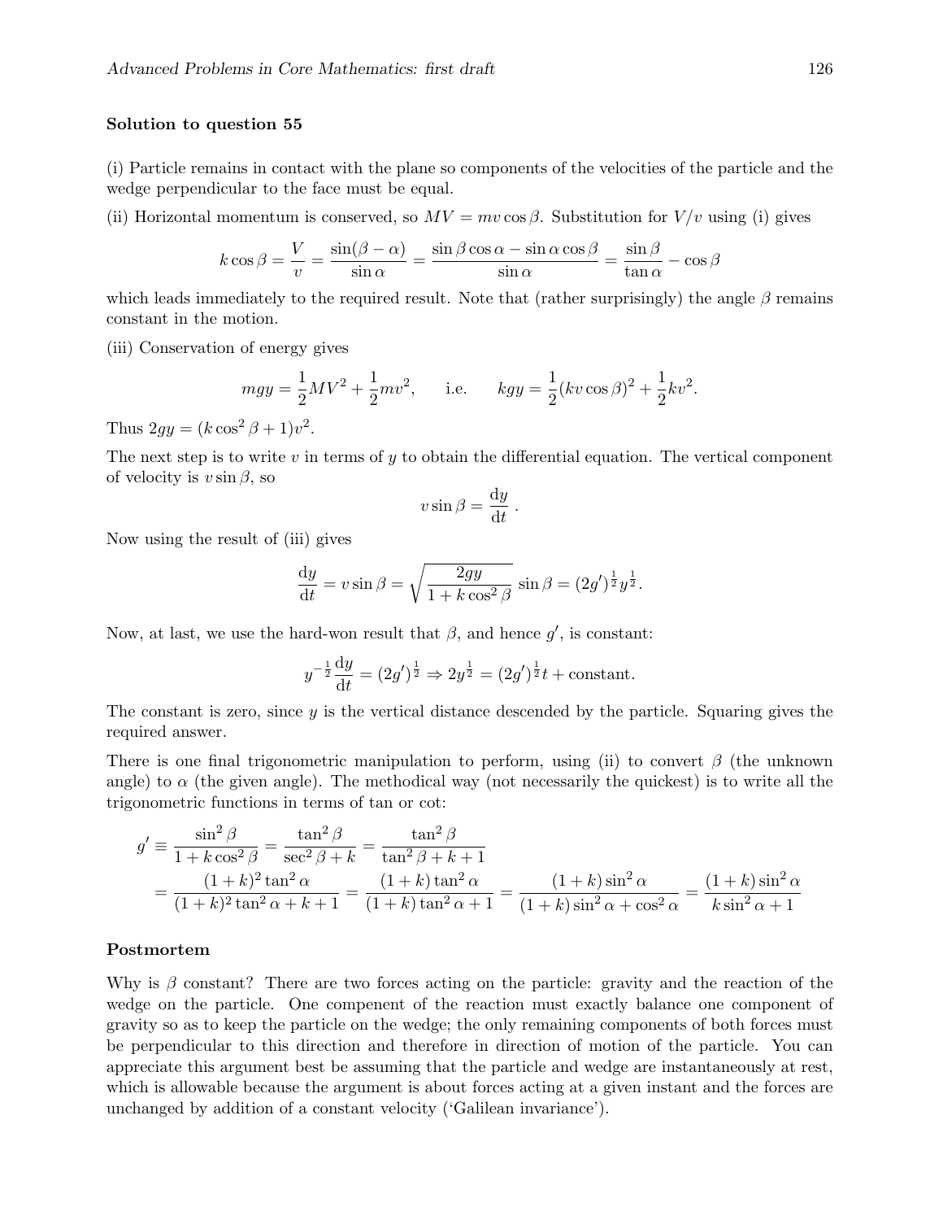**Solution to question 55**

(i) Particle remains in contact with the plane so components of the velocities of the particle and the wedge perpendicular to the face must be equal.

(ii) Horizontal momentum is conserved, so $MV = mv\cos\beta$. Substitution for $V/v$ using (i) gives

$$k\cos\beta = \frac{V}{v} = \frac{\sin(\beta-\alpha)}{\sin\alpha} = \frac{\sin\beta\cos\alpha - \sin\alpha\cos\beta}{\sin\alpha} = \frac{\sin\beta}{\tan\alpha} - \cos\beta$$

which leads immediately to the required result. Note that (rather surprisingly) the angle $\beta$ remains constant in the motion.

(iii) Conservation of energy gives

$$mgy = \frac{1}{2}MV^2 + \frac{1}{2}mv^2, \qquad \text{i.e.} \qquad kgy = \frac{1}{2}(kv\cos\beta)^2 + \frac{1}{2}kv^2.$$

Thus $2gy = (k\cos^2\beta + 1)v^2$.

The next step is to write $v$ in terms of $y$ to obtain the differential equation. The vertical component of velocity is $v\sin\beta$, so

$$v\sin\beta = \frac{\mathrm{d}y}{\mathrm{d}t}\ .$$

Now using the result of (iii) gives

$$\frac{\mathrm{d}y}{\mathrm{d}t} = v\sin\beta = \sqrt{\frac{2gy}{1+k\cos^2\beta}}\ \sin\beta = (2g')^{\frac{1}{2}}y^{\frac{1}{2}}.$$

Now, at last, we use the hard-won result that $\beta$, and hence $g'$, is constant:

$$y^{-\frac{1}{2}}\frac{\mathrm{d}y}{\mathrm{d}t} = (2g')^{\frac{1}{2}} \Rightarrow 2y^{\frac{1}{2}} = (2g')^{\frac{1}{2}}t + \text{constant}.$$

The constant is zero, since $y$ is the vertical distance descended by the particle. Squaring gives the required answer.

There is one final trigonometric manipulation to perform, using (ii) to convert $\beta$ (the unknown angle) to $\alpha$ (the given angle). The methodical way (not necessarily the quickest) is to write all the trigonometric functions in terms of tan or cot:

$$\begin{aligned} g' \equiv \frac{\sin^2\beta}{1+k\cos^2\beta} &= \frac{\tan^2\beta}{\sec^2\beta + k} = \frac{\tan^2\beta}{\tan^2\beta + k + 1} \\ &= \frac{(1+k)^2\tan^2\alpha}{(1+k)^2\tan^2\alpha + k + 1} = \frac{(1+k)\tan^2\alpha}{(1+k)\tan^2\alpha + 1} = \frac{(1+k)\sin^2\alpha}{(1+k)\sin^2\alpha + \cos^2\alpha} = \frac{(1+k)\sin^2\alpha}{k\sin^2\alpha + 1} \end{aligned}$$

**Postmortem**

Why is $\beta$ constant? There are two forces acting on the particle: gravity and the reaction of the wedge on the particle. One compenent of the reaction must exactly balance one component of gravity so as to keep the particle on the wedge; the only remaining components of both forces must be perpendicular to this direction and therefore in direction of motion of the particle. You can appreciate this argument best be assuming that the particle and wedge are instantaneously at rest, which is allowable because the argument is about forces acting at a given instant and the forces are unchanged by addition of a constant velocity ('Galilean invariance').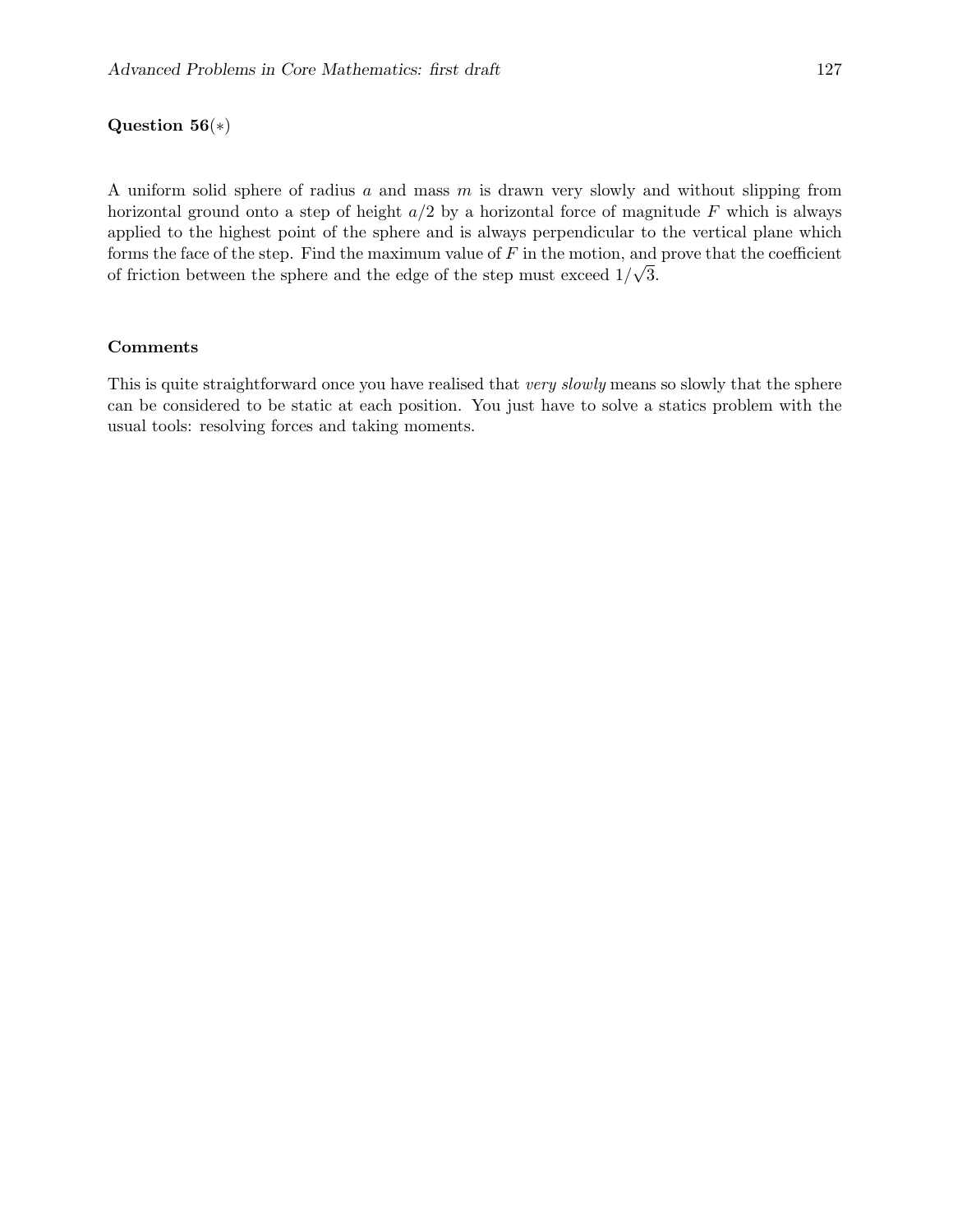**Question 56**$(*)$

A uniform solid sphere of radius $a$ and mass $m$ is drawn very slowly and without slipping from horizontal ground onto a step of height $a/2$ by a horizontal force of magnitude $F$ which is always applied to the highest point of the sphere and is always perpendicular to the vertical plane which forms the face of the step. Find the maximum value of $F$ in the motion, and prove that the coefficient of friction between the sphere and the edge of the step must exceed $1/\sqrt{3}$.

**Comments**

This is quite straightforward once you have realised that *very slowly* means so slowly that the sphere can be considered to be static at each position. You just have to solve a statics problem with the usual tools: resolving forces and taking moments.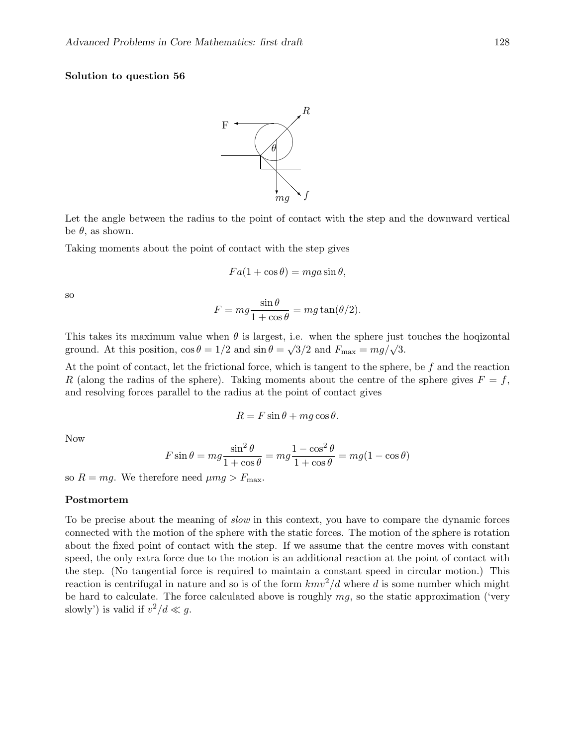**Solution to question 56**

Let the angle between the radius to the point of contact with the step and the downward vertical be $\theta$, as shown.

Taking moments about the point of contact with the step gives

$$Fa(1 + \cos\theta) = mga\sin\theta,$$

so

$$F = mg\frac{\sin\theta}{1 + \cos\theta} = mg\tan(\theta/2).$$

This takes its maximum value when $\theta$ is largest, i.e. when the sphere just touches the hoqizontal ground. At this position, $\cos\theta = 1/2$ and $\sin\theta = \sqrt{3}/2$ and $F_{\max} = mg/\sqrt{3}$.

At the point of contact, let the frictional force, which is tangent to the sphere, be $f$ and the reaction $R$ (along the radius of the sphere). Taking moments about the centre of the sphere gives $F = f$, and resolving forces parallel to the radius at the point of contact gives

$$R = F\sin\theta + mg\cos\theta.$$

Now

$$F\sin\theta = mg\frac{\sin^2\theta}{1 + \cos\theta} = mg\frac{1 - \cos^2\theta}{1 + \cos\theta} = mg(1 - \cos\theta)$$

so $R = mg$. We therefore need $\mu mg > F_{\max}$.

**Postmortem**

To be precise about the meaning of *slow* in this context, you have to compare the dynamic forces connected with the motion of the sphere with the static forces. The motion of the sphere is rotation about the fixed point of contact with the step. If we assume that the centre moves with constant speed, the only extra force due to the motion is an additional reaction at the point of contact with the step. (No tangential force is required to maintain a constant speed in circular motion.) This reaction is centrifugal in nature and so is of the form $kmv^2/d$ where $d$ is some number which might be hard to calculate. The force calculated above is roughly $mg$, so the static approximation ('very slowly') is valid if $v^2/d \ll g$.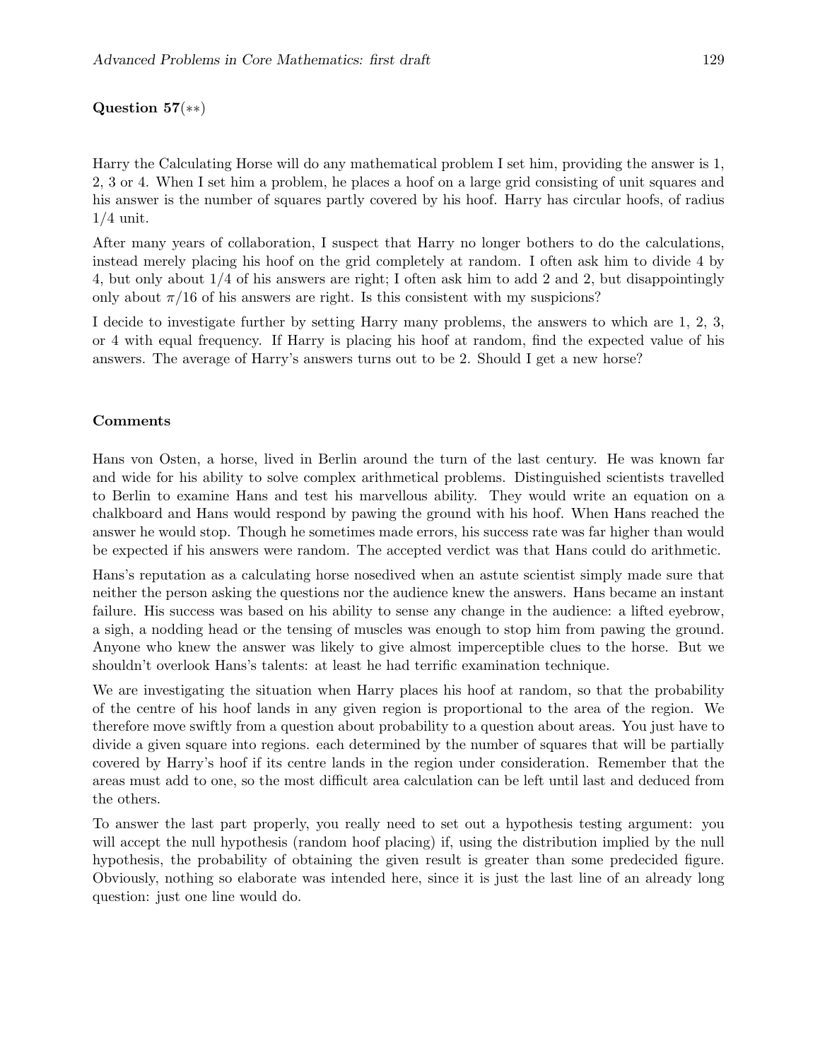**Question 57**($**$)

Harry the Calculating Horse will do any mathematical problem I set him, providing the answer is 1, 2, 3 or 4. When I set him a problem, he places a hoof on a large grid consisting of unit squares and his answer is the number of squares partly covered by his hoof. Harry has circular hoofs, of radius 1/4 unit.

After many years of collaboration, I suspect that Harry no longer bothers to do the calculations, instead merely placing his hoof on the grid completely at random. I often ask him to divide 4 by 4, but only about 1/4 of his answers are right; I often ask him to add 2 and 2, but disappointingly only about $\pi/16$ of his answers are right. Is this consistent with my suspicions?

I decide to investigate further by setting Harry many problems, the answers to which are 1, 2, 3, or 4 with equal frequency. If Harry is placing his hoof at random, find the expected value of his answers. The average of Harry's answers turns out to be 2. Should I get a new horse?

**Comments**

Hans von Osten, a horse, lived in Berlin around the turn of the last century. He was known far and wide for his ability to solve complex arithmetical problems. Distinguished scientists travelled to Berlin to examine Hans and test his marvellous ability. They would write an equation on a chalkboard and Hans would respond by pawing the ground with his hoof. When Hans reached the answer he would stop. Though he sometimes made errors, his success rate was far higher than would be expected if his answers were random. The accepted verdict was that Hans could do arithmetic.

Hans's reputation as a calculating horse nosedived when an astute scientist simply made sure that neither the person asking the questions nor the audience knew the answers. Hans became an instant failure. His success was based on his ability to sense any change in the audience: a lifted eyebrow, a sigh, a nodding head or the tensing of muscles was enough to stop him from pawing the ground. Anyone who knew the answer was likely to give almost imperceptible clues to the horse. But we shouldn't overlook Hans's talents: at least he had terrific examination technique.

We are investigating the situation when Harry places his hoof at random, so that the probability of the centre of his hoof lands in any given region is proportional to the area of the region. We therefore move swiftly from a question about probability to a question about areas. You just have to divide a given square into regions. each determined by the number of squares that will be partially covered by Harry's hoof if its centre lands in the region under consideration. Remember that the areas must add to one, so the most difficult area calculation can be left until last and deduced from the others.

To answer the last part properly, you really need to set out a hypothesis testing argument: you will accept the null hypothesis (random hoof placing) if, using the distribution implied by the null hypothesis, the probability of obtaining the given result is greater than some predecided figure. Obviously, nothing so elaborate was intended here, since it is just the last line of an already long question: just one line would do.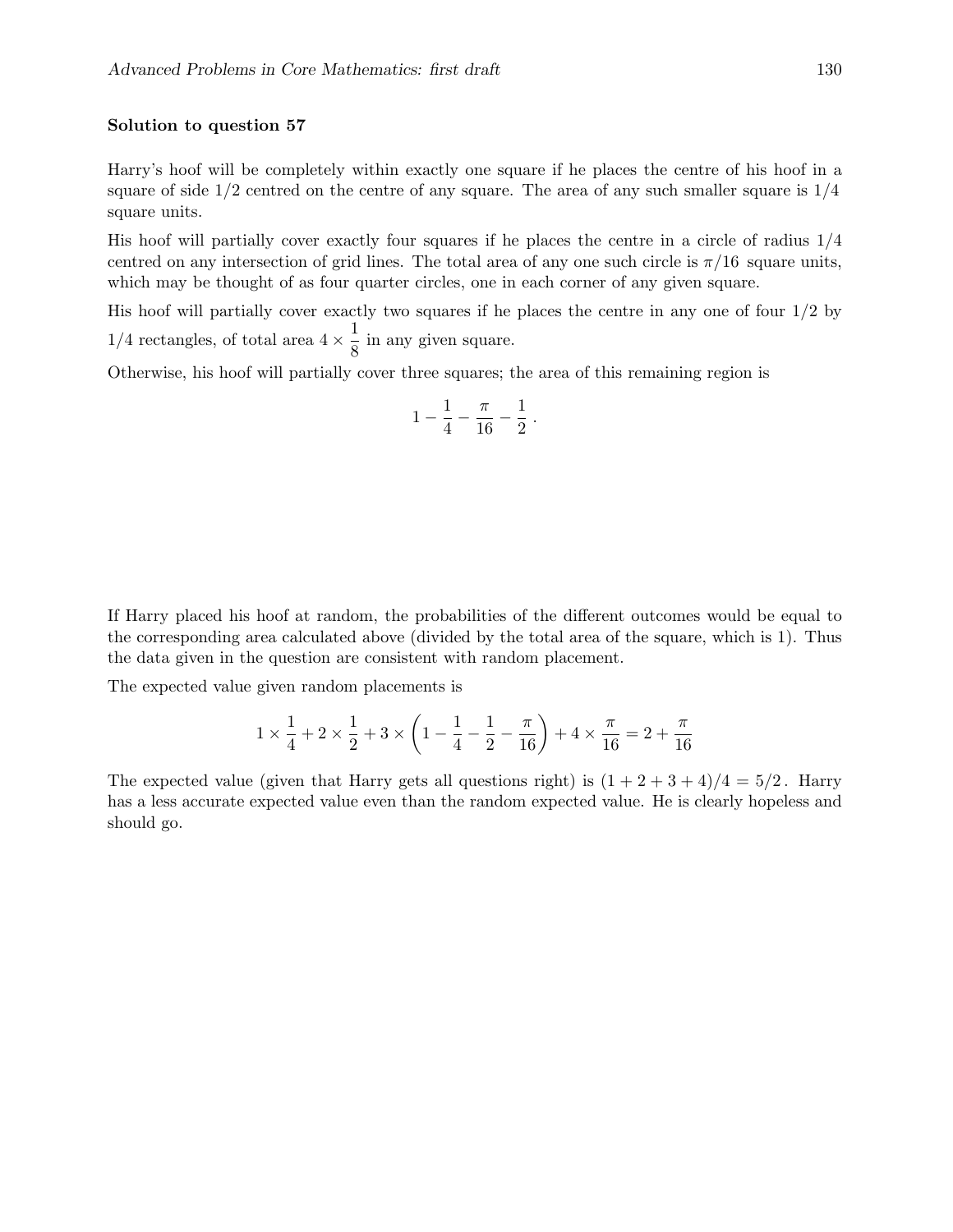**Solution to question 57**

Harry's hoof will be completely within exactly one square if he places the centre of his hoof in a square of side $1/2$ centred on the centre of any square. The area of any such smaller square is $1/4$ square units.

His hoof will partially cover exactly four squares if he places the centre in a circle of radius $1/4$ centred on any intersection of grid lines. The total area of any one such circle is $\pi/16$ square units, which may be thought of as four quarter circles, one in each corner of any given square.

His hoof will partially cover exactly two squares if he places the centre in any one of four $1/2$ by $1/4$ rectangles, of total area $4 \times \frac{1}{8}$ in any given square.

Otherwise, his hoof will partially cover three squares; the area of this remaining region is

$$1 - \frac{1}{4} - \frac{\pi}{16} - \frac{1}{2}\,.$$

If Harry placed his hoof at random, the probabilities of the different outcomes would be equal to the corresponding area calculated above (divided by the total area of the square, which is 1). Thus the data given in the question are consistent with random placement.

The expected value given random placements is

$$1 \times \frac{1}{4} + 2 \times \frac{1}{2} + 3 \times \left(1 - \frac{1}{4} - \frac{1}{2} - \frac{\pi}{16}\right) + 4 \times \frac{\pi}{16} = 2 + \frac{\pi}{16}$$

The expected value (given that Harry gets all questions right) is $(1+2+3+4)/4 = 5/2$. Harry has a less accurate expected value even than the random expected value. He is clearly hopeless and should go.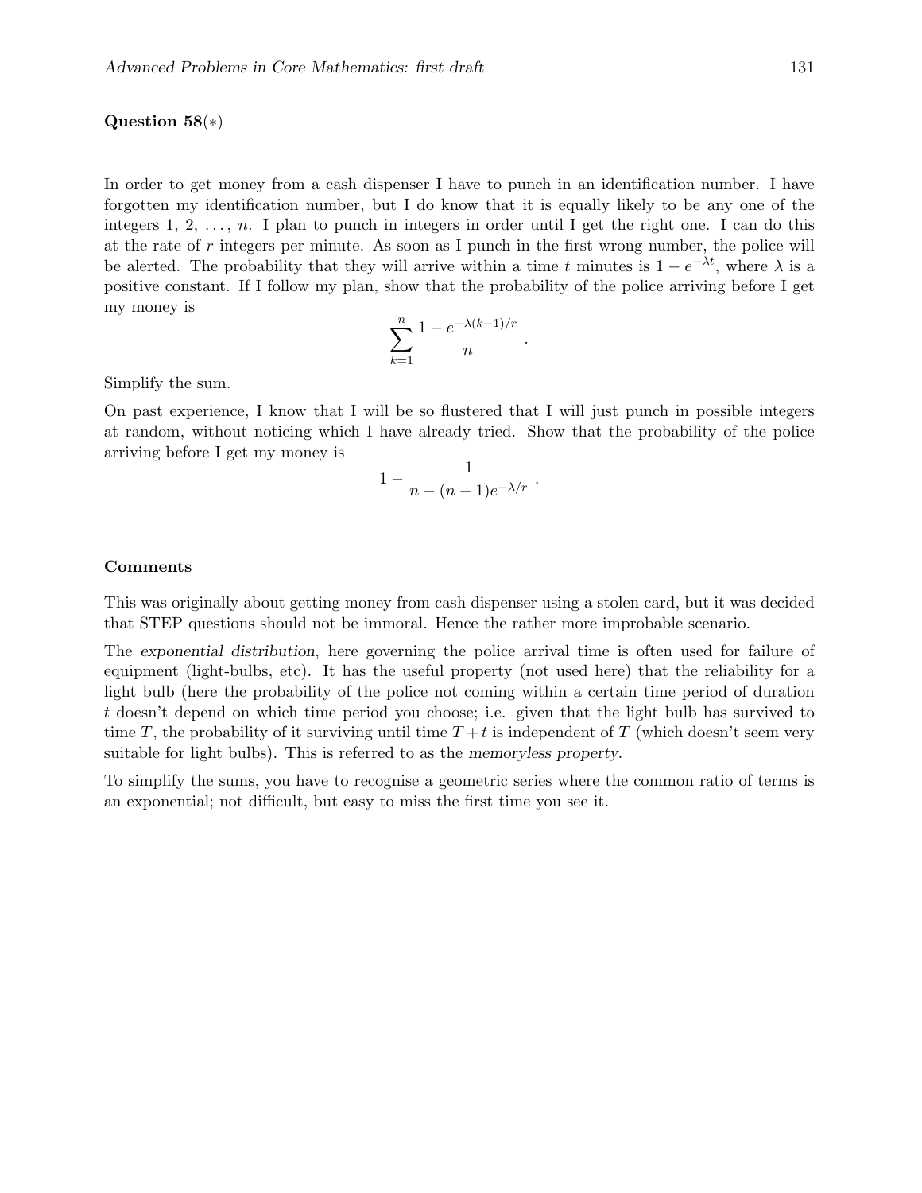**Question 58**(∗)

In order to get money from a cash dispenser I have to punch in an identification number. I have forgotten my identification number, but I do know that it is equally likely to be any one of the integers 1, 2, ..., $n$. I plan to punch in integers in order until I get the right one. I can do this at the rate of $r$ integers per minute. As soon as I punch in the first wrong number, the police will be alerted. The probability that they will arrive within a time $t$ minutes is $1 - e^{-\lambda t}$, where $\lambda$ is a positive constant. If I follow my plan, show that the probability of the police arriving before I get my money is

$$\sum_{k=1}^{n} \frac{1 - e^{-\lambda(k-1)/r}}{n} \, .$$

Simplify the sum.

On past experience, I know that I will be so flustered that I will just punch in possible integers at random, without noticing which I have already tried. Show that the probability of the police arriving before I get my money is

$$1 - \frac{1}{n - (n-1)e^{-\lambda/r}} \, .$$

**Comments**

This was originally about getting money from cash dispenser using a stolen card, but it was decided that STEP questions should not be immoral. Hence the rather more improbable scenario.

The *exponential distribution*, here governing the police arrival time is often used for failure of equipment (light-bulbs, etc). It has the useful property (not used here) that the reliability for a light bulb (here the probability of the police not coming within a certain time period of duration $t$ doesn't depend on which time period you choose; i.e. given that the light bulb has survived to time $T$, the probability of it surviving until time $T + t$ is independent of $T$ (which doesn't seem very suitable for light bulbs). This is referred to as the *memoryless property*.

To simplify the sums, you have to recognise a geometric series where the common ratio of terms is an exponential; not difficult, but easy to miss the first time you see it.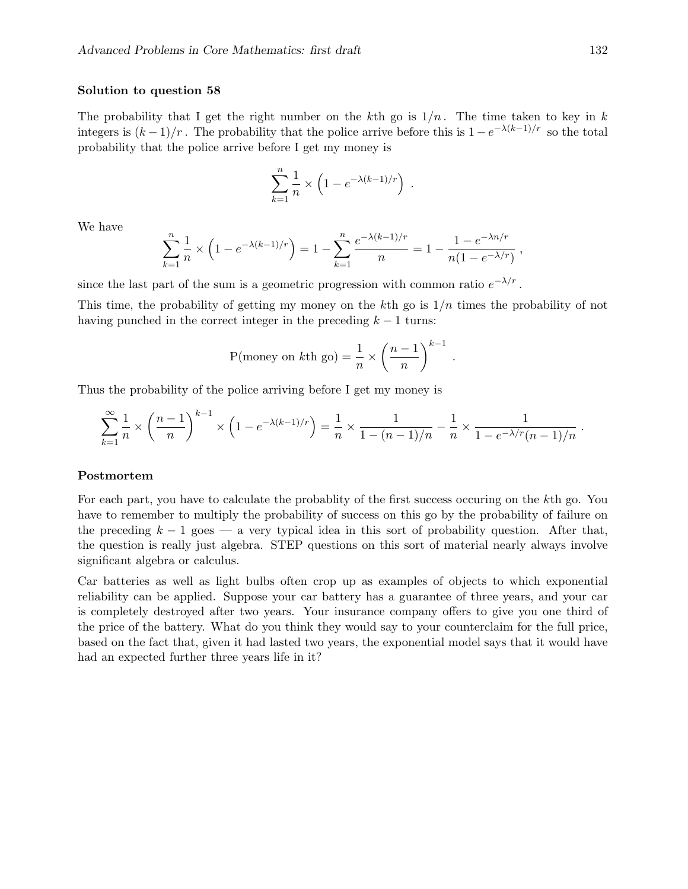**Solution to question 58**

The probability that I get the right number on the $k$th go is $1/n$. The time taken to key in $k$ integers is $(k-1)/r$. The probability that the police arrive before this is $1 - e^{-\lambda(k-1)/r}$ so the total probability that the police arrive before I get my money is

$$\sum_{k=1}^{n} \frac{1}{n} \times \left(1 - e^{-\lambda(k-1)/r}\right) \ .$$

We have

$$\sum_{k=1}^{n} \frac{1}{n} \times \left(1 - e^{-\lambda(k-1)/r}\right) = 1 - \sum_{k=1}^{n} \frac{e^{-\lambda(k-1)/r}}{n} = 1 - \frac{1 - e^{-\lambda n/r}}{n(1 - e^{-\lambda/r})} \ ,$$

since the last part of the sum is a geometric progression with common ratio $e^{-\lambda/r}$.

This time, the probability of getting my money on the $k$th go is $1/n$ times the probability of not having punched in the correct integer in the preceding $k-1$ turns:

$$\text{P(money on } k\text{th go)} = \frac{1}{n} \times \left(\frac{n-1}{n}\right)^{k-1} \ .$$

Thus the probability of the police arriving before I get my money is

$$\sum_{k=1}^{\infty} \frac{1}{n} \times \left(\frac{n-1}{n}\right)^{k-1} \times \left(1 - e^{-\lambda(k-1)/r}\right) = \frac{1}{n} \times \frac{1}{1 - (n-1)/n} - \frac{1}{n} \times \frac{1}{1 - e^{-\lambda/r}(n-1)/n} \ .$$

**Postmortem**

For each part, you have to calculate the probablity of the first success occuring on the $k$th go. You have to remember to multiply the probability of success on this go by the probability of failure on the preceding $k-1$ goes — a very typical idea in this sort of probability question. After that, the question is really just algebra. STEP questions on this sort of material nearly always involve significant algebra or calculus.

Car batteries as well as light bulbs often crop up as examples of objects to which exponential reliability can be applied. Suppose your car battery has a guarantee of three years, and your car is completely destroyed after two years. Your insurance company offers to give you one third of the price of the battery. What do you think they would say to your counterclaim for the full price, based on the fact that, given it had lasted two years, the exponential model says that it would have had an expected further three years life in it?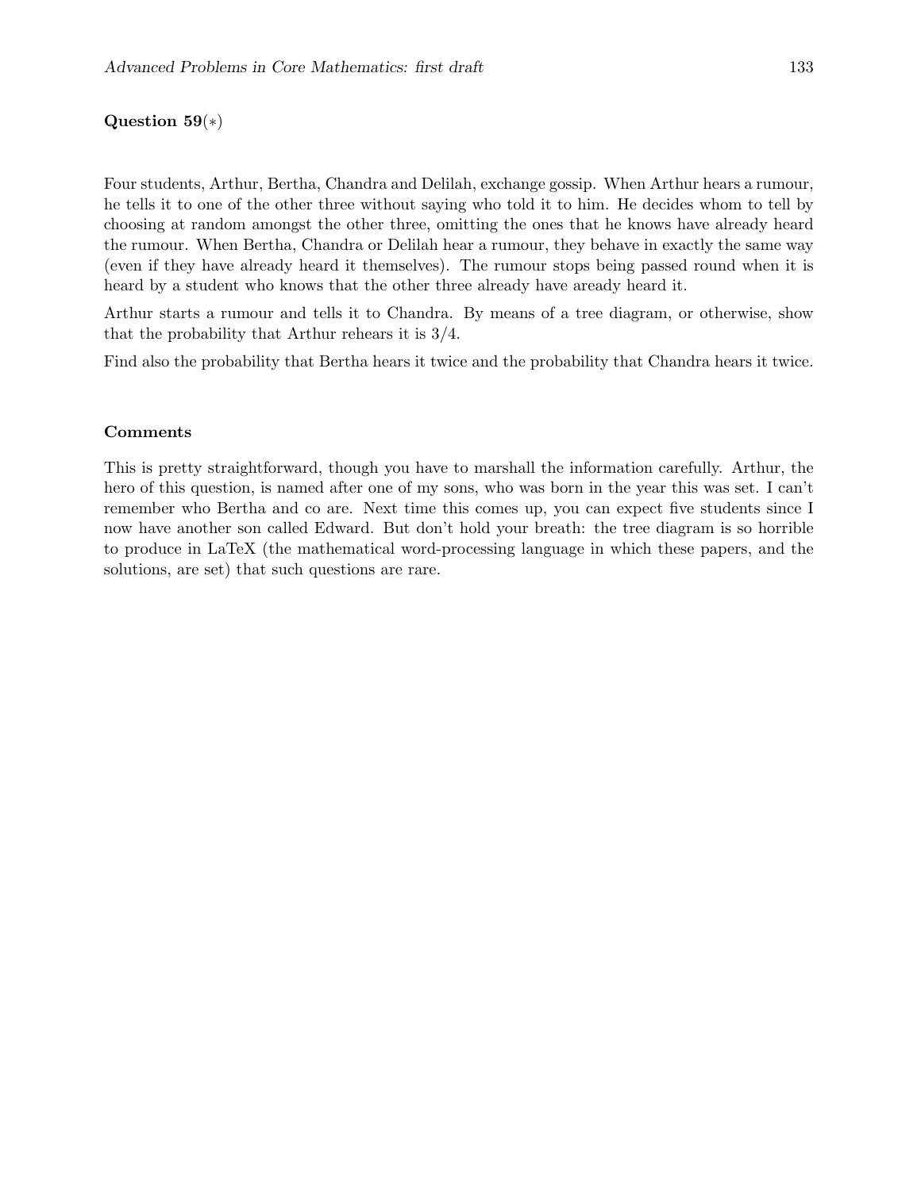**Question 59**(∗)

Four students, Arthur, Bertha, Chandra and Delilah, exchange gossip. When Arthur hears a rumour, he tells it to one of the other three without saying who told it to him. He decides whom to tell by choosing at random amongst the other three, omitting the ones that he knows have already heard the rumour. When Bertha, Chandra or Delilah hear a rumour, they behave in exactly the same way (even if they have already heard it themselves). The rumour stops being passed round when it is heard by a student who knows that the other three already have aready heard it.

Arthur starts a rumour and tells it to Chandra. By means of a tree diagram, or otherwise, show that the probability that Arthur rehears it is $3/4$.

Find also the probability that Bertha hears it twice and the probability that Chandra hears it twice.

### Comments

This is pretty straightforward, though you have to marshall the information carefully. Arthur, the hero of this question, is named after one of my sons, who was born in the year this was set. I can't remember who Bertha and co are. Next time this comes up, you can expect five students since I now have another son called Edward. But don't hold your breath: the tree diagram is so horrible to produce in LaTeX (the mathematical word-processing language in which these papers, and the solutions, are set) that such questions are rare.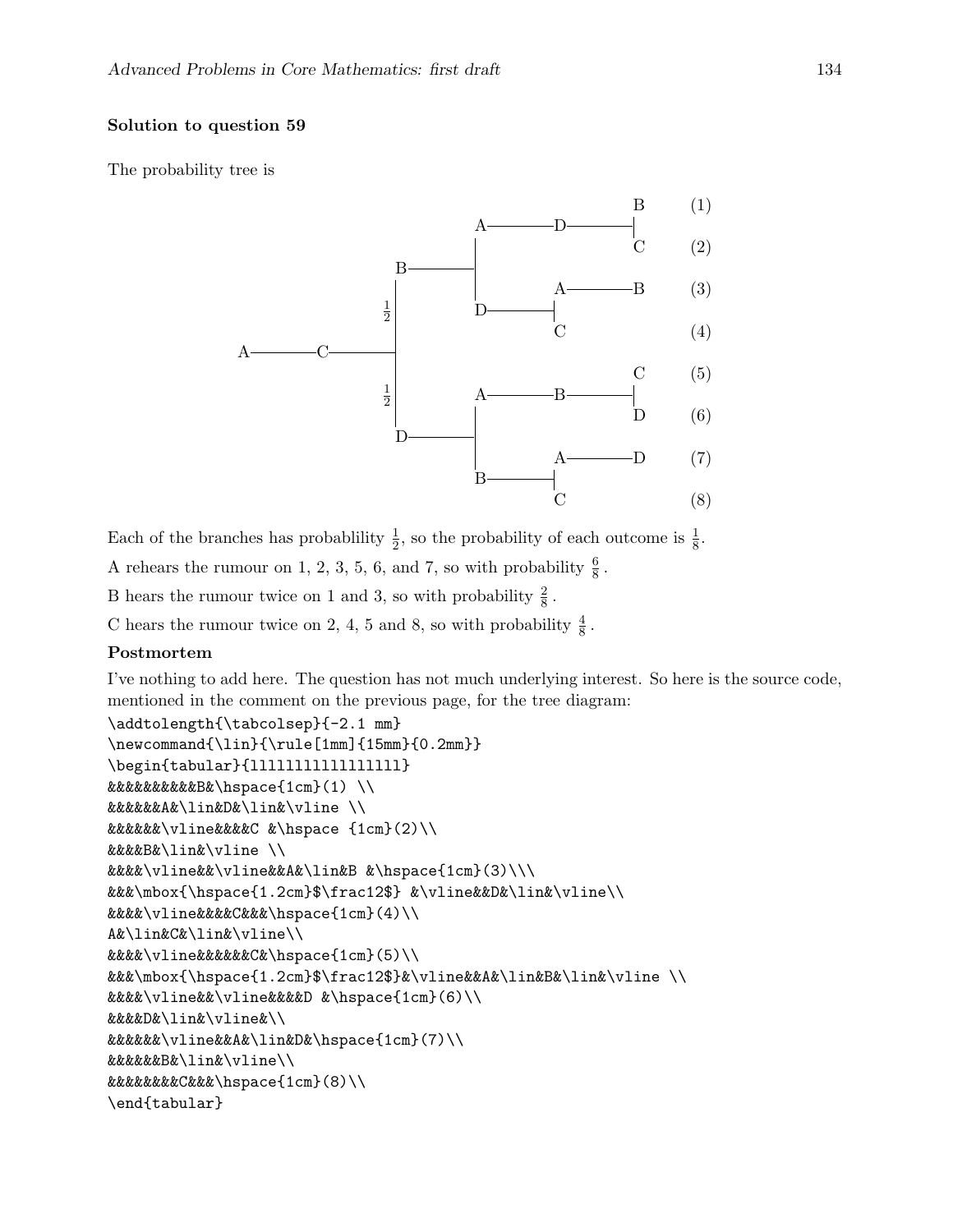**Solution to question 59**

The probability tree is

```
                                          B       (1)
                          A------D-------|
                          |               C       (2)
                B---------|
                |         |      A--------B       (3)
              1/2         D-----|
                |                C                (4)
A-------C-------|
                |                         C       (5)
              1/2         A------B-------|
                |         |               D       (6)
                D---------|
                          |      A--------D       (7)
                          B-----|
                                 C                (8)
```

Each of the branches has probablility $\frac{1}{2}$, so the probability of each outcome is $\frac{1}{8}$.

A rehears the rumour on 1, 2, 3, 5, 6, and 7, so with probability $\frac{6}{8}$.

B hears the rumour twice on 1 and 3, so with probability $\frac{2}{8}$.

C hears the rumour twice on 2, 4, 5 and 8, so with probability $\frac{4}{8}$.

**Postmortem**

I've nothing to add here. The question has not much underlying interest. So here is the source code, mentioned in the comment on the previous page, for the tree diagram:

```
\addtolength{\tabcolsep}{-2.1 mm}
\newcommand{\lin}{\rule[1mm]{15mm}{0.2mm}}
\begin{tabular}{lllllllllllllllll}
&&&&&&&&&&B&\hspace{1cm}(1) \\
&&&&&&A&\lin&D&\lin&\vline \\
&&&&&&\vline&&&&C &\hspace {1cm}(2)\\
&&&&B&\lin&\vline \\
&&&&\vline&&\vline&&A&\lin&B &\hspace{1cm}(3)\\\
&&&\mbox{\hspace{1.2cm}$\frac12$} &\vline&&D&\lin&\vline\\
&&&&\vline&&&&C&&&\hspace{1cm}(4)\\
A&\lin&C&\lin&\vline\\
&&&&\vline&&&&&&C&\hspace{1cm}(5)\\
&&&\mbox{\hspace{1.2cm}$\frac12$}&\vline&&A&\lin&B&\lin&\vline \\
&&&&\vline&&\vline&&&&D &\hspace{1cm}(6)\\
&&&&D&\lin&\vline&\\
&&&&&&\vline&&A&\lin&D&\hspace{1cm}(7)\\
&&&&&&B&\lin&\vline\\
&&&&&&&&C&&&\hspace{1cm}(8)\\
\end{tabular}
```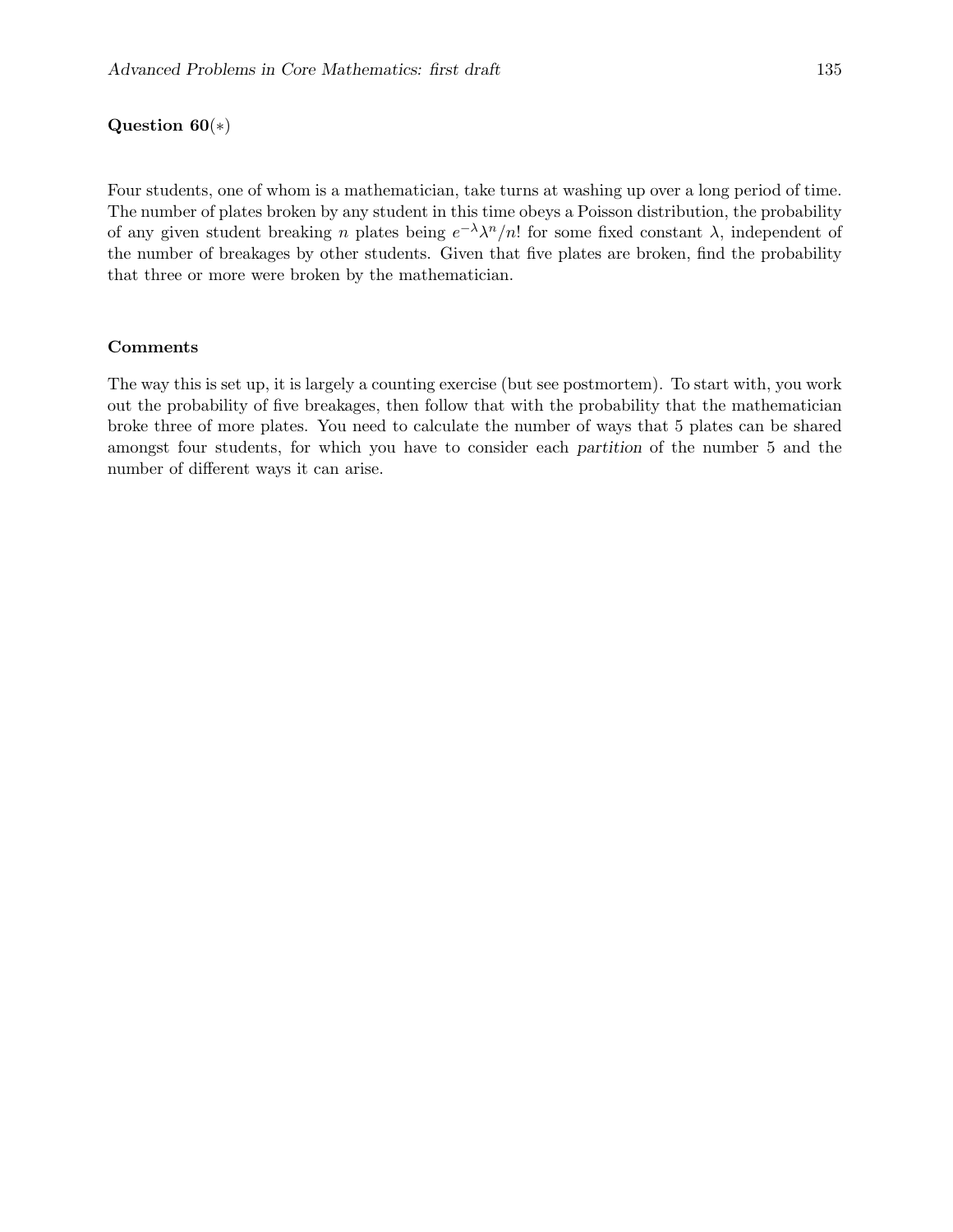**Question 60**(∗)

Four students, one of whom is a mathematician, take turns at washing up over a long period of time. The number of plates broken by any student in this time obeys a Poisson distribution, the probability of any given student breaking $n$ plates being $e^{-\lambda}\lambda^n/n!$ for some fixed constant $\lambda$, independent of the number of breakages by other students. Given that five plates are broken, find the probability that three or more were broken by the mathematician.

**Comments**

The way this is set up, it is largely a counting exercise (but see postmortem). To start with, you work out the probability of five breakages, then follow that with the probability that the mathematician broke three of more plates. You need to calculate the number of ways that 5 plates can be shared amongst four students, for which you have to consider each *partition* of the number 5 and the number of different ways it can arise.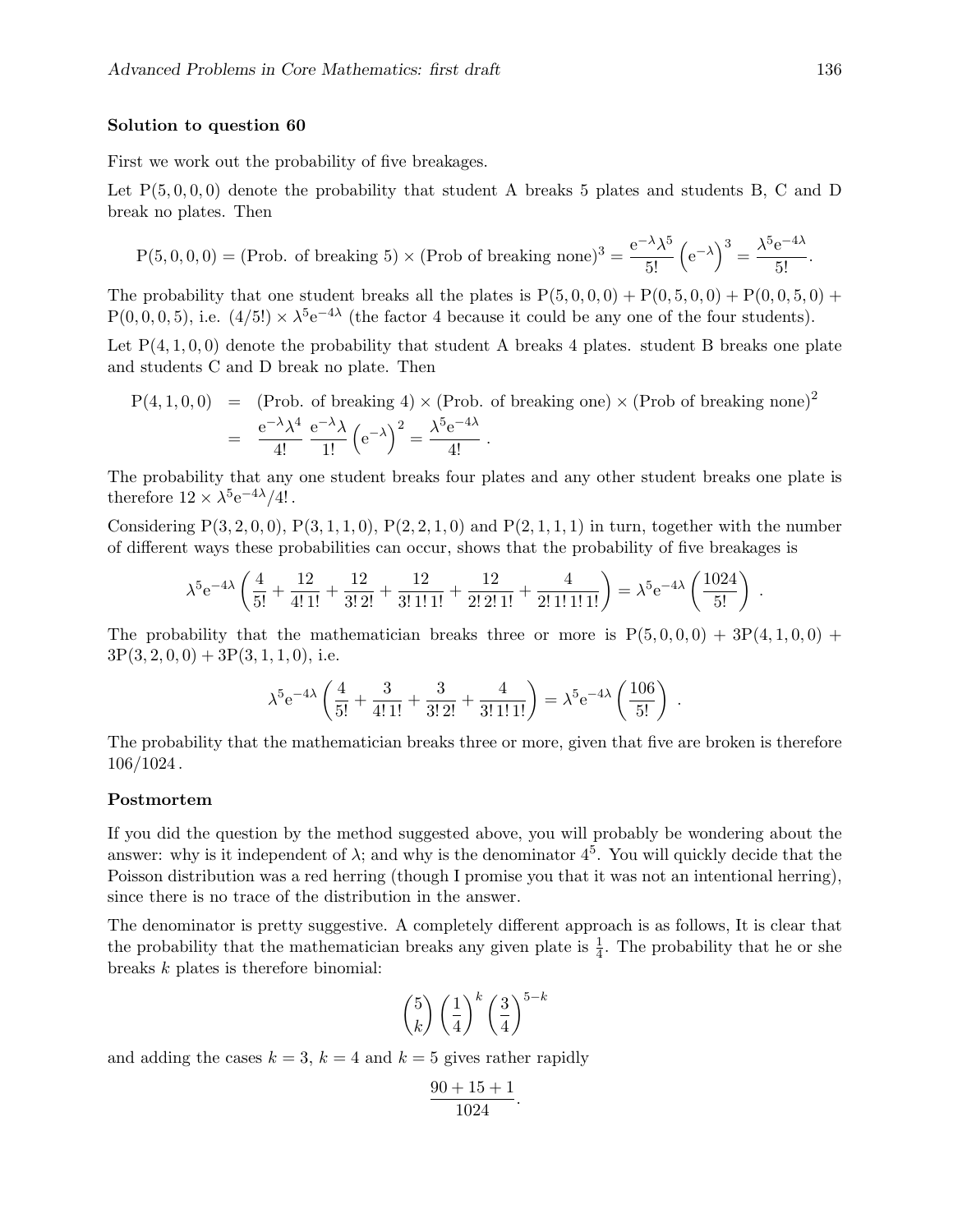**Solution to question 60**

First we work out the probability of five breakages.

Let $\mathrm{P}(5,0,0,0)$ denote the probability that student A breaks 5 plates and students B, C and D break no plates. Then

$$\mathrm{P}(5,0,0,0) = (\text{Prob. of breaking 5}) \times (\text{Prob of breaking none})^3 = \frac{\mathrm{e}^{-\lambda}\lambda^5}{5!}\left(\mathrm{e}^{-\lambda}\right)^3 = \frac{\lambda^5\mathrm{e}^{-4\lambda}}{5!}.$$

The probability that one student breaks all the plates is $\mathrm{P}(5,0,0,0)+\mathrm{P}(0,5,0,0)+\mathrm{P}(0,0,5,0)+\mathrm{P}(0,0,0,5)$, i.e. $(4/5!)\times\lambda^5\mathrm{e}^{-4\lambda}$ (the factor 4 because it could be any one of the four students).

Let $\mathrm{P}(4,1,0,0)$ denote the probability that student A breaks 4 plates. student B breaks one plate and students C and D break no plate. Then

$$\begin{aligned}
\mathrm{P}(4,1,0,0) &= (\text{Prob. of breaking 4}) \times (\text{Prob. of breaking one}) \times (\text{Prob of breaking none})^2 \\
&= \frac{\mathrm{e}^{-\lambda}\lambda^4}{4!}\,\frac{\mathrm{e}^{-\lambda}\lambda}{1!}\left(\mathrm{e}^{-\lambda}\right)^2 = \frac{\lambda^5\mathrm{e}^{-4\lambda}}{4!}\,.
\end{aligned}$$

The probability that any one student breaks four plates and any other student breaks one plate is therefore $12\times\lambda^5\mathrm{e}^{-4\lambda}/4!$.

Considering $\mathrm{P}(3,2,0,0)$, $\mathrm{P}(3,1,1,0)$, $\mathrm{P}(2,2,1,0)$ and $\mathrm{P}(2,1,1,1)$ in turn, together with the number of different ways these probabilities can occur, shows that the probability of five breakages is

$$\lambda^5\mathrm{e}^{-4\lambda}\left(\frac{4}{5!}+\frac{12}{4!\,1!}+\frac{12}{3!\,2!}+\frac{12}{3!\,1!\,1!}+\frac{12}{2!\,2!\,1!}+\frac{4}{2!\,1!\,1!\,1!}\right) = \lambda^5\mathrm{e}^{-4\lambda}\left(\frac{1024}{5!}\right)\,.$$

The probability that the mathematician breaks three or more is $\mathrm{P}(5,0,0,0)+3\mathrm{P}(4,1,0,0)+3\mathrm{P}(3,2,0,0)+3\mathrm{P}(3,1,1,0)$, i.e.

$$\lambda^5\mathrm{e}^{-4\lambda}\left(\frac{4}{5!}+\frac{3}{4!\,1!}+\frac{3}{3!\,2!}+\frac{4}{3!\,1!\,1!}\right) = \lambda^5\mathrm{e}^{-4\lambda}\left(\frac{106}{5!}\right)\,.$$

The probability that the mathematician breaks three or more, given that five are broken is therefore $106/1024$.

**Postmortem**

If you did the question by the method suggested above, you will probably be wondering about the answer: why is it independent of $\lambda$; and why is the denominator $4^5$. You will quickly decide that the Poisson distribution was a red herring (though I promise you that it was not an intentional herring), since there is no trace of the distribution in the answer.

The denominator is pretty suggestive. A completely different approach is as follows, It is clear that the probability that the mathematician breaks any given plate is $\frac{1}{4}$. The probability that he or she breaks $k$ plates is therefore binomial:

$$\binom{5}{k}\left(\frac{1}{4}\right)^k\left(\frac{3}{4}\right)^{5-k}$$

and adding the cases $k=3$, $k=4$ and $k=5$ gives rather rapidly

$$\frac{90+15+1}{1024}.$$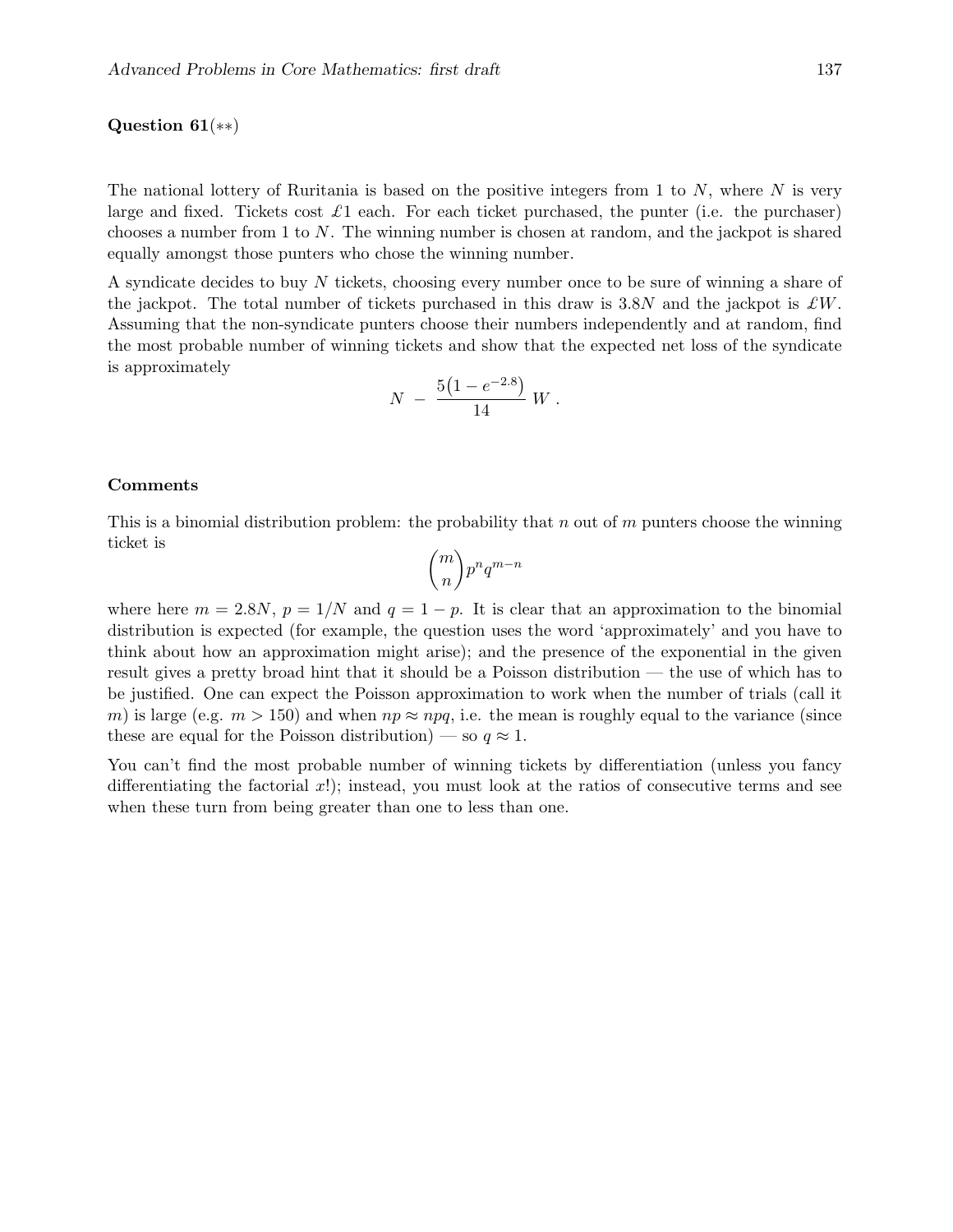**Question 61**($**$)

The national lottery of Ruritania is based on the positive integers from 1 to $N$, where $N$ is very large and fixed. Tickets cost £1 each. For each ticket purchased, the punter (i.e. the purchaser) chooses a number from 1 to $N$. The winning number is chosen at random, and the jackpot is shared equally amongst those punters who chose the winning number.

A syndicate decides to buy $N$ tickets, choosing every number once to be sure of winning a share of the jackpot. The total number of tickets purchased in this draw is $3.8N$ and the jackpot is £$W$. Assuming that the non-syndicate punters choose their numbers independently and at random, find the most probable number of winning tickets and show that the expected net loss of the syndicate is approximately

$$N \;-\; \frac{5\big(1-e^{-2.8}\big)}{14}\,W\,.$$

**Comments**

This is a binomial distribution problem: the probability that $n$ out of $m$ punters choose the winning ticket is

$$\binom{m}{n}p^n q^{m-n}$$

where here $m = 2.8N$, $p = 1/N$ and $q = 1 - p$. It is clear that an approximation to the binomial distribution is expected (for example, the question uses the word 'approximately' and you have to think about how an approximation might arise); and the presence of the exponential in the given result gives a pretty broad hint that it should be a Poisson distribution — the use of which has to be justified. One can expect the Poisson approximation to work when the number of trials (call it $m$) is large (e.g. $m > 150$) and when $np \approx npq$, i.e. the mean is roughly equal to the variance (since these are equal for the Poisson distribution) — so $q \approx 1$.

You can't find the most probable number of winning tickets by differentiation (unless you fancy differentiating the factorial $x!$); instead, you must look at the ratios of consecutive terms and see when these turn from being greater than one to less than one.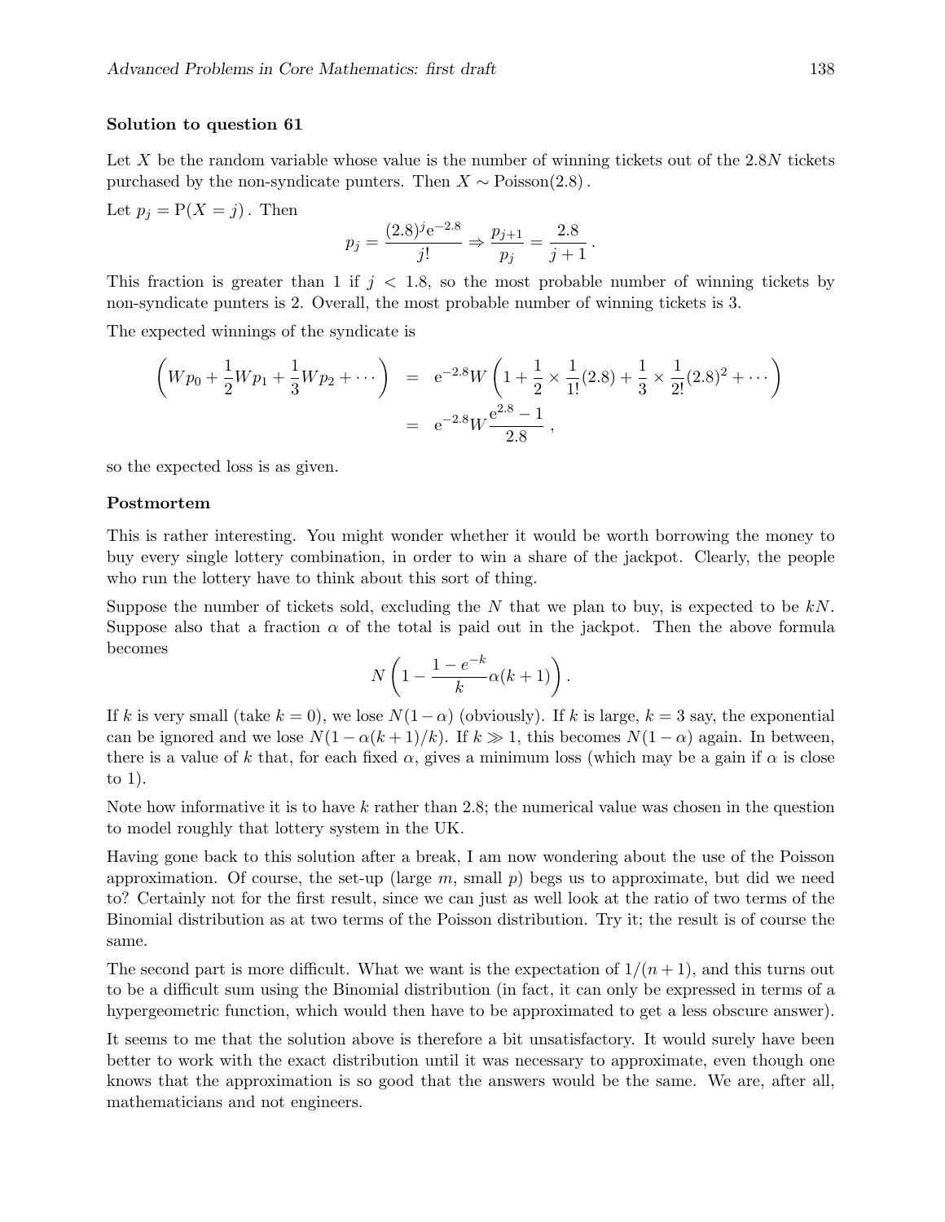**Solution to question 61**

Let $X$ be the random variable whose value is the number of winning tickets out of the $2.8N$ tickets purchased by the non-syndicate punters. Then $X \sim \text{Poisson}(2.8)$.

Let $p_j = \text{P}(X = j)$. Then

$$p_j = \frac{(2.8)^j \text{e}^{-2.8}}{j!} \Rightarrow \frac{p_{j+1}}{p_j} = \frac{2.8}{j+1}\,.$$

This fraction is greater than 1 if $j < 1.8$, so the most probable number of winning tickets by non-syndicate punters is 2. Overall, the most probable number of winning tickets is 3.

The expected winnings of the syndicate is

$$\begin{aligned}
\left(Wp_0 + \frac{1}{2}Wp_1 + \frac{1}{3}Wp_2 + \cdots\right) &= \text{e}^{-2.8}W\left(1 + \frac{1}{2} \times \frac{1}{1!}(2.8) + \frac{1}{3} \times \frac{1}{2!}(2.8)^2 + \cdots\right) \\
&= \text{e}^{-2.8}W\frac{\text{e}^{2.8} - 1}{2.8}\,,
\end{aligned}$$

so the expected loss is as given.

**Postmortem**

This is rather interesting. You might wonder whether it would be worth borrowing the money to buy every single lottery combination, in order to win a share of the jackpot. Clearly, the people who run the lottery have to think about this sort of thing.

Suppose the number of tickets sold, excluding the $N$ that we plan to buy, is expected to be $kN$. Suppose also that a fraction $\alpha$ of the total is paid out in the jackpot. Then the above formula becomes

$$N\left(1 - \frac{1 - e^{-k}}{k}\alpha(k+1)\right).$$

If $k$ is very small (take $k = 0$), we lose $N(1-\alpha)$ (obviously). If $k$ is large, $k = 3$ say, the exponential can be ignored and we lose $N(1 - \alpha(k+1)/k)$. If $k \gg 1$, this becomes $N(1-\alpha)$ again. In between, there is a value of $k$ that, for each fixed $\alpha$, gives a minimum loss (which may be a gain if $\alpha$ is close to 1).

Note how informative it is to have $k$ rather than 2.8; the numerical value was chosen in the question to model roughly that lottery system in the UK.

Having gone back to this solution after a break, I am now wondering about the use of the Poisson approximation. Of course, the set-up (large $m$, small $p$) begs us to approximate, but did we need to? Certainly not for the first result, since we can just as well look at the ratio of two terms of the Binomial distribution as at two terms of the Poisson distribution. Try it; the result is of course the same.

The second part is more difficult. What we want is the expectation of $1/(n+1)$, and this turns out to be a difficult sum using the Binomial distribution (in fact, it can only be expressed in terms of a hypergeometric function, which would then have to be approximated to get a less obscure answer).

It seems to me that the solution above is therefore a bit unsatisfactory. It would surely have been better to work with the exact distribution until it was necessary to approximate, even though one knows that the approximation is so good that the answers would be the same. We are, after all, mathematicians and not engineers.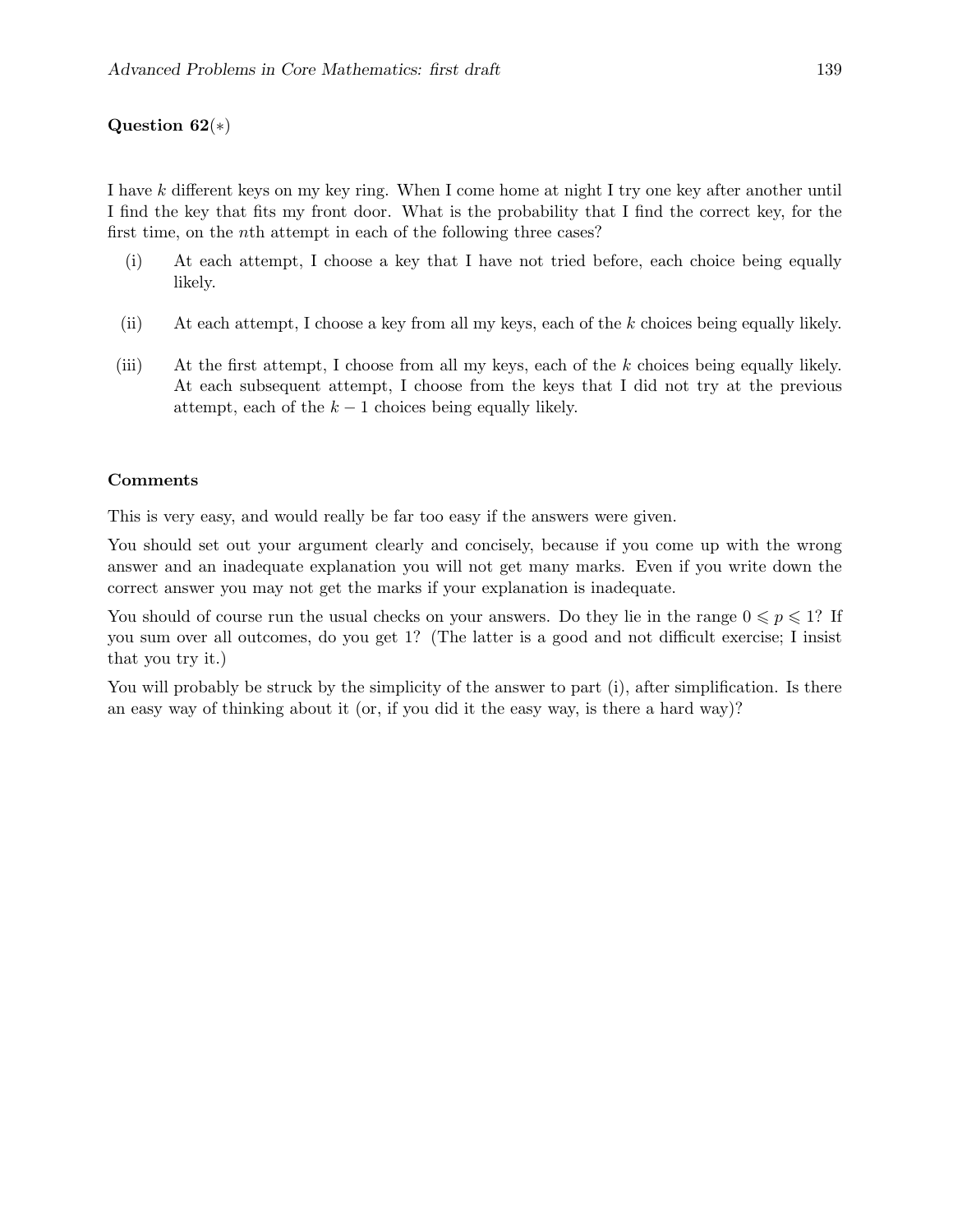**Question 62**($*$)

I have $k$ different keys on my key ring. When I come home at night I try one key after another until I find the key that fits my front door. What is the probability that I find the correct key, for the first time, on the $n$th attempt in each of the following three cases?

(i) At each attempt, I choose a key that I have not tried before, each choice being equally likely.

(ii) At each attempt, I choose a key from all my keys, each of the $k$ choices being equally likely.

(iii) At the first attempt, I choose from all my keys, each of the $k$ choices being equally likely. At each subsequent attempt, I choose from the keys that I did not try at the previous attempt, each of the $k-1$ choices being equally likely.

**Comments**

This is very easy, and would really be far too easy if the answers were given.

You should set out your argument clearly and concisely, because if you come up with the wrong answer and an inadequate explanation you will not get many marks. Even if you write down the correct answer you may not get the marks if your explanation is inadequate.

You should of course run the usual checks on your answers. Do they lie in the range $0 \leqslant p \leqslant 1$? If you sum over all outcomes, do you get 1? (The latter is a good and not difficult exercise; I insist that you try it.)

You will probably be struck by the simplicity of the answer to part (i), after simplification. Is there an easy way of thinking about it (or, if you did it the easy way, is there a hard way)?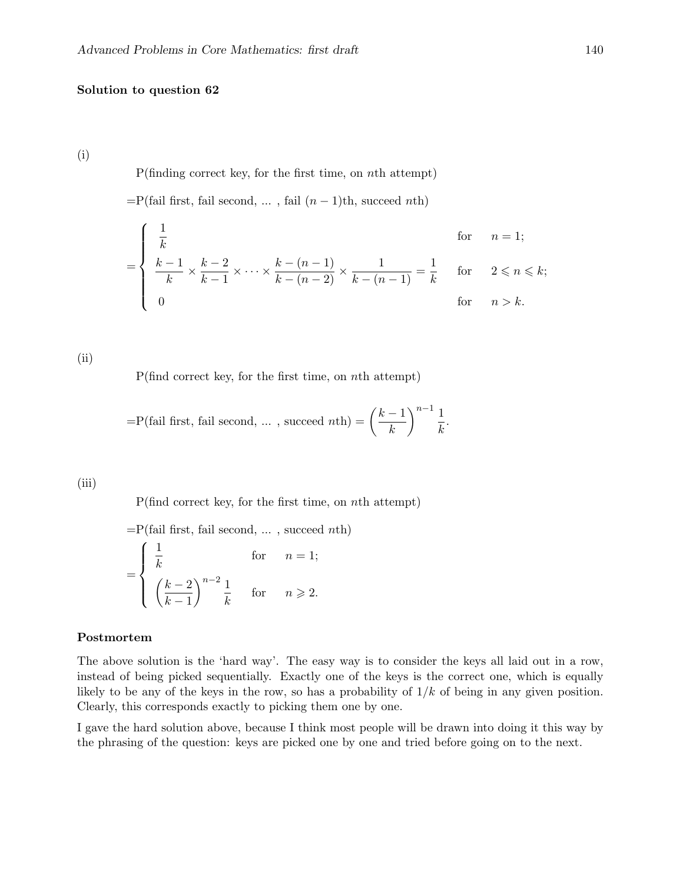**Solution to question 62**

(i)

$$\text{P(finding correct key, for the first time, on } n\text{th attempt)}$$

$$=\text{P(fail first, fail second, ... , fail } (n-1)\text{th, succeed } n\text{th)}$$

$$=\begin{cases} \dfrac{1}{k} & \text{for} \quad n=1; \\[2ex] \dfrac{k-1}{k} \times \dfrac{k-2}{k-1} \times \cdots \times \dfrac{k-(n-1)}{k-(n-2)} \times \dfrac{1}{k-(n-1)} = \dfrac{1}{k} & \text{for} \quad 2 \leqslant n \leqslant k; \\[2ex] 0 & \text{for} \quad n > k. \end{cases}$$

(ii)

$$\text{P(find correct key, for the first time, on } n\text{th attempt)}$$

$$=\text{P(fail first, fail second, ... , succeed } n\text{th)} = \left(\frac{k-1}{k}\right)^{n-1} \frac{1}{k}.$$

(iii)

$$\text{P(find correct key, for the first time, on } n\text{th attempt)}$$

$$=\text{P(fail first, fail second, ... , succeed } n\text{th)}$$

$$=\begin{cases} \dfrac{1}{k} & \text{for} \quad n=1; \\[2ex] \left(\dfrac{k-2}{k-1}\right)^{n-2} \dfrac{1}{k} & \text{for} \quad n \geqslant 2. \end{cases}$$

**Postmortem**

The above solution is the 'hard way'. The easy way is to consider the keys all laid out in a row, instead of being picked sequentially. Exactly one of the keys is the correct one, which is equally likely to be any of the keys in the row, so has a probability of $1/k$ of being in any given position. Clearly, this corresponds exactly to picking them one by one.

I gave the hard solution above, because I think most people will be drawn into doing it this way by the phrasing of the question: keys are picked one by one and tried before going on to the next.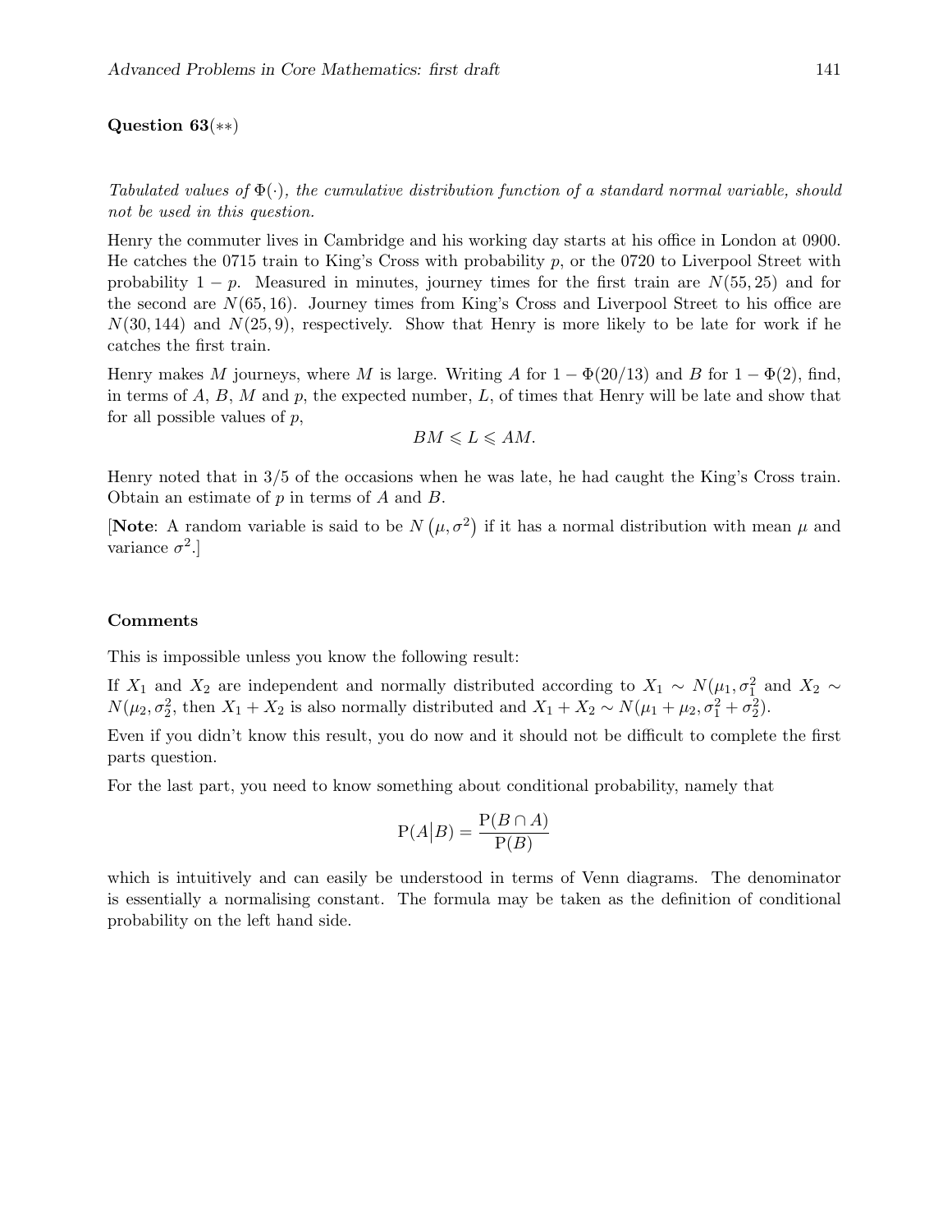**Question 63**(∗∗)

*Tabulated values of $\Phi(\cdot)$, the cumulative distribution function of a standard normal variable, should not be used in this question.*

Henry the commuter lives in Cambridge and his working day starts at his office in London at 0900. He catches the 0715 train to King's Cross with probability $p$, or the 0720 to Liverpool Street with probability $1 - p$. Measured in minutes, journey times for the first train are $N(55, 25)$ and for the second are $N(65, 16)$. Journey times from King's Cross and Liverpool Street to his office are $N(30, 144)$ and $N(25, 9)$, respectively. Show that Henry is more likely to be late for work if he catches the first train.

Henry makes $M$ journeys, where $M$ is large. Writing $A$ for $1 - \Phi(20/13)$ and $B$ for $1 - \Phi(2)$, find, in terms of $A$, $B$, $M$ and $p$, the expected number, $L$, of times that Henry will be late and show that for all possible values of $p$,

$$BM \leqslant L \leqslant AM.$$

Henry noted that in 3/5 of the occasions when he was late, he had caught the King's Cross train. Obtain an estimate of $p$ in terms of $A$ and $B$.

[**Note**: A random variable is said to be $N(\mu, \sigma^2)$ if it has a normal distribution with mean $\mu$ and variance $\sigma^2$.]

**Comments**

This is impossible unless you know the following result:

If $X_1$ and $X_2$ are independent and normally distributed according to $X_1 \sim N(\mu_1, \sigma_1^2$ and $X_2 \sim N(\mu_2, \sigma_2^2$, then $X_1 + X_2$ is also normally distributed and $X_1 + X_2 \sim N(\mu_1 + \mu_2, \sigma_1^2 + \sigma_2^2)$.

Even if you didn't know this result, you do now and it should not be difficult to complete the first parts question.

For the last part, you need to know something about conditional probability, namely that

$$\mathrm{P}(A \big| B) = \frac{\mathrm{P}(B \cap A)}{\mathrm{P}(B)}$$

which is intuitively and can easily be understood in terms of Venn diagrams. The denominator is essentially a normalising constant. The formula may be taken as the definition of conditional probability on the left hand side.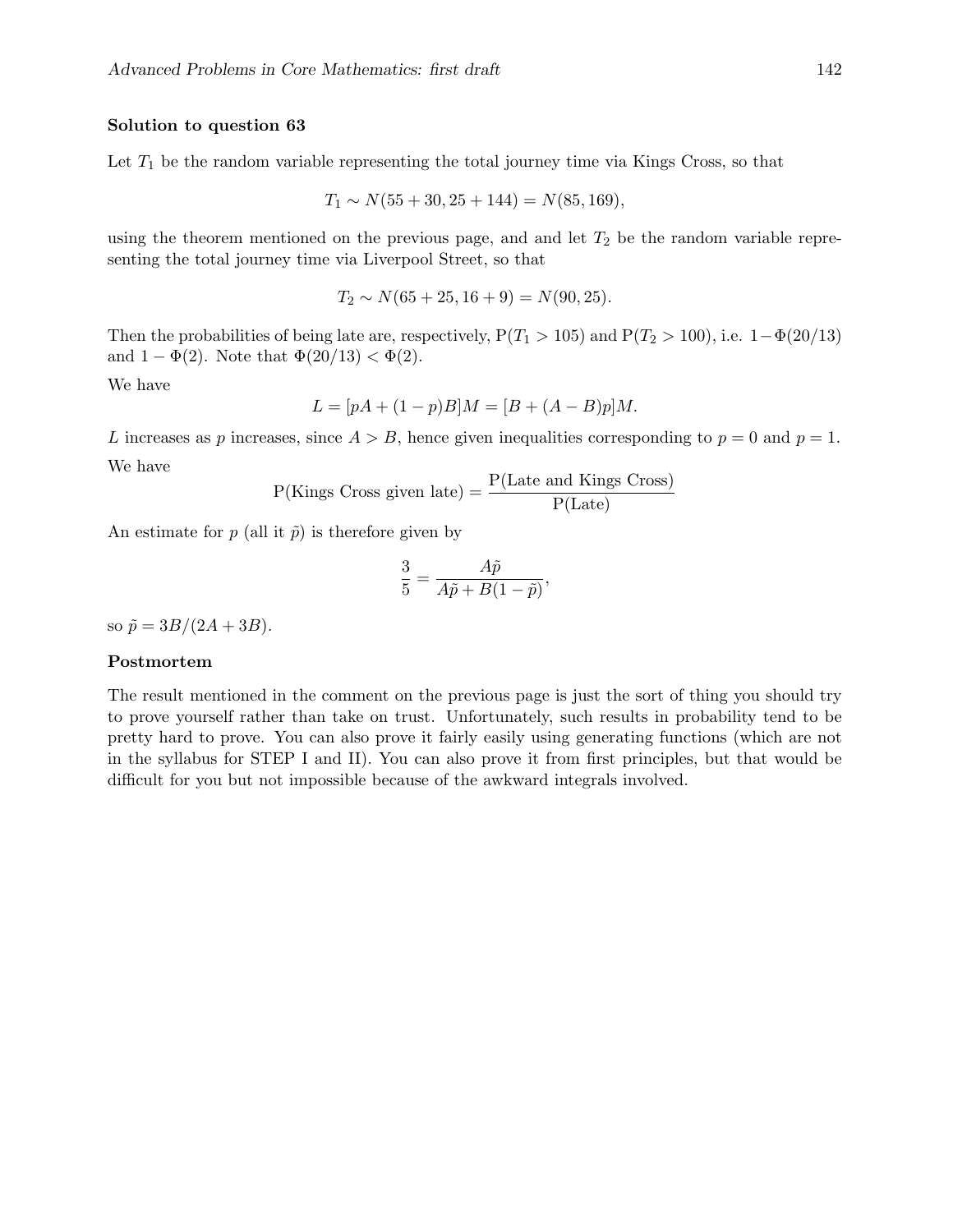**Solution to question 63**

Let $T_1$ be the random variable representing the total journey time via Kings Cross, so that

$$T_1 \sim N(55 + 30, 25 + 144) = N(85, 169),$$

using the theorem mentioned on the previous page, and and let $T_2$ be the random variable representing the total journey time via Liverpool Street, so that

$$T_2 \sim N(65 + 25, 16 + 9) = N(90, 25).$$

Then the probabilities of being late are, respectively, $\mathrm{P}(T_1 > 105)$ and $\mathrm{P}(T_2 > 100)$, i.e. $1 - \Phi(20/13)$ and $1 - \Phi(2)$. Note that $\Phi(20/13) < \Phi(2)$.

We have

$$L = [pA + (1-p)B]M = [B + (A-B)p]M.$$

$L$ increases as $p$ increases, since $A > B$, hence given inequalities corresponding to $p = 0$ and $p = 1$.

We have

$$\mathrm{P(Kings\ Cross\ given\ late)} = \frac{\mathrm{P(Late\ and\ Kings\ Cross)}}{\mathrm{P(Late)}}$$

An estimate for $p$ (all it $\tilde{p}$) is therefore given by

$$\frac{3}{5} = \frac{A\tilde{p}}{A\tilde{p} + B(1-\tilde{p})},$$

so $\tilde{p} = 3B/(2A + 3B)$.

**Postmortem**

The result mentioned in the comment on the previous page is just the sort of thing you should try to prove yourself rather than take on trust. Unfortunately, such results in probability tend to be pretty hard to prove. You can also prove it fairly easily using generating functions (which are not in the syllabus for STEP I and II). You can also prove it from first principles, but that would be difficult for you but not impossible because of the awkward integrals involved.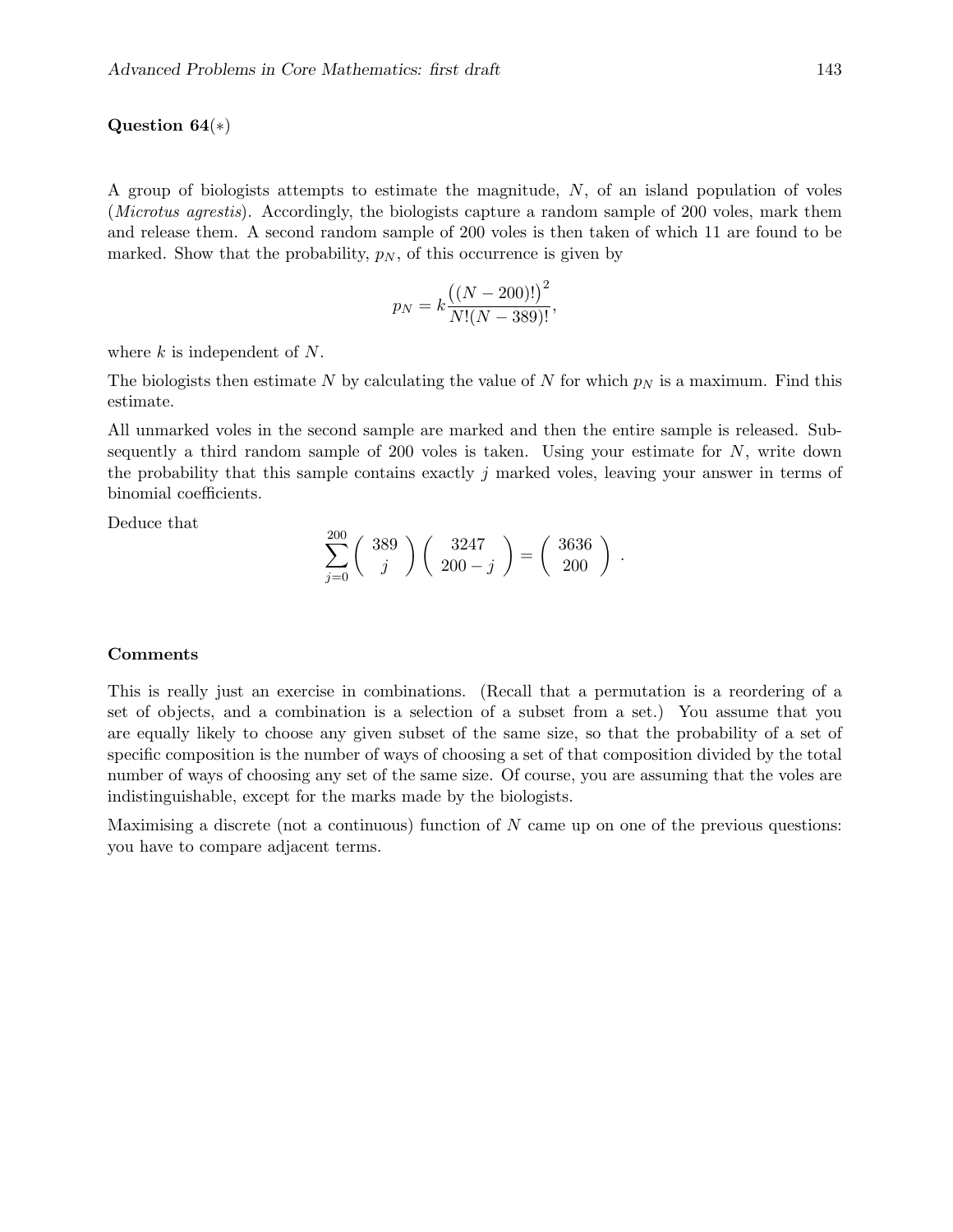**Question 64**(∗)

A group of biologists attempts to estimate the magnitude, $N$, of an island population of voles (*Microtus agrestis*). Accordingly, the biologists capture a random sample of 200 voles, mark them and release them. A second random sample of 200 voles is then taken of which 11 are found to be marked. Show that the probability, $p_N$, of this occurrence is given by

$$p_N = k\frac{\big((N-200)!\big)^2}{N!(N-389)!},$$

where $k$ is independent of $N$.

The biologists then estimate $N$ by calculating the value of $N$ for which $p_N$ is a maximum. Find this estimate.

All unmarked voles in the second sample are marked and then the entire sample is released. Subsequently a third random sample of 200 voles is taken. Using your estimate for $N$, write down the probability that this sample contains exactly $j$ marked voles, leaving your answer in terms of binomial coefficients.

Deduce that

$$\sum_{j=0}^{200} \binom{389}{j}\binom{3247}{200-j} = \binom{3636}{200}.$$

**Comments**

This is really just an exercise in combinations. (Recall that a permutation is a reordering of a set of objects, and a combination is a selection of a subset from a set.) You assume that you are equally likely to choose any given subset of the same size, so that the probability of a set of specific composition is the number of ways of choosing a set of that composition divided by the total number of ways of choosing any set of the same size. Of course, you are assuming that the voles are indistinguishable, except for the marks made by the biologists.

Maximising a discrete (not a continuous) function of $N$ came up on one of the previous questions: you have to compare adjacent terms.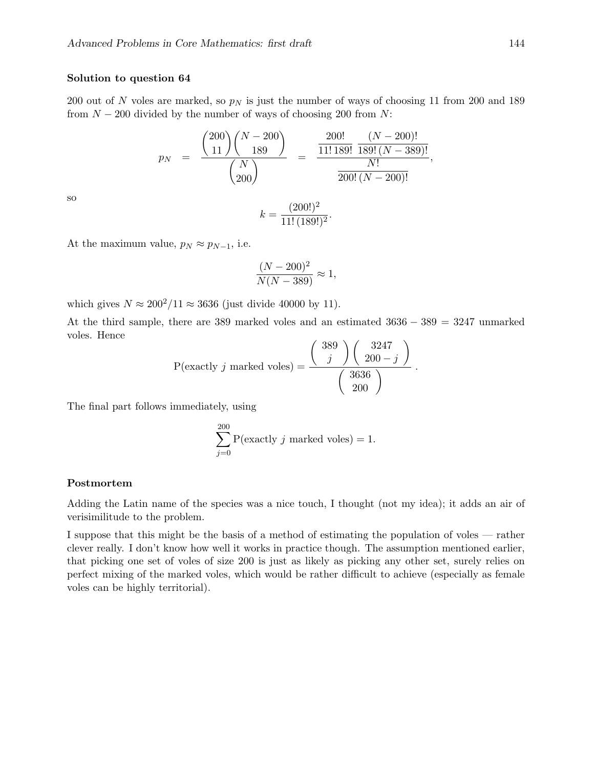**Solution to question 64**

200 out of $N$ voles are marked, so $p_N$ is just the number of ways of choosing 11 from 200 and 189 from $N-200$ divided by the number of ways of choosing 200 from $N$:

$$p_N = \frac{\dbinom{200}{11}\dbinom{N-200}{189}}{\dbinom{N}{200}} = \frac{\dfrac{200!}{11!\,189!}\,\dfrac{(N-200)!}{189!\,(N-389)!}}{\dfrac{N!}{200!\,(N-200)!}},$$

so

$$k = \frac{(200!)^2}{11!\,(189!)^2}.$$

At the maximum value, $p_N \approx p_{N-1}$, i.e.

$$\frac{(N-200)^2}{N(N-389)} \approx 1,$$

which gives $N \approx 200^2/11 \approx 3636$ (just divide 40000 by 11).

At the third sample, there are 389 marked voles and an estimated $3636 - 389 = 3247$ unmarked voles. Hence

$$\text{P(exactly } j \text{ marked voles)} = \frac{\left(\begin{array}{c} 389 \\ j \end{array}\right)\left(\begin{array}{c} 3247 \\ 200-j \end{array}\right)}{\left(\begin{array}{c} 3636 \\ 200 \end{array}\right)}.$$

The final part follows immediately, using

$$\sum_{j=0}^{200} \text{P(exactly } j \text{ marked voles)} = 1.$$

**Postmortem**

Adding the Latin name of the species was a nice touch, I thought (not my idea); it adds an air of verisimilitude to the problem.

I suppose that this might be the basis of a method of estimating the population of voles — rather clever really. I don't know how well it works in practice though. The assumption mentioned earlier, that picking one set of voles of size 200 is just as likely as picking any other set, surely relies on perfect mixing of the marked voles, which would be rather difficult to achieve (especially as female voles can be highly territorial).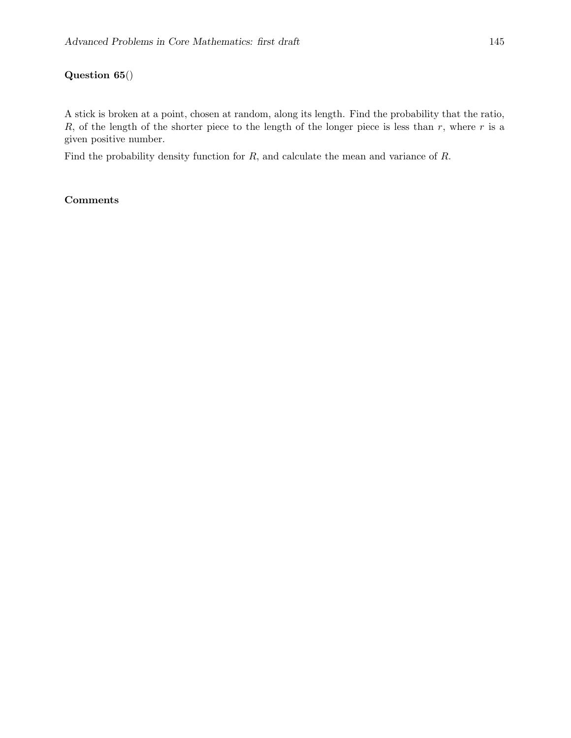## Question 65()

A stick is broken at a point, chosen at random, along its length. Find the probability that the ratio, $R$, of the length of the shorter piece to the length of the longer piece is less than $r$, where $r$ is a given positive number.

Find the probability density function for $R$, and calculate the mean and variance of $R$.

### Comments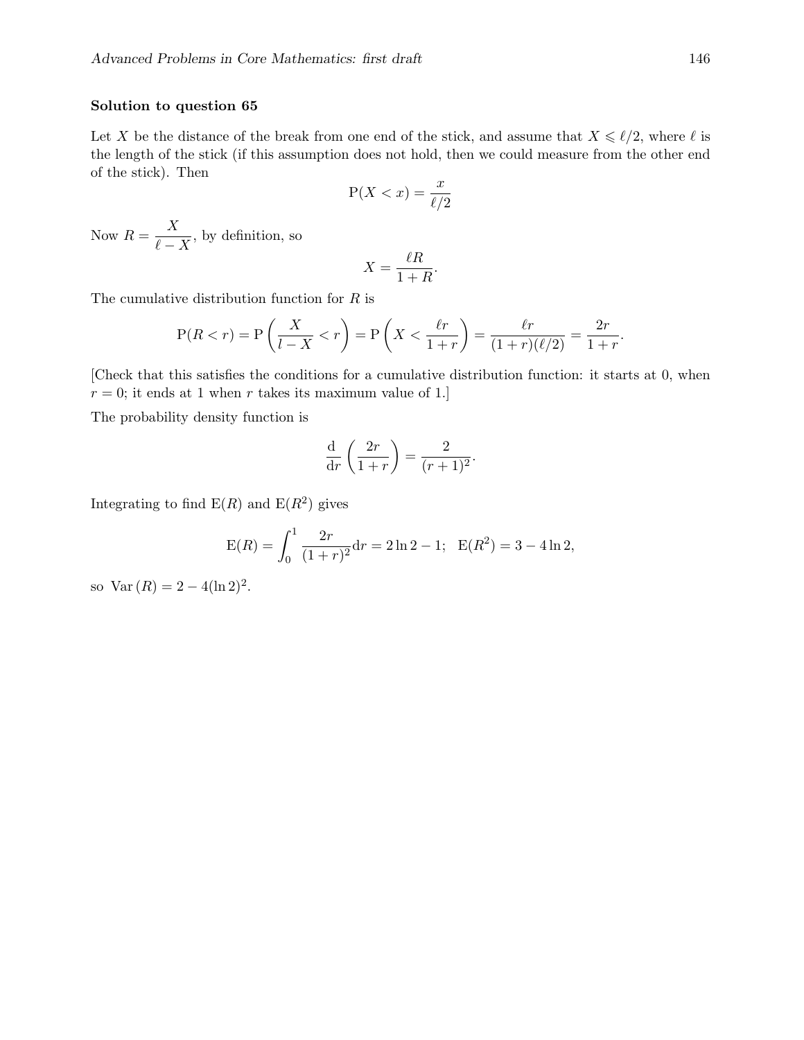**Solution to question 65**

Let $X$ be the distance of the break from one end of the stick, and assume that $X \leqslant \ell/2$, where $\ell$ is the length of the stick (if this assumption does not hold, then we could measure from the other end of the stick). Then

$$\mathrm{P}(X < x) = \frac{x}{\ell/2}$$

Now $R = \dfrac{X}{\ell - X}$, by definition, so

$$X = \frac{\ell R}{1+R}.$$

The cumulative distribution function for $R$ is

$$\mathrm{P}(R < r) = \mathrm{P}\left(\frac{X}{l - X} < r\right) = \mathrm{P}\left(X < \frac{\ell r}{1+r}\right) = \frac{\ell r}{(1+r)(\ell/2)} = \frac{2r}{1+r}.$$

[Check that this satisfies the conditions for a cumulative distribution function: it starts at 0, when $r = 0$; it ends at 1 when $r$ takes its maximum value of 1.]

The probability density function is

$$\frac{\mathrm{d}}{\mathrm{d}r}\left(\frac{2r}{1+r}\right) = \frac{2}{(r+1)^2}.$$

Integrating to find $\mathrm{E}(R)$ and $\mathrm{E}(R^2)$ gives

$$\mathrm{E}(R) = \int_0^1 \frac{2r}{(1+r)^2}\mathrm{d}r = 2\ln 2 - 1; \quad \mathrm{E}(R^2) = 3 - 4\ln 2,$$

so $\mathrm{Var}\,(R) = 2 - 4(\ln 2)^2$.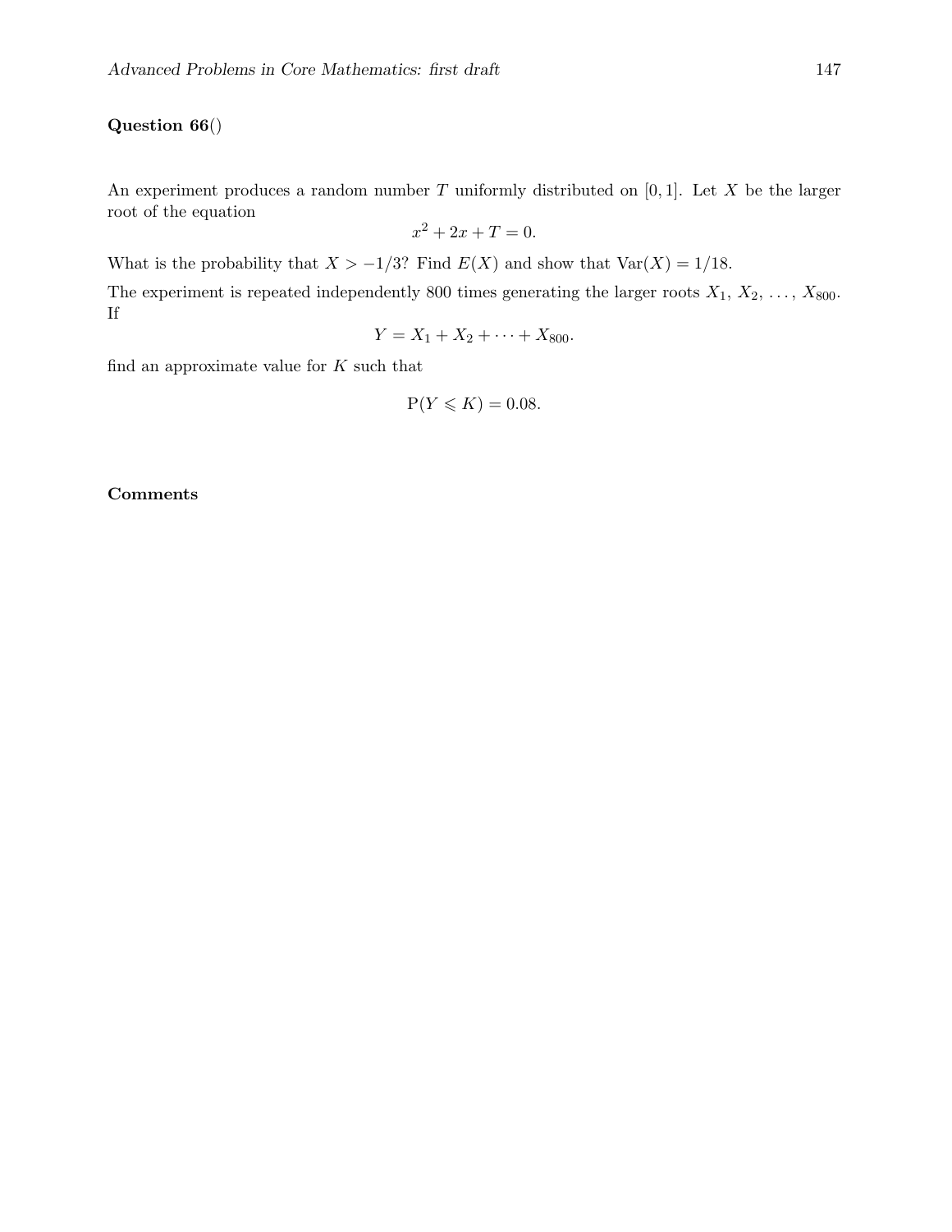**Question 66()**

An experiment produces a random number $T$ uniformly distributed on $[0, 1]$. Let $X$ be the larger root of the equation

$$x^2 + 2x + T = 0.$$

What is the probability that $X > -1/3$? Find $E(X)$ and show that $\text{Var}(X) = 1/18$.

The experiment is repeated independently 800 times generating the larger roots $X_1$, $X_2$, $\dots$, $X_{800}$. If

$$Y = X_1 + X_2 + \cdots + X_{800}.$$

find an approximate value for $K$ such that

$$\text{P}(Y \leqslant K) = 0.08.$$

**Comments**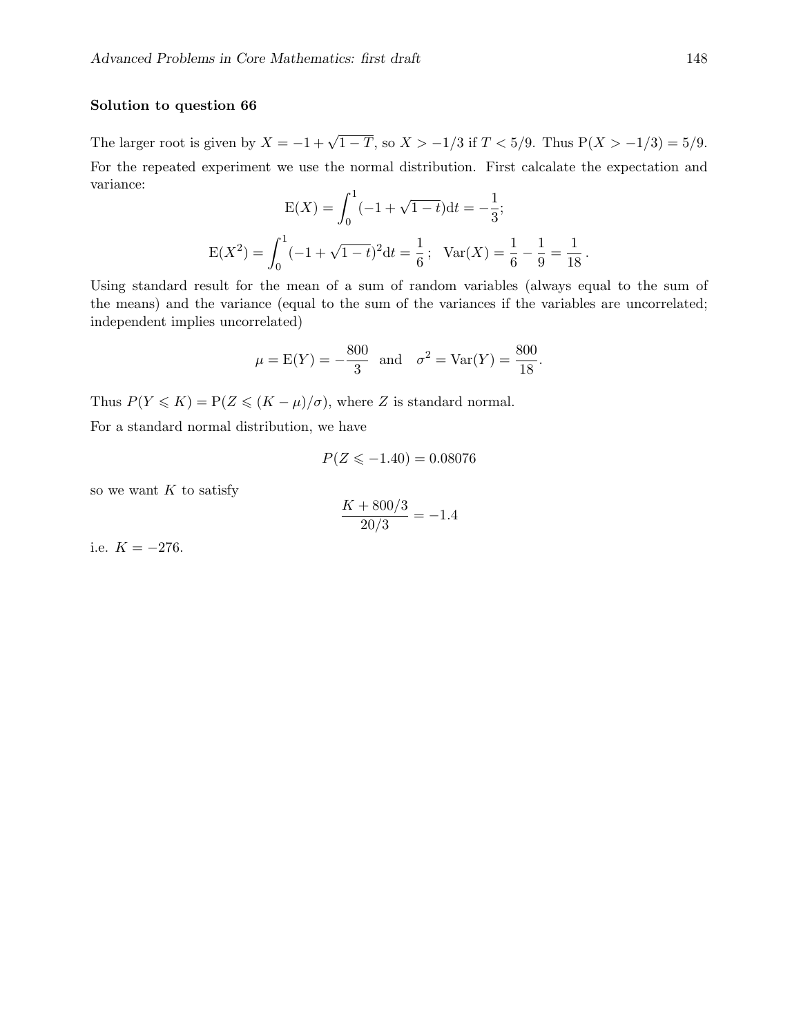**Solution to question 66**

The larger root is given by $X = -1 + \sqrt{1-T}$, so $X > -1/3$ if $T < 5/9$. Thus $\mathrm{P}(X > -1/3) = 5/9$.

For the repeated experiment we use the normal distribution. First calcalate the expectation and variance:

$$\mathrm{E}(X) = \int_0^1 (-1 + \sqrt{1-t})\mathrm{d}t = -\frac{1}{3};$$

$$\mathrm{E}(X^2) = \int_0^1 (-1 + \sqrt{1-t})^2 \mathrm{d}t = \frac{1}{6}\,; \quad \mathrm{Var}(X) = \frac{1}{6} - \frac{1}{9} = \frac{1}{18}\,.$$

Using standard result for the mean of a sum of random variables (always equal to the sum of the means) and the variance (equal to the sum of the variances if the variables are uncorrelated; independent implies uncorrelated)

$$\mu = \mathrm{E}(Y) = -\frac{800}{3} \quad \text{and} \quad \sigma^2 = \mathrm{Var}(Y) = \frac{800}{18}.$$

Thus $P(Y \leqslant K) = \mathrm{P}(Z \leqslant (K - \mu)/\sigma)$, where $Z$ is standard normal.

For a standard normal distribution, we have

$$P(Z \leqslant -1.40) = 0.08076$$

so we want $K$ to satisfy

$$\frac{K + 800/3}{20/3} = -1.4$$

i.e. $K = -276$.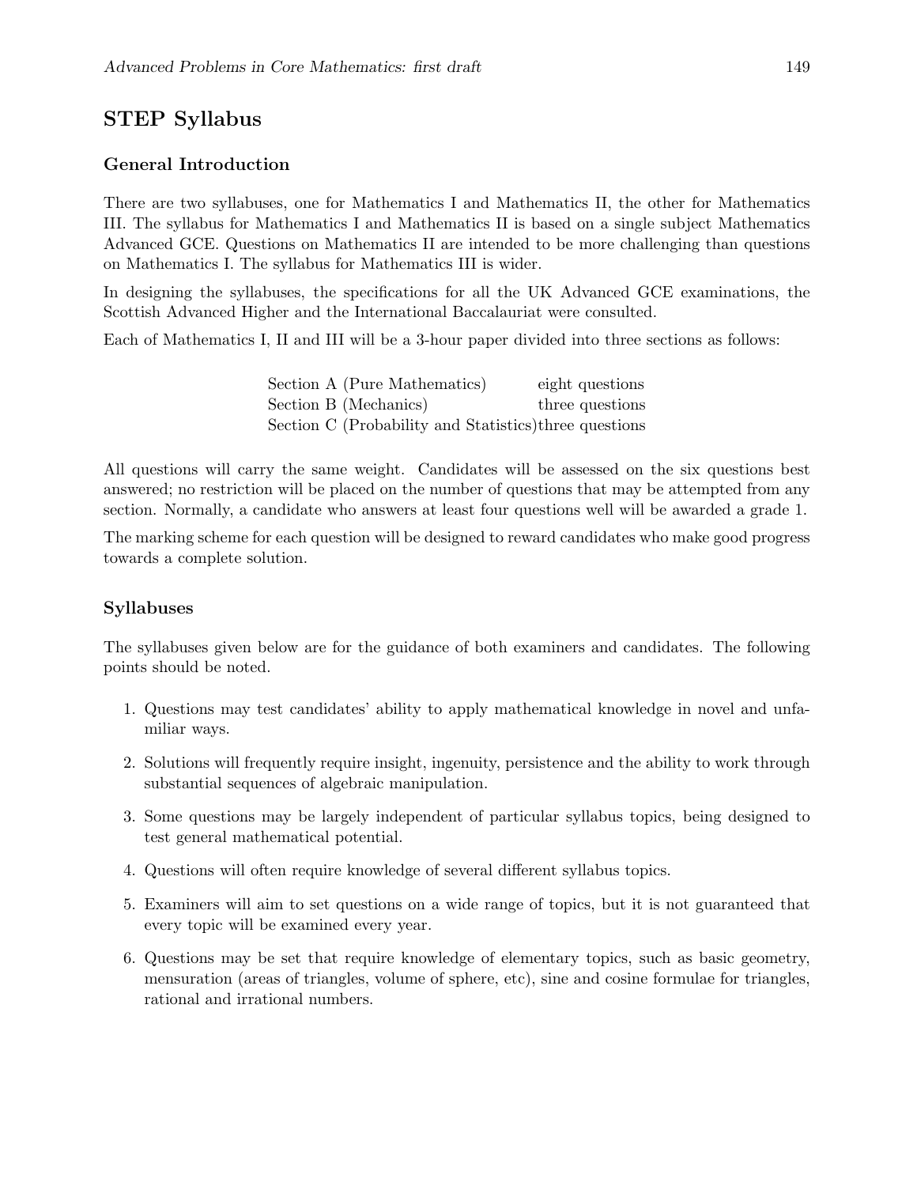## STEP Syllabus

### General Introduction

There are two syllabuses, one for Mathematics I and Mathematics II, the other for Mathematics III. The syllabus for Mathematics I and Mathematics II is based on a single subject Mathematics Advanced GCE. Questions on Mathematics II are intended to be more challenging than questions on Mathematics I. The syllabus for Mathematics III is wider.

In designing the syllabuses, the specifications for all the UK Advanced GCE examinations, the Scottish Advanced Higher and the International Baccalauriat were consulted.

Each of Mathematics I, II and III will be a 3-hour paper divided into three sections as follows:

| | |
|---|---|
| Section A (Pure Mathematics) | eight questions |
| Section B (Mechanics) | three questions |
| Section C (Probability and Statistics) | three questions |

All questions will carry the same weight. Candidates will be assessed on the six questions best answered; no restriction will be placed on the number of questions that may be attempted from any section. Normally, a candidate who answers at least four questions well will be awarded a grade 1.

The marking scheme for each question will be designed to reward candidates who make good progress towards a complete solution.

### Syllabuses

The syllabuses given below are for the guidance of both examiners and candidates. The following points should be noted.

1. Questions may test candidates' ability to apply mathematical knowledge in novel and unfamiliar ways.
2. Solutions will frequently require insight, ingenuity, persistence and the ability to work through substantial sequences of algebraic manipulation.
3. Some questions may be largely independent of particular syllabus topics, being designed to test general mathematical potential.
4. Questions will often require knowledge of several different syllabus topics.
5. Examiners will aim to set questions on a wide range of topics, but it is not guaranteed that every topic will be examined every year.
6. Questions may be set that require knowledge of elementary topics, such as basic geometry, mensuration (areas of triangles, volume of sphere, etc), sine and cosine formulae for triangles, rational and irrational numbers.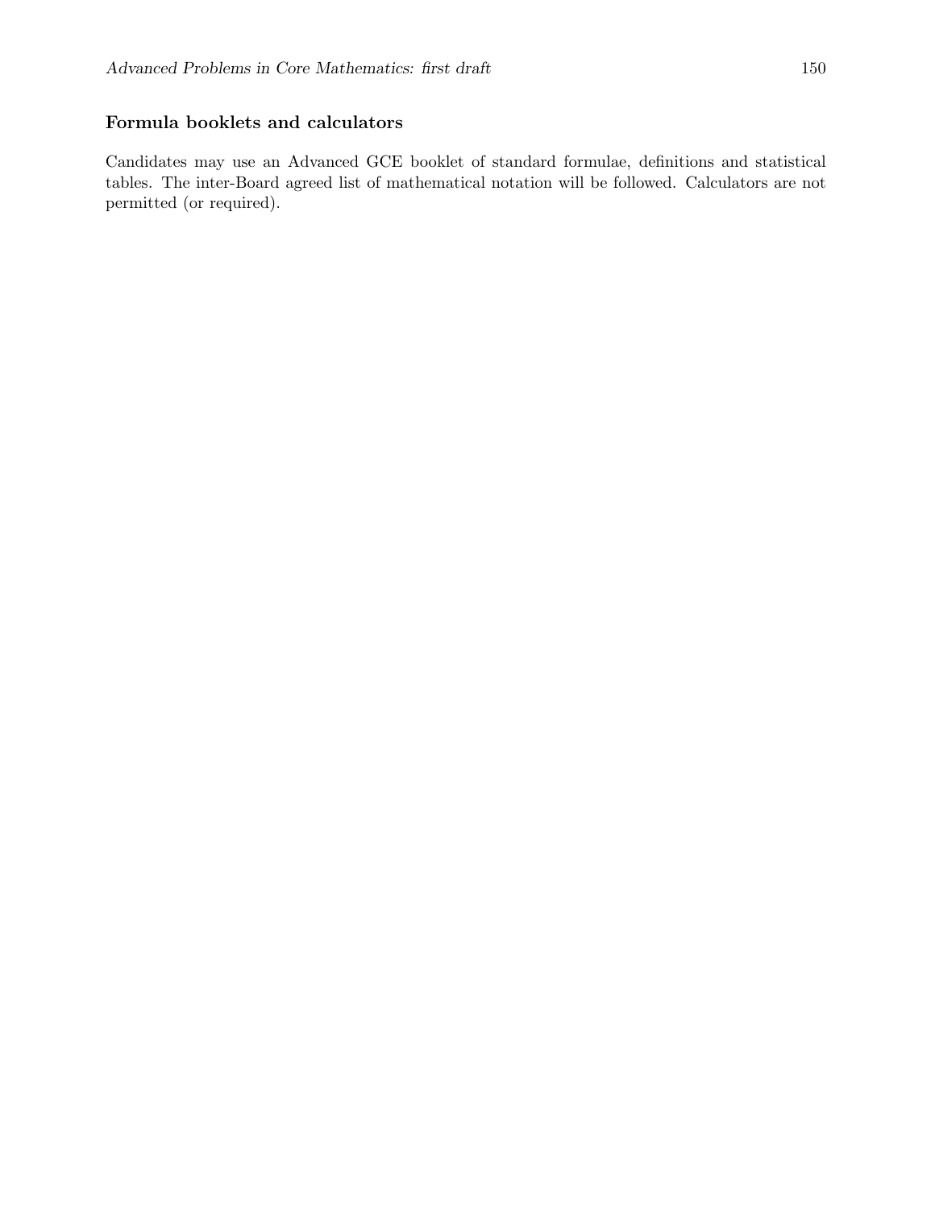### Formula booklets and calculators

Candidates may use an Advanced GCE booklet of standard formulae, definitions and statistical tables. The inter-Board agreed list of mathematical notation will be followed. Calculators are not permitted (or required).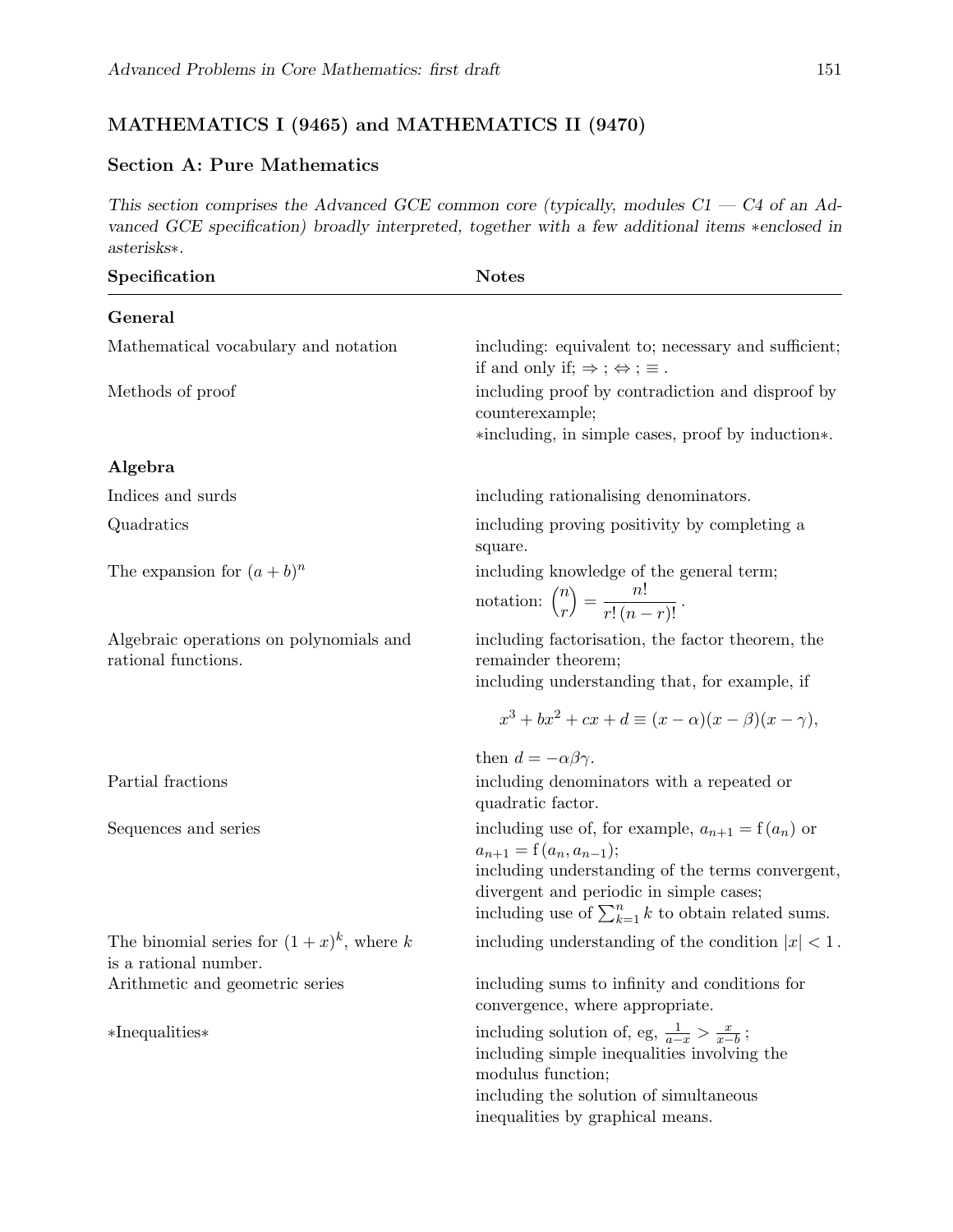## MATHEMATICS I (9465) and MATHEMATICS II (9470)

### Section A: Pure Mathematics

*This section comprises the Advanced GCE common core (typically, modules C1 — C4 of an Advanced GCE specification) broadly interpreted, together with a few additional items ∗enclosed in asterisks∗.*

| Specification | Notes |
|---|---|
| **General** | |
| Mathematical vocabulary and notation | including: equivalent to; necessary and sufficient; if and only if; $\Rightarrow$ ; $\Leftrightarrow$ ; $\equiv$ . |
| Methods of proof | including proof by contradiction and disproof by counterexample; ∗including, in simple cases, proof by induction∗. |
| **Algebra** | |
| Indices and surds | including rationalising denominators. |
| Quadratics | including proving positivity by completing a square. |
| The expansion for $(a+b)^n$ | including knowledge of the general term; notation: $\dbinom{n}{r} = \dfrac{n!}{r!\,(n-r)!}$ . |
| Algebraic operations on polynomials and rational functions. | including factorisation, the factor theorem, the remainder theorem; including understanding that, for example, if $$x^3 + bx^2 + cx + d \equiv (x-\alpha)(x-\beta)(x-\gamma),$$ then $d = -\alpha\beta\gamma$. |
| Partial fractions | including denominators with a repeated or quadratic factor. |
| Sequences and series | including use of, for example, $a_{n+1} = \mathrm{f}(a_n)$ or $a_{n+1} = \mathrm{f}(a_n, a_{n-1})$; including understanding of the terms convergent, divergent and periodic in simple cases; including use of $\sum_{k=1}^{n} k$ to obtain related sums. |
| The binomial series for $(1+x)^k$, where $k$ is a rational number. | including understanding of the condition $\lvert x \rvert < 1$ . |
| Arithmetic and geometric series | including sums to infinity and conditions for convergence, where appropriate. |
| ∗Inequalities∗ | including solution of, eg, $\frac{1}{a-x} > \frac{x}{x-b}$ ; including simple inequalities involving the modulus function; including the solution of simultaneous inequalities by graphical means. |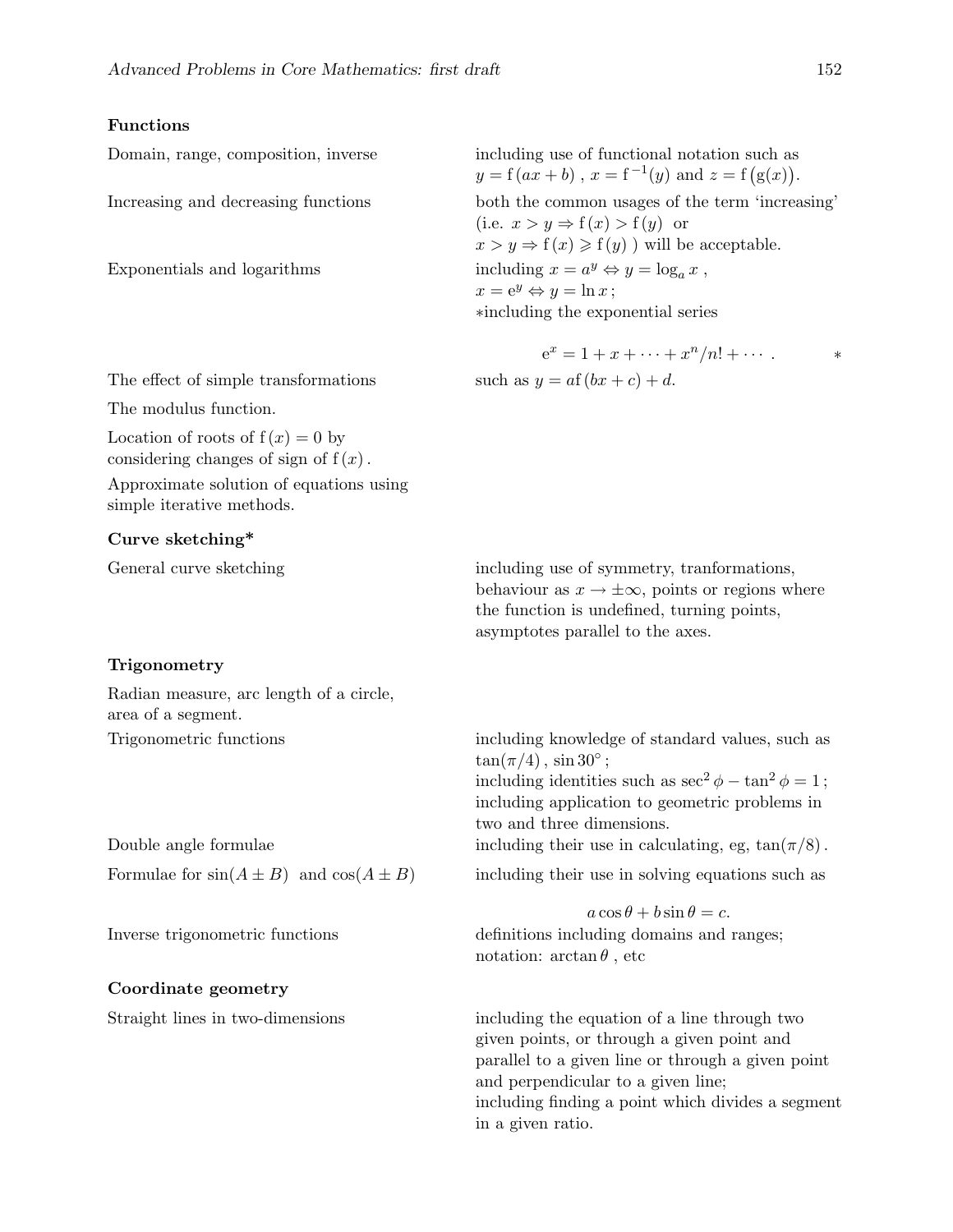**Functions**

| | |
|---|---|
| Domain, range, composition, inverse | including use of functional notation such as $y = \mathrm{f}(ax+b)$, $x = \mathrm{f}^{-1}(y)$ and $z = \mathrm{f}\big(\mathrm{g}(x)\big)$. |
| Increasing and decreasing functions | both the common usages of the term 'increasing' (i.e. $x > y \Rightarrow \mathrm{f}(x) > \mathrm{f}(y)$ or $x > y \Rightarrow \mathrm{f}(x) \geqslant \mathrm{f}(y)$ ) will be acceptable. |
| Exponentials and logarithms | including $x = a^y \Leftrightarrow y = \log_a x$, $x = \mathrm{e}^y \Leftrightarrow y = \ln x$; *including the exponential series $\mathrm{e}^x = 1 + x + \cdots + x^n/n! + \cdots$. * |
| The effect of simple transformations | such as $y = a\mathrm{f}(bx+c) + d$. |
| The modulus function. | |
| Location of roots of $\mathrm{f}(x) = 0$ by considering changes of sign of $\mathrm{f}(x)$. | |
| Approximate solution of equations using simple iterative methods. | |

**Curve sketching***

| | |
|---|---|
| General curve sketching | including use of symmetry, tranformations, behaviour as $x \to \pm\infty$, points or regions where the function is undefined, turning points, asymptotes parallel to the axes. |

**Trigonometry**

| | |
|---|---|
| Radian measure, arc length of a circle, area of a segment. | |
| Trigonometric functions | including knowledge of standard values, such as $\tan(\pi/4)$, $\sin 30^\circ$; including identities such as $\sec^2\phi - \tan^2\phi = 1$; including application to geometric problems in two and three dimensions. |
| Double angle formulae | including their use in calculating, eg, $\tan(\pi/8)$. |
| Formulae for $\sin(A \pm B)$ and $\cos(A \pm B)$ | including their use in solving equations such as $a\cos\theta + b\sin\theta = c.$ |
| Inverse trigonometric functions | definitions including domains and ranges; notation: $\arctan\theta$, etc |

**Coordinate geometry**

| | |
|---|---|
| Straight lines in two-dimensions | including the equation of a line through two given points, or through a given point and parallel to a given line or through a given point and perpendicular to a given line; including finding a point which divides a segment in a given ratio. |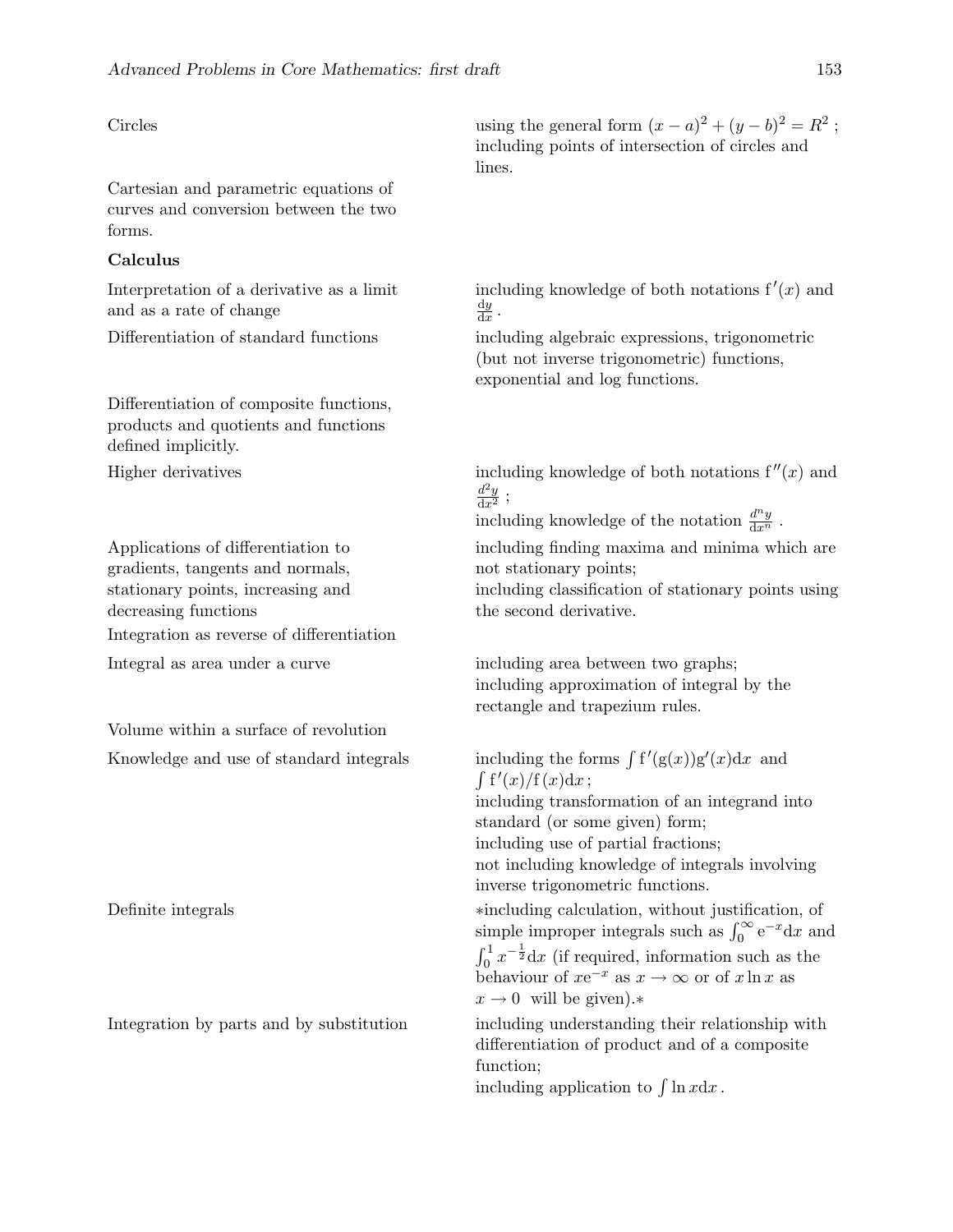| | |
|---|---|
| Circles | using the general form $(x-a)^2+(y-b)^2=R^2$ ; including points of intersection of circles and lines. |
| Cartesian and parametric equations of curves and conversion between the two forms. | |

**Calculus**

| | |
|---|---|
| Interpretation of a derivative as a limit and as a rate of change | including knowledge of both notations $\mathrm{f}'(x)$ and $\frac{\mathrm{d}y}{\mathrm{d}x}$ . |
| Differentiation of standard functions | including algebraic expressions, trigonometric (but not inverse trigonometric) functions, exponential and log functions. |
| Differentiation of composite functions, products and quotients and functions defined implicitly. | |
| Higher derivatives | including knowledge of both notations $\mathrm{f}''(x)$ and $\frac{d^2y}{\mathrm{d}x^2}$ ; including knowledge of the notation $\frac{d^ny}{\mathrm{d}x^n}$ . |
| Applications of differentiation to gradients, tangents and normals, stationary points, increasing and decreasing functions | including finding maxima and minima which are not stationary points; including classification of stationary points using the second derivative. |
| Integration as reverse of differentiation | |
| Integral as area under a curve | including area between two graphs; including approximation of integral by the rectangle and trapezium rules. |
| Volume within a surface of revolution | |
| Knowledge and use of standard integrals | including the forms $\int \mathrm{f}'(\mathrm{g}(x))\mathrm{g}'(x)\mathrm{d}x$ and $\int \mathrm{f}'(x)/\mathrm{f}(x)\mathrm{d}x$ ; including transformation of an integrand into standard (or some given) form; including use of partial fractions; not including knowledge of integrals involving inverse trigonometric functions. |
| Definite integrals | *including calculation, without justification, of simple improper integrals such as $\int_0^\infty \mathrm{e}^{-x}\mathrm{d}x$ and $\int_0^1 x^{-\frac{1}{2}}\mathrm{d}x$ (if required, information such as the behaviour of $x\mathrm{e}^{-x}$ as $x \to \infty$ or of $x \ln x$ as $x \to 0$ will be given).* |
| Integration by parts and by substitution | including understanding their relationship with differentiation of product and of a composite function; including application to $\int \ln x \mathrm{d}x$ . |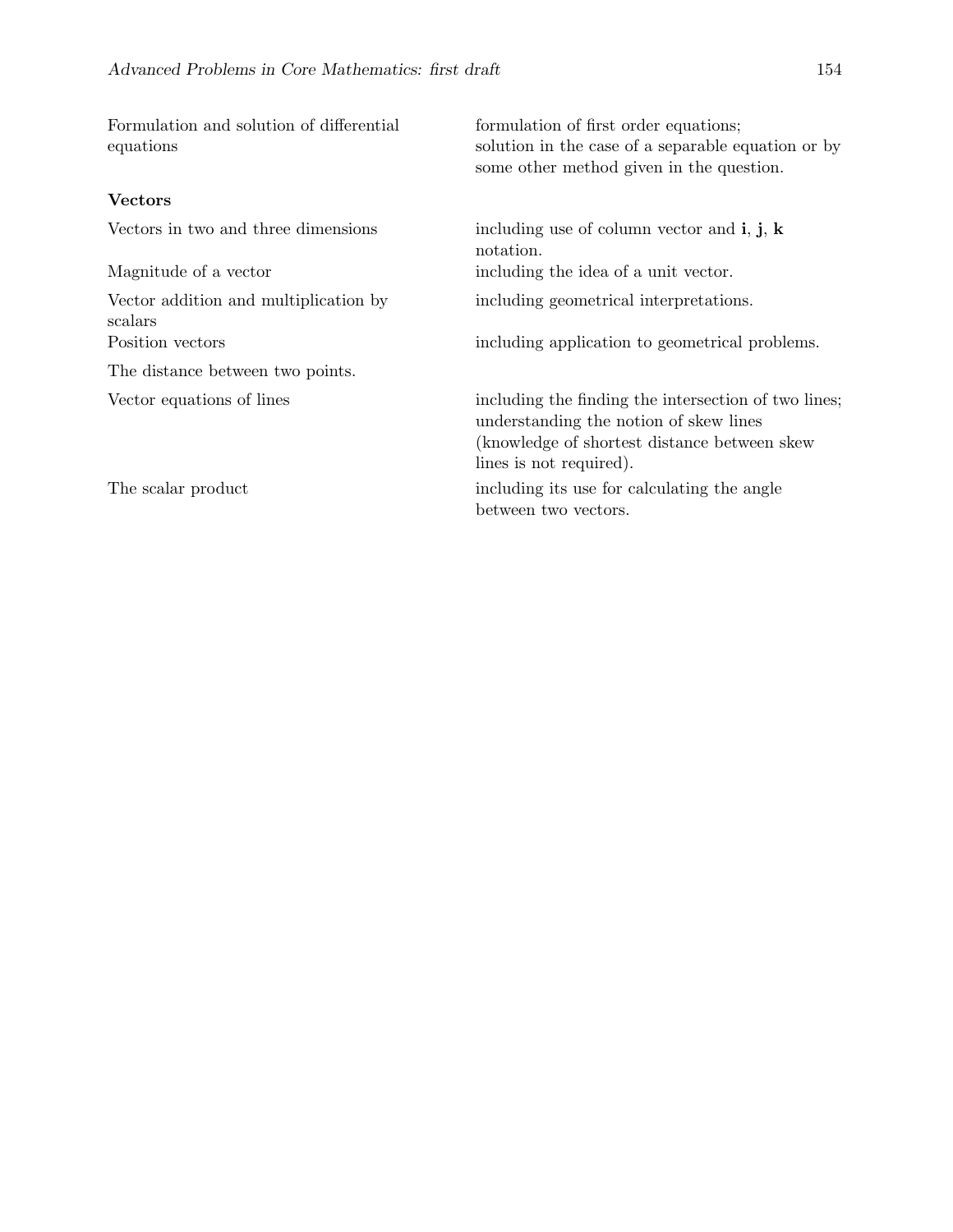| | |
|---|---|
| Formulation and solution of differential equations | formulation of first order equations; solution in the case of a separable equation or by some other method given in the question. |

**Vectors**

| | |
|---|---|
| Vectors in two and three dimensions | including use of column vector and **i**, **j**, **k** notation. |
| Magnitude of a vector | including the idea of a unit vector. |
| Vector addition and multiplication by scalars | including geometrical interpretations. |
| Position vectors | including application to geometrical problems. |
| The distance between two points. | |
| Vector equations of lines | including the finding the intersection of two lines; understanding the notion of skew lines (knowledge of shortest distance between skew lines is not required). |
| The scalar product | including its use for calculating the angle between two vectors. |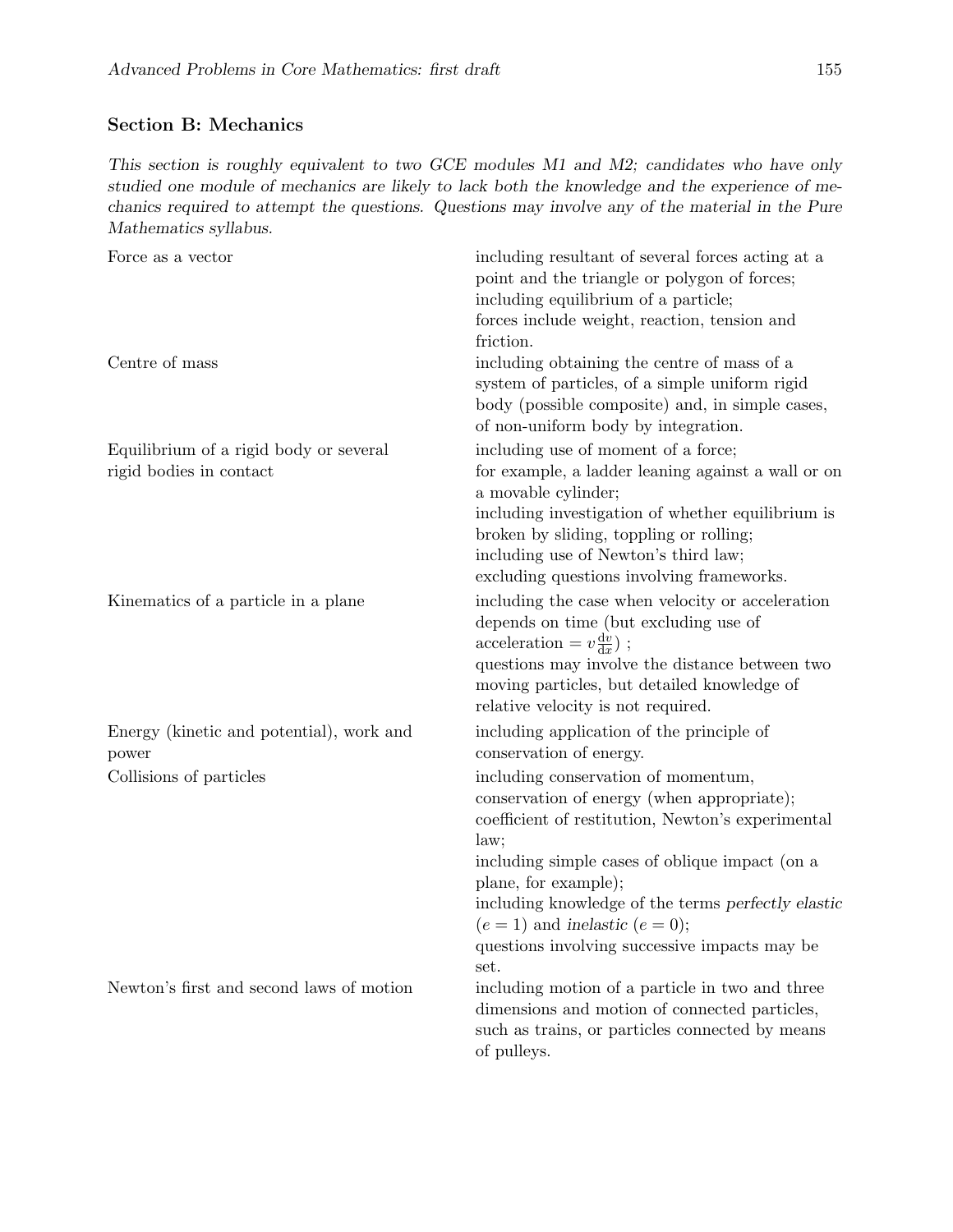### Section B: Mechanics

*This section is roughly equivalent to two GCE modules M1 and M2; candidates who have only studied one module of mechanics are likely to lack both the knowledge and the experience of mechanics required to attempt the questions. Questions may involve any of the material in the Pure Mathematics syllabus.*

| | |
|---|---|
| Force as a vector | including resultant of several forces acting at a point and the triangle or polygon of forces; including equilibrium of a particle; forces include weight, reaction, tension and friction. |
| Centre of mass | including obtaining the centre of mass of a system of particles, of a simple uniform rigid body (possible composite) and, in simple cases, of non-uniform body by integration. |
| Equilibrium of a rigid body or several rigid bodies in contact | including use of moment of a force; for example, a ladder leaning against a wall or on a movable cylinder; including investigation of whether equilibrium is broken by sliding, toppling or rolling; including use of Newton's third law; excluding questions involving frameworks. |
| Kinematics of a particle in a plane | including the case when velocity or acceleration depends on time (but excluding use of acceleration $= v\frac{\mathrm{d}v}{\mathrm{d}x}$) ; questions may involve the distance between two moving particles, but detailed knowledge of relative velocity is not required. |
| Energy (kinetic and potential), work and power | including application of the principle of conservation of energy. |
| Collisions of particles | including conservation of momentum, conservation of energy (when appropriate); coefficient of restitution, Newton's experimental law; including simple cases of oblique impact (on a plane, for example); including knowledge of the terms *perfectly elastic* ($e = 1$) and *inelastic* ($e = 0$); questions involving successive impacts may be set. |
| Newton's first and second laws of motion | including motion of a particle in two and three dimensions and motion of connected particles, such as trains, or particles connected by means of pulleys. |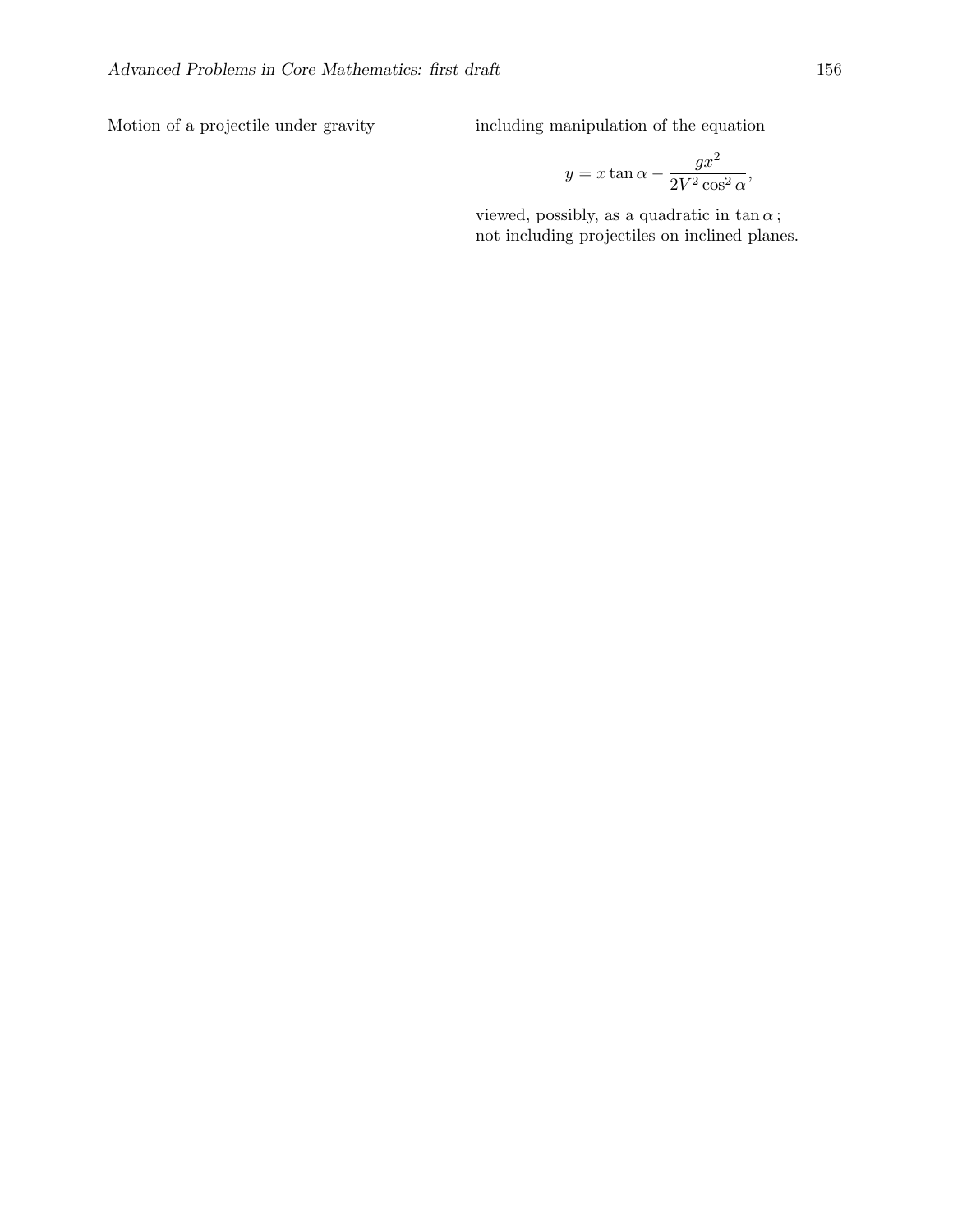| | |
|---|---|
| Motion of a projectile under gravity | including manipulation of the equation $$y = x\tan\alpha - \frac{gx^2}{2V^2\cos^2\alpha},$$ viewed, possibly, as a quadratic in $\tan\alpha$; not including projectiles on inclined planes. |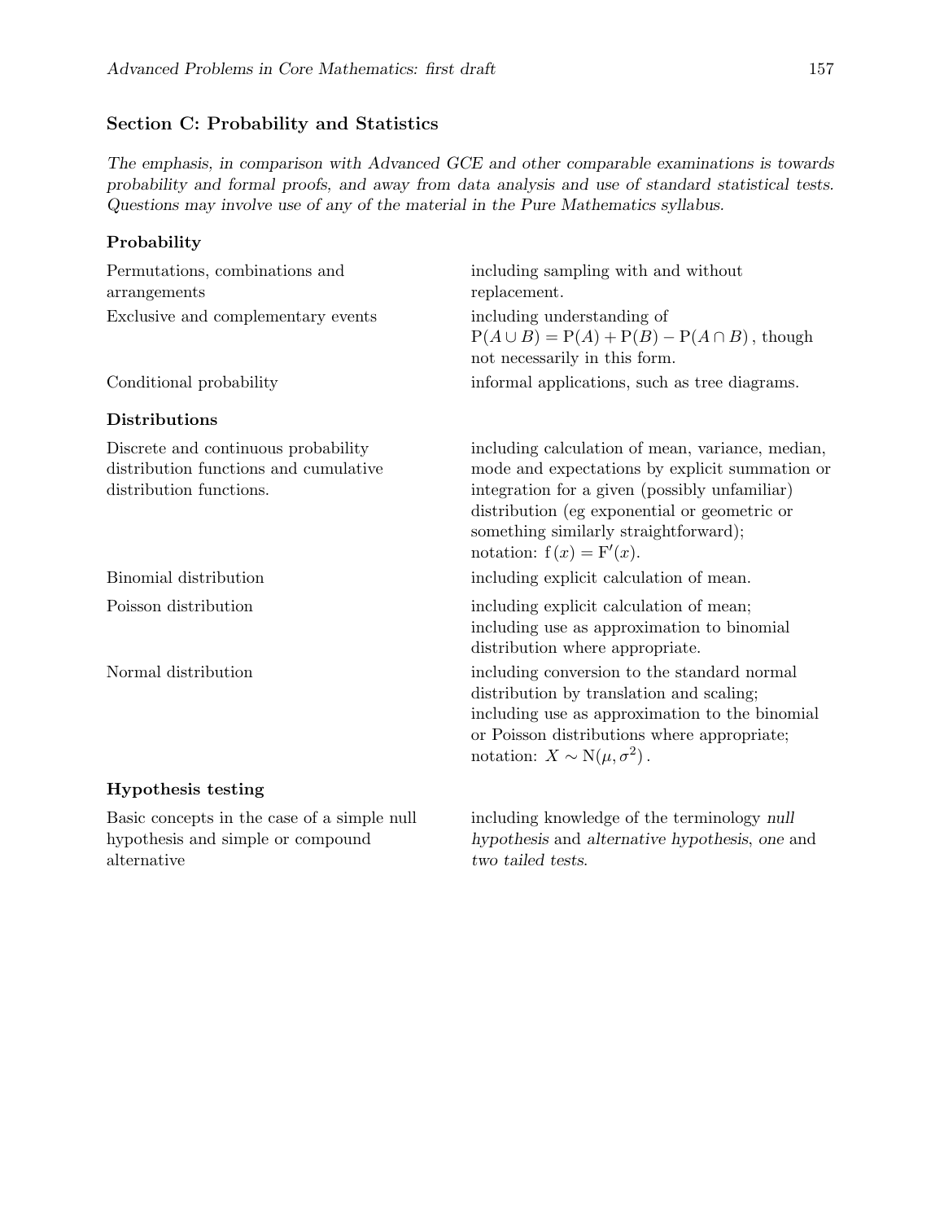## Section C: Probability and Statistics

*The emphasis, in comparison with Advanced GCE and other comparable examinations is towards probability and formal proofs, and away from data analysis and use of standard statistical tests. Questions may involve use of any of the material in the Pure Mathematics syllabus.*

### Probability

| | |
|---|---|
| Permutations, combinations and arrangements | including sampling with and without replacement. |
| Exclusive and complementary events | including understanding of $P(A \cup B) = P(A) + P(B) - P(A \cap B)$, though not necessarily in this form. |
| Conditional probability | informal applications, such as tree diagrams. |

### Distributions

| | |
|---|---|
| Discrete and continuous probability distribution functions and cumulative distribution functions. | including calculation of mean, variance, median, mode and expectations by explicit summation or integration for a given (possibly unfamiliar) distribution (eg exponential or geometric or something similarly straightforward); notation: $f(x) = F'(x)$. |
| Binomial distribution | including explicit calculation of mean. |
| Poisson distribution | including explicit calculation of mean; including use as approximation to binomial distribution where appropriate. |
| Normal distribution | including conversion to the standard normal distribution by translation and scaling; including use as approximation to the binomial or Poisson distributions where appropriate; notation: $X \sim N(\mu, \sigma^2)$. |

### Hypothesis testing

| | |
|---|---|
| Basic concepts in the case of a simple null hypothesis and simple or compound alternative | including knowledge of the terminology *null hypothesis* and *alternative hypothesis*, *one* and *two tailed tests*. |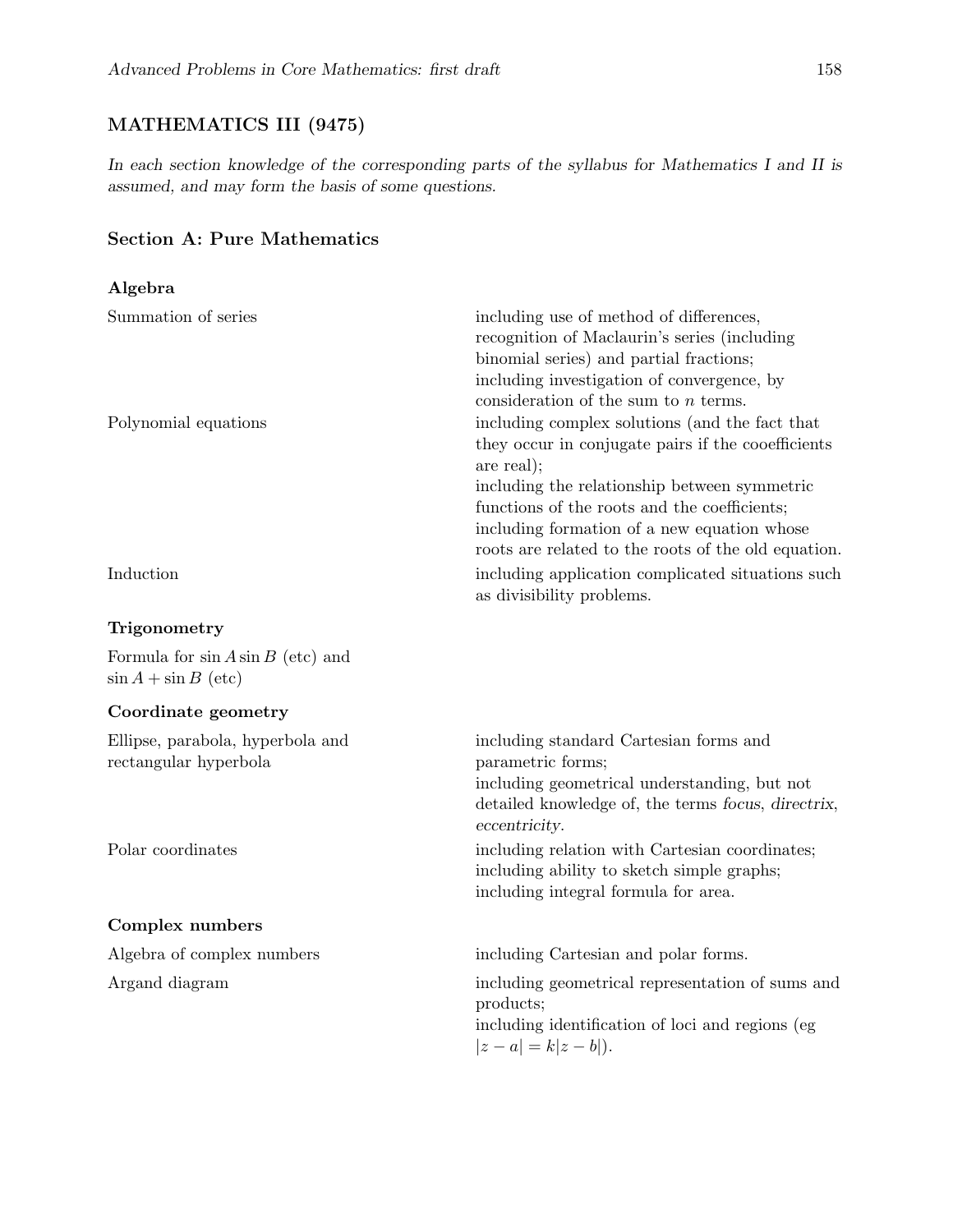## MATHEMATICS III (9475)

*In each section knowledge of the corresponding parts of the syllabus for Mathematics I and II is assumed, and may form the basis of some questions.*

### Section A: Pure Mathematics

#### Algebra

| | |
|---|---|
| Summation of series | including use of method of differences, recognition of Maclaurin's series (including binomial series) and partial fractions; including investigation of convergence, by consideration of the sum to $n$ terms. |
| Polynomial equations | including complex solutions (and the fact that they occur in conjugate pairs if the cooefficients are real); including the relationship between symmetric functions of the roots and the coefficients; including formation of a new equation whose roots are related to the roots of the old equation. |
| Induction | including application complicated situations such as divisibility problems. |

#### Trigonometry

Formula for $\sin A \sin B$ (etc) and $\sin A + \sin B$ (etc)

#### Coordinate geometry

| | |
|---|---|
| Ellipse, parabola, hyperbola and rectangular hyperbola | including standard Cartesian forms and parametric forms; including geometrical understanding, but not detailed knowledge of, the terms *focus*, *directrix*, *eccentricity*. |
| Polar coordinates | including relation with Cartesian coordinates; including ability to sketch simple graphs; including integral formula for area. |

#### Complex numbers

| | |
|---|---|
| Algebra of complex numbers | including Cartesian and polar forms. |
| Argand diagram | including geometrical representation of sums and products; including identification of loci and regions (eg $|z - a| = k|z - b|$). |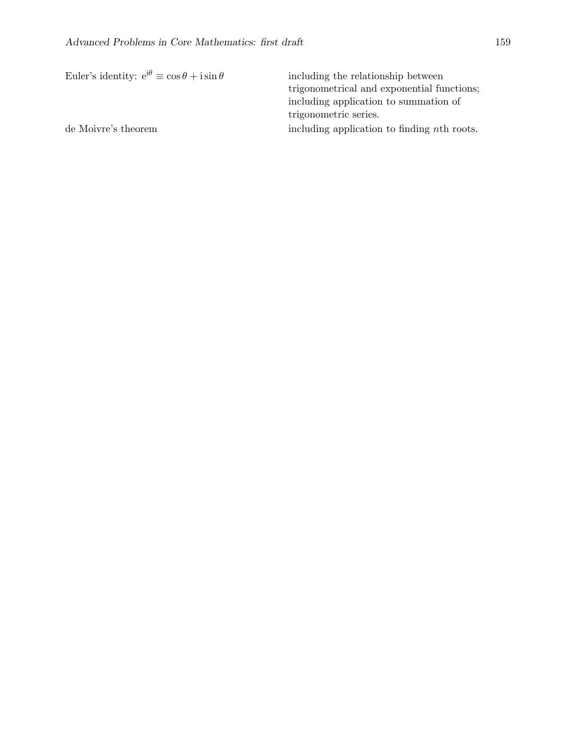| | |
|---|---|
| Euler's identity: $e^{i\theta} \equiv \cos\theta + i\sin\theta$ | including the relationship between trigonometrical and exponential functions; including application to summation of trigonometric series. |
| de Moivre's theorem | including application to finding $n$th roots. |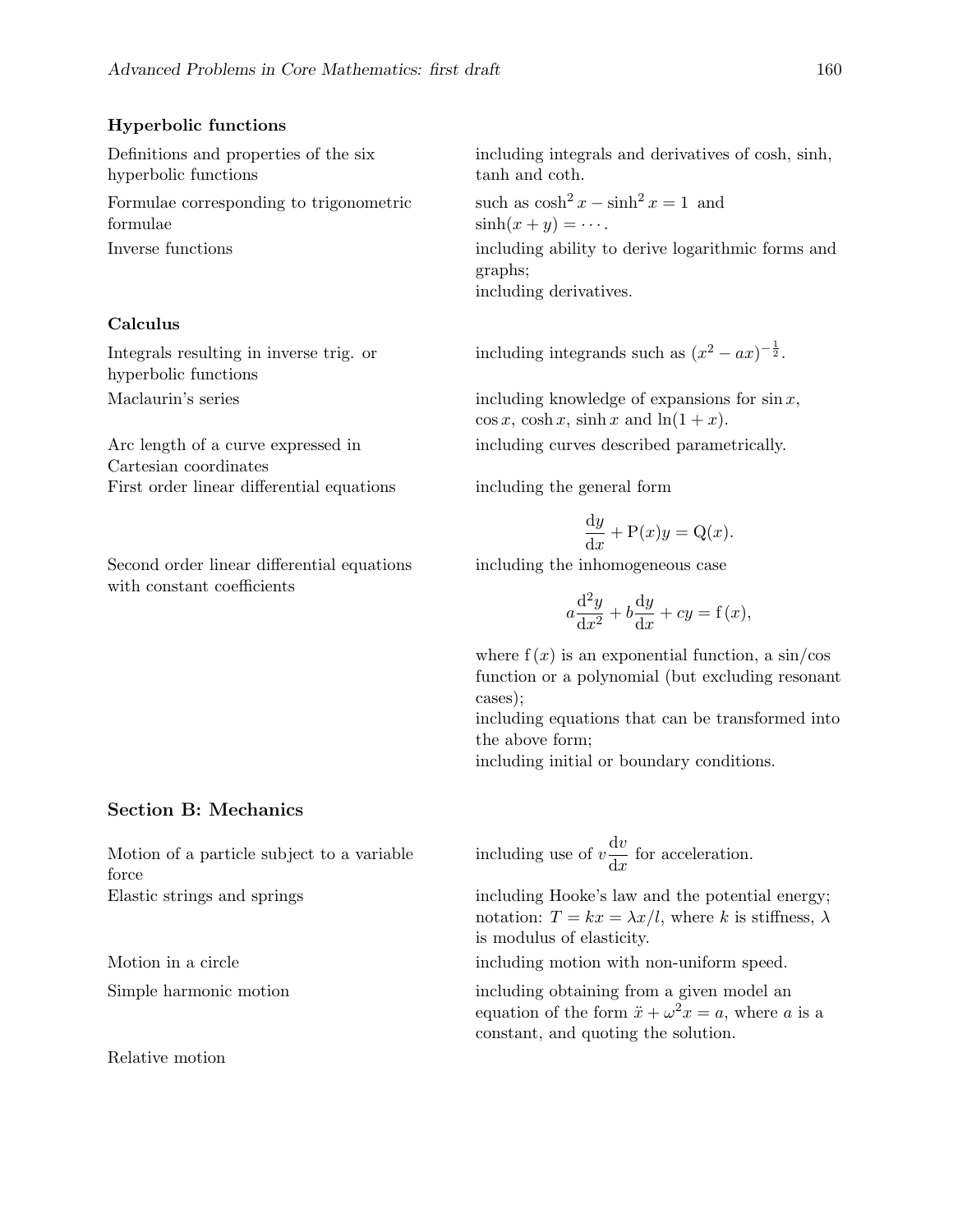### Hyperbolic functions

| | |
|---|---|
| Definitions and properties of the six hyperbolic functions | including integrals and derivatives of cosh, sinh, tanh and coth. |
| Formulae corresponding to trigonometric formulae | such as $\cosh^2 x - \sinh^2 x = 1$ and $\sinh(x+y) = \cdots$. |
| Inverse functions | including ability to derive logarithmic forms and graphs; including derivatives. |

### Calculus

| | |
|---|---|
| Integrals resulting in inverse trig. or hyperbolic functions | including integrands such as $(x^2 - ax)^{-\frac{1}{2}}$. |
| Maclaurin's series | including knowledge of expansions for $\sin x$, $\cos x$, $\cosh x$, $\sinh x$ and $\ln(1+x)$. |
| Arc length of a curve expressed in Cartesian coordinates | including curves described parametrically. |
| First order linear differential equations | including the general form $$\frac{\mathrm{d}y}{\mathrm{d}x} + \mathrm{P}(x)y = \mathrm{Q}(x).$$ |
| Second order linear differential equations with constant coefficients | including the inhomogeneous case $$a\frac{\mathrm{d}^2y}{\mathrm{d}x^2} + b\frac{\mathrm{d}y}{\mathrm{d}x} + cy = \mathrm{f}(x),$$ where $\mathrm{f}(x)$ is an exponential function, a sin/cos function or a polynomial (but excluding resonant cases); including equations that can be transformed into the above form; including initial or boundary conditions. |

### Section B: Mechanics

| | |
|---|---|
| Motion of a particle subject to a variable force | including use of $v\dfrac{\mathrm{d}v}{\mathrm{d}x}$ for acceleration. |
| Elastic strings and springs | including Hooke's law and the potential energy; notation: $T = kx = \lambda x/l$, where $k$ is stiffness, $\lambda$ is modulus of elasticity. |
| Motion in a circle | including motion with non-uniform speed. |
| Simple harmonic motion | including obtaining from a given model an equation of the form $\ddot{x} + \omega^2 x = a$, where $a$ is a constant, and quoting the solution. |
| Relative motion | |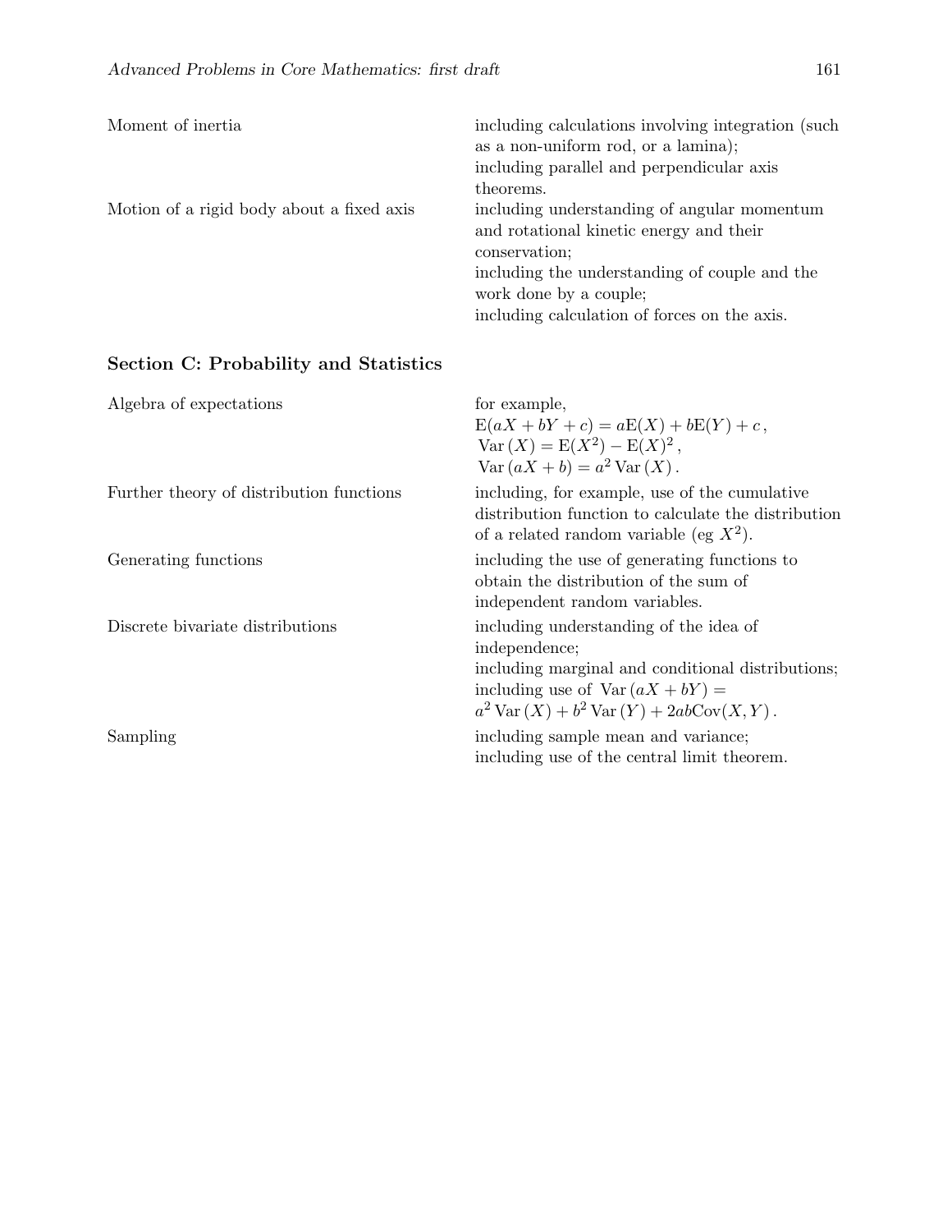| | |
|---|---|
| Moment of inertia | including calculations involving integration (such as a non-uniform rod, or a lamina); including parallel and perpendicular axis theorems. |
| Motion of a rigid body about a fixed axis | including understanding of angular momentum and rotational kinetic energy and their conservation; including the understanding of couple and the work done by a couple; including calculation of forces on the axis. |

## Section C: Probability and Statistics

| | |
|---|---|
| Algebra of expectations | for example, $\mathrm{E}(aX + bY + c) = a\mathrm{E}(X) + b\mathrm{E}(Y) + c$, $\mathrm{Var}\,(X) = \mathrm{E}(X^2) - \mathrm{E}(X)^2$, $\mathrm{Var}\,(aX + b) = a^2\,\mathrm{Var}\,(X)$. |
| Further theory of distribution functions | including, for example, use of the cumulative distribution function to calculate the distribution of a related random variable (eg $X^2$). |
| Generating functions | including the use of generating functions to obtain the distribution of the sum of independent random variables. |
| Discrete bivariate distributions | including understanding of the idea of independence; including marginal and conditional distributions; including use of $\mathrm{Var}\,(aX + bY) = a^2\,\mathrm{Var}\,(X) + b^2\,\mathrm{Var}\,(Y) + 2ab\mathrm{Cov}(X, Y)$. |
| Sampling | including sample mean and variance; including use of the central limit theorem. |